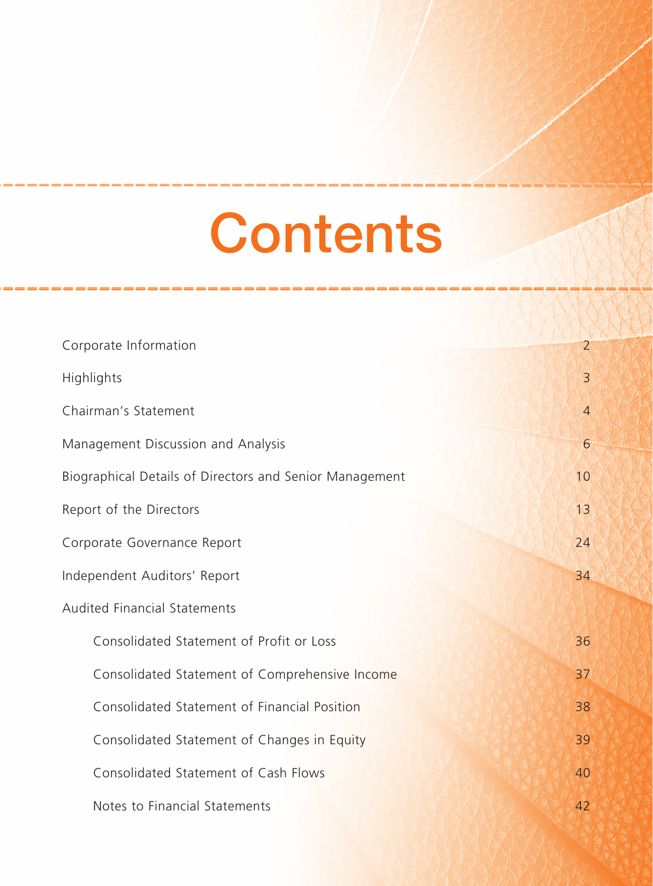# Contents

| | |
|---|---|
| Corporate Information | 2 |
| Highlights | 3 |
| Chairman's Statement | 4 |
| Management Discussion and Analysis | 6 |
| Biographical Details of Directors and Senior Management | 10 |
| Report of the Directors | 13 |
| Corporate Governance Report | 24 |
| Independent Auditors' Report | 34 |
| Audited Financial Statements | |
| Consolidated Statement of Profit or Loss | 36 |
| Consolidated Statement of Comprehensive Income | 37 |
| Consolidated Statement of Financial Position | 38 |
| Consolidated Statement of Changes in Equity | 39 |
| Consolidated Statement of Cash Flows | 40 |
| Notes to Financial Statements | 42 |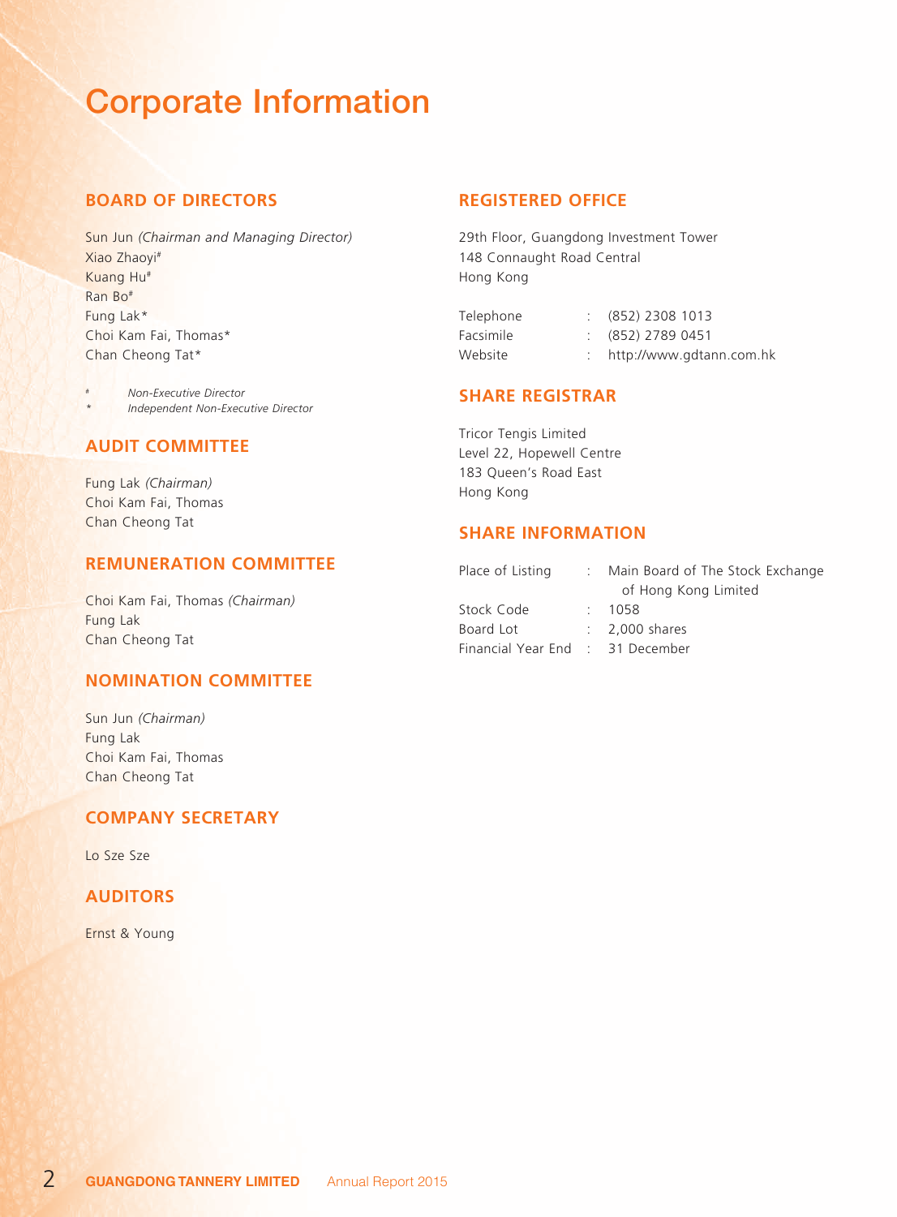# Corporate Information

## BOARD OF DIRECTORS

Sun Jun *(Chairman and Managing Director)*
Xiao Zhaoyi#
Kuang Hu#
Ran Bo#
Fung Lak*
Choi Kam Fai, Thomas*
Chan Cheong Tat*

# *Non-Executive Director*
* *Independent Non-Executive Director*

## AUDIT COMMITTEE

Fung Lak *(Chairman)*
Choi Kam Fai, Thomas
Chan Cheong Tat

## REMUNERATION COMMITTEE

Choi Kam Fai, Thomas *(Chairman)*
Fung Lak
Chan Cheong Tat

## NOMINATION COMMITTEE

Sun Jun *(Chairman)*
Fung Lak
Choi Kam Fai, Thomas
Chan Cheong Tat

## COMPANY SECRETARY

Lo Sze Sze

## AUDITORS

Ernst & Young

## REGISTERED OFFICE

29th Floor, Guangdong Investment Tower
148 Connaught Road Central
Hong Kong

| | | |
|---|---|---|
| Telephone | : | (852) 2308 1013 |
| Facsimile | : | (852) 2789 0451 |
| Website | : | http://www.gdtann.com.hk |

## SHARE REGISTRAR

Tricor Tengis Limited
Level 22, Hopewell Centre
183 Queen's Road East
Hong Kong

## SHARE INFORMATION

| | | |
|---|---|---|
| Place of Listing | : | Main Board of The Stock Exchange of Hong Kong Limited |
| Stock Code | : | 1058 |
| Board Lot | : | 2,000 shares |
| Financial Year End | : | 31 December |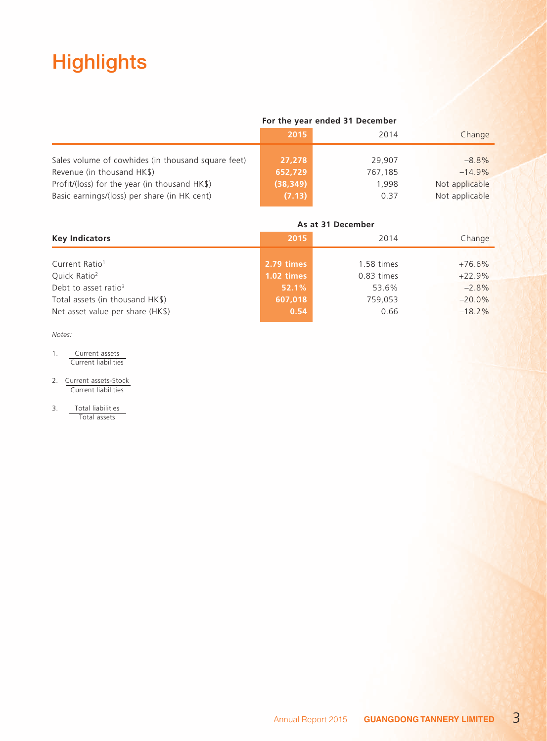# Highlights

| | For the year ended 31 December | | |
|---|---|---|---|
| | **2015** | 2014 | Change |
| Sales volume of cowhides (in thousand square feet) | **27,278** | 29,907 | –8.8% |
| Revenue (in thousand HK$) | **652,729** | 767,185 | –14.9% |
| Profit/(loss) for the year (in thousand HK$) | **(38,349)** | 1,998 | Not applicable |
| Basic earnings/(loss) per share (in HK cent) | **(7.13)** | 0.37 | Not applicable |

| | As at 31 December | | |
|---|---|---|---|
| **Key Indicators** | **2015** | 2014 | Change |
| Current Ratio[1] | **2.79 times** | 1.58 times | +76.6% |
| Quick Ratio[2] | **1.02 times** | 0.83 times | +22.9% |
| Debt to asset ratio[3] | **52.1%** | 53.6% | –2.8% |
| Total assets (in thousand HK$) | **607,018** | 759,053 | –20.0% |
| Net asset value per share (HK$) | **0.54** | 0.66 | –18.2% |

*Notes:*

1. $\frac{\text{Current assets}}{\text{Current liabilities}}$

2. $\frac{\text{Current assets-Stock}}{\text{Current liabilities}}$

3. $\frac{\text{Total liabilities}}{\text{Total assets}}$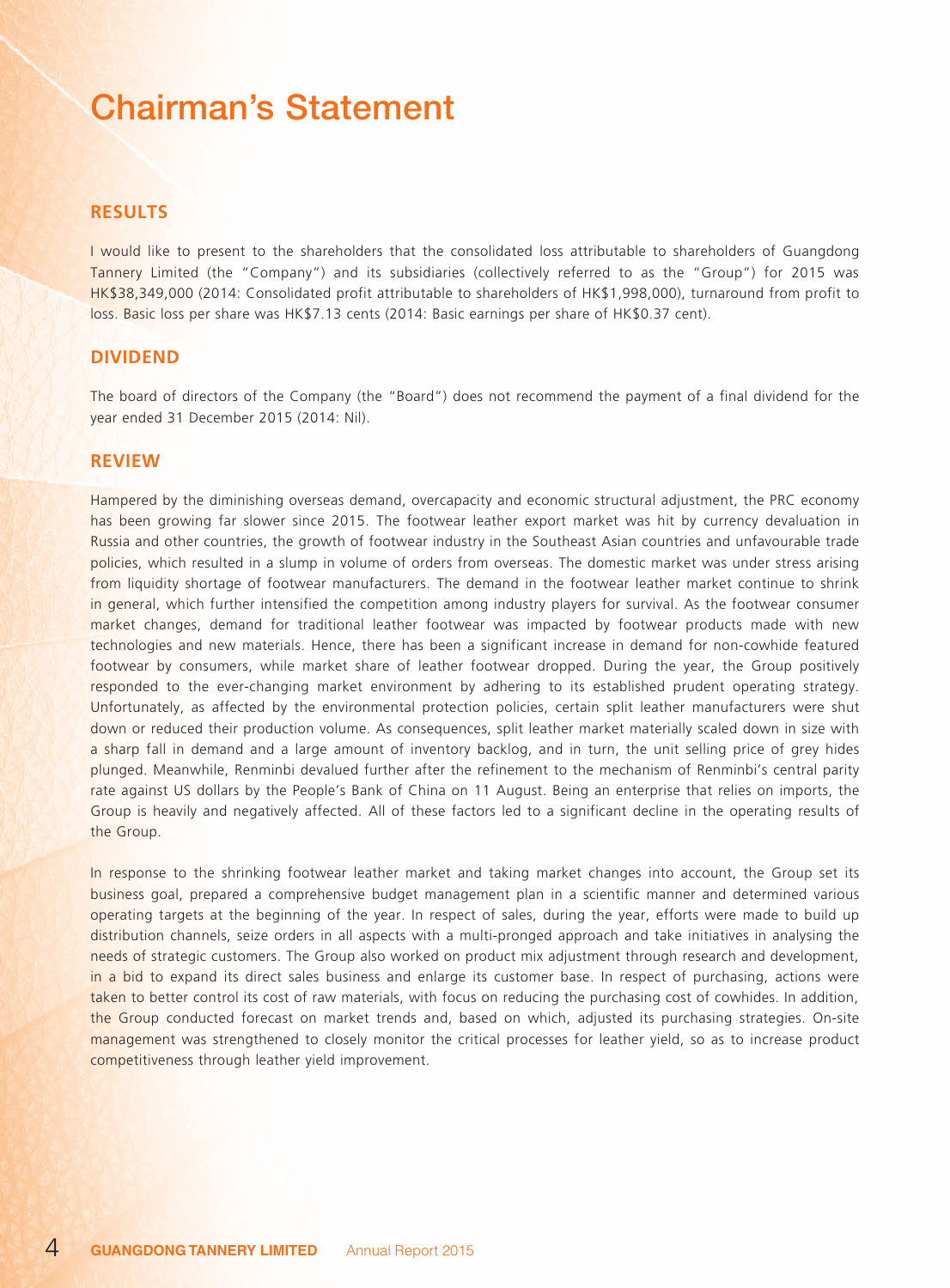# Chairman's Statement

## RESULTS

I would like to present to the shareholders that the consolidated loss attributable to shareholders of Guangdong Tannery Limited (the "Company") and its subsidiaries (collectively referred to as the "Group") for 2015 was HK$38,349,000 (2014: Consolidated profit attributable to shareholders of HK$1,998,000), turnaround from profit to loss. Basic loss per share was HK$7.13 cents (2014: Basic earnings per share of HK$0.37 cent).

## DIVIDEND

The board of directors of the Company (the "Board") does not recommend the payment of a final dividend for the year ended 31 December 2015 (2014: Nil).

## REVIEW

Hampered by the diminishing overseas demand, overcapacity and economic structural adjustment, the PRC economy has been growing far slower since 2015. The footwear leather export market was hit by currency devaluation in Russia and other countries, the growth of footwear industry in the Southeast Asian countries and unfavourable trade policies, which resulted in a slump in volume of orders from overseas. The domestic market was under stress arising from liquidity shortage of footwear manufacturers. The demand in the footwear leather market continue to shrink in general, which further intensified the competition among industry players for survival. As the footwear consumer market changes, demand for traditional leather footwear was impacted by footwear products made with new technologies and new materials. Hence, there has been a significant increase in demand for non-cowhide featured footwear by consumers, while market share of leather footwear dropped. During the year, the Group positively responded to the ever-changing market environment by adhering to its established prudent operating strategy. Unfortunately, as affected by the environmental protection policies, certain split leather manufacturers were shut down or reduced their production volume. As consequences, split leather market materially scaled down in size with a sharp fall in demand and a large amount of inventory backlog, and in turn, the unit selling price of grey hides plunged. Meanwhile, Renminbi devalued further after the refinement to the mechanism of Renminbi's central parity rate against US dollars by the People's Bank of China on 11 August. Being an enterprise that relies on imports, the Group is heavily and negatively affected. All of these factors led to a significant decline in the operating results of the Group.

In response to the shrinking footwear leather market and taking market changes into account, the Group set its business goal, prepared a comprehensive budget management plan in a scientific manner and determined various operating targets at the beginning of the year. In respect of sales, during the year, efforts were made to build up distribution channels, seize orders in all aspects with a multi-pronged approach and take initiatives in analysing the needs of strategic customers. The Group also worked on product mix adjustment through research and development, in a bid to expand its direct sales business and enlarge its customer base. In respect of purchasing, actions were taken to better control its cost of raw materials, with focus on reducing the purchasing cost of cowhides. In addition, the Group conducted forecast on market trends and, based on which, adjusted its purchasing strategies. On-site management was strengthened to closely monitor the critical processes for leather yield, so as to increase product competitiveness through leather yield improvement.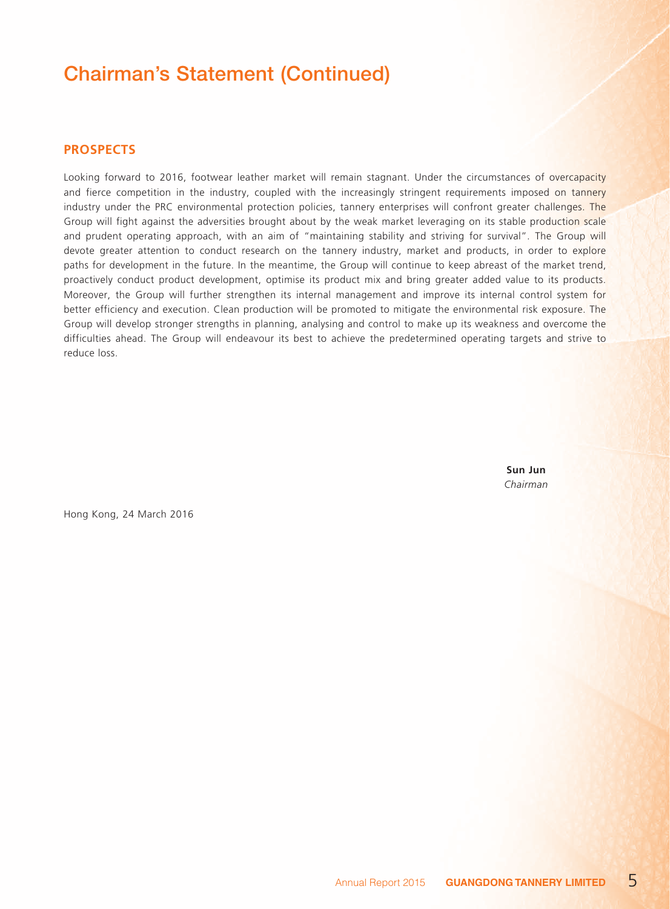# Chairman's Statement (Continued)

## PROSPECTS

Looking forward to 2016, footwear leather market will remain stagnant. Under the circumstances of overcapacity and fierce competition in the industry, coupled with the increasingly stringent requirements imposed on tannery industry under the PRC environmental protection policies, tannery enterprises will confront greater challenges. The Group will fight against the adversities brought about by the weak market leveraging on its stable production scale and prudent operating approach, with an aim of "maintaining stability and striving for survival". The Group will devote greater attention to conduct research on the tannery industry, market and products, in order to explore paths for development in the future. In the meantime, the Group will continue to keep abreast of the market trend, proactively conduct product development, optimise its product mix and bring greater added value to its products. Moreover, the Group will further strengthen its internal management and improve its internal control system for better efficiency and execution. Clean production will be promoted to mitigate the environmental risk exposure. The Group will develop stronger strengths in planning, analysing and control to make up its weakness and overcome the difficulties ahead. The Group will endeavour its best to achieve the predetermined operating targets and strive to reduce loss.

**Sun Jun**
*Chairman*

Hong Kong, 24 March 2016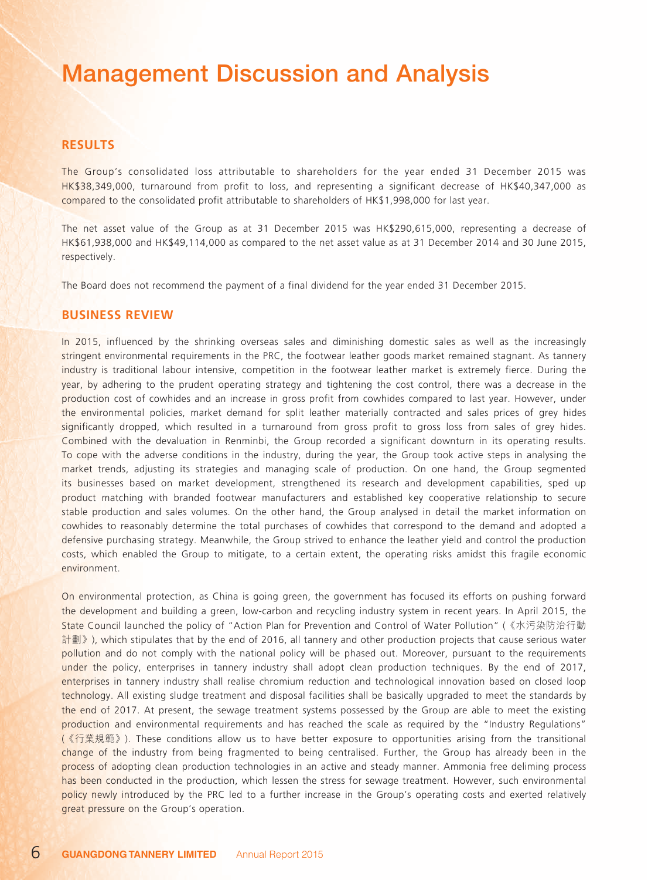# Management Discussion and Analysis

## RESULTS

The Group's consolidated loss attributable to shareholders for the year ended 31 December 2015 was HK$38,349,000, turnaround from profit to loss, and representing a significant decrease of HK$40,347,000 as compared to the consolidated profit attributable to shareholders of HK$1,998,000 for last year.

The net asset value of the Group as at 31 December 2015 was HK$290,615,000, representing a decrease of HK$61,938,000 and HK$49,114,000 as compared to the net asset value as at 31 December 2014 and 30 June 2015, respectively.

The Board does not recommend the payment of a final dividend for the year ended 31 December 2015.

## BUSINESS REVIEW

In 2015, influenced by the shrinking overseas sales and diminishing domestic sales as well as the increasingly stringent environmental requirements in the PRC, the footwear leather goods market remained stagnant. As tannery industry is traditional labour intensive, competition in the footwear leather market is extremely fierce. During the year, by adhering to the prudent operating strategy and tightening the cost control, there was a decrease in the production cost of cowhides and an increase in gross profit from cowhides compared to last year. However, under the environmental policies, market demand for split leather materially contracted and sales prices of grey hides significantly dropped, which resulted in a turnaround from gross profit to gross loss from sales of grey hides. Combined with the devaluation in Renminbi, the Group recorded a significant downturn in its operating results. To cope with the adverse conditions in the industry, during the year, the Group took active steps in analysing the market trends, adjusting its strategies and managing scale of production. On one hand, the Group segmented its businesses based on market development, strengthened its research and development capabilities, sped up product matching with branded footwear manufacturers and established key cooperative relationship to secure stable production and sales volumes. On the other hand, the Group analysed in detail the market information on cowhides to reasonably determine the total purchases of cowhides that correspond to the demand and adopted a defensive purchasing strategy. Meanwhile, the Group strived to enhance the leather yield and control the production costs, which enabled the Group to mitigate, to a certain extent, the operating risks amidst this fragile economic environment.

On environmental protection, as China is going green, the government has focused its efforts on pushing forward the development and building a green, low-carbon and recycling industry system in recent years. In April 2015, the State Council launched the policy of "Action Plan for Prevention and Control of Water Pollution" (《水污染防治行動計劃》), which stipulates that by the end of 2016, all tannery and other production projects that cause serious water pollution and do not comply with the national policy will be phased out. Moreover, pursuant to the requirements under the policy, enterprises in tannery industry shall adopt clean production techniques. By the end of 2017, enterprises in tannery industry shall realise chromium reduction and technological innovation based on closed loop technology. All existing sludge treatment and disposal facilities shall be basically upgraded to meet the standards by the end of 2017. At present, the sewage treatment systems possessed by the Group are able to meet the existing production and environmental requirements and has reached the scale as required by the "Industry Regulations" (《行業規範》). These conditions allow us to have better exposure to opportunities arising from the transitional change of the industry from being fragmented to being centralised. Further, the Group has already been in the process of adopting clean production technologies in an active and steady manner. Ammonia free deliming process has been conducted in the production, which lessen the stress for sewage treatment. However, such environmental policy newly introduced by the PRC led to a further increase in the Group's operating costs and exerted relatively great pressure on the Group's operation.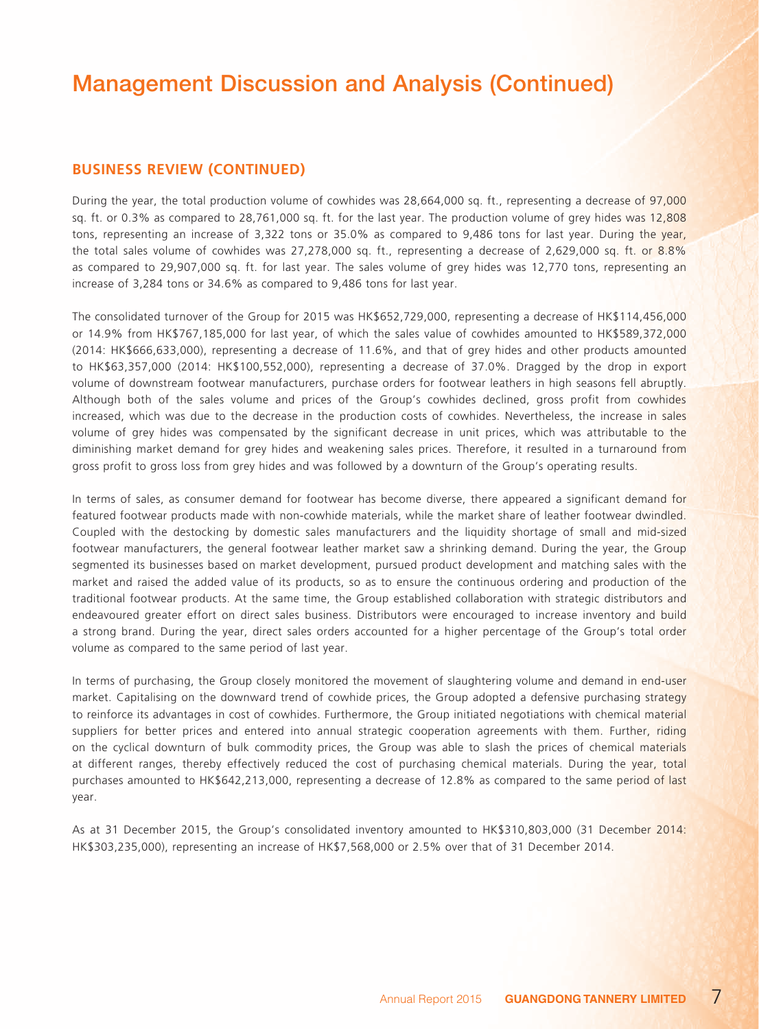# Management Discussion and Analysis (Continued)

## BUSINESS REVIEW (CONTINUED)

During the year, the total production volume of cowhides was 28,664,000 sq. ft., representing a decrease of 97,000 sq. ft. or 0.3% as compared to 28,761,000 sq. ft. for the last year. The production volume of grey hides was 12,808 tons, representing an increase of 3,322 tons or 35.0% as compared to 9,486 tons for last year. During the year, the total sales volume of cowhides was 27,278,000 sq. ft., representing a decrease of 2,629,000 sq. ft. or 8.8% as compared to 29,907,000 sq. ft. for last year. The sales volume of grey hides was 12,770 tons, representing an increase of 3,284 tons or 34.6% as compared to 9,486 tons for last year.

The consolidated turnover of the Group for 2015 was HK$652,729,000, representing a decrease of HK$114,456,000 or 14.9% from HK$767,185,000 for last year, of which the sales value of cowhides amounted to HK$589,372,000 (2014: HK$666,633,000), representing a decrease of 11.6%, and that of grey hides and other products amounted to HK$63,357,000 (2014: HK$100,552,000), representing a decrease of 37.0%. Dragged by the drop in export volume of downstream footwear manufacturers, purchase orders for footwear leathers in high seasons fell abruptly. Although both of the sales volume and prices of the Group's cowhides declined, gross profit from cowhides increased, which was due to the decrease in the production costs of cowhides. Nevertheless, the increase in sales volume of grey hides was compensated by the significant decrease in unit prices, which was attributable to the diminishing market demand for grey hides and weakening sales prices. Therefore, it resulted in a turnaround from gross profit to gross loss from grey hides and was followed by a downturn of the Group's operating results.

In terms of sales, as consumer demand for footwear has become diverse, there appeared a significant demand for featured footwear products made with non-cowhide materials, while the market share of leather footwear dwindled. Coupled with the destocking by domestic sales manufacturers and the liquidity shortage of small and mid-sized footwear manufacturers, the general footwear leather market saw a shrinking demand. During the year, the Group segmented its businesses based on market development, pursued product development and matching sales with the market and raised the added value of its products, so as to ensure the continuous ordering and production of the traditional footwear products. At the same time, the Group established collaboration with strategic distributors and endeavoured greater effort on direct sales business. Distributors were encouraged to increase inventory and build a strong brand. During the year, direct sales orders accounted for a higher percentage of the Group's total order volume as compared to the same period of last year.

In terms of purchasing, the Group closely monitored the movement of slaughtering volume and demand in end-user market. Capitalising on the downward trend of cowhide prices, the Group adopted a defensive purchasing strategy to reinforce its advantages in cost of cowhides. Furthermore, the Group initiated negotiations with chemical material suppliers for better prices and entered into annual strategic cooperation agreements with them. Further, riding on the cyclical downturn of bulk commodity prices, the Group was able to slash the prices of chemical materials at different ranges, thereby effectively reduced the cost of purchasing chemical materials. During the year, total purchases amounted to HK$642,213,000, representing a decrease of 12.8% as compared to the same period of last year.

As at 31 December 2015, the Group's consolidated inventory amounted to HK$310,803,000 (31 December 2014: HK$303,235,000), representing an increase of HK$7,568,000 or 2.5% over that of 31 December 2014.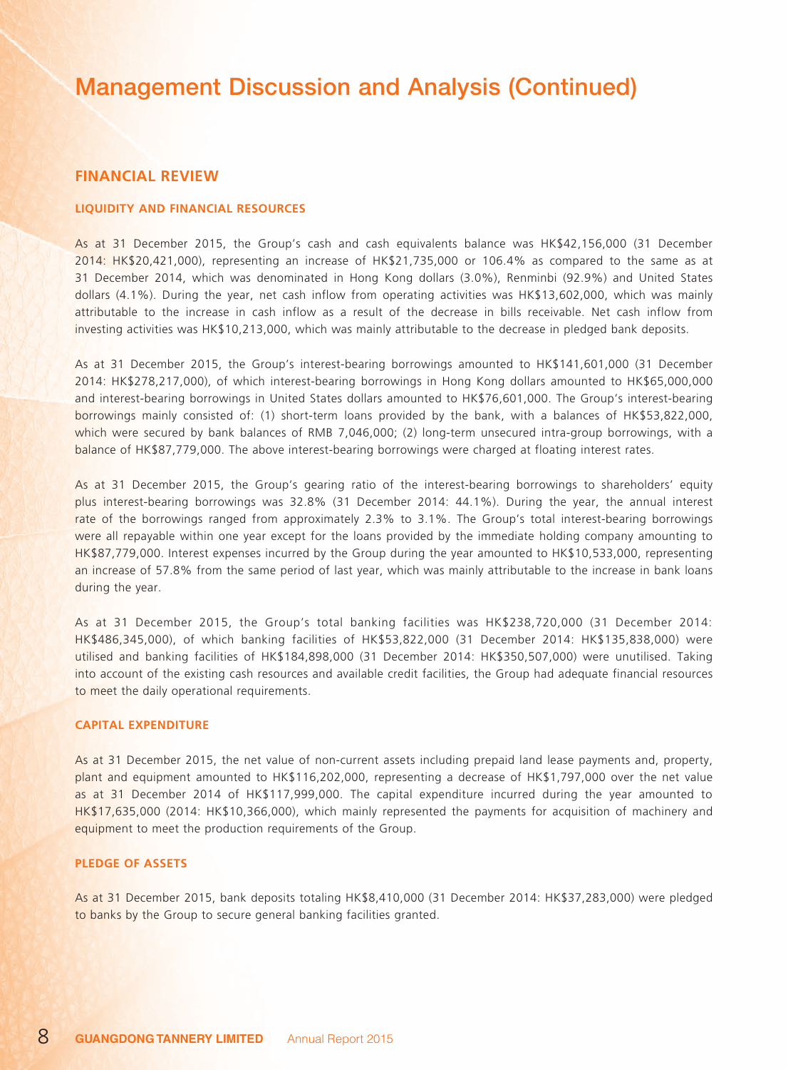# Management Discussion and Analysis (Continued)

## FINANCIAL REVIEW

### LIQUIDITY AND FINANCIAL RESOURCES

As at 31 December 2015, the Group's cash and cash equivalents balance was HK$42,156,000 (31 December 2014: HK$20,421,000), representing an increase of HK$21,735,000 or 106.4% as compared to the same as at 31 December 2014, which was denominated in Hong Kong dollars (3.0%), Renminbi (92.9%) and United States dollars (4.1%). During the year, net cash inflow from operating activities was HK$13,602,000, which was mainly attributable to the increase in cash inflow as a result of the decrease in bills receivable. Net cash inflow from investing activities was HK$10,213,000, which was mainly attributable to the decrease in pledged bank deposits.

As at 31 December 2015, the Group's interest-bearing borrowings amounted to HK$141,601,000 (31 December 2014: HK$278,217,000), of which interest-bearing borrowings in Hong Kong dollars amounted to HK$65,000,000 and interest-bearing borrowings in United States dollars amounted to HK$76,601,000. The Group's interest-bearing borrowings mainly consisted of: (1) short-term loans provided by the bank, with a balances of HK$53,822,000, which were secured by bank balances of RMB 7,046,000; (2) long-term unsecured intra-group borrowings, with a balance of HK$87,779,000. The above interest-bearing borrowings were charged at floating interest rates.

As at 31 December 2015, the Group's gearing ratio of the interest-bearing borrowings to shareholders' equity plus interest-bearing borrowings was 32.8% (31 December 2014: 44.1%). During the year, the annual interest rate of the borrowings ranged from approximately 2.3% to 3.1%. The Group's total interest-bearing borrowings were all repayable within one year except for the loans provided by the immediate holding company amounting to HK$87,779,000. Interest expenses incurred by the Group during the year amounted to HK$10,533,000, representing an increase of 57.8% from the same period of last year, which was mainly attributable to the increase in bank loans during the year.

As at 31 December 2015, the Group's total banking facilities was HK$238,720,000 (31 December 2014: HK$486,345,000), of which banking facilities of HK$53,822,000 (31 December 2014: HK$135,838,000) were utilised and banking facilities of HK$184,898,000 (31 December 2014: HK$350,507,000) were unutilised. Taking into account of the existing cash resources and available credit facilities, the Group had adequate financial resources to meet the daily operational requirements.

### CAPITAL EXPENDITURE

As at 31 December 2015, the net value of non-current assets including prepaid land lease payments and, property, plant and equipment amounted to HK$116,202,000, representing a decrease of HK$1,797,000 over the net value as at 31 December 2014 of HK$117,999,000. The capital expenditure incurred during the year amounted to HK$17,635,000 (2014: HK$10,366,000), which mainly represented the payments for acquisition of machinery and equipment to meet the production requirements of the Group.

### PLEDGE OF ASSETS

As at 31 December 2015, bank deposits totaling HK$8,410,000 (31 December 2014: HK$37,283,000) were pledged to banks by the Group to secure general banking facilities granted.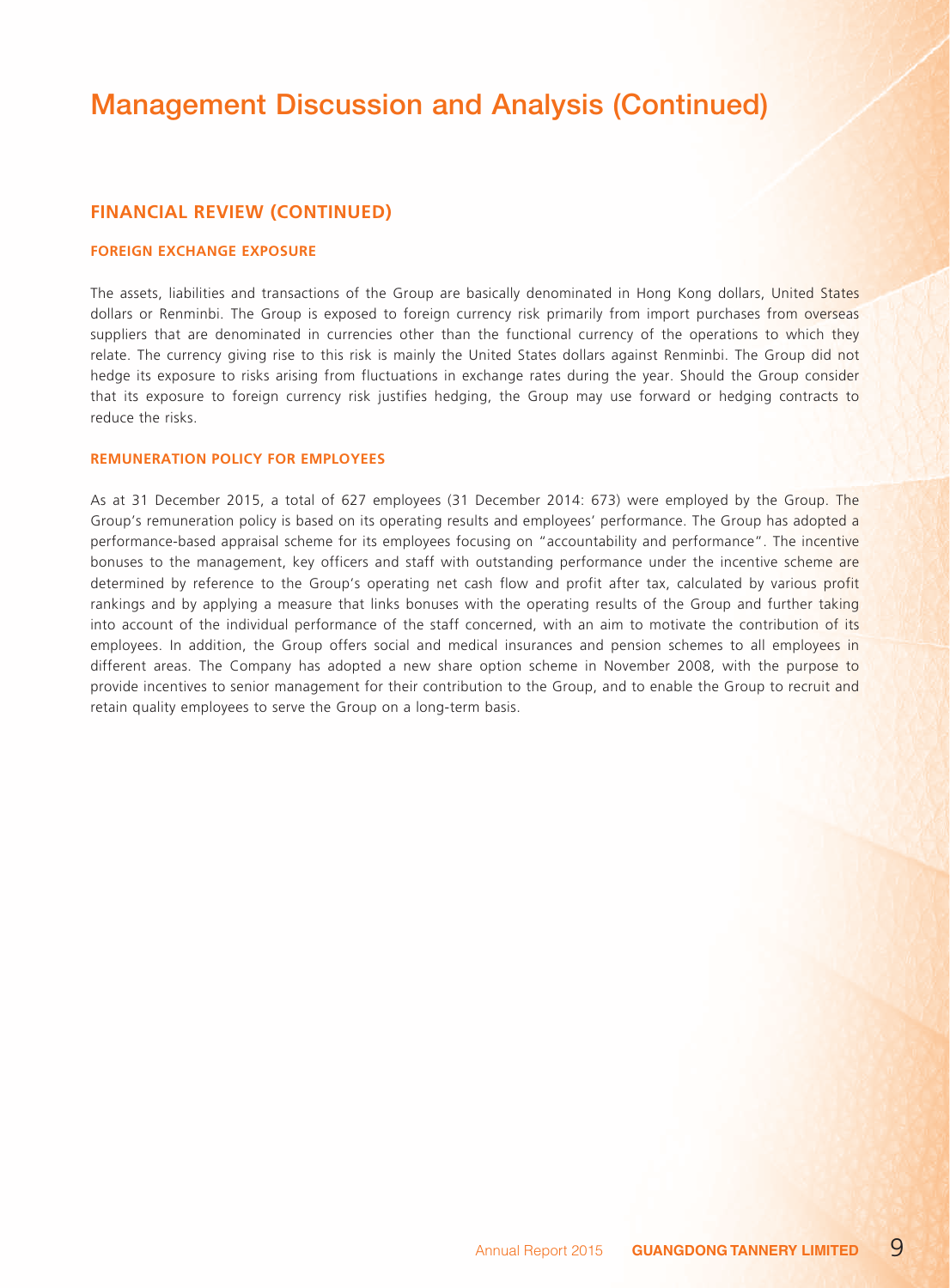# Management Discussion and Analysis (Continued)

## FINANCIAL REVIEW (CONTINUED)

### FOREIGN EXCHANGE EXPOSURE

The assets, liabilities and transactions of the Group are basically denominated in Hong Kong dollars, United States dollars or Renminbi. The Group is exposed to foreign currency risk primarily from import purchases from overseas suppliers that are denominated in currencies other than the functional currency of the operations to which they relate. The currency giving rise to this risk is mainly the United States dollars against Renminbi. The Group did not hedge its exposure to risks arising from fluctuations in exchange rates during the year. Should the Group consider that its exposure to foreign currency risk justifies hedging, the Group may use forward or hedging contracts to reduce the risks.

### REMUNERATION POLICY FOR EMPLOYEES

As at 31 December 2015, a total of 627 employees (31 December 2014: 673) were employed by the Group. The Group's remuneration policy is based on its operating results and employees' performance. The Group has adopted a performance-based appraisal scheme for its employees focusing on "accountability and performance". The incentive bonuses to the management, key officers and staff with outstanding performance under the incentive scheme are determined by reference to the Group's operating net cash flow and profit after tax, calculated by various profit rankings and by applying a measure that links bonuses with the operating results of the Group and further taking into account of the individual performance of the staff concerned, with an aim to motivate the contribution of its employees. In addition, the Group offers social and medical insurances and pension schemes to all employees in different areas. The Company has adopted a new share option scheme in November 2008, with the purpose to provide incentives to senior management for their contribution to the Group, and to enable the Group to recruit and retain quality employees to serve the Group on a long-term basis.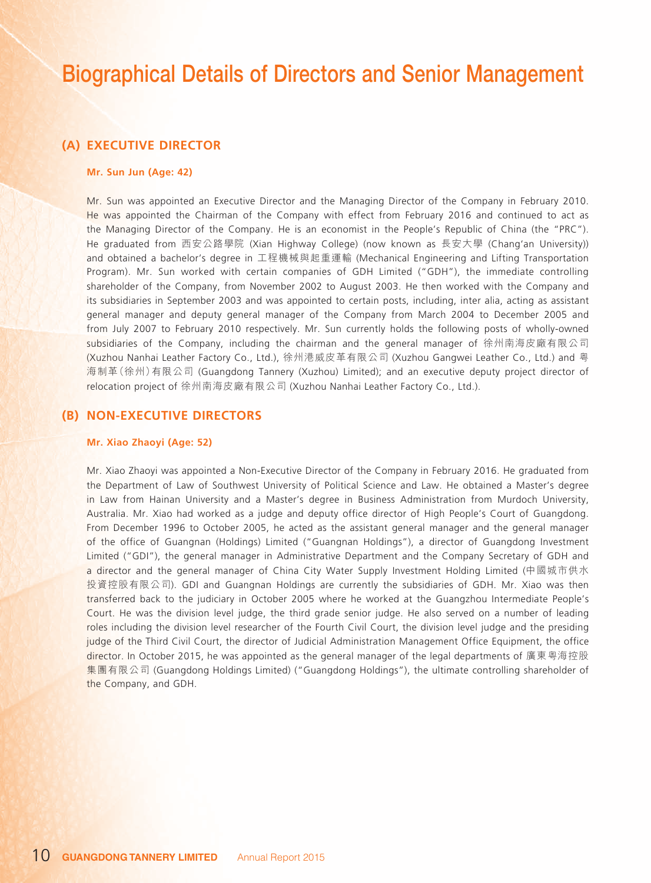# Biographical Details of Directors and Senior Management

## (A) EXECUTIVE DIRECTOR

### Mr. Sun Jun (Age: 42)

Mr. Sun was appointed an Executive Director and the Managing Director of the Company in February 2010. He was appointed the Chairman of the Company with effect from February 2016 and continued to act as the Managing Director of the Company. He is an economist in the People's Republic of China (the "PRC"). He graduated from 西安公路學院 (Xian Highway College) (now known as 長安大學 (Chang'an University)) and obtained a bachelor's degree in 工程機械與起重運輸 (Mechanical Engineering and Lifting Transportation Program). Mr. Sun worked with certain companies of GDH Limited ("GDH"), the immediate controlling shareholder of the Company, from November 2002 to August 2003. He then worked with the Company and its subsidiaries in September 2003 and was appointed to certain posts, including, inter alia, acting as assistant general manager and deputy general manager of the Company from March 2004 to December 2005 and from July 2007 to February 2010 respectively. Mr. Sun currently holds the following posts of wholly-owned subsidiaries of the Company, including the chairman and the general manager of 徐州南海皮廠有限公司 (Xuzhou Nanhai Leather Factory Co., Ltd.), 徐州港威皮革有限公司 (Xuzhou Gangwei Leather Co., Ltd.) and 粵海制革(徐州)有限公司 (Guangdong Tannery (Xuzhou) Limited); and an executive deputy project director of relocation project of 徐州南海皮廠有限公司 (Xuzhou Nanhai Leather Factory Co., Ltd.).

## (B) NON-EXECUTIVE DIRECTORS

### Mr. Xiao Zhaoyi (Age: 52)

Mr. Xiao Zhaoyi was appointed a Non-Executive Director of the Company in February 2016. He graduated from the Department of Law of Southwest University of Political Science and Law. He obtained a Master's degree in Law from Hainan University and a Master's degree in Business Administration from Murdoch University, Australia. Mr. Xiao had worked as a judge and deputy office director of High People's Court of Guangdong. From December 1996 to October 2005, he acted as the assistant general manager and the general manager of the office of Guangnan (Holdings) Limited ("Guangnan Holdings"), a director of Guangdong Investment Limited ("GDI"), the general manager in Administrative Department and the Company Secretary of GDH and a director and the general manager of China City Water Supply Investment Holding Limited (中國城市供水投資控股有限公司). GDI and Guangnan Holdings are currently the subsidiaries of GDH. Mr. Xiao was then transferred back to the judiciary in October 2005 where he worked at the Guangzhou Intermediate People's Court. He was the division level judge, the third grade senior judge. He also served on a number of leading roles including the division level researcher of the Fourth Civil Court, the division level judge and the presiding judge of the Third Civil Court, the director of Judicial Administration Management Office Equipment, the office director. In October 2015, he was appointed as the general manager of the legal departments of 廣東粵海控股集團有限公司 (Guangdong Holdings Limited) ("Guangdong Holdings"), the ultimate controlling shareholder of the Company, and GDH.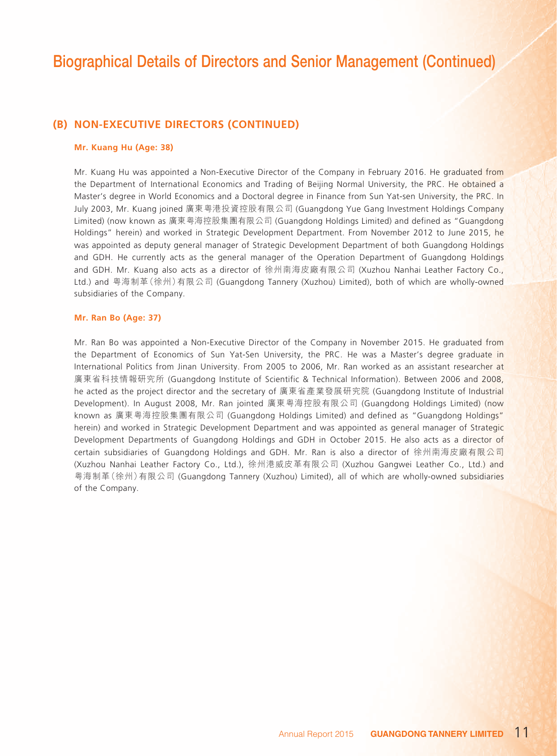# Biographical Details of Directors and Senior Management (Continued)

## (B) NON-EXECUTIVE DIRECTORS (CONTINUED)

### Mr. Kuang Hu (Age: 38)

Mr. Kuang Hu was appointed a Non-Executive Director of the Company in February 2016. He graduated from the Department of International Economics and Trading of Beijing Normal University, the PRC. He obtained a Master's degree in World Economics and a Doctoral degree in Finance from Sun Yat-sen University, the PRC. In July 2003, Mr. Kuang joined 廣東粵港投資控股有限公司 (Guangdong Yue Gang Investment Holdings Company Limited) (now known as 廣東粵海控股集團有限公司 (Guangdong Holdings Limited) and defined as "Guangdong Holdings" herein) and worked in Strategic Development Department. From November 2012 to June 2015, he was appointed as deputy general manager of Strategic Development Department of both Guangdong Holdings and GDH. He currently acts as the general manager of the Operation Department of Guangdong Holdings and GDH. Mr. Kuang also acts as a director of 徐州南海皮廠有限公司 (Xuzhou Nanhai Leather Factory Co., Ltd.) and 粵海制革(徐州)有限公司 (Guangdong Tannery (Xuzhou) Limited), both of which are wholly-owned subsidiaries of the Company.

### Mr. Ran Bo (Age: 37)

Mr. Ran Bo was appointed a Non-Executive Director of the Company in November 2015. He graduated from the Department of Economics of Sun Yat-Sen University, the PRC. He was a Master's degree graduate in International Politics from Jinan University. From 2005 to 2006, Mr. Ran worked as an assistant researcher at 廣東省科技情報研究所 (Guangdong Institute of Scientific & Technical Information). Between 2006 and 2008, he acted as the project director and the secretary of 廣東省產業發展研究院 (Guangdong Institute of Industrial Development). In August 2008, Mr. Ran jointed 廣東粵海控股有限公司 (Guangdong Holdings Limited) (now known as 廣東粵海控股集團有限公司 (Guangdong Holdings Limited) and defined as "Guangdong Holdings" herein) and worked in Strategic Development Department and was appointed as general manager of Strategic Development Departments of Guangdong Holdings and GDH in October 2015. He also acts as a director of certain subsidiaries of Guangdong Holdings and GDH. Mr. Ran is also a director of 徐州南海皮廠有限公司 (Xuzhou Nanhai Leather Factory Co., Ltd.), 徐州港威皮革有限公司 (Xuzhou Gangwei Leather Co., Ltd.) and 粵海制革(徐州)有限公司 (Guangdong Tannery (Xuzhou) Limited), all of which are wholly-owned subsidiaries of the Company.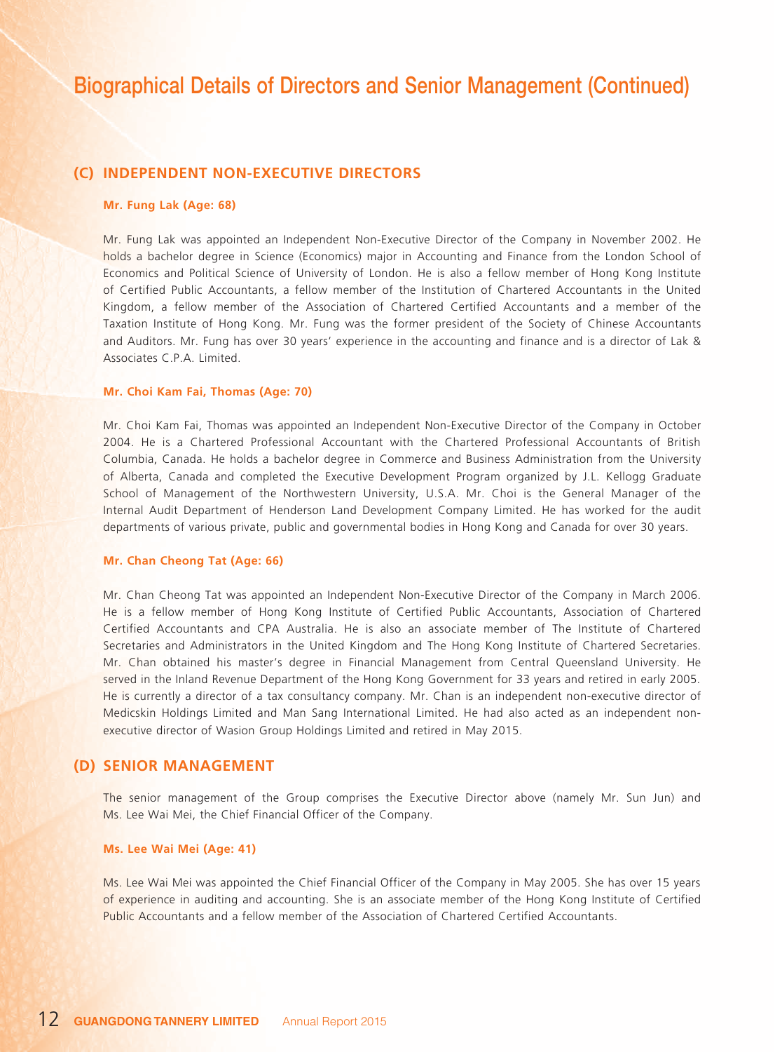# Biographical Details of Directors and Senior Management (Continued)

## (C) INDEPENDENT NON-EXECUTIVE DIRECTORS

**Mr. Fung Lak (Age: 68)**

Mr. Fung Lak was appointed an Independent Non-Executive Director of the Company in November 2002. He holds a bachelor degree in Science (Economics) major in Accounting and Finance from the London School of Economics and Political Science of University of London. He is also a fellow member of Hong Kong Institute of Certified Public Accountants, a fellow member of the Institution of Chartered Accountants in the United Kingdom, a fellow member of the Association of Chartered Certified Accountants and a member of the Taxation Institute of Hong Kong. Mr. Fung was the former president of the Society of Chinese Accountants and Auditors. Mr. Fung has over 30 years' experience in the accounting and finance and is a director of Lak & Associates C.P.A. Limited.

**Mr. Choi Kam Fai, Thomas (Age: 70)**

Mr. Choi Kam Fai, Thomas was appointed an Independent Non-Executive Director of the Company in October 2004. He is a Chartered Professional Accountant with the Chartered Professional Accountants of British Columbia, Canada. He holds a bachelor degree in Commerce and Business Administration from the University of Alberta, Canada and completed the Executive Development Program organized by J.L. Kellogg Graduate School of Management of the Northwestern University, U.S.A. Mr. Choi is the General Manager of the Internal Audit Department of Henderson Land Development Company Limited. He has worked for the audit departments of various private, public and governmental bodies in Hong Kong and Canada for over 30 years.

**Mr. Chan Cheong Tat (Age: 66)**

Mr. Chan Cheong Tat was appointed an Independent Non-Executive Director of the Company in March 2006. He is a fellow member of Hong Kong Institute of Certified Public Accountants, Association of Chartered Certified Accountants and CPA Australia. He is also an associate member of The Institute of Chartered Secretaries and Administrators in the United Kingdom and The Hong Kong Institute of Chartered Secretaries. Mr. Chan obtained his master's degree in Financial Management from Central Queensland University. He served in the Inland Revenue Department of the Hong Kong Government for 33 years and retired in early 2005. He is currently a director of a tax consultancy company. Mr. Chan is an independent non-executive director of Medicskin Holdings Limited and Man Sang International Limited. He had also acted as an independent non-executive director of Wasion Group Holdings Limited and retired in May 2015.

## (D) SENIOR MANAGEMENT

The senior management of the Group comprises the Executive Director above (namely Mr. Sun Jun) and Ms. Lee Wai Mei, the Chief Financial Officer of the Company.

**Ms. Lee Wai Mei (Age: 41)**

Ms. Lee Wai Mei was appointed the Chief Financial Officer of the Company in May 2005. She has over 15 years of experience in auditing and accounting. She is an associate member of the Hong Kong Institute of Certified Public Accountants and a fellow member of the Association of Chartered Certified Accountants.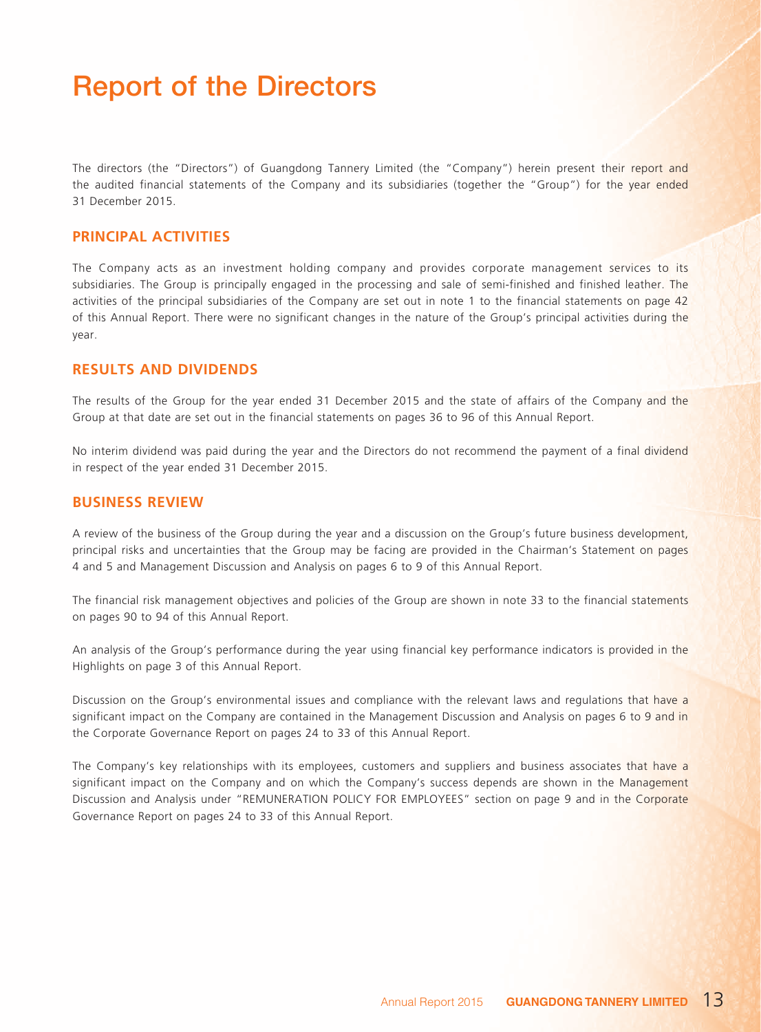# Report of the Directors

The directors (the "Directors") of Guangdong Tannery Limited (the "Company") herein present their report and the audited financial statements of the Company and its subsidiaries (together the "Group") for the year ended 31 December 2015.

## PRINCIPAL ACTIVITIES

The Company acts as an investment holding company and provides corporate management services to its subsidiaries. The Group is principally engaged in the processing and sale of semi-finished and finished leather. The activities of the principal subsidiaries of the Company are set out in note 1 to the financial statements on page 42 of this Annual Report. There were no significant changes in the nature of the Group's principal activities during the year.

## RESULTS AND DIVIDENDS

The results of the Group for the year ended 31 December 2015 and the state of affairs of the Company and the Group at that date are set out in the financial statements on pages 36 to 96 of this Annual Report.

No interim dividend was paid during the year and the Directors do not recommend the payment of a final dividend in respect of the year ended 31 December 2015.

## BUSINESS REVIEW

A review of the business of the Group during the year and a discussion on the Group's future business development, principal risks and uncertainties that the Group may be facing are provided in the Chairman's Statement on pages 4 and 5 and Management Discussion and Analysis on pages 6 to 9 of this Annual Report.

The financial risk management objectives and policies of the Group are shown in note 33 to the financial statements on pages 90 to 94 of this Annual Report.

An analysis of the Group's performance during the year using financial key performance indicators is provided in the Highlights on page 3 of this Annual Report.

Discussion on the Group's environmental issues and compliance with the relevant laws and regulations that have a significant impact on the Company are contained in the Management Discussion and Analysis on pages 6 to 9 and in the Corporate Governance Report on pages 24 to 33 of this Annual Report.

The Company's key relationships with its employees, customers and suppliers and business associates that have a significant impact on the Company and on which the Company's success depends are shown in the Management Discussion and Analysis under "REMUNERATION POLICY FOR EMPLOYEES" section on page 9 and in the Corporate Governance Report on pages 24 to 33 of this Annual Report.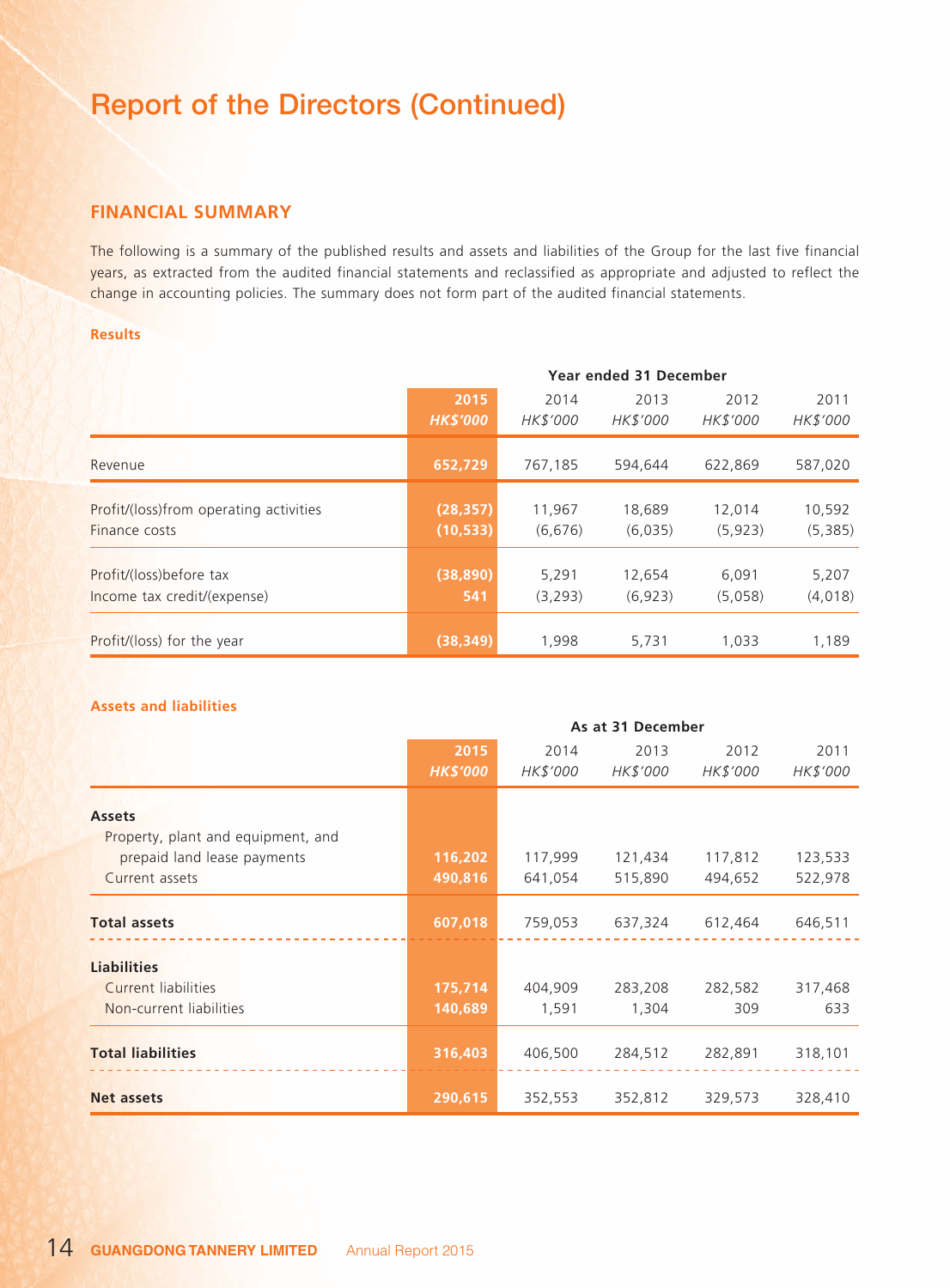# Report of the Directors (Continued)

## FINANCIAL SUMMARY

The following is a summary of the published results and assets and liabilities of the Group for the last five financial years, as extracted from the audited financial statements and reclassified as appropriate and adjusted to reflect the change in accounting policies. The summary does not form part of the audited financial statements.

### Results

| | Year ended 31 December | | | | |
|---|---|---|---|---|---|
| | **2015** | 2014 | 2013 | 2012 | 2011 |
| | ***HK$'000*** | *HK$'000* | *HK$'000* | *HK$'000* | *HK$'000* |
| Revenue | **652,729** | 767,185 | 594,644 | 622,869 | 587,020 |
| Profit/(loss)from operating activities | **(28,357)** | 11,967 | 18,689 | 12,014 | 10,592 |
| Finance costs | **(10,533)** | (6,676) | (6,035) | (5,923) | (5,385) |
| Profit/(loss)before tax | **(38,890)** | 5,291 | 12,654 | 6,091 | 5,207 |
| Income tax credit/(expense) | **541** | (3,293) | (6,923) | (5,058) | (4,018) |
| Profit/(loss) for the year | **(38,349)** | 1,998 | 5,731 | 1,033 | 1,189 |

### Assets and liabilities

| | As at 31 December | | | | |
|---|---|---|---|---|---|
| | **2015** | 2014 | 2013 | 2012 | 2011 |
| | ***HK$'000*** | *HK$'000* | *HK$'000* | *HK$'000* | *HK$'000* |
| **Assets** | | | | | |
| Property, plant and equipment, and prepaid land lease payments | **116,202** | 117,999 | 121,434 | 117,812 | 123,533 |
| Current assets | **490,816** | 641,054 | 515,890 | 494,652 | 522,978 |
| **Total assets** | **607,018** | 759,053 | 637,324 | 612,464 | 646,511 |
| **Liabilities** | | | | | |
| Current liabilities | **175,714** | 404,909 | 283,208 | 282,582 | 317,468 |
| Non-current liabilities | **140,689** | 1,591 | 1,304 | 309 | 633 |
| **Total liabilities** | **316,403** | 406,500 | 284,512 | 282,891 | 318,101 |
| **Net assets** | **290,615** | 352,553 | 352,812 | 329,573 | 328,410 |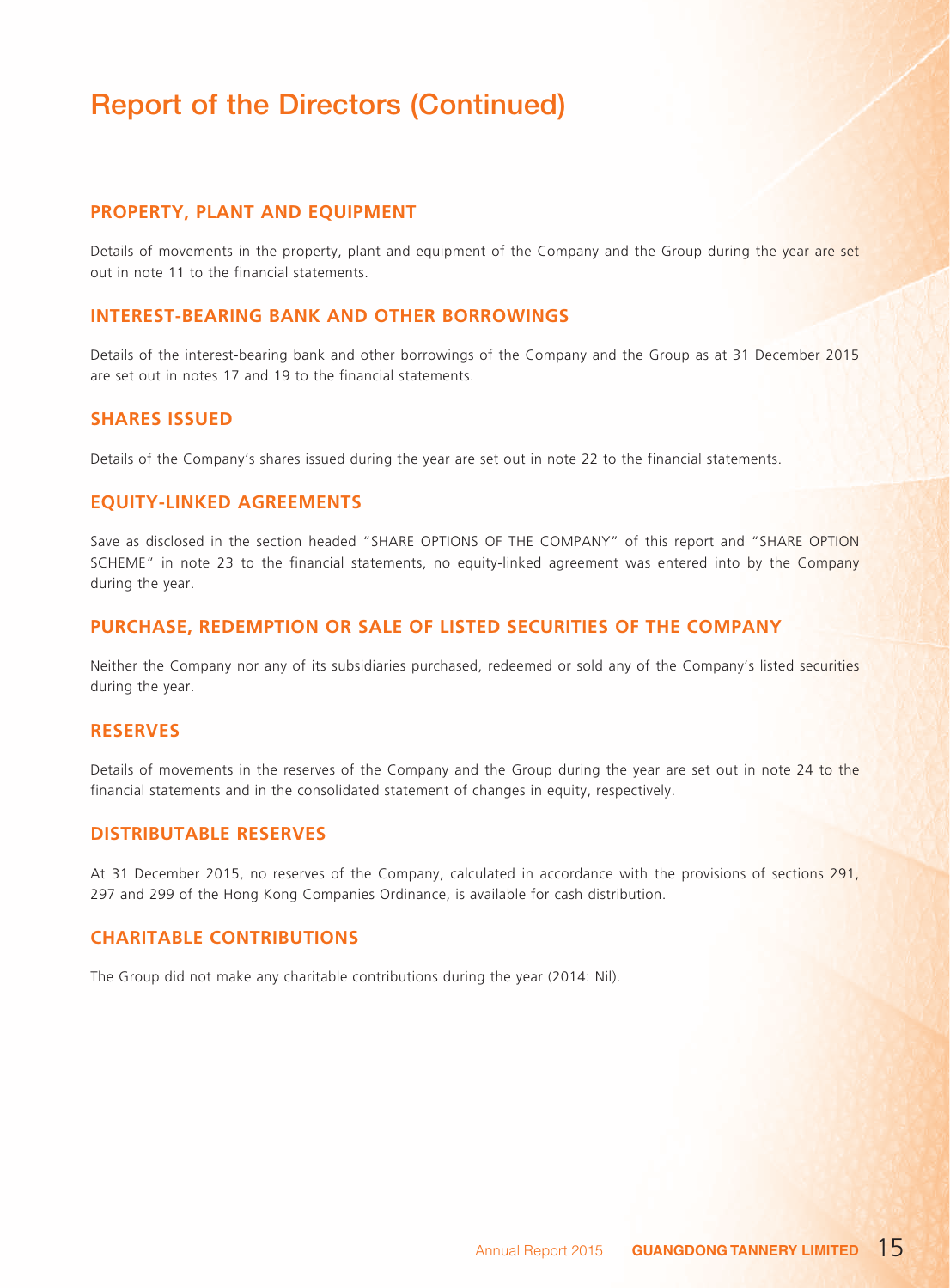# Report of the Directors (Continued)

## PROPERTY, PLANT AND EQUIPMENT

Details of movements in the property, plant and equipment of the Company and the Group during the year are set out in note 11 to the financial statements.

## INTEREST-BEARING BANK AND OTHER BORROWINGS

Details of the interest-bearing bank and other borrowings of the Company and the Group as at 31 December 2015 are set out in notes 17 and 19 to the financial statements.

## SHARES ISSUED

Details of the Company's shares issued during the year are set out in note 22 to the financial statements.

## EQUITY-LINKED AGREEMENTS

Save as disclosed in the section headed "SHARE OPTIONS OF THE COMPANY" of this report and "SHARE OPTION SCHEME" in note 23 to the financial statements, no equity-linked agreement was entered into by the Company during the year.

## PURCHASE, REDEMPTION OR SALE OF LISTED SECURITIES OF THE COMPANY

Neither the Company nor any of its subsidiaries purchased, redeemed or sold any of the Company's listed securities during the year.

## RESERVES

Details of movements in the reserves of the Company and the Group during the year are set out in note 24 to the financial statements and in the consolidated statement of changes in equity, respectively.

## DISTRIBUTABLE RESERVES

At 31 December 2015, no reserves of the Company, calculated in accordance with the provisions of sections 291, 297 and 299 of the Hong Kong Companies Ordinance, is available for cash distribution.

## CHARITABLE CONTRIBUTIONS

The Group did not make any charitable contributions during the year (2014: Nil).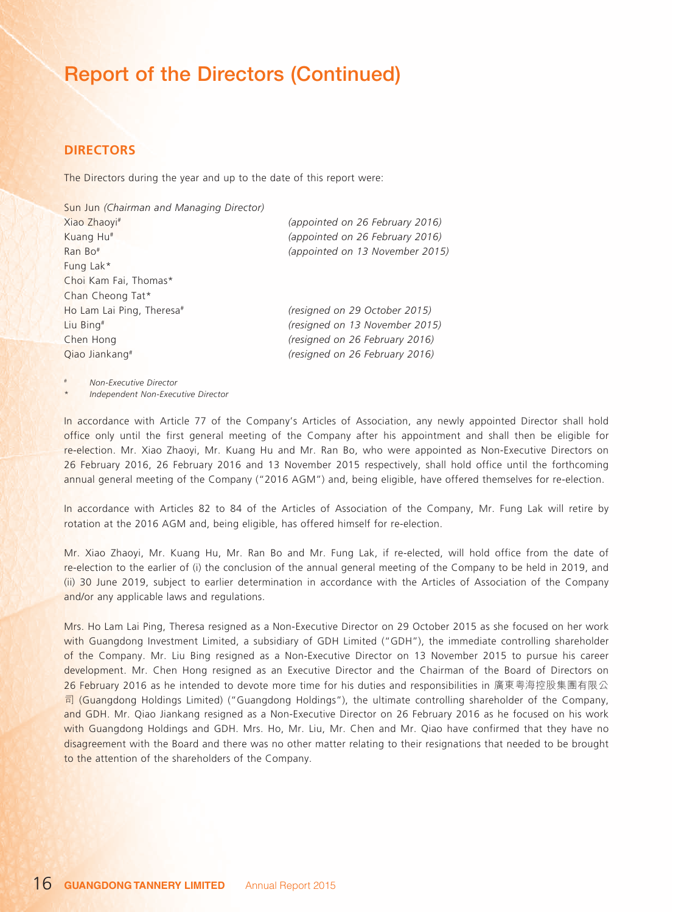# Report of the Directors (Continued)

## DIRECTORS

The Directors during the year and up to the date of this report were:

| | |
|---|---|
| Sun Jun *(Chairman and Managing Director)* | |
| Xiao Zhaoyi# | *(appointed on 26 February 2016)* |
| Kuang Hu# | *(appointed on 26 February 2016)* |
| Ran Bo# | *(appointed on 13 November 2015)* |
| Fung Lak* | |
| Choi Kam Fai, Thomas* | |
| Chan Cheong Tat* | |
| Ho Lam Lai Ping, Theresa# | *(resigned on 29 October 2015)* |
| Liu Bing# | *(resigned on 13 November 2015)* |
| Chen Hong | *(resigned on 26 February 2016)* |
| Qiao Jiankang# | *(resigned on 26 February 2016)* |

\# *Non-Executive Director*

\* *Independent Non-Executive Director*

In accordance with Article 77 of the Company's Articles of Association, any newly appointed Director shall hold office only until the first general meeting of the Company after his appointment and shall then be eligible for re-election. Mr. Xiao Zhaoyi, Mr. Kuang Hu and Mr. Ran Bo, who were appointed as Non-Executive Directors on 26 February 2016, 26 February 2016 and 13 November 2015 respectively, shall hold office until the forthcoming annual general meeting of the Company ("2016 AGM") and, being eligible, have offered themselves for re-election.

In accordance with Articles 82 to 84 of the Articles of Association of the Company, Mr. Fung Lak will retire by rotation at the 2016 AGM and, being eligible, has offered himself for re-election.

Mr. Xiao Zhaoyi, Mr. Kuang Hu, Mr. Ran Bo and Mr. Fung Lak, if re-elected, will hold office from the date of re-election to the earlier of (i) the conclusion of the annual general meeting of the Company to be held in 2019, and (ii) 30 June 2019, subject to earlier determination in accordance with the Articles of Association of the Company and/or any applicable laws and regulations.

Mrs. Ho Lam Lai Ping, Theresa resigned as a Non-Executive Director on 29 October 2015 as she focused on her work with Guangdong Investment Limited, a subsidiary of GDH Limited ("GDH"), the immediate controlling shareholder of the Company. Mr. Liu Bing resigned as a Non-Executive Director on 13 November 2015 to pursue his career development. Mr. Chen Hong resigned as an Executive Director and the Chairman of the Board of Directors on 26 February 2016 as he intended to devote more time for his duties and responsibilities in 廣東粵海控股集團有限公司 (Guangdong Holdings Limited) ("Guangdong Holdings"), the ultimate controlling shareholder of the Company, and GDH. Mr. Qiao Jiankang resigned as a Non-Executive Director on 26 February 2016 as he focused on his work with Guangdong Holdings and GDH. Mrs. Ho, Mr. Liu, Mr. Chen and Mr. Qiao have confirmed that they have no disagreement with the Board and there was no other matter relating to their resignations that needed to be brought to the attention of the shareholders of the Company.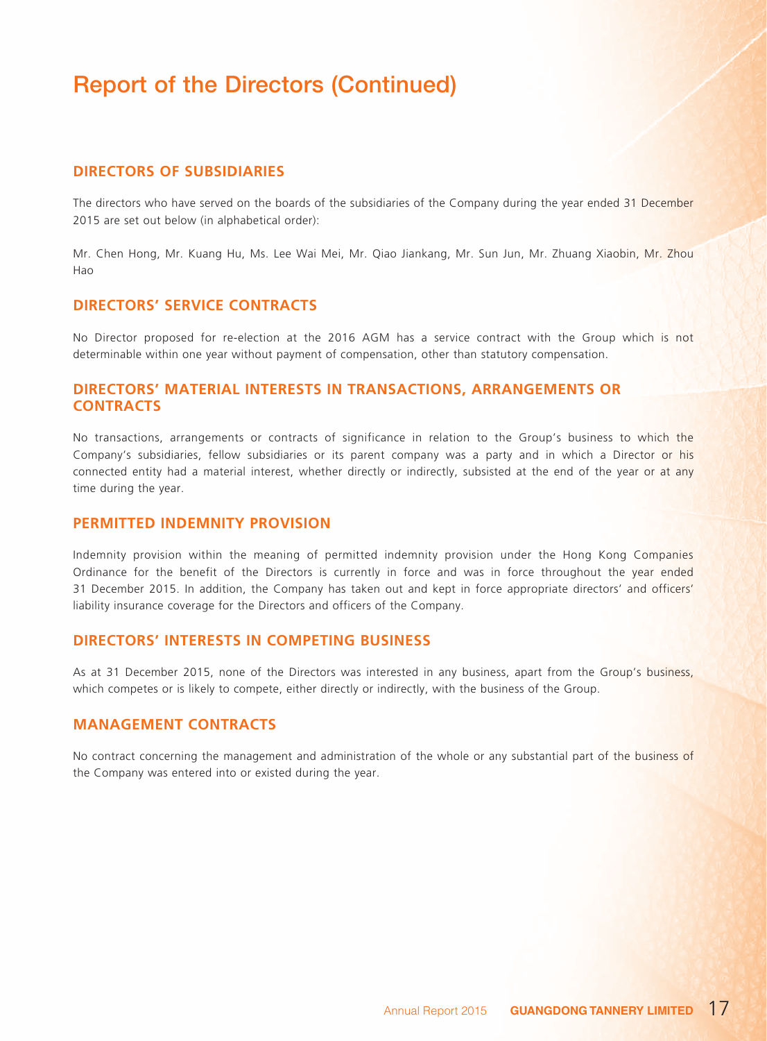# Report of the Directors (Continued)

## DIRECTORS OF SUBSIDIARIES

The directors who have served on the boards of the subsidiaries of the Company during the year ended 31 December 2015 are set out below (in alphabetical order):

Mr. Chen Hong, Mr. Kuang Hu, Ms. Lee Wai Mei, Mr. Qiao Jiankang, Mr. Sun Jun, Mr. Zhuang Xiaobin, Mr. Zhou Hao

## DIRECTORS' SERVICE CONTRACTS

No Director proposed for re-election at the 2016 AGM has a service contract with the Group which is not determinable within one year without payment of compensation, other than statutory compensation.

## DIRECTORS' MATERIAL INTERESTS IN TRANSACTIONS, ARRANGEMENTS OR CONTRACTS

No transactions, arrangements or contracts of significance in relation to the Group's business to which the Company's subsidiaries, fellow subsidiaries or its parent company was a party and in which a Director or his connected entity had a material interest, whether directly or indirectly, subsisted at the end of the year or at any time during the year.

## PERMITTED INDEMNITY PROVISION

Indemnity provision within the meaning of permitted indemnity provision under the Hong Kong Companies Ordinance for the benefit of the Directors is currently in force and was in force throughout the year ended 31 December 2015. In addition, the Company has taken out and kept in force appropriate directors' and officers' liability insurance coverage for the Directors and officers of the Company.

## DIRECTORS' INTERESTS IN COMPETING BUSINESS

As at 31 December 2015, none of the Directors was interested in any business, apart from the Group's business, which competes or is likely to compete, either directly or indirectly, with the business of the Group.

## MANAGEMENT CONTRACTS

No contract concerning the management and administration of the whole or any substantial part of the business of the Company was entered into or existed during the year.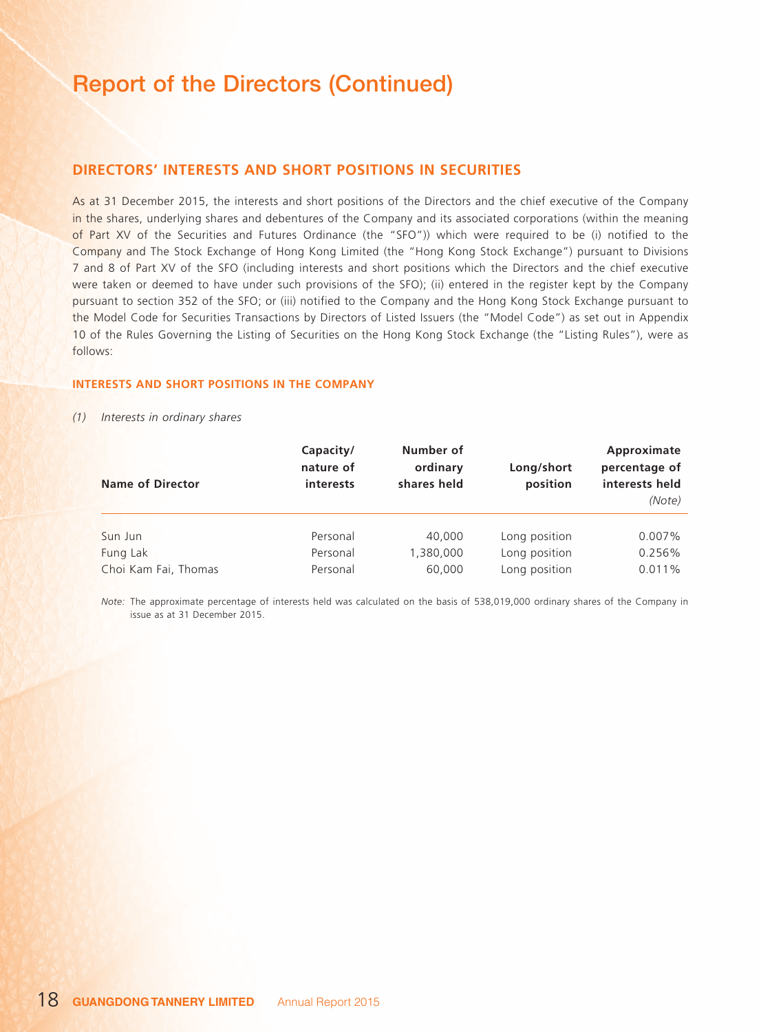# Report of the Directors (Continued)

## DIRECTORS' INTERESTS AND SHORT POSITIONS IN SECURITIES

As at 31 December 2015, the interests and short positions of the Directors and the chief executive of the Company in the shares, underlying shares and debentures of the Company and its associated corporations (within the meaning of Part XV of the Securities and Futures Ordinance (the "SFO")) which were required to be (i) notified to the Company and The Stock Exchange of Hong Kong Limited (the "Hong Kong Stock Exchange") pursuant to Divisions 7 and 8 of Part XV of the SFO (including interests and short positions which the Directors and the chief executive were taken or deemed to have under such provisions of the SFO); (ii) entered in the register kept by the Company pursuant to section 352 of the SFO; or (iii) notified to the Company and the Hong Kong Stock Exchange pursuant to the Model Code for Securities Transactions by Directors of Listed Issuers (the "Model Code") as set out in Appendix 10 of the Rules Governing the Listing of Securities on the Hong Kong Stock Exchange (the "Listing Rules"), were as follows:

### INTERESTS AND SHORT POSITIONS IN THE COMPANY

*(1) Interests in ordinary shares*

| Name of Director | Capacity/ nature of interests | Number of ordinary shares held | Long/short position | Approximate percentage of interests held *(Note)* |
|---|---|---|---|---|
| Sun Jun | Personal | 40,000 | Long position | 0.007% |
| Fung Lak | Personal | 1,380,000 | Long position | 0.256% |
| Choi Kam Fai, Thomas | Personal | 60,000 | Long position | 0.011% |

*Note:* The approximate percentage of interests held was calculated on the basis of 538,019,000 ordinary shares of the Company in issue as at 31 December 2015.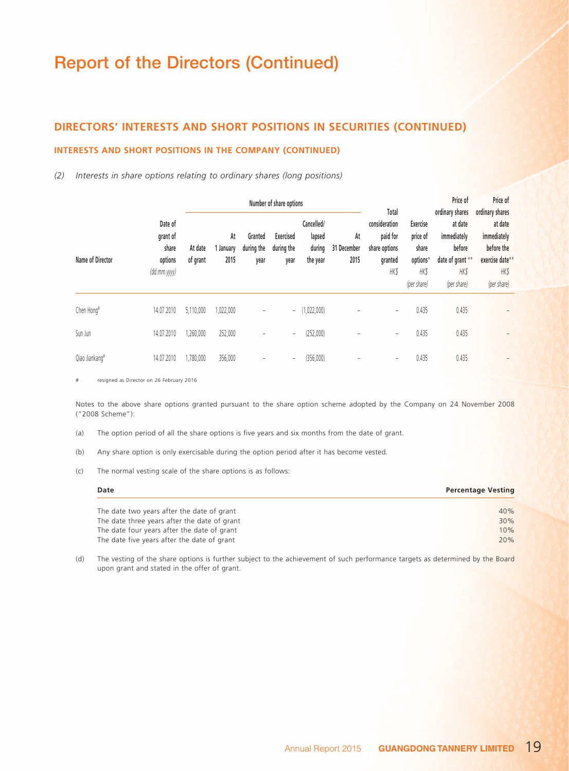# Report of the Directors (Continued)

## DIRECTORS' INTERESTS AND SHORT POSITIONS IN SECURITIES (CONTINUED)

### INTERESTS AND SHORT POSITIONS IN THE COMPANY (CONTINUED)

*(2) Interests in share options relating to ordinary shares (long positions)*

| Name of Director | Date of grant of share options *(dd.mm.yyyy)* | Number of share options | | | | | | Total consideration paid for share options granted HK$ | Exercise price of share options+ HK$ *(per share)* | Price of ordinary shares at date immediately before date of grant ** HK$ *(per share)* | Price of ordinary shares at date immediately before the exercise date** HK$ *(per share)* |
|---|---|---|---|---|---|---|---|---|---|---|---|
| | | At date of grant | At 1 January 2015 | Granted during the year | Exercised during the year | Cancelled/ lapsed during the year | At 31 December 2015 | | | | |
| Chen Hong# | 14.07.2010 | 5,110,000 | 1,022,000 | – | – | (1,022,000) | – | – | 0.435 | 0.435 | – |
| Sun Jun | 14.07.2010 | 1,260,000 | 252,000 | – | – | (252,000) | – | – | 0.435 | 0.435 | – |
| Qiao Jiankang# | 14.07.2010 | 1,780,000 | 356,000 | – | – | (356,000) | – | – | 0.435 | 0.435 | – |

# resigned as Director on 26 February 2016

Notes to the above share options granted pursuant to the share option scheme adopted by the Company on 24 November 2008 ("2008 Scheme"):

(a) The option period of all the share options is five years and six months from the date of grant.

(b) Any share option is only exercisable during the option period after it has become vested.

(c) The normal vesting scale of the share options is as follows:

| Date | Percentage Vesting |
|---|---|
| The date two years after the date of grant | 40% |
| The date three years after the date of grant | 30% |
| The date four years after the date of grant | 10% |
| The date five years after the date of grant | 20% |

(d) The vesting of the share options is further subject to the achievement of such performance targets as determined by the Board upon grant and stated in the offer of grant.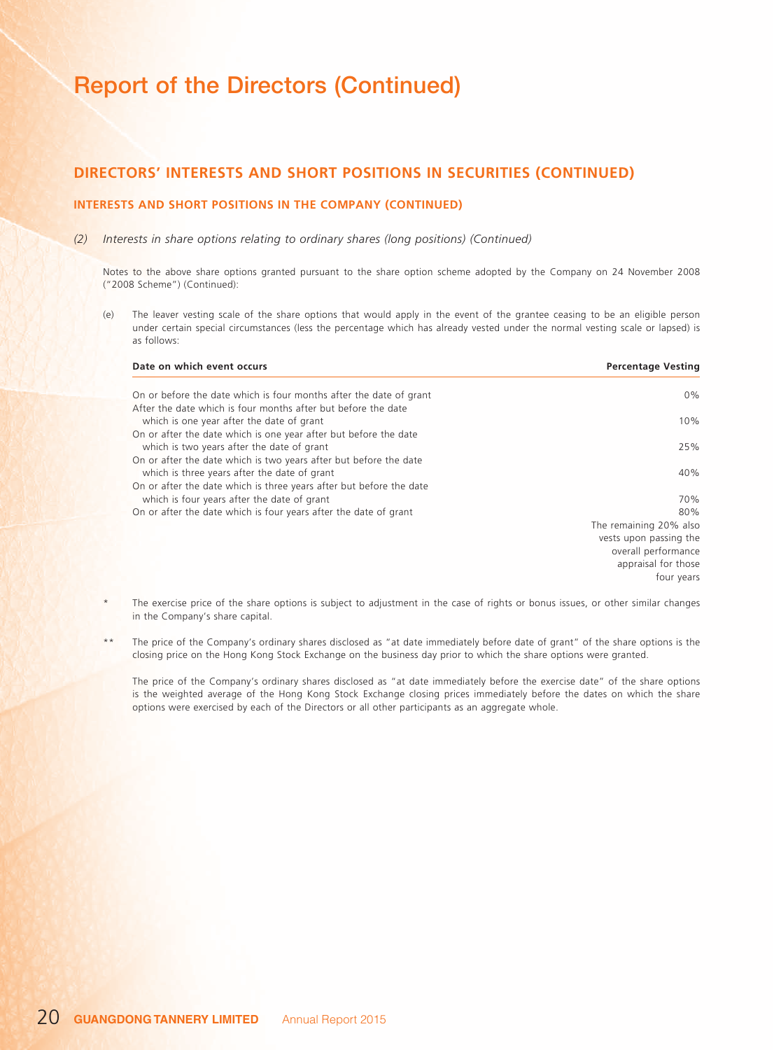# Report of the Directors (Continued)

## DIRECTORS' INTERESTS AND SHORT POSITIONS IN SECURITIES (CONTINUED)

### INTERESTS AND SHORT POSITIONS IN THE COMPANY (CONTINUED)

*(2) Interests in share options relating to ordinary shares (long positions) (Continued)*

Notes to the above share options granted pursuant to the share option scheme adopted by the Company on 24 November 2008 ("2008 Scheme") (Continued):

(e) The leaver vesting scale of the share options that would apply in the event of the grantee ceasing to be an eligible person under certain special circumstances (less the percentage which has already vested under the normal vesting scale or lapsed) is as follows:

| Date on which event occurs | Percentage Vesting |
|---|---|
| On or before the date which is four months after the date of grant | 0% |
| After the date which is four months after but before the date which is one year after the date of grant | 10% |
| On or after the date which is one year after but before the date which is two years after the date of grant | 25% |
| On or after the date which is two years after but before the date which is three years after the date of grant | 40% |
| On or after the date which is three years after but before the date which is four years after the date of grant | 70% |
| On or after the date which is four years after the date of grant | 80% The remaining 20% also vests upon passing the overall performance appraisal for those four years |

\* The exercise price of the share options is subject to adjustment in the case of rights or bonus issues, or other similar changes in the Company's share capital.

\*\* The price of the Company's ordinary shares disclosed as "at date immediately before date of grant" of the share options is the closing price on the Hong Kong Stock Exchange on the business day prior to which the share options were granted.

The price of the Company's ordinary shares disclosed as "at date immediately before the exercise date" of the share options is the weighted average of the Hong Kong Stock Exchange closing prices immediately before the dates on which the share options were exercised by each of the Directors or all other participants as an aggregate whole.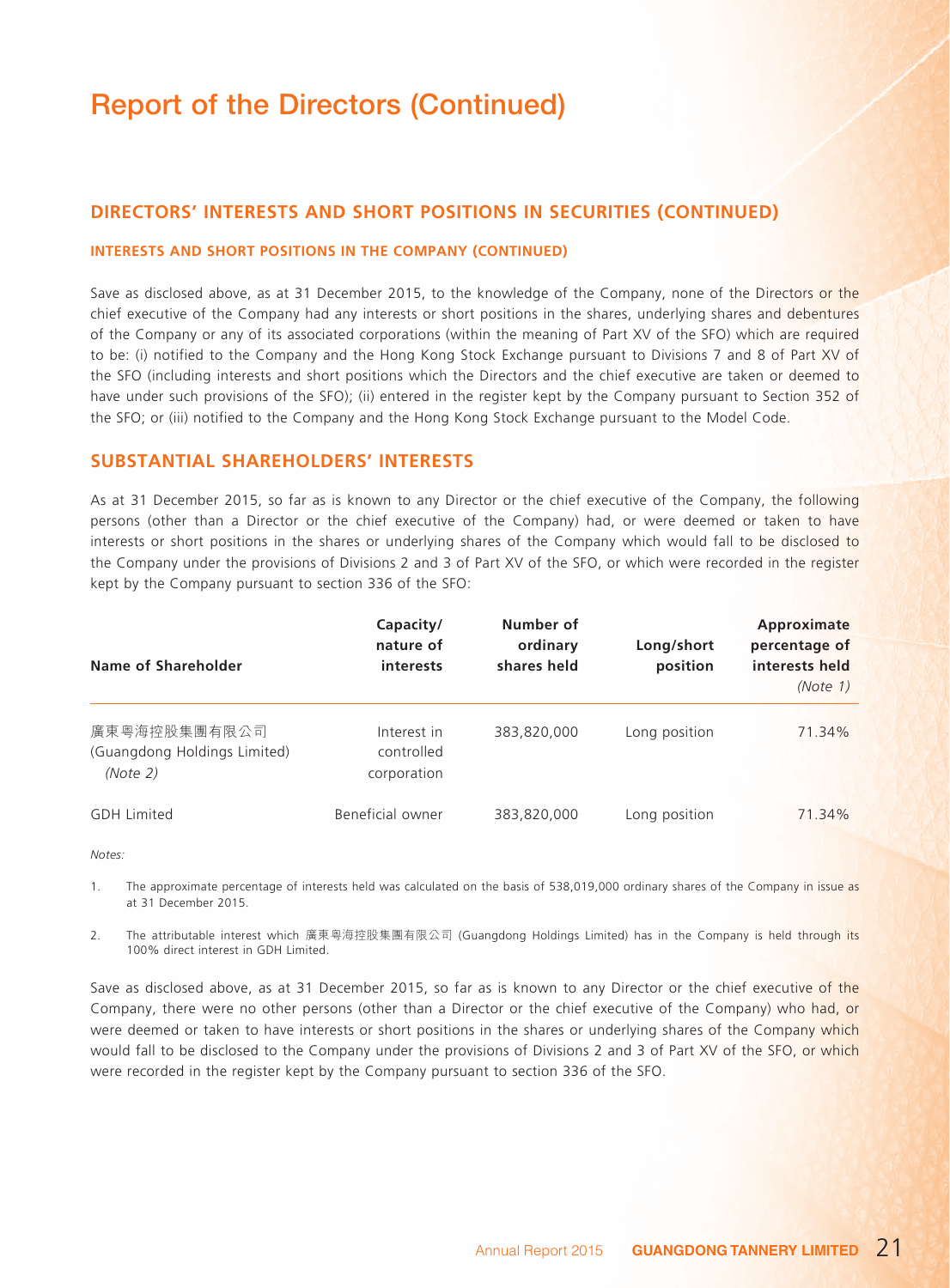# Report of the Directors (Continued)

## DIRECTORS' INTERESTS AND SHORT POSITIONS IN SECURITIES (CONTINUED)

### INTERESTS AND SHORT POSITIONS IN THE COMPANY (CONTINUED)

Save as disclosed above, as at 31 December 2015, to the knowledge of the Company, none of the Directors or the chief executive of the Company had any interests or short positions in the shares, underlying shares and debentures of the Company or any of its associated corporations (within the meaning of Part XV of the SFO) which are required to be: (i) notified to the Company and the Hong Kong Stock Exchange pursuant to Divisions 7 and 8 of Part XV of the SFO (including interests and short positions which the Directors and the chief executive are taken or deemed to have under such provisions of the SFO); (ii) entered in the register kept by the Company pursuant to Section 352 of the SFO; or (iii) notified to the Company and the Hong Kong Stock Exchange pursuant to the Model Code.

## SUBSTANTIAL SHAREHOLDERS' INTERESTS

As at 31 December 2015, so far as is known to any Director or the chief executive of the Company, the following persons (other than a Director or the chief executive of the Company) had, or were deemed or taken to have interests or short positions in the shares or underlying shares of the Company which would fall to be disclosed to the Company under the provisions of Divisions 2 and 3 of Part XV of the SFO, or which were recorded in the register kept by the Company pursuant to section 336 of the SFO:

| Name of Shareholder | Capacity/ nature of interests | Number of ordinary shares held | Long/short position | Approximate percentage of interests held *(Note 1)* |
|---|---|---|---|---|
| 廣東粵海控股集團有限公司 (Guangdong Holdings Limited) *(Note 2)* | Interest in controlled corporation | 383,820,000 | Long position | 71.34% |
| GDH Limited | Beneficial owner | 383,820,000 | Long position | 71.34% |

*Notes:*

1. The approximate percentage of interests held was calculated on the basis of 538,019,000 ordinary shares of the Company in issue as at 31 December 2015.

2. The attributable interest which 廣東粵海控股集團有限公司 (Guangdong Holdings Limited) has in the Company is held through its 100% direct interest in GDH Limited.

Save as disclosed above, as at 31 December 2015, so far as is known to any Director or the chief executive of the Company, there were no other persons (other than a Director or the chief executive of the Company) who had, or were deemed or taken to have interests or short positions in the shares or underlying shares of the Company which would fall to be disclosed to the Company under the provisions of Divisions 2 and 3 of Part XV of the SFO, or which were recorded in the register kept by the Company pursuant to section 336 of the SFO.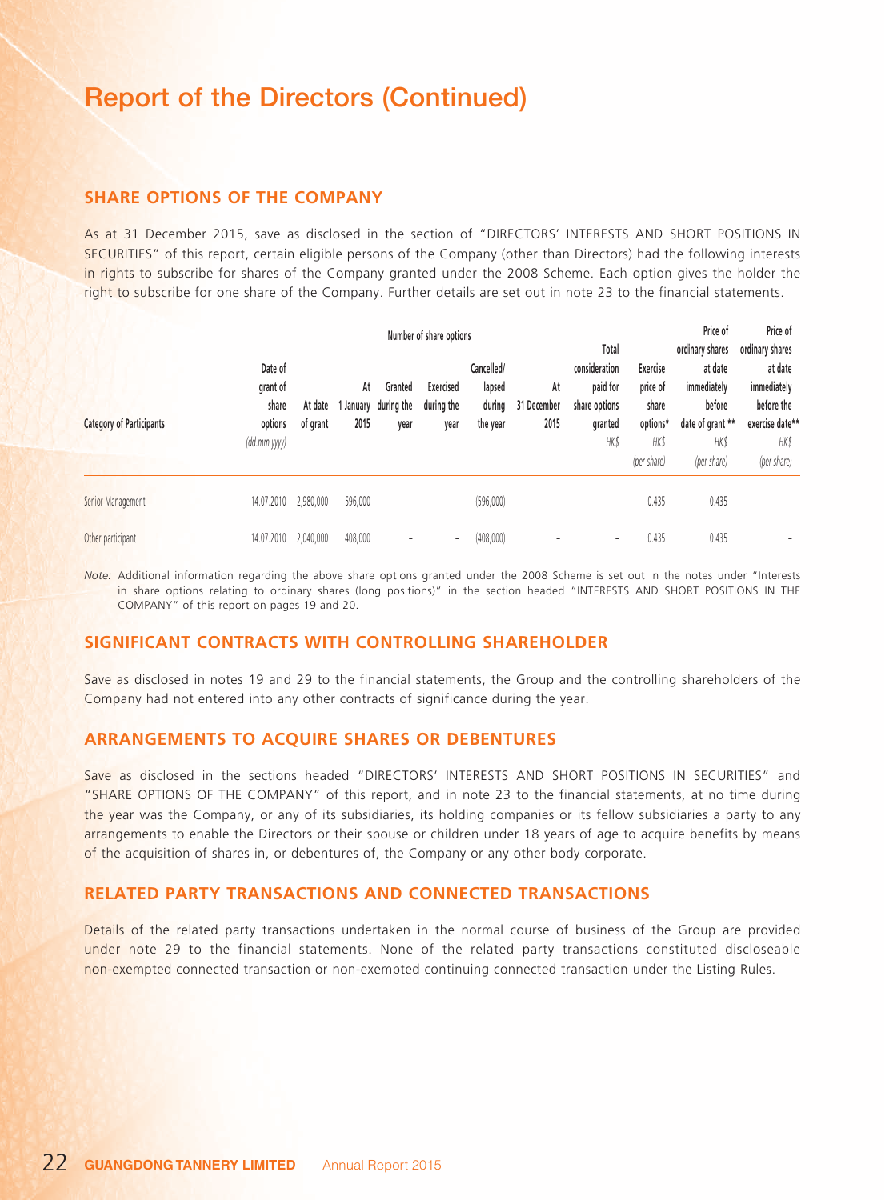# Report of the Directors (Continued)

## SHARE OPTIONS OF THE COMPANY

As at 31 December 2015, save as disclosed in the section of "DIRECTORS' INTERESTS AND SHORT POSITIONS IN SECURITIES" of this report, certain eligible persons of the Company (other than Directors) had the following interests in rights to subscribe for shares of the Company granted under the 2008 Scheme. Each option gives the holder the right to subscribe for one share of the Company. Further details are set out in note 23 to the financial statements.

| Category of Participants | Date of grant of share options (dd.mm.yyyy) | Number of share options | | | | | | Total consideration paid for share options granted HK$ | Exercise price of share options* HK$ (per share) | Price of ordinary shares at date immediately before date of grant ** HK$ (per share) | Price of ordinary shares at date immediately before the exercise date** HK$ (per share) |
|---|---|---|---|---|---|---|---|---|---|---|---|
| | | At date of grant | At 1 January 2015 | Granted during the year | Exercised during the year | Cancelled/ lapsed during the year | At 31 December 2015 | | | | |
| Senior Management | 14.07.2010 | 2,980,000 | 596,000 | – | – | (596,000) | – | – | 0.435 | 0.435 | – |
| Other participant | 14.07.2010 | 2,040,000 | 408,000 | – | – | (408,000) | – | – | 0.435 | 0.435 | – |

*Note:* Additional information regarding the above share options granted under the 2008 Scheme is set out in the notes under "Interests in share options relating to ordinary shares (long positions)" in the section headed "INTERESTS AND SHORT POSITIONS IN THE COMPANY" of this report on pages 19 and 20.

## SIGNIFICANT CONTRACTS WITH CONTROLLING SHAREHOLDER

Save as disclosed in notes 19 and 29 to the financial statements, the Group and the controlling shareholders of the Company had not entered into any other contracts of significance during the year.

## ARRANGEMENTS TO ACQUIRE SHARES OR DEBENTURES

Save as disclosed in the sections headed "DIRECTORS' INTERESTS AND SHORT POSITIONS IN SECURITIES" and "SHARE OPTIONS OF THE COMPANY" of this report, and in note 23 to the financial statements, at no time during the year was the Company, or any of its subsidiaries, its holding companies or its fellow subsidiaries a party to any arrangements to enable the Directors or their spouse or children under 18 years of age to acquire benefits by means of the acquisition of shares in, or debentures of, the Company or any other body corporate.

## RELATED PARTY TRANSACTIONS AND CONNECTED TRANSACTIONS

Details of the related party transactions undertaken in the normal course of business of the Group are provided under note 29 to the financial statements. None of the related party transactions constituted discloseable non-exempted connected transaction or non-exempted continuing connected transaction under the Listing Rules.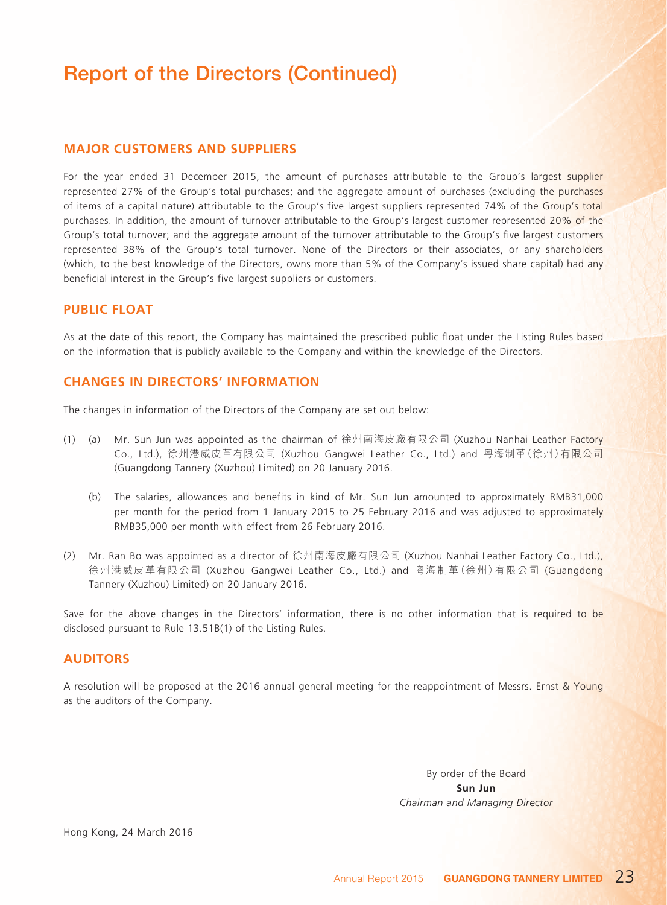# Report of the Directors (Continued)

## MAJOR CUSTOMERS AND SUPPLIERS

For the year ended 31 December 2015, the amount of purchases attributable to the Group's largest supplier represented 27% of the Group's total purchases; and the aggregate amount of purchases (excluding the purchases of items of a capital nature) attributable to the Group's five largest suppliers represented 74% of the Group's total purchases. In addition, the amount of turnover attributable to the Group's largest customer represented 20% of the Group's total turnover; and the aggregate amount of the turnover attributable to the Group's five largest customers represented 38% of the Group's total turnover. None of the Directors or their associates, or any shareholders (which, to the best knowledge of the Directors, owns more than 5% of the Company's issued share capital) had any beneficial interest in the Group's five largest suppliers or customers.

## PUBLIC FLOAT

As at the date of this report, the Company has maintained the prescribed public float under the Listing Rules based on the information that is publicly available to the Company and within the knowledge of the Directors.

## CHANGES IN DIRECTORS' INFORMATION

The changes in information of the Directors of the Company are set out below:

(1) (a) Mr. Sun Jun was appointed as the chairman of 徐州南海皮廠有限公司 (Xuzhou Nanhai Leather Factory Co., Ltd.), 徐州港威皮革有限公司 (Xuzhou Gangwei Leather Co., Ltd.) and 粵海制革(徐州)有限公司 (Guangdong Tannery (Xuzhou) Limited) on 20 January 2016.

(b) The salaries, allowances and benefits in kind of Mr. Sun Jun amounted to approximately RMB31,000 per month for the period from 1 January 2015 to 25 February 2016 and was adjusted to approximately RMB35,000 per month with effect from 26 February 2016.

(2) Mr. Ran Bo was appointed as a director of 徐州南海皮廠有限公司 (Xuzhou Nanhai Leather Factory Co., Ltd.), 徐州港威皮革有限公司 (Xuzhou Gangwei Leather Co., Ltd.) and 粵海制革(徐州)有限公司 (Guangdong Tannery (Xuzhou) Limited) on 20 January 2016.

Save for the above changes in the Directors' information, there is no other information that is required to be disclosed pursuant to Rule 13.51B(1) of the Listing Rules.

## AUDITORS

A resolution will be proposed at the 2016 annual general meeting for the reappointment of Messrs. Ernst & Young as the auditors of the Company.

By order of the Board
**Sun Jun**
*Chairman and Managing Director*

Hong Kong, 24 March 2016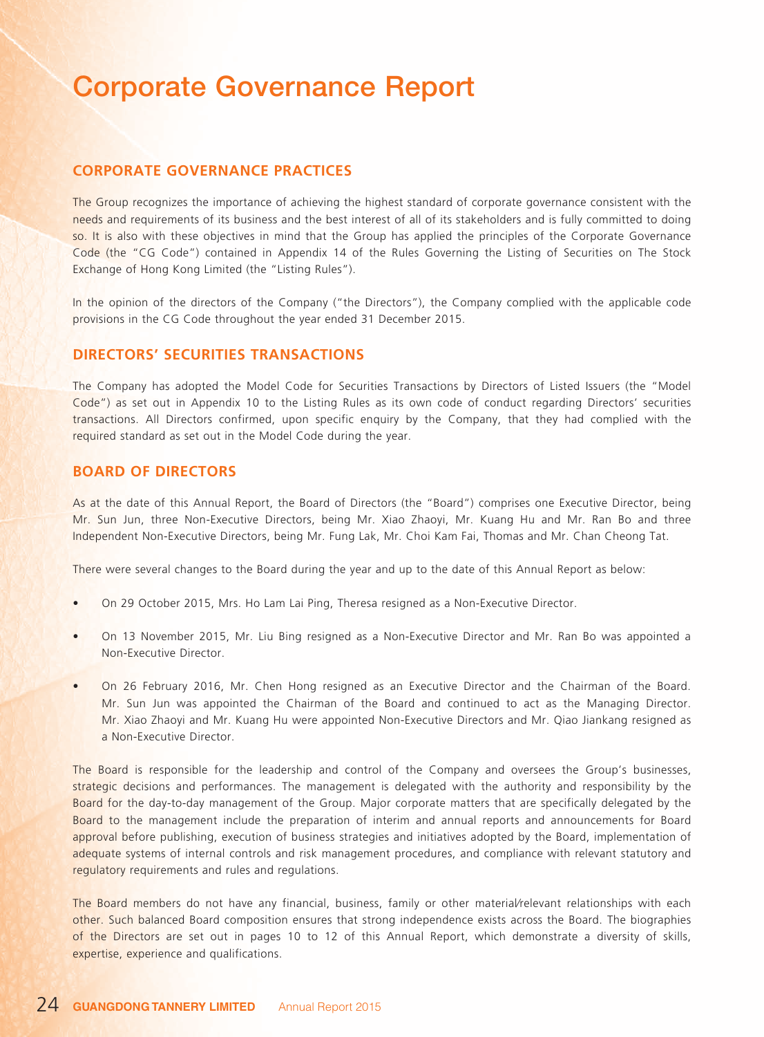# Corporate Governance Report

## CORPORATE GOVERNANCE PRACTICES

The Group recognizes the importance of achieving the highest standard of corporate governance consistent with the needs and requirements of its business and the best interest of all of its stakeholders and is fully committed to doing so. It is also with these objectives in mind that the Group has applied the principles of the Corporate Governance Code (the "CG Code") contained in Appendix 14 of the Rules Governing the Listing of Securities on The Stock Exchange of Hong Kong Limited (the "Listing Rules").

In the opinion of the directors of the Company ("the Directors"), the Company complied with the applicable code provisions in the CG Code throughout the year ended 31 December 2015.

## DIRECTORS' SECURITIES TRANSACTIONS

The Company has adopted the Model Code for Securities Transactions by Directors of Listed Issuers (the "Model Code") as set out in Appendix 10 to the Listing Rules as its own code of conduct regarding Directors' securities transactions. All Directors confirmed, upon specific enquiry by the Company, that they had complied with the required standard as set out in the Model Code during the year.

## BOARD OF DIRECTORS

As at the date of this Annual Report, the Board of Directors (the "Board") comprises one Executive Director, being Mr. Sun Jun, three Non-Executive Directors, being Mr. Xiao Zhaoyi, Mr. Kuang Hu and Mr. Ran Bo and three Independent Non-Executive Directors, being Mr. Fung Lak, Mr. Choi Kam Fai, Thomas and Mr. Chan Cheong Tat.

There were several changes to the Board during the year and up to the date of this Annual Report as below:

- On 29 October 2015, Mrs. Ho Lam Lai Ping, Theresa resigned as a Non-Executive Director.
- On 13 November 2015, Mr. Liu Bing resigned as a Non-Executive Director and Mr. Ran Bo was appointed a Non-Executive Director.
- On 26 February 2016, Mr. Chen Hong resigned as an Executive Director and the Chairman of the Board. Mr. Sun Jun was appointed the Chairman of the Board and continued to act as the Managing Director. Mr. Xiao Zhaoyi and Mr. Kuang Hu were appointed Non-Executive Directors and Mr. Qiao Jiankang resigned as a Non-Executive Director.

The Board is responsible for the leadership and control of the Company and oversees the Group's businesses, strategic decisions and performances. The management is delegated with the authority and responsibility by the Board for the day-to-day management of the Group. Major corporate matters that are specifically delegated by the Board to the management include the preparation of interim and annual reports and announcements for Board approval before publishing, execution of business strategies and initiatives adopted by the Board, implementation of adequate systems of internal controls and risk management procedures, and compliance with relevant statutory and regulatory requirements and rules and regulations.

The Board members do not have any financial, business, family or other material/relevant relationships with each other. Such balanced Board composition ensures that strong independence exists across the Board. The biographies of the Directors are set out in pages 10 to 12 of this Annual Report, which demonstrate a diversity of skills, expertise, experience and qualifications.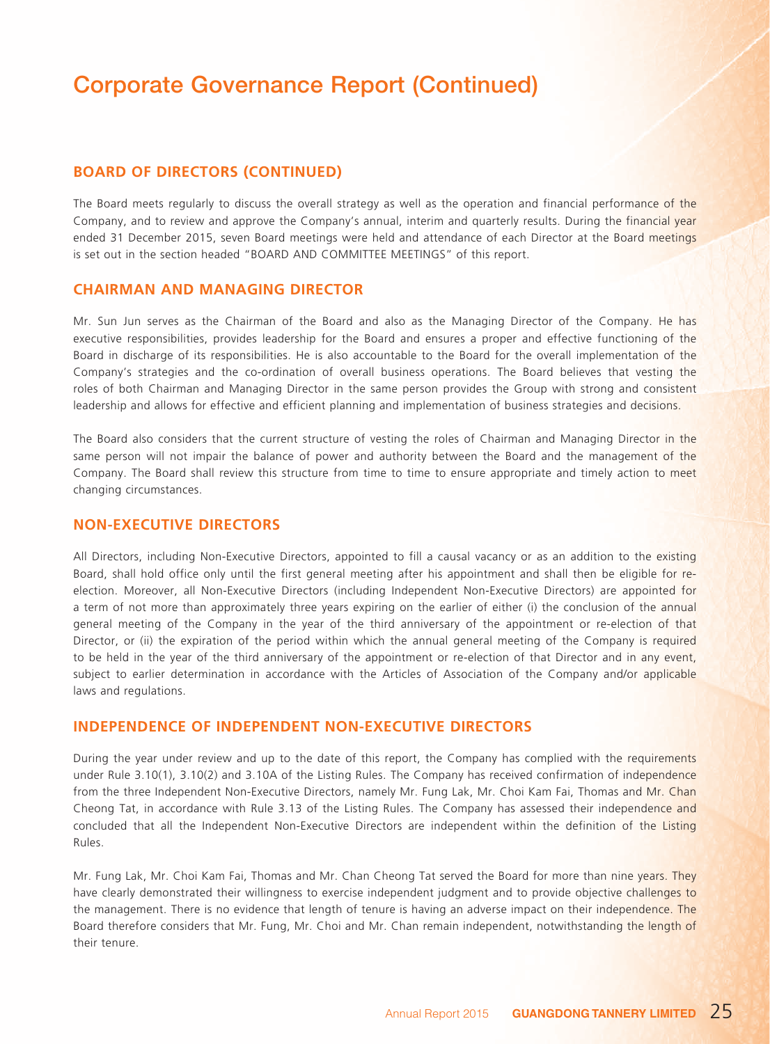# Corporate Governance Report (Continued)

## BOARD OF DIRECTORS (CONTINUED)

The Board meets regularly to discuss the overall strategy as well as the operation and financial performance of the Company, and to review and approve the Company's annual, interim and quarterly results. During the financial year ended 31 December 2015, seven Board meetings were held and attendance of each Director at the Board meetings is set out in the section headed "BOARD AND COMMITTEE MEETINGS" of this report.

## CHAIRMAN AND MANAGING DIRECTOR

Mr. Sun Jun serves as the Chairman of the Board and also as the Managing Director of the Company. He has executive responsibilities, provides leadership for the Board and ensures a proper and effective functioning of the Board in discharge of its responsibilities. He is also accountable to the Board for the overall implementation of the Company's strategies and the co-ordination of overall business operations. The Board believes that vesting the roles of both Chairman and Managing Director in the same person provides the Group with strong and consistent leadership and allows for effective and efficient planning and implementation of business strategies and decisions.

The Board also considers that the current structure of vesting the roles of Chairman and Managing Director in the same person will not impair the balance of power and authority between the Board and the management of the Company. The Board shall review this structure from time to time to ensure appropriate and timely action to meet changing circumstances.

## NON-EXECUTIVE DIRECTORS

All Directors, including Non-Executive Directors, appointed to fill a causal vacancy or as an addition to the existing Board, shall hold office only until the first general meeting after his appointment and shall then be eligible for re-election. Moreover, all Non-Executive Directors (including Independent Non-Executive Directors) are appointed for a term of not more than approximately three years expiring on the earlier of either (i) the conclusion of the annual general meeting of the Company in the year of the third anniversary of the appointment or re-election of that Director, or (ii) the expiration of the period within which the annual general meeting of the Company is required to be held in the year of the third anniversary of the appointment or re-election of that Director and in any event, subject to earlier determination in accordance with the Articles of Association of the Company and/or applicable laws and regulations.

## INDEPENDENCE OF INDEPENDENT NON-EXECUTIVE DIRECTORS

During the year under review and up to the date of this report, the Company has complied with the requirements under Rule 3.10(1), 3.10(2) and 3.10A of the Listing Rules. The Company has received confirmation of independence from the three Independent Non-Executive Directors, namely Mr. Fung Lak, Mr. Choi Kam Fai, Thomas and Mr. Chan Cheong Tat, in accordance with Rule 3.13 of the Listing Rules. The Company has assessed their independence and concluded that all the Independent Non-Executive Directors are independent within the definition of the Listing Rules.

Mr. Fung Lak, Mr. Choi Kam Fai, Thomas and Mr. Chan Cheong Tat served the Board for more than nine years. They have clearly demonstrated their willingness to exercise independent judgment and to provide objective challenges to the management. There is no evidence that length of tenure is having an adverse impact on their independence. The Board therefore considers that Mr. Fung, Mr. Choi and Mr. Chan remain independent, notwithstanding the length of their tenure.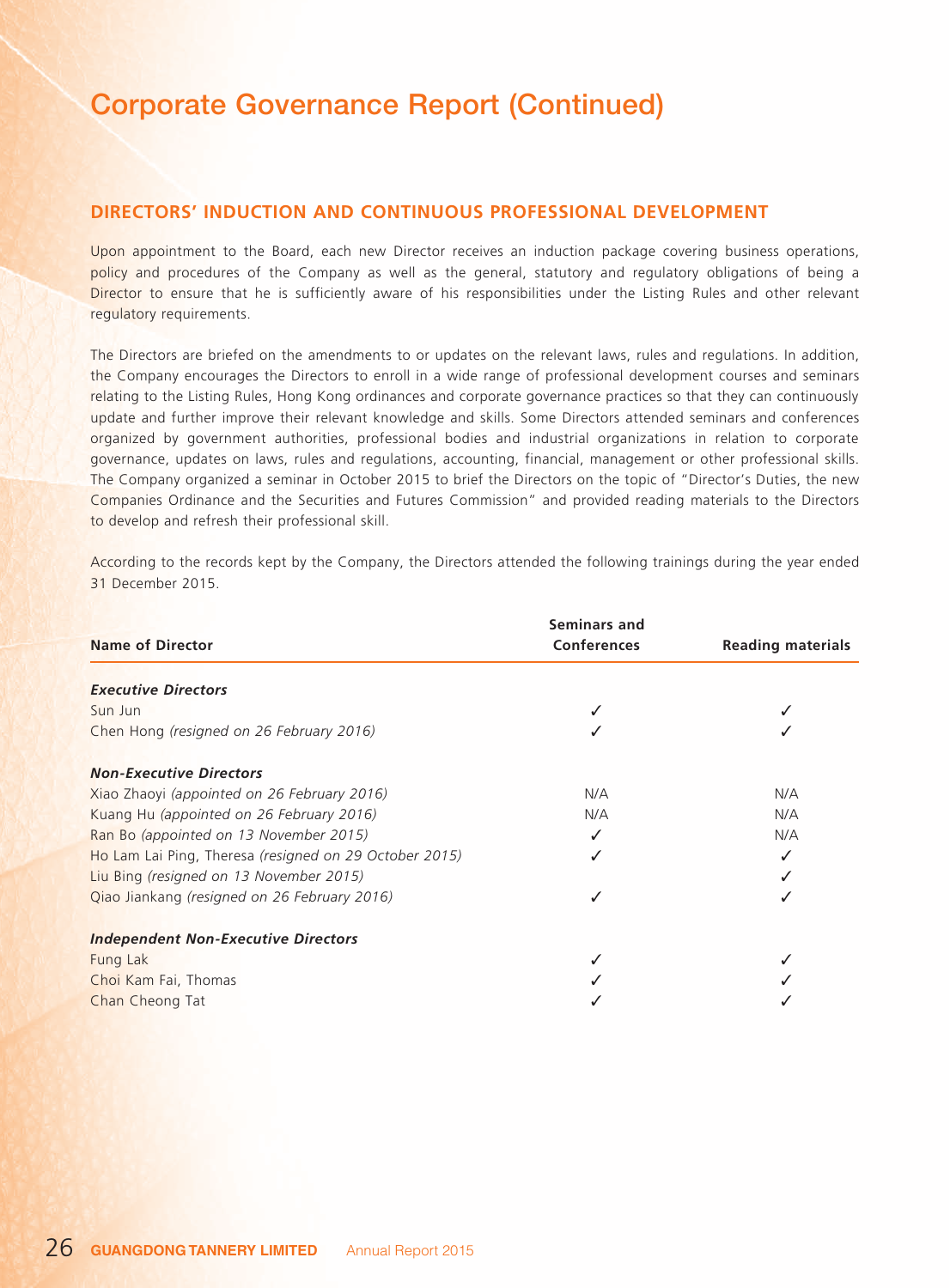# Corporate Governance Report (Continued)

## DIRECTORS' INDUCTION AND CONTINUOUS PROFESSIONAL DEVELOPMENT

Upon appointment to the Board, each new Director receives an induction package covering business operations, policy and procedures of the Company as well as the general, statutory and regulatory obligations of being a Director to ensure that he is sufficiently aware of his responsibilities under the Listing Rules and other relevant regulatory requirements.

The Directors are briefed on the amendments to or updates on the relevant laws, rules and regulations. In addition, the Company encourages the Directors to enroll in a wide range of professional development courses and seminars relating to the Listing Rules, Hong Kong ordinances and corporate governance practices so that they can continuously update and further improve their relevant knowledge and skills. Some Directors attended seminars and conferences organized by government authorities, professional bodies and industrial organizations in relation to corporate governance, updates on laws, rules and regulations, accounting, financial, management or other professional skills. The Company organized a seminar in October 2015 to brief the Directors on the topic of "Director's Duties, the new Companies Ordinance and the Securities and Futures Commission" and provided reading materials to the Directors to develop and refresh their professional skill.

According to the records kept by the Company, the Directors attended the following trainings during the year ended 31 December 2015.

| Name of Director | Seminars and Conferences | Reading materials |
|---|---|---|
| ***Executive Directors*** | | |
| Sun Jun | ✓ | ✓ |
| Chen Hong *(resigned on 26 February 2016)* | ✓ | ✓ |
| ***Non-Executive Directors*** | | |
| Xiao Zhaoyi *(appointed on 26 February 2016)* | N/A | N/A |
| Kuang Hu *(appointed on 26 February 2016)* | N/A | N/A |
| Ran Bo *(appointed on 13 November 2015)* | ✓ | N/A |
| Ho Lam Lai Ping, Theresa *(resigned on 29 October 2015)* | ✓ | ✓ |
| Liu Bing *(resigned on 13 November 2015)* | | ✓ |
| Qiao Jiankang *(resigned on 26 February 2016)* | ✓ | ✓ |
| ***Independent Non-Executive Directors*** | | |
| Fung Lak | ✓ | ✓ |
| Choi Kam Fai, Thomas | ✓ | ✓ |
| Chan Cheong Tat | ✓ | ✓ |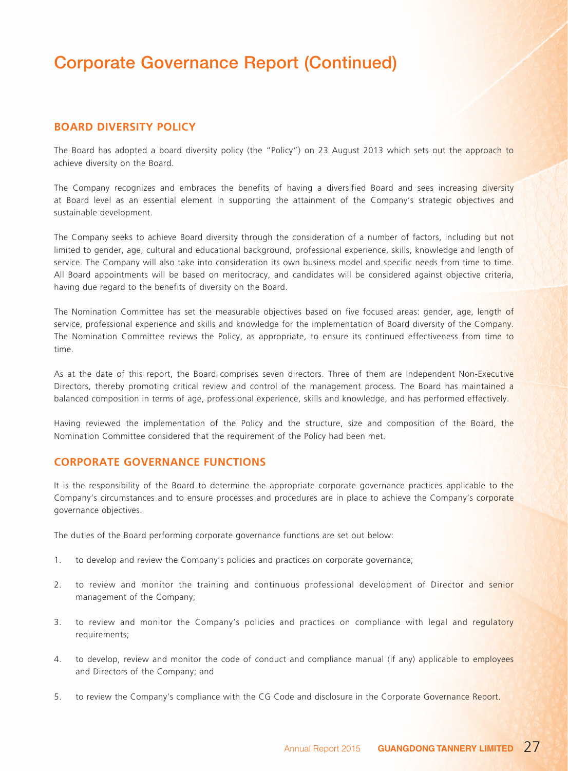# Corporate Governance Report (Continued)

## BOARD DIVERSITY POLICY

The Board has adopted a board diversity policy (the "Policy") on 23 August 2013 which sets out the approach to achieve diversity on the Board.

The Company recognizes and embraces the benefits of having a diversified Board and sees increasing diversity at Board level as an essential element in supporting the attainment of the Company's strategic objectives and sustainable development.

The Company seeks to achieve Board diversity through the consideration of a number of factors, including but not limited to gender, age, cultural and educational background, professional experience, skills, knowledge and length of service. The Company will also take into consideration its own business model and specific needs from time to time. All Board appointments will be based on meritocracy, and candidates will be considered against objective criteria, having due regard to the benefits of diversity on the Board.

The Nomination Committee has set the measurable objectives based on five focused areas: gender, age, length of service, professional experience and skills and knowledge for the implementation of Board diversity of the Company. The Nomination Committee reviews the Policy, as appropriate, to ensure its continued effectiveness from time to time.

As at the date of this report, the Board comprises seven directors. Three of them are Independent Non-Executive Directors, thereby promoting critical review and control of the management process. The Board has maintained a balanced composition in terms of age, professional experience, skills and knowledge, and has performed effectively.

Having reviewed the implementation of the Policy and the structure, size and composition of the Board, the Nomination Committee considered that the requirement of the Policy had been met.

## CORPORATE GOVERNANCE FUNCTIONS

It is the responsibility of the Board to determine the appropriate corporate governance practices applicable to the Company's circumstances and to ensure processes and procedures are in place to achieve the Company's corporate governance objectives.

The duties of the Board performing corporate governance functions are set out below:

1. to develop and review the Company's policies and practices on corporate governance;
2. to review and monitor the training and continuous professional development of Director and senior management of the Company;
3. to review and monitor the Company's policies and practices on compliance with legal and regulatory requirements;
4. to develop, review and monitor the code of conduct and compliance manual (if any) applicable to employees and Directors of the Company; and
5. to review the Company's compliance with the CG Code and disclosure in the Corporate Governance Report.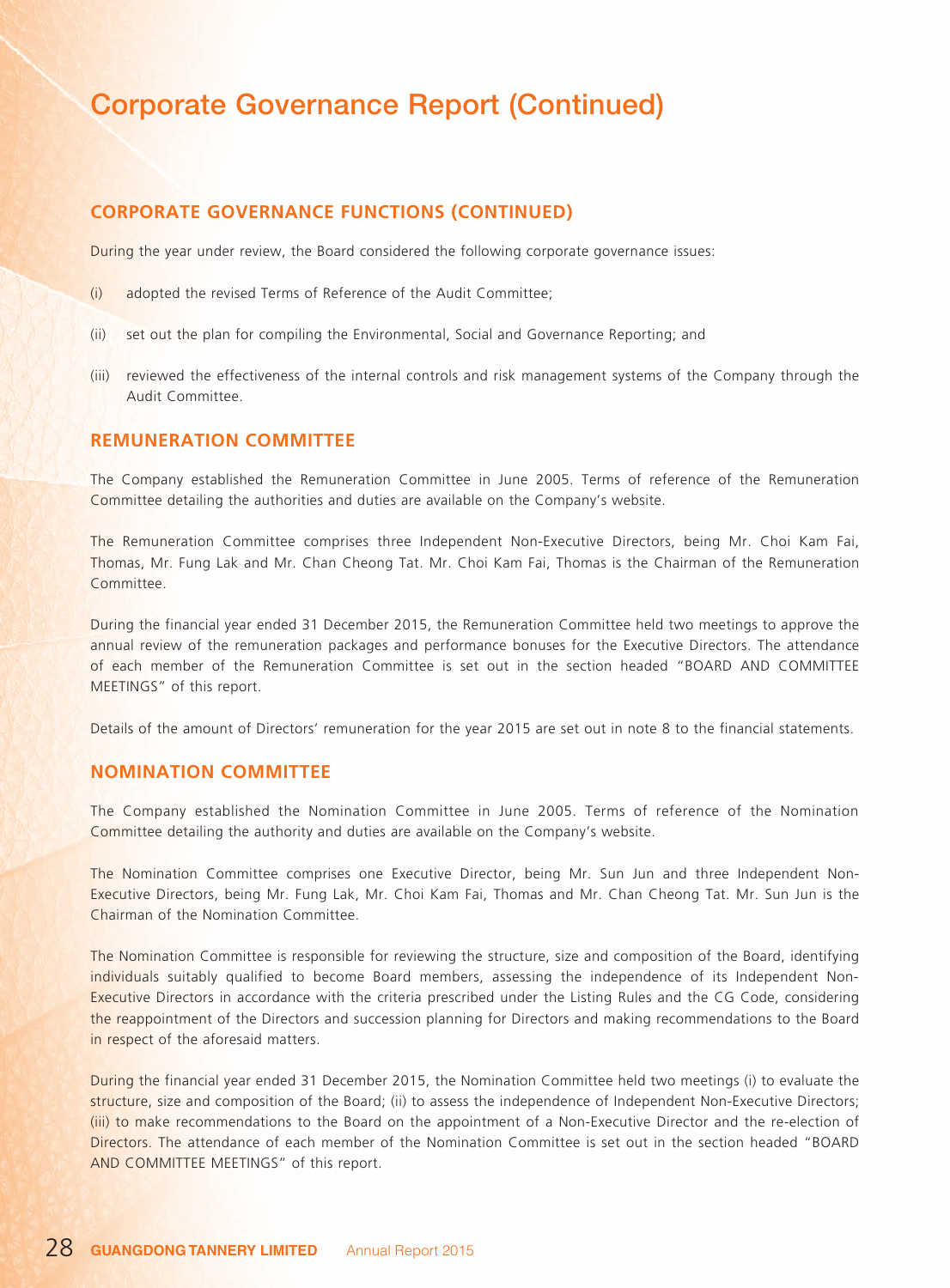# Corporate Governance Report (Continued)

## CORPORATE GOVERNANCE FUNCTIONS (CONTINUED)

During the year under review, the Board considered the following corporate governance issues:

(i) adopted the revised Terms of Reference of the Audit Committee;

(ii) set out the plan for compiling the Environmental, Social and Governance Reporting; and

(iii) reviewed the effectiveness of the internal controls and risk management systems of the Company through the Audit Committee.

## REMUNERATION COMMITTEE

The Company established the Remuneration Committee in June 2005. Terms of reference of the Remuneration Committee detailing the authorities and duties are available on the Company's website.

The Remuneration Committee comprises three Independent Non-Executive Directors, being Mr. Choi Kam Fai, Thomas, Mr. Fung Lak and Mr. Chan Cheong Tat. Mr. Choi Kam Fai, Thomas is the Chairman of the Remuneration Committee.

During the financial year ended 31 December 2015, the Remuneration Committee held two meetings to approve the annual review of the remuneration packages and performance bonuses for the Executive Directors. The attendance of each member of the Remuneration Committee is set out in the section headed "BOARD AND COMMITTEE MEETINGS" of this report.

Details of the amount of Directors' remuneration for the year 2015 are set out in note 8 to the financial statements.

## NOMINATION COMMITTEE

The Company established the Nomination Committee in June 2005. Terms of reference of the Nomination Committee detailing the authority and duties are available on the Company's website.

The Nomination Committee comprises one Executive Director, being Mr. Sun Jun and three Independent Non-Executive Directors, being Mr. Fung Lak, Mr. Choi Kam Fai, Thomas and Mr. Chan Cheong Tat. Mr. Sun Jun is the Chairman of the Nomination Committee.

The Nomination Committee is responsible for reviewing the structure, size and composition of the Board, identifying individuals suitably qualified to become Board members, assessing the independence of its Independent Non-Executive Directors in accordance with the criteria prescribed under the Listing Rules and the CG Code, considering the reappointment of the Directors and succession planning for Directors and making recommendations to the Board in respect of the aforesaid matters.

During the financial year ended 31 December 2015, the Nomination Committee held two meetings (i) to evaluate the structure, size and composition of the Board; (ii) to assess the independence of Independent Non-Executive Directors; (iii) to make recommendations to the Board on the appointment of a Non-Executive Director and the re-election of Directors. The attendance of each member of the Nomination Committee is set out in the section headed "BOARD AND COMMITTEE MEETINGS" of this report.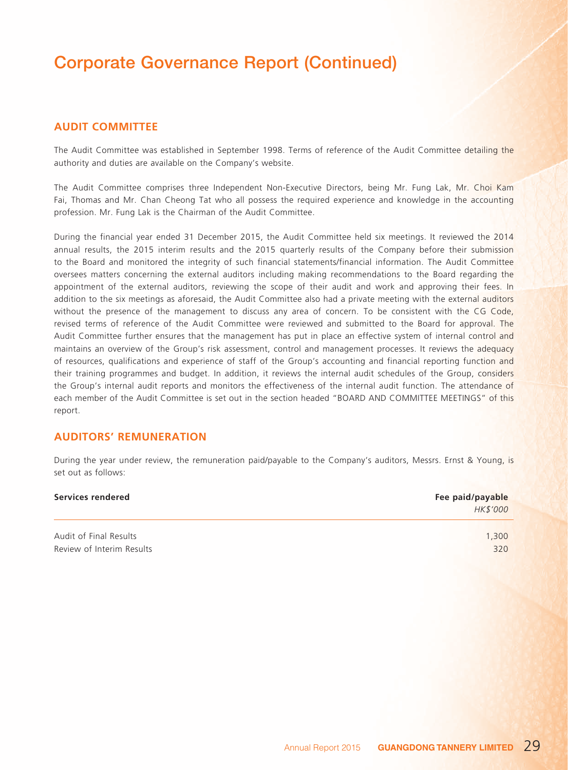# Corporate Governance Report (Continued)

## AUDIT COMMITTEE

The Audit Committee was established in September 1998. Terms of reference of the Audit Committee detailing the authority and duties are available on the Company's website.

The Audit Committee comprises three Independent Non-Executive Directors, being Mr. Fung Lak, Mr. Choi Kam Fai, Thomas and Mr. Chan Cheong Tat who all possess the required experience and knowledge in the accounting profession. Mr. Fung Lak is the Chairman of the Audit Committee.

During the financial year ended 31 December 2015, the Audit Committee held six meetings. It reviewed the 2014 annual results, the 2015 interim results and the 2015 quarterly results of the Company before their submission to the Board and monitored the integrity of such financial statements/financial information. The Audit Committee oversees matters concerning the external auditors including making recommendations to the Board regarding the appointment of the external auditors, reviewing the scope of their audit and work and approving their fees. In addition to the six meetings as aforesaid, the Audit Committee also had a private meeting with the external auditors without the presence of the management to discuss any area of concern. To be consistent with the CG Code, revised terms of reference of the Audit Committee were reviewed and submitted to the Board for approval. The Audit Committee further ensures that the management has put in place an effective system of internal control and maintains an overview of the Group's risk assessment, control and management processes. It reviews the adequacy of resources, qualifications and experience of staff of the Group's accounting and financial reporting function and their training programmes and budget. In addition, it reviews the internal audit schedules of the Group, considers the Group's internal audit reports and monitors the effectiveness of the internal audit function. The attendance of each member of the Audit Committee is set out in the section headed "BOARD AND COMMITTEE MEETINGS" of this report.

## AUDITORS' REMUNERATION

During the year under review, the remuneration paid/payable to the Company's auditors, Messrs. Ernst & Young, is set out as follows:

| **Services rendered** | **Fee paid/payable** *HK$'000* |
|---|---|
| Audit of Final Results | 1,300 |
| Review of Interim Results | 320 |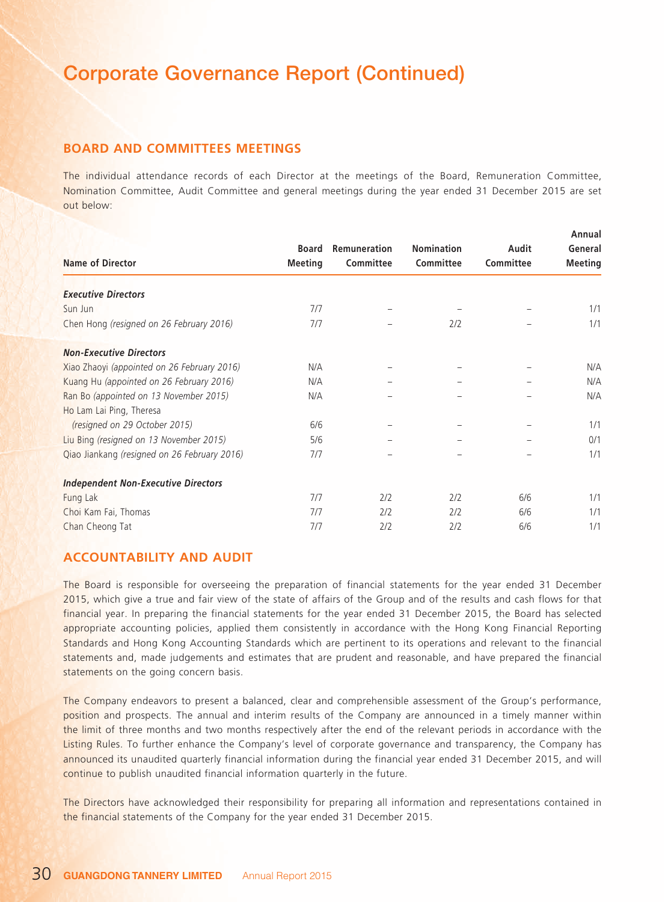# Corporate Governance Report (Continued)

## BOARD AND COMMITTEES MEETINGS

The individual attendance records of each Director at the meetings of the Board, Remuneration Committee, Nomination Committee, Audit Committee and general meetings during the year ended 31 December 2015 are set out below:

| Name of Director | Board Meeting | Remuneration Committee | Nomination Committee | Audit Committee | Annual General Meeting |
|---|---|---|---|---|---|
| ***Executive Directors*** | | | | | |
| Sun Jun | 7/7 | – | – | – | 1/1 |
| Chen Hong *(resigned on 26 February 2016)* | 7/7 | – | 2/2 | – | 1/1 |
| ***Non-Executive Directors*** | | | | | |
| Xiao Zhaoyi *(appointed on 26 February 2016)* | N/A | – | – | – | N/A |
| Kuang Hu *(appointed on 26 February 2016)* | N/A | – | – | – | N/A |
| Ran Bo *(appointed on 13 November 2015)* | N/A | – | – | – | N/A |
| Ho Lam Lai Ping, Theresa *(resigned on 29 October 2015)* | 6/6 | – | – | – | 1/1 |
| Liu Bing *(resigned on 13 November 2015)* | 5/6 | – | – | – | 0/1 |
| Qiao Jiankang *(resigned on 26 February 2016)* | 7/7 | – | – | – | 1/1 |
| ***Independent Non-Executive Directors*** | | | | | |
| Fung Lak | 7/7 | 2/2 | 2/2 | 6/6 | 1/1 |
| Choi Kam Fai, Thomas | 7/7 | 2/2 | 2/2 | 6/6 | 1/1 |
| Chan Cheong Tat | 7/7 | 2/2 | 2/2 | 6/6 | 1/1 |

## ACCOUNTABILITY AND AUDIT

The Board is responsible for overseeing the preparation of financial statements for the year ended 31 December 2015, which give a true and fair view of the state of affairs of the Group and of the results and cash flows for that financial year. In preparing the financial statements for the year ended 31 December 2015, the Board has selected appropriate accounting policies, applied them consistently in accordance with the Hong Kong Financial Reporting Standards and Hong Kong Accounting Standards which are pertinent to its operations and relevant to the financial statements and, made judgements and estimates that are prudent and reasonable, and have prepared the financial statements on the going concern basis.

The Company endeavors to present a balanced, clear and comprehensible assessment of the Group's performance, position and prospects. The annual and interim results of the Company are announced in a timely manner within the limit of three months and two months respectively after the end of the relevant periods in accordance with the Listing Rules. To further enhance the Company's level of corporate governance and transparency, the Company has announced its unaudited quarterly financial information during the financial year ended 31 December 2015, and will continue to publish unaudited financial information quarterly in the future.

The Directors have acknowledged their responsibility for preparing all information and representations contained in the financial statements of the Company for the year ended 31 December 2015.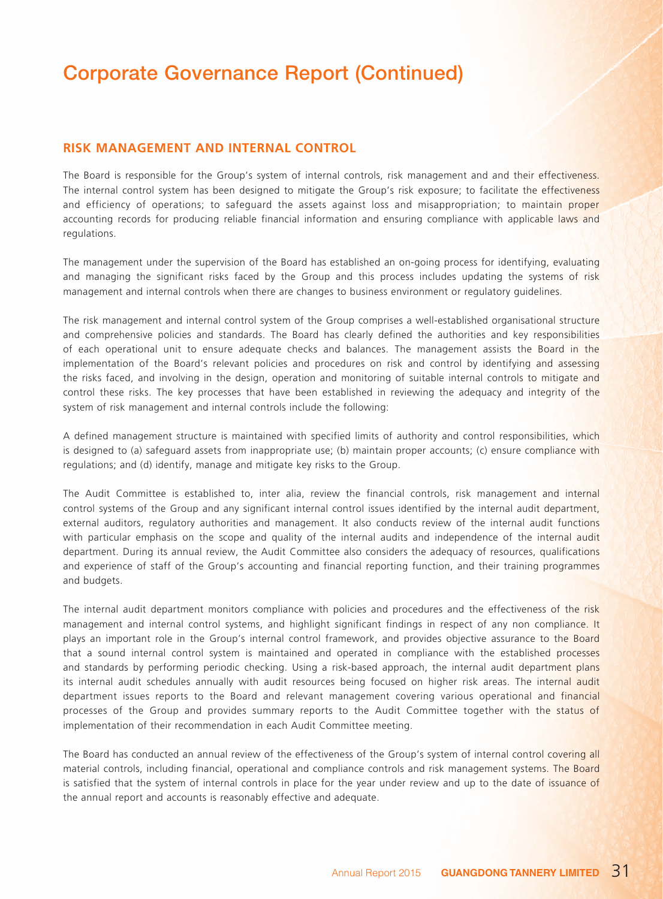# Corporate Governance Report (Continued)

## RISK MANAGEMENT AND INTERNAL CONTROL

The Board is responsible for the Group's system of internal controls, risk management and and their effectiveness. The internal control system has been designed to mitigate the Group's risk exposure; to facilitate the effectiveness and efficiency of operations; to safeguard the assets against loss and misappropriation; to maintain proper accounting records for producing reliable financial information and ensuring compliance with applicable laws and regulations.

The management under the supervision of the Board has established an on-going process for identifying, evaluating and managing the significant risks faced by the Group and this process includes updating the systems of risk management and internal controls when there are changes to business environment or regulatory guidelines.

The risk management and internal control system of the Group comprises a well-established organisational structure and comprehensive policies and standards. The Board has clearly defined the authorities and key responsibilities of each operational unit to ensure adequate checks and balances. The management assists the Board in the implementation of the Board's relevant policies and procedures on risk and control by identifying and assessing the risks faced, and involving in the design, operation and monitoring of suitable internal controls to mitigate and control these risks. The key processes that have been established in reviewing the adequacy and integrity of the system of risk management and internal controls include the following:

A defined management structure is maintained with specified limits of authority and control responsibilities, which is designed to (a) safeguard assets from inappropriate use; (b) maintain proper accounts; (c) ensure compliance with regulations; and (d) identify, manage and mitigate key risks to the Group.

The Audit Committee is established to, inter alia, review the financial controls, risk management and internal control systems of the Group and any significant internal control issues identified by the internal audit department, external auditors, regulatory authorities and management. It also conducts review of the internal audit functions with particular emphasis on the scope and quality of the internal audits and independence of the internal audit department. During its annual review, the Audit Committee also considers the adequacy of resources, qualifications and experience of staff of the Group's accounting and financial reporting function, and their training programmes and budgets.

The internal audit department monitors compliance with policies and procedures and the effectiveness of the risk management and internal control systems, and highlight significant findings in respect of any non compliance. It plays an important role in the Group's internal control framework, and provides objective assurance to the Board that a sound internal control system is maintained and operated in compliance with the established processes and standards by performing periodic checking. Using a risk-based approach, the internal audit department plans its internal audit schedules annually with audit resources being focused on higher risk areas. The internal audit department issues reports to the Board and relevant management covering various operational and financial processes of the Group and provides summary reports to the Audit Committee together with the status of implementation of their recommendation in each Audit Committee meeting.

The Board has conducted an annual review of the effectiveness of the Group's system of internal control covering all material controls, including financial, operational and compliance controls and risk management systems. The Board is satisfied that the system of internal controls in place for the year under review and up to the date of issuance of the annual report and accounts is reasonably effective and adequate.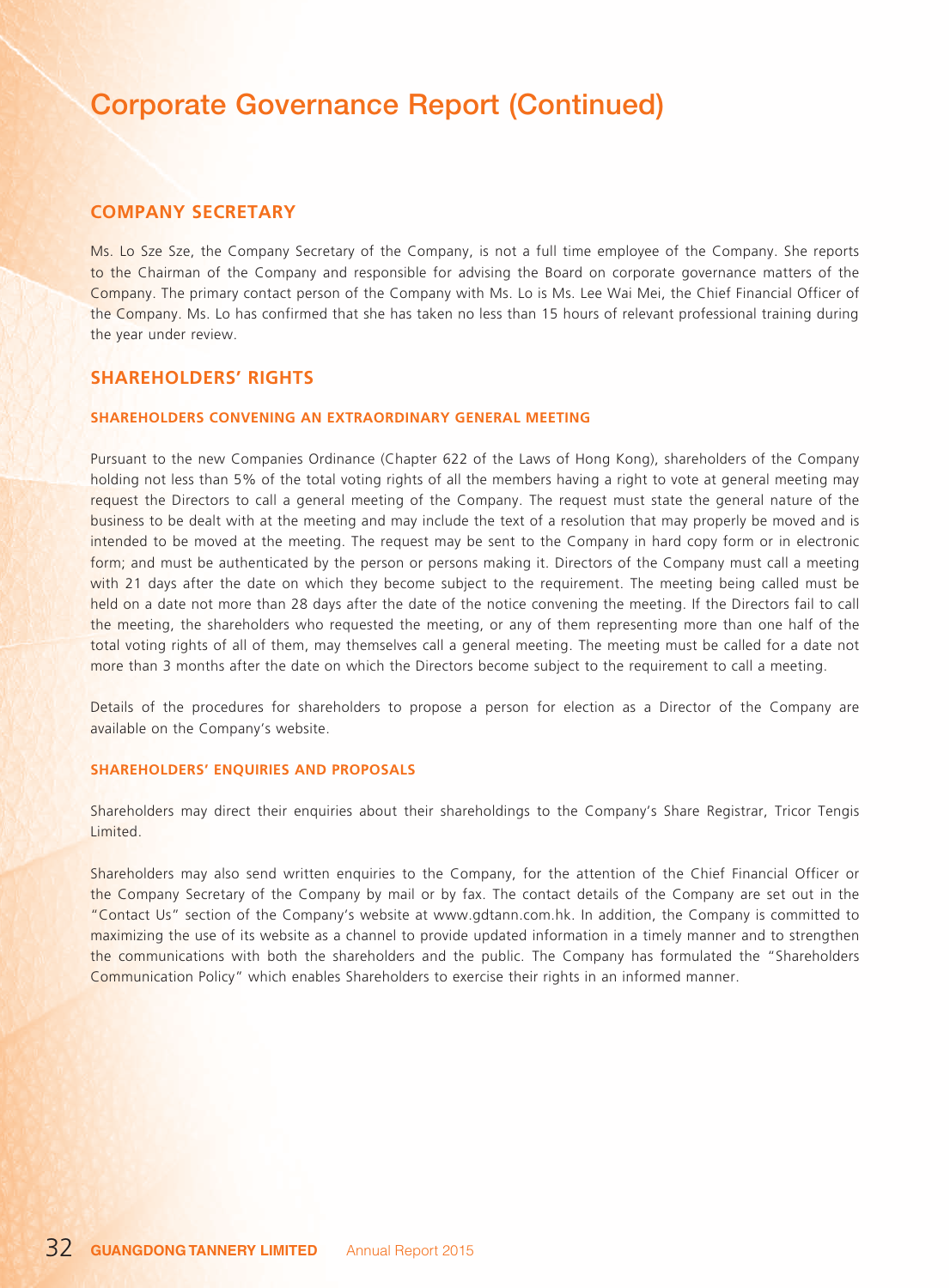# Corporate Governance Report (Continued)

## COMPANY SECRETARY

Ms. Lo Sze Sze, the Company Secretary of the Company, is not a full time employee of the Company. She reports to the Chairman of the Company and responsible for advising the Board on corporate governance matters of the Company. The primary contact person of the Company with Ms. Lo is Ms. Lee Wai Mei, the Chief Financial Officer of the Company. Ms. Lo has confirmed that she has taken no less than 15 hours of relevant professional training during the year under review.

## SHAREHOLDERS' RIGHTS

### SHAREHOLDERS CONVENING AN EXTRAORDINARY GENERAL MEETING

Pursuant to the new Companies Ordinance (Chapter 622 of the Laws of Hong Kong), shareholders of the Company holding not less than 5% of the total voting rights of all the members having a right to vote at general meeting may request the Directors to call a general meeting of the Company. The request must state the general nature of the business to be dealt with at the meeting and may include the text of a resolution that may properly be moved and is intended to be moved at the meeting. The request may be sent to the Company in hard copy form or in electronic form; and must be authenticated by the person or persons making it. Directors of the Company must call a meeting with 21 days after the date on which they become subject to the requirement. The meeting being called must be held on a date not more than 28 days after the date of the notice convening the meeting. If the Directors fail to call the meeting, the shareholders who requested the meeting, or any of them representing more than one half of the total voting rights of all of them, may themselves call a general meeting. The meeting must be called for a date not more than 3 months after the date on which the Directors become subject to the requirement to call a meeting.

Details of the procedures for shareholders to propose a person for election as a Director of the Company are available on the Company's website.

### SHAREHOLDERS' ENQUIRIES AND PROPOSALS

Shareholders may direct their enquiries about their shareholdings to the Company's Share Registrar, Tricor Tengis Limited.

Shareholders may also send written enquiries to the Company, for the attention of the Chief Financial Officer or the Company Secretary of the Company by mail or by fax. The contact details of the Company are set out in the "Contact Us" section of the Company's website at www.gdtann.com.hk. In addition, the Company is committed to maximizing the use of its website as a channel to provide updated information in a timely manner and to strengthen the communications with both the shareholders and the public. The Company has formulated the "Shareholders Communication Policy" which enables Shareholders to exercise their rights in an informed manner.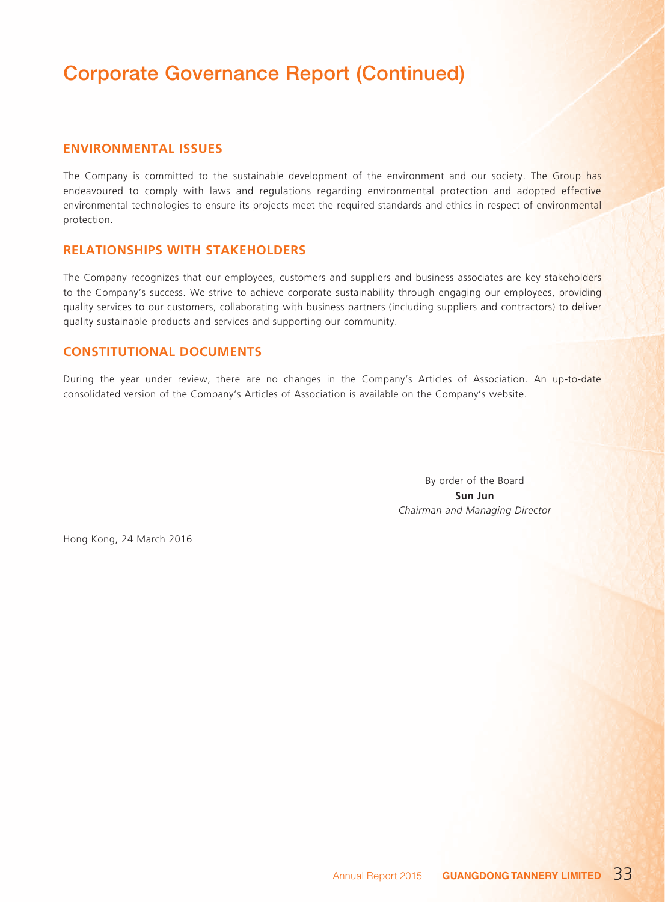# Corporate Governance Report (Continued)

## ENVIRONMENTAL ISSUES

The Company is committed to the sustainable development of the environment and our society. The Group has endeavoured to comply with laws and regulations regarding environmental protection and adopted effective environmental technologies to ensure its projects meet the required standards and ethics in respect of environmental protection.

## RELATIONSHIPS WITH STAKEHOLDERS

The Company recognizes that our employees, customers and suppliers and business associates are key stakeholders to the Company's success. We strive to achieve corporate sustainability through engaging our employees, providing quality services to our customers, collaborating with business partners (including suppliers and contractors) to deliver quality sustainable products and services and supporting our community.

## CONSTITUTIONAL DOCUMENTS

During the year under review, there are no changes in the Company's Articles of Association. An up-to-date consolidated version of the Company's Articles of Association is available on the Company's website.

By order of the Board
**Sun Jun**
*Chairman and Managing Director*

Hong Kong, 24 March 2016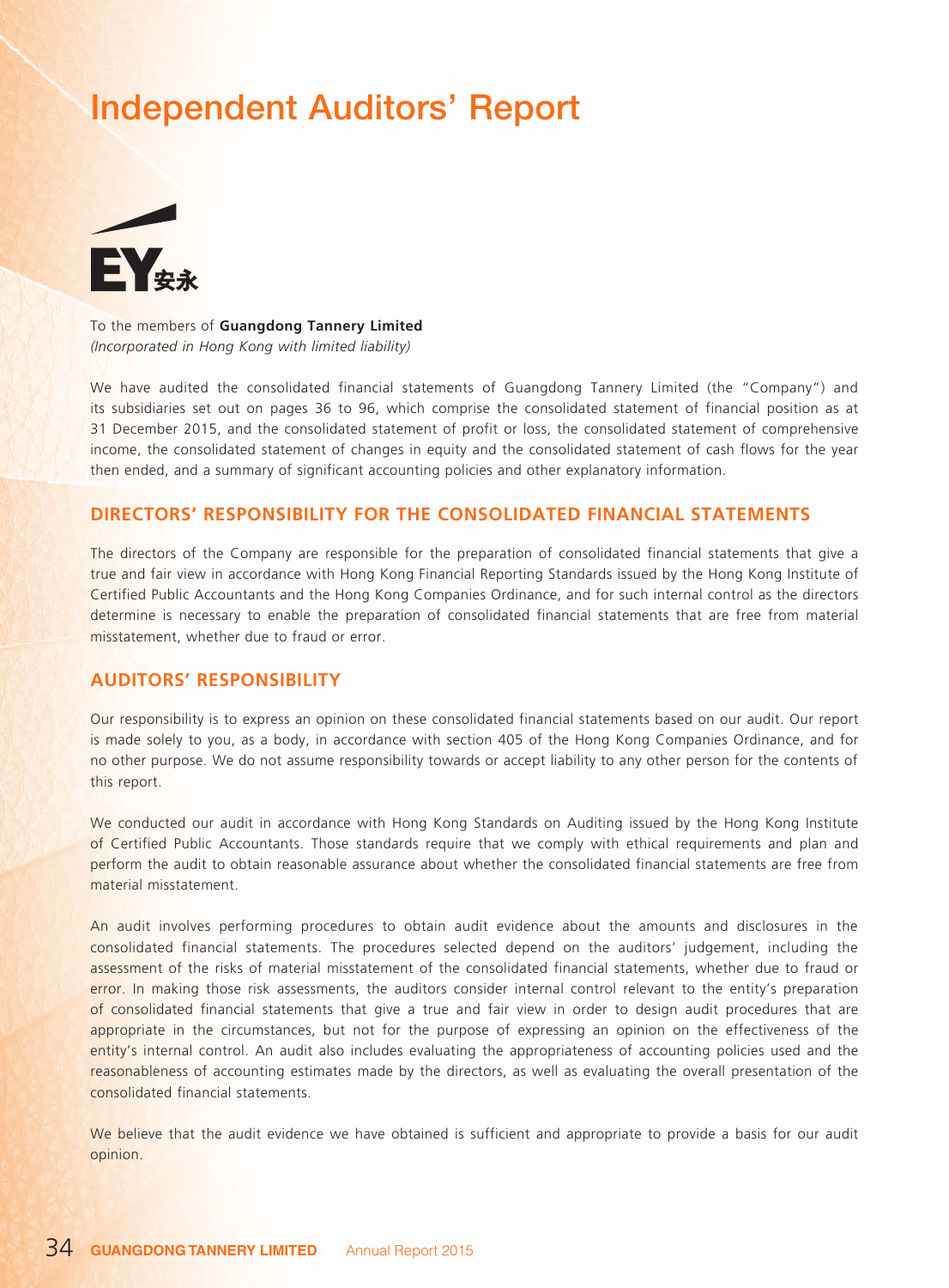# Independent Auditors' Report

EY 安永

To the members of **Guangdong Tannery Limited**
*(Incorporated in Hong Kong with limited liability)*

We have audited the consolidated financial statements of Guangdong Tannery Limited (the "Company") and its subsidiaries set out on pages 36 to 96, which comprise the consolidated statement of financial position as at 31 December 2015, and the consolidated statement of profit or loss, the consolidated statement of comprehensive income, the consolidated statement of changes in equity and the consolidated statement of cash flows for the year then ended, and a summary of significant accounting policies and other explanatory information.

## DIRECTORS' RESPONSIBILITY FOR THE CONSOLIDATED FINANCIAL STATEMENTS

The directors of the Company are responsible for the preparation of consolidated financial statements that give a true and fair view in accordance with Hong Kong Financial Reporting Standards issued by the Hong Kong Institute of Certified Public Accountants and the Hong Kong Companies Ordinance, and for such internal control as the directors determine is necessary to enable the preparation of consolidated financial statements that are free from material misstatement, whether due to fraud or error.

## AUDITORS' RESPONSIBILITY

Our responsibility is to express an opinion on these consolidated financial statements based on our audit. Our report is made solely to you, as a body, in accordance with section 405 of the Hong Kong Companies Ordinance, and for no other purpose. We do not assume responsibility towards or accept liability to any other person for the contents of this report.

We conducted our audit in accordance with Hong Kong Standards on Auditing issued by the Hong Kong Institute of Certified Public Accountants. Those standards require that we comply with ethical requirements and plan and perform the audit to obtain reasonable assurance about whether the consolidated financial statements are free from material misstatement.

An audit involves performing procedures to obtain audit evidence about the amounts and disclosures in the consolidated financial statements. The procedures selected depend on the auditors' judgement, including the assessment of the risks of material misstatement of the consolidated financial statements, whether due to fraud or error. In making those risk assessments, the auditors consider internal control relevant to the entity's preparation of consolidated financial statements that give a true and fair view in order to design audit procedures that are appropriate in the circumstances, but not for the purpose of expressing an opinion on the effectiveness of the entity's internal control. An audit also includes evaluating the appropriateness of accounting policies used and the reasonableness of accounting estimates made by the directors, as well as evaluating the overall presentation of the consolidated financial statements.

We believe that the audit evidence we have obtained is sufficient and appropriate to provide a basis for our audit opinion.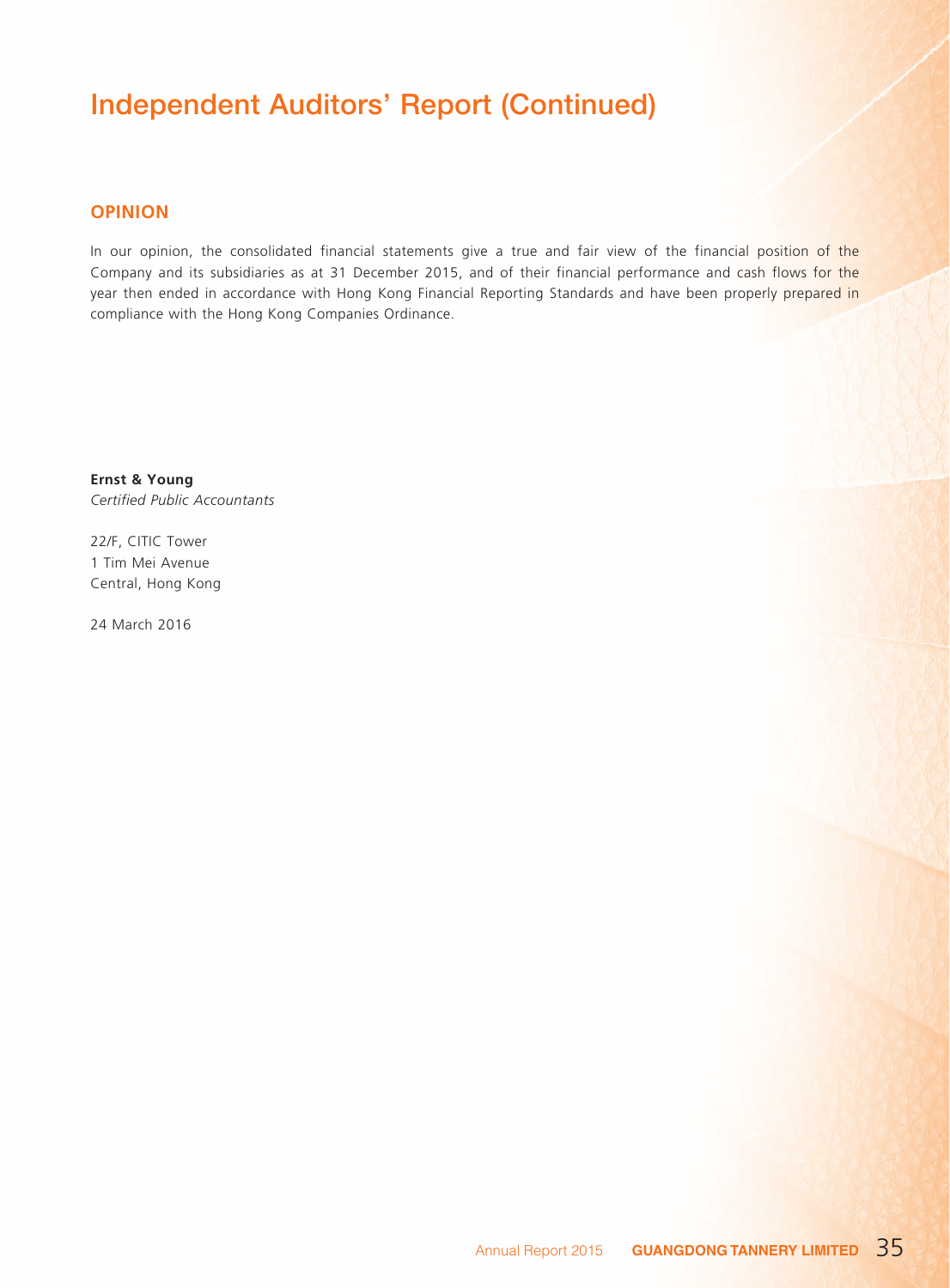# Independent Auditors' Report (Continued)

## OPINION

In our opinion, the consolidated financial statements give a true and fair view of the financial position of the Company and its subsidiaries as at 31 December 2015, and of their financial performance and cash flows for the year then ended in accordance with Hong Kong Financial Reporting Standards and have been properly prepared in compliance with the Hong Kong Companies Ordinance.

**Ernst & Young**
*Certified Public Accountants*

22/F, CITIC Tower
1 Tim Mei Avenue
Central, Hong Kong

24 March 2016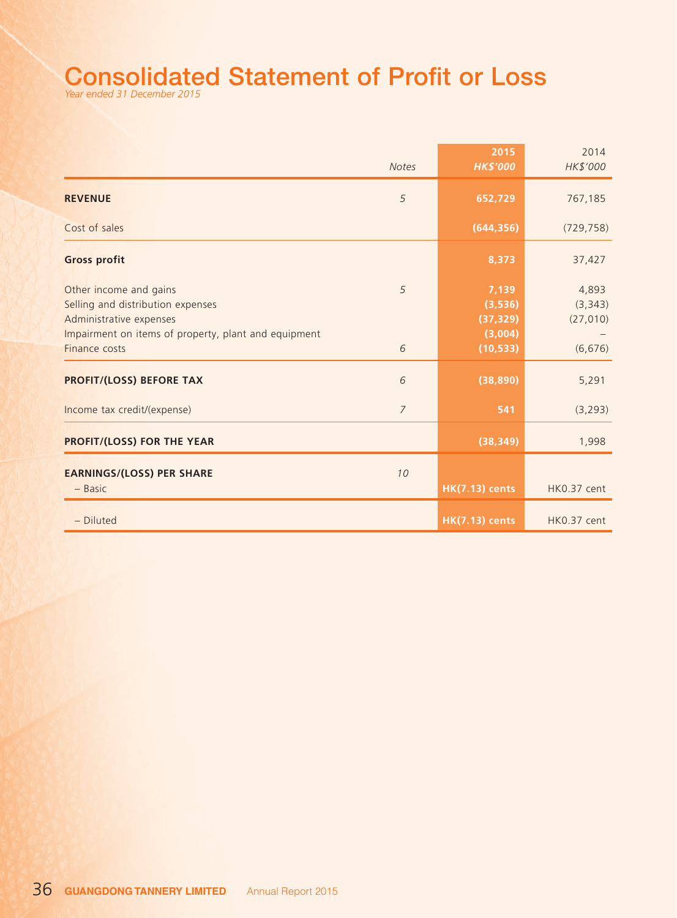# Consolidated Statement of Profit or Loss

*Year ended 31 December 2015*

| | Notes | 2015<br>*HK$'000* | 2014<br>*HK$'000* |
|---|---|---|---|
| **REVENUE** | *5* | **652,729** | 767,185 |
| Cost of sales | | **(644,356)** | (729,758) |
| **Gross profit** | | **8,373** | 37,427 |
| Other income and gains | *5* | **7,139** | 4,893 |
| Selling and distribution expenses | | **(3,536)** | (3,343) |
| Administrative expenses | | **(37,329)** | (27,010) |
| Impairment on items of property, plant and equipment | | **(3,004)** | – |
| Finance costs | *6* | **(10,533)** | (6,676) |
| **PROFIT/(LOSS) BEFORE TAX** | *6* | **(38,890)** | 5,291 |
| Income tax credit/(expense) | *7* | **541** | (3,293) |
| **PROFIT/(LOSS) FOR THE YEAR** | | **(38,349)** | 1,998 |
| **EARNINGS/(LOSS) PER SHARE** | *10* | | |
| – Basic | | **HK(7.13) cents** | HK0.37 cent |
| – Diluted | | **HK(7.13) cents** | HK0.37 cent |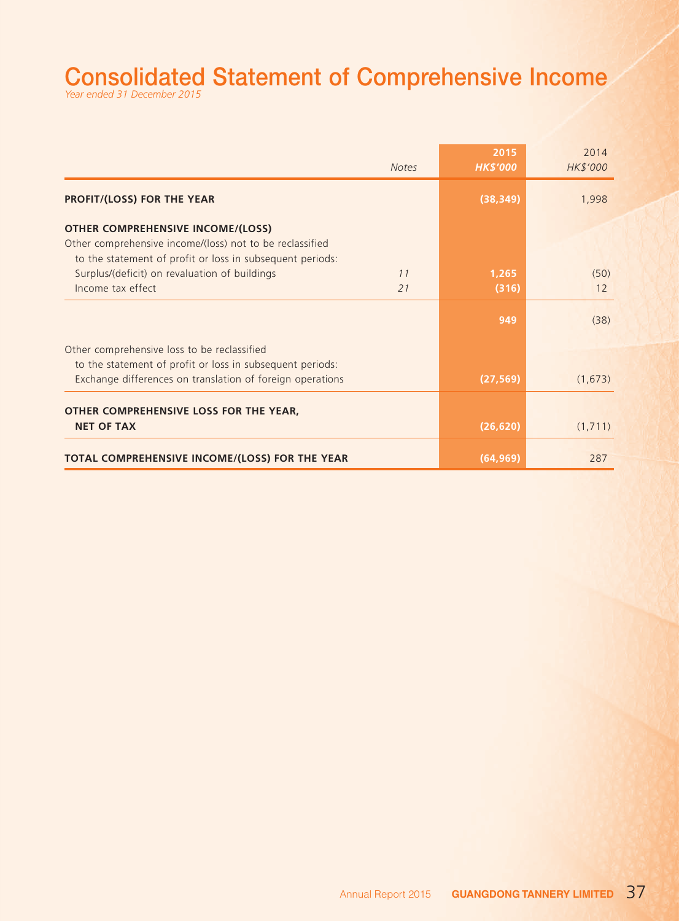# Consolidated Statement of Comprehensive Income

*Year ended 31 December 2015*

| | *Notes* | **2015** *HK$'000* | 2014 *HK$'000* |
|---|---|---|---|
| **PROFIT/(LOSS) FOR THE YEAR** | | **(38,349)** | 1,998 |
| **OTHER COMPREHENSIVE INCOME/(LOSS)** | | | |
| Other comprehensive income/(loss) not to be reclassified to the statement of profit or loss in subsequent periods: | | | |
| Surplus/(deficit) on revaluation of buildings | *11* | **1,265** | (50) |
| Income tax effect | *21* | **(316)** | 12 |
| | | **949** | (38) |
| Other comprehensive loss to be reclassified to the statement of profit or loss in subsequent periods: | | | |
| Exchange differences on translation of foreign operations | | **(27,569)** | (1,673) |
| **OTHER COMPREHENSIVE LOSS FOR THE YEAR, NET OF TAX** | | **(26,620)** | (1,711) |
| **TOTAL COMPREHENSIVE INCOME/(LOSS) FOR THE YEAR** | | **(64,969)** | 287 |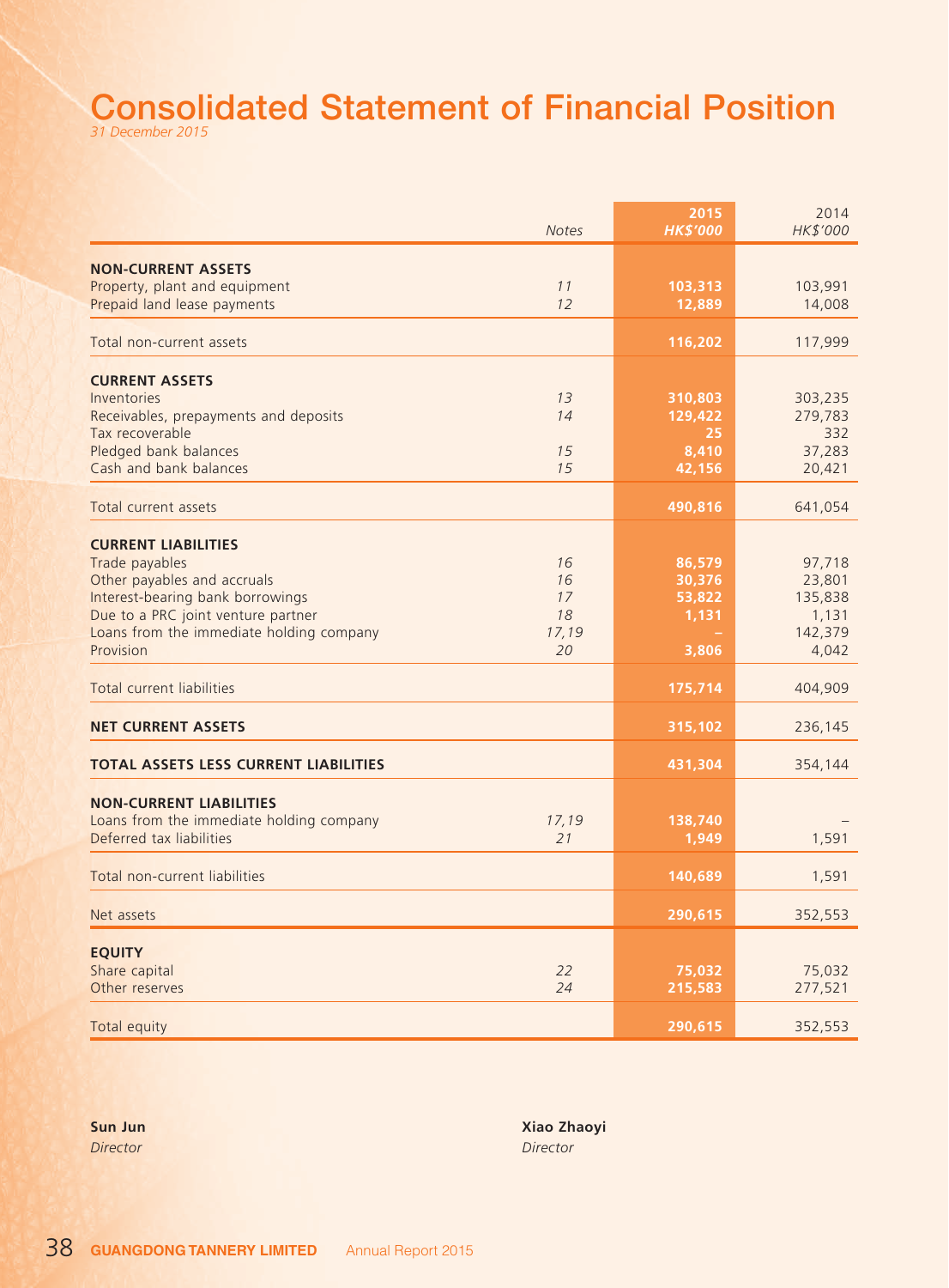# Consolidated Statement of Financial Position

*31 December 2015*

| | Notes | 2015<br>HK$'000 | 2014<br>HK$'000 |
|---|---|---|---|
| **NON-CURRENT ASSETS** | | | |
| Property, plant and equipment | 11 | **103,313** | 103,991 |
| Prepaid land lease payments | 12 | **12,889** | 14,008 |
| Total non-current assets | | **116,202** | 117,999 |
| **CURRENT ASSETS** | | | |
| Inventories | 13 | **310,803** | 303,235 |
| Receivables, prepayments and deposits | 14 | **129,422** | 279,783 |
| Tax recoverable | | **25** | 332 |
| Pledged bank balances | 15 | **8,410** | 37,283 |
| Cash and bank balances | 15 | **42,156** | 20,421 |
| Total current assets | | **490,816** | 641,054 |
| **CURRENT LIABILITIES** | | | |
| Trade payables | 16 | **86,579** | 97,718 |
| Other payables and accruals | 16 | **30,376** | 23,801 |
| Interest-bearing bank borrowings | 17 | **53,822** | 135,838 |
| Due to a PRC joint venture partner | 18 | **1,131** | 1,131 |
| Loans from the immediate holding company | 17,19 | **–** | 142,379 |
| Provision | 20 | **3,806** | 4,042 |
| Total current liabilities | | **175,714** | 404,909 |
| **NET CURRENT ASSETS** | | **315,102** | 236,145 |
| **TOTAL ASSETS LESS CURRENT LIABILITIES** | | **431,304** | 354,144 |
| **NON-CURRENT LIABILITIES** | | | |
| Loans from the immediate holding company | 17,19 | **138,740** | – |
| Deferred tax liabilities | 21 | **1,949** | 1,591 |
| Total non-current liabilities | | **140,689** | 1,591 |
| Net assets | | **290,615** | 352,553 |
| **EQUITY** | | | |
| Share capital | 22 | **75,032** | 75,032 |
| Other reserves | 24 | **215,583** | 277,521 |
| Total equity | | **290,615** | 352,553 |

**Sun Jun**
*Director*

**Xiao Zhaoyi**
*Director*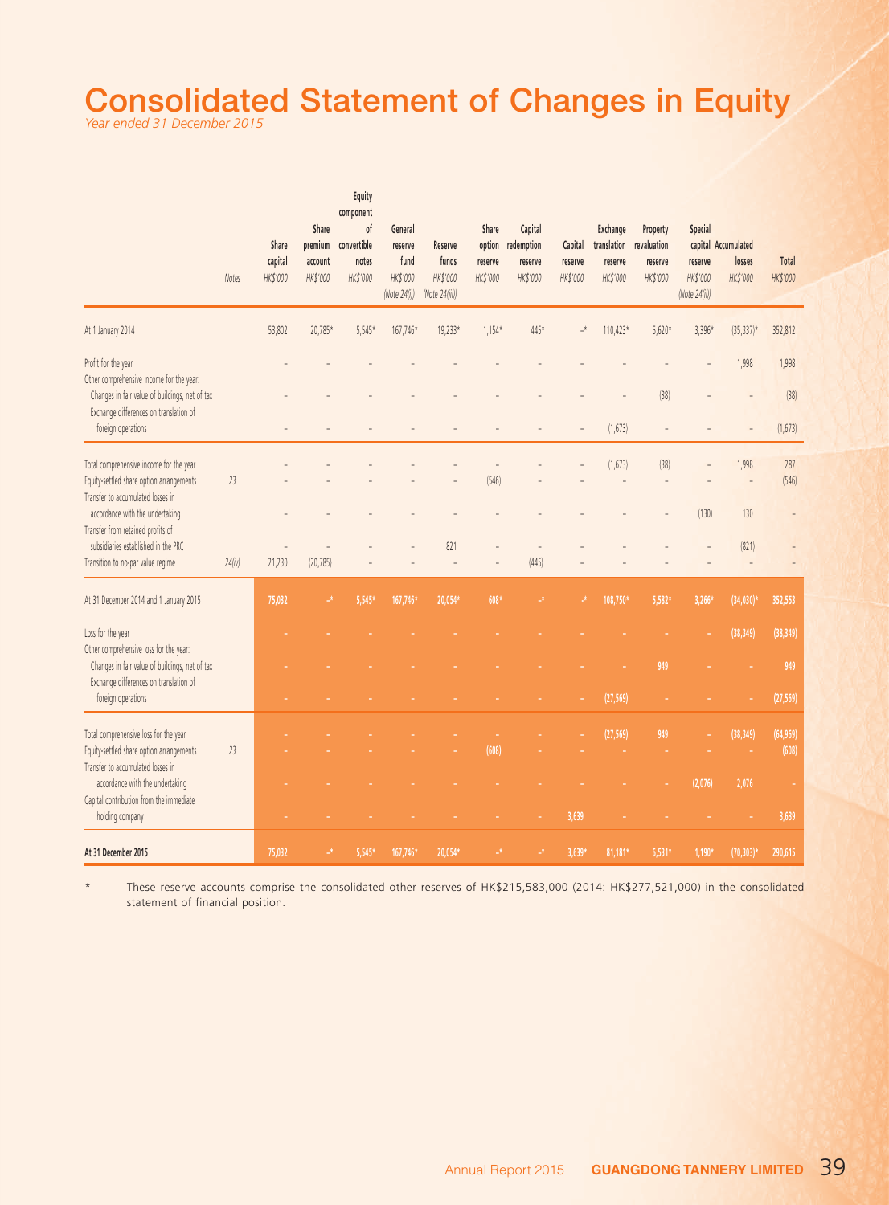# Consolidated Statement of Changes in Equity

*Year ended 31 December 2015*

| | Notes | Share capital HK$'000 | Share premium account HK$'000 | Equity component of convertible notes HK$'000 | General reserve fund HK$'000 (Note 24(i)) | Reserve funds HK$'000 (Note 24(iii)) | Share option reserve HK$'000 | Capital redemption reserve HK$'000 | Capital reserve HK$'000 | Exchange translation reserve HK$'000 | Property revaluation reserve HK$'000 | Special capital reserve HK$'000 (Note 24(ii)) | Accumulated losses HK$'000 | Total HK$'000 |
|---|---|---|---|---|---|---|---|---|---|---|---|---|---|---|
| At 1 January 2014 | | 53,802 | 20,785* | 5,545* | 167,746* | 19,233* | 1,154* | 445* | –* | 110,423* | 5,620* | 3,396* | (35,337)* | 352,812 |
| Profit for the year | | – | – | – | – | – | – | – | – | – | – | – | 1,998 | 1,998 |
| Other comprehensive income for the year: | | | | | | | | | | | | | | |
| Changes in fair value of buildings, net of tax | | – | – | – | – | – | – | – | – | – | (38) | – | – | (38) |
| Exchange differences on translation of foreign operations | | – | – | – | – | – | – | – | – | (1,673) | – | – | – | (1,673) |
| Total comprehensive income for the year | | – | – | – | – | – | – | – | – | (1,673) | (38) | – | 1,998 | 287 |
| Equity-settled share option arrangements | 23 | – | – | – | – | – | (546) | – | – | – | – | – | – | (546) |
| Transfer to accumulated losses in accordance with the undertaking | | – | – | – | – | – | – | – | – | – | – | (130) | 130 | – |
| Transfer from retained profits of subsidiaries established in the PRC | | – | – | – | – | 821 | – | – | – | – | – | – | (821) | – |
| Transition to no-par value regime | 24(iv) | 21,230 | (20,785) | – | – | – | – | (445) | – | – | – | – | – | – |
| At 31 December 2014 and 1 January 2015 | | 75,032 | –* | 5,545* | 167,746* | 20,054* | 608* | –* | –* | 108,750* | 5,582* | 3,266* | (34,030)* | 352,553 |
| Loss for the year | | – | – | – | – | – | – | – | – | – | – | – | (38,349) | (38,349) |
| Other comprehensive loss for the year: | | | | | | | | | | | | | | |
| Changes in fair value of buildings, net of tax | | – | – | – | – | – | – | – | – | – | 949 | – | – | 949 |
| Exchange differences on translation of foreign operations | | – | – | – | – | – | – | – | – | (27,569) | – | – | – | (27,569) |
| Total comprehensive loss for the year | | – | – | – | – | – | – | – | – | (27,569) | 949 | – | (38,349) | (64,969) |
| Equity-settled share option arrangements | 23 | – | – | – | – | – | (608) | – | – | – | – | – | – | (608) |
| Transfer to accumulated losses in accordance with the undertaking | | – | – | – | – | – | – | – | – | – | – | (2,076) | 2,076 | – |
| Capital contribution from the immediate holding company | | – | – | – | – | – | – | – | 3,639 | – | – | – | – | 3,639 |
| **At 31 December 2015** | | 75,032 | –* | 5,545* | 167,746* | 20,054* | –* | –* | 3,639* | 81,181* | 6,531* | 1,190* | (70,303)* | 290,615 |

\* These reserve accounts comprise the consolidated other reserves of HK$215,583,000 (2014: HK$277,521,000) in the consolidated statement of financial position.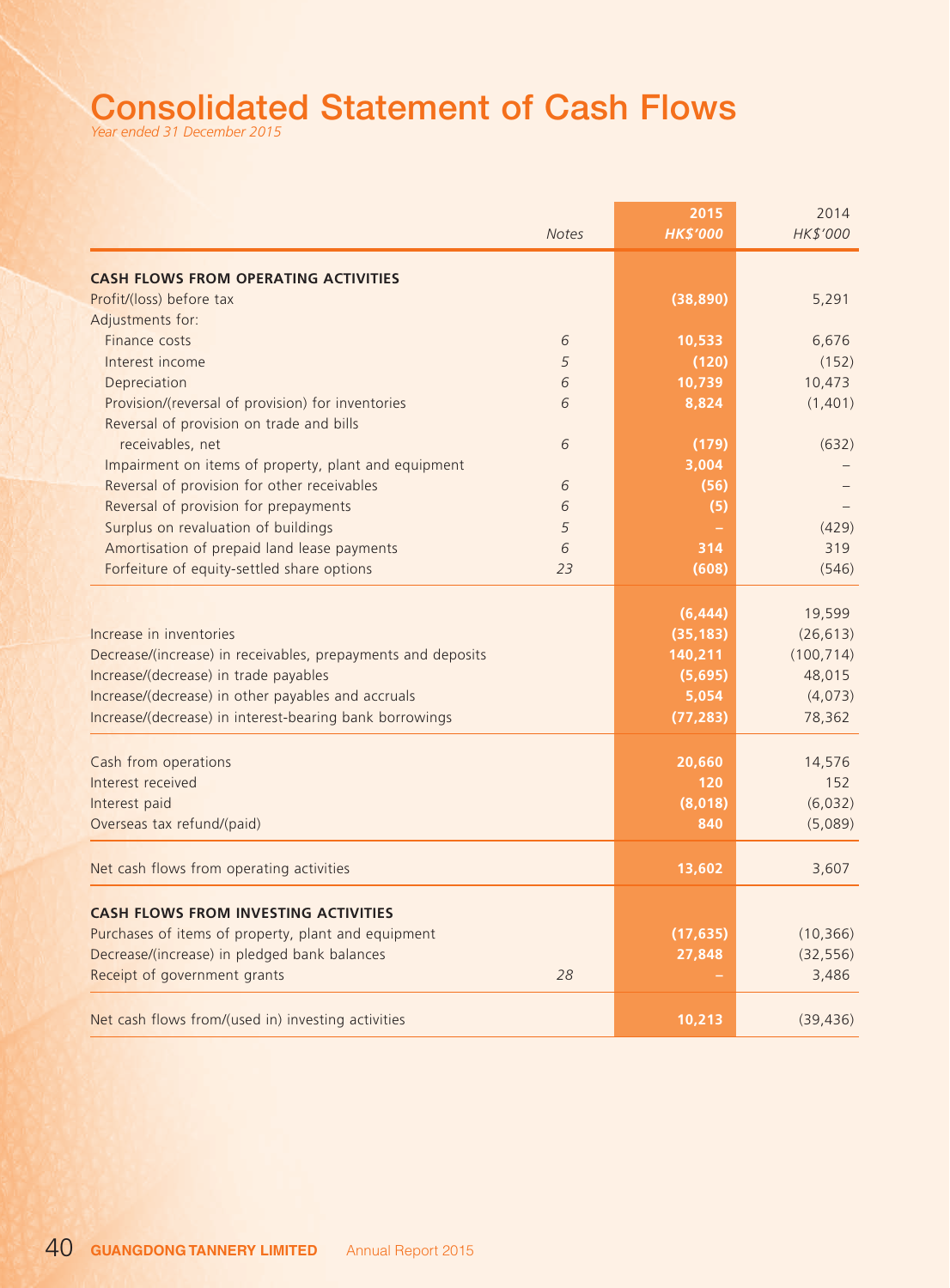# Consolidated Statement of Cash Flows

*Year ended 31 December 2015*

| | Notes | 2015 HK$'000 | 2014 HK$'000 |
|---|---|---|---|
| **CASH FLOWS FROM OPERATING ACTIVITIES** | | | |
| Profit/(loss) before tax | | (38,890) | 5,291 |
| Adjustments for: | | | |
| Finance costs | 6 | 10,533 | 6,676 |
| Interest income | 5 | (120) | (152) |
| Depreciation | 6 | 10,739 | 10,473 |
| Provision/(reversal of provision) for inventories | 6 | 8,824 | (1,401) |
| Reversal of provision on trade and bills receivables, net | 6 | (179) | (632) |
| Impairment on items of property, plant and equipment | | 3,004 | – |
| Reversal of provision for other receivables | 6 | (56) | – |
| Reversal of provision for prepayments | 6 | (5) | – |
| Surplus on revaluation of buildings | 5 | – | (429) |
| Amortisation of prepaid land lease payments | 6 | 314 | 319 |
| Forfeiture of equity-settled share options | 23 | (608) | (546) |
| | | (6,444) | 19,599 |
| Increase in inventories | | (35,183) | (26,613) |
| Decrease/(increase) in receivables, prepayments and deposits | | 140,211 | (100,714) |
| Increase/(decrease) in trade payables | | (5,695) | 48,015 |
| Increase/(decrease) in other payables and accruals | | 5,054 | (4,073) |
| Increase/(decrease) in interest-bearing bank borrowings | | (77,283) | 78,362 |
| Cash from operations | | 20,660 | 14,576 |
| Interest received | | 120 | 152 |
| Interest paid | | (8,018) | (6,032) |
| Overseas tax refund/(paid) | | 840 | (5,089) |
| Net cash flows from operating activities | | 13,602 | 3,607 |
| **CASH FLOWS FROM INVESTING ACTIVITIES** | | | |
| Purchases of items of property, plant and equipment | | (17,635) | (10,366) |
| Decrease/(increase) in pledged bank balances | | 27,848 | (32,556) |
| Receipt of government grants | 28 | – | 3,486 |
| Net cash flows from/(used in) investing activities | | 10,213 | (39,436) |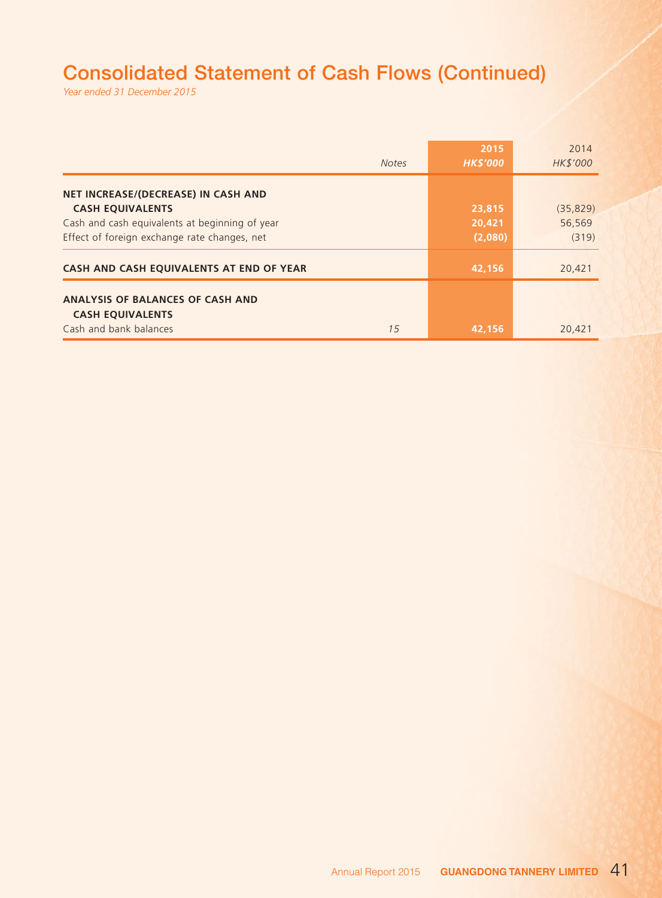# Consolidated Statement of Cash Flows (Continued)

*Year ended 31 December 2015*

| | Notes | 2015<br>*HK$'000* | 2014<br>*HK$'000* |
|---|---|---|---|
| **NET INCREASE/(DECREASE) IN CASH AND CASH EQUIVALENTS** | | **23,815** | (35,829) |
| Cash and cash equivalents at beginning of year | | **20,421** | 56,569 |
| Effect of foreign exchange rate changes, net | | **(2,080)** | (319) |
| **CASH AND CASH EQUIVALENTS AT END OF YEAR** | | **42,156** | 20,421 |
| **ANALYSIS OF BALANCES OF CASH AND CASH EQUIVALENTS** | | | |
| Cash and bank balances | *15* | **42,156** | 20,421 |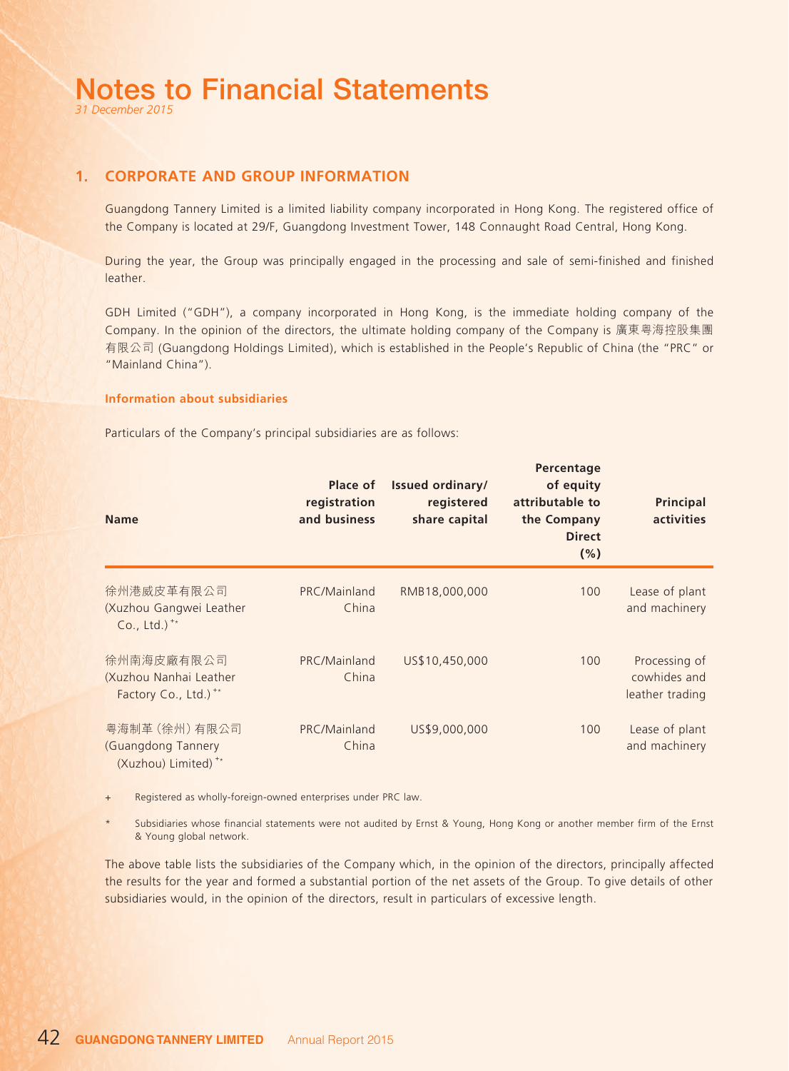# Notes to Financial Statements

*31 December 2015*

## 1. CORPORATE AND GROUP INFORMATION

Guangdong Tannery Limited is a limited liability company incorporated in Hong Kong. The registered office of the Company is located at 29/F, Guangdong Investment Tower, 148 Connaught Road Central, Hong Kong.

During the year, the Group was principally engaged in the processing and sale of semi-finished and finished leather.

GDH Limited ("GDH"), a company incorporated in Hong Kong, is the immediate holding company of the Company. In the opinion of the directors, the ultimate holding company of the Company is 廣東粵海控股集團有限公司 (Guangdong Holdings Limited), which is established in the People's Republic of China (the "PRC" or "Mainland China").

### Information about subsidiaries

Particulars of the Company's principal subsidiaries are as follows:

| Name | Place of registration and business | Issued ordinary/ registered share capital | Percentage of equity attributable to the Company Direct (%) | Principal activities |
|---|---|---|---|---|
| 徐州港威皮革有限公司 (Xuzhou Gangwei Leather Co., Ltd.)+* | PRC/Mainland China | RMB18,000,000 | 100 | Lease of plant and machinery |
| 徐州南海皮廠有限公司 (Xuzhou Nanhai Leather Factory Co., Ltd.)+* | PRC/Mainland China | US$10,450,000 | 100 | Processing of cowhides and leather trading |
| 粵海制革(徐州)有限公司 (Guangdong Tannery (Xuzhou) Limited)+* | PRC/Mainland China | US$9,000,000 | 100 | Lease of plant and machinery |

+ Registered as wholly-foreign-owned enterprises under PRC law.

* Subsidiaries whose financial statements were not audited by Ernst & Young, Hong Kong or another member firm of the Ernst & Young global network.

The above table lists the subsidiaries of the Company which, in the opinion of the directors, principally affected the results for the year and formed a substantial portion of the net assets of the Group. To give details of other subsidiaries would, in the opinion of the directors, result in particulars of excessive length.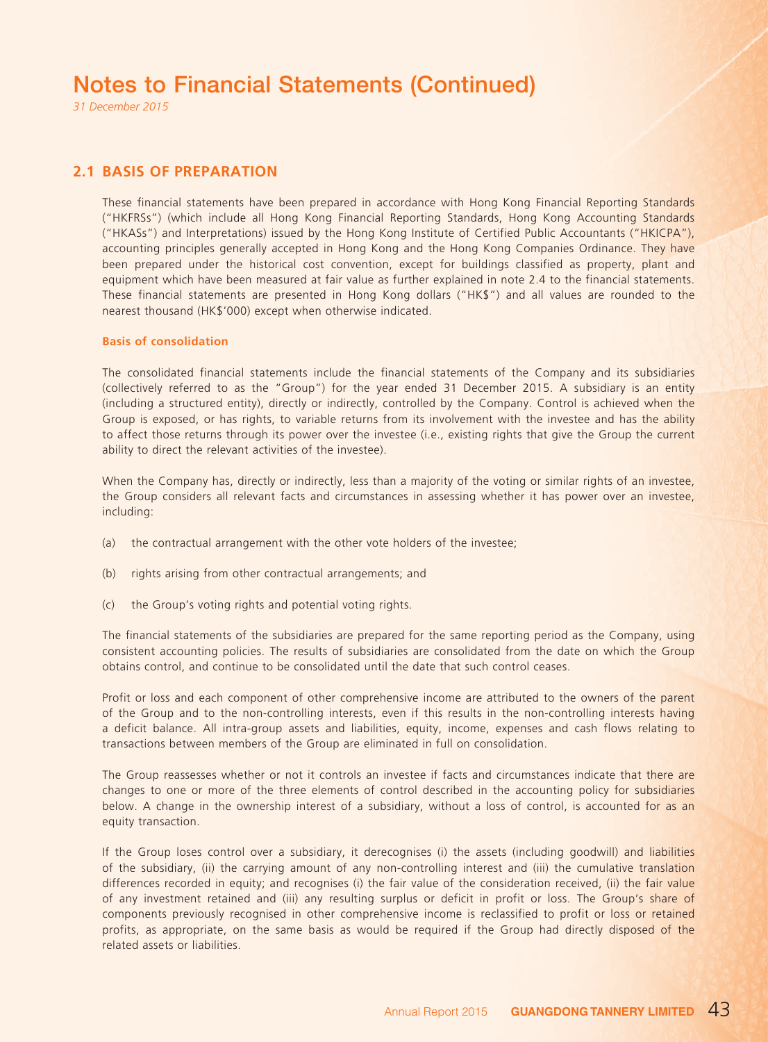## 2.1 BASIS OF PREPARATION

These financial statements have been prepared in accordance with Hong Kong Financial Reporting Standards ("HKFRSs") (which include all Hong Kong Financial Reporting Standards, Hong Kong Accounting Standards ("HKASs") and Interpretations) issued by the Hong Kong Institute of Certified Public Accountants ("HKICPA"), accounting principles generally accepted in Hong Kong and the Hong Kong Companies Ordinance. They have been prepared under the historical cost convention, except for buildings classified as property, plant and equipment which have been measured at fair value as further explained in note 2.4 to the financial statements. These financial statements are presented in Hong Kong dollars ("HK$") and all values are rounded to the nearest thousand (HK$'000) except when otherwise indicated.

### Basis of consolidation

The consolidated financial statements include the financial statements of the Company and its subsidiaries (collectively referred to as the "Group") for the year ended 31 December 2015. A subsidiary is an entity (including a structured entity), directly or indirectly, controlled by the Company. Control is achieved when the Group is exposed, or has rights, to variable returns from its involvement with the investee and has the ability to affect those returns through its power over the investee (i.e., existing rights that give the Group the current ability to direct the relevant activities of the investee).

When the Company has, directly or indirectly, less than a majority of the voting or similar rights of an investee, the Group considers all relevant facts and circumstances in assessing whether it has power over an investee, including:

(a) the contractual arrangement with the other vote holders of the investee;

(b) rights arising from other contractual arrangements; and

(c) the Group's voting rights and potential voting rights.

The financial statements of the subsidiaries are prepared for the same reporting period as the Company, using consistent accounting policies. The results of subsidiaries are consolidated from the date on which the Group obtains control, and continue to be consolidated until the date that such control ceases.

Profit or loss and each component of other comprehensive income are attributed to the owners of the parent of the Group and to the non-controlling interests, even if this results in the non-controlling interests having a deficit balance. All intra-group assets and liabilities, equity, income, expenses and cash flows relating to transactions between members of the Group are eliminated in full on consolidation.

The Group reassesses whether or not it controls an investee if facts and circumstances indicate that there are changes to one or more of the three elements of control described in the accounting policy for subsidiaries below. A change in the ownership interest of a subsidiary, without a loss of control, is accounted for as an equity transaction.

If the Group loses control over a subsidiary, it derecognises (i) the assets (including goodwill) and liabilities of the subsidiary, (ii) the carrying amount of any non-controlling interest and (iii) the cumulative translation differences recorded in equity; and recognises (i) the fair value of the consideration received, (ii) the fair value of any investment retained and (iii) any resulting surplus or deficit in profit or loss. The Group's share of components previously recognised in other comprehensive income is reclassified to profit or loss or retained profits, as appropriate, on the same basis as would be required if the Group had directly disposed of the related assets or liabilities.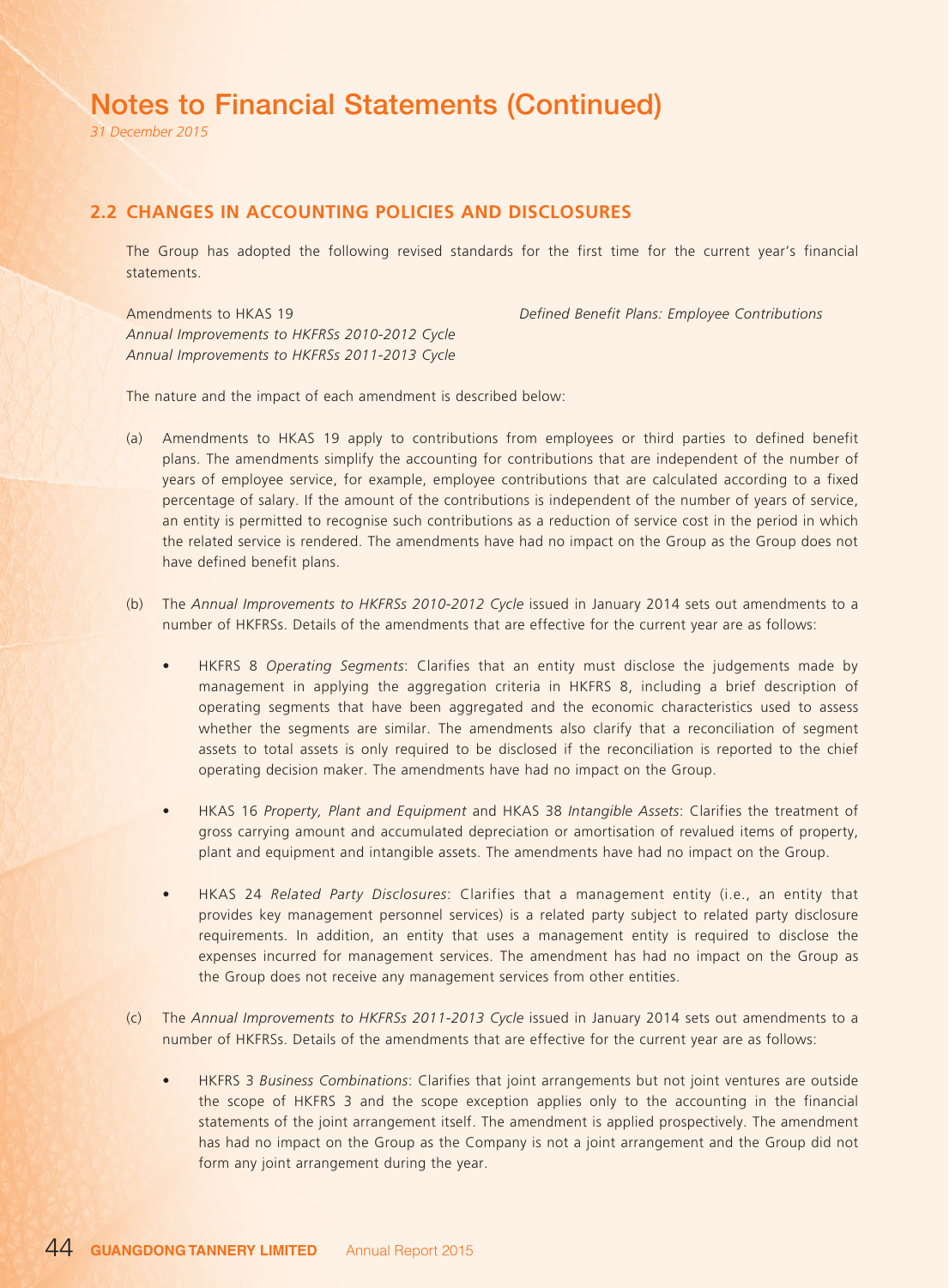# Notes to Financial Statements (Continued)

*31 December 2015*

## 2.2 CHANGES IN ACCOUNTING POLICIES AND DISCLOSURES

The Group has adopted the following revised standards for the first time for the current year's financial statements.

| | |
|---|---|
| Amendments to HKAS 19 | *Defined Benefit Plans: Employee Contributions* |
| *Annual Improvements to HKFRSs 2010-2012 Cycle* | |
| *Annual Improvements to HKFRSs 2011-2013 Cycle* | |

The nature and the impact of each amendment is described below:

(a) Amendments to HKAS 19 apply to contributions from employees or third parties to defined benefit plans. The amendments simplify the accounting for contributions that are independent of the number of years of employee service, for example, employee contributions that are calculated according to a fixed percentage of salary. If the amount of the contributions is independent of the number of years of service, an entity is permitted to recognise such contributions as a reduction of service cost in the period in which the related service is rendered. The amendments have had no impact on the Group as the Group does not have defined benefit plans.

(b) The *Annual Improvements to HKFRSs 2010-2012 Cycle* issued in January 2014 sets out amendments to a number of HKFRSs. Details of the amendments that are effective for the current year are as follows:

- HKFRS 8 *Operating Segments*: Clarifies that an entity must disclose the judgements made by management in applying the aggregation criteria in HKFRS 8, including a brief description of operating segments that have been aggregated and the economic characteristics used to assess whether the segments are similar. The amendments also clarify that a reconciliation of segment assets to total assets is only required to be disclosed if the reconciliation is reported to the chief operating decision maker. The amendments have had no impact on the Group.

- HKAS 16 *Property, Plant and Equipment* and HKAS 38 *Intangible Assets*: Clarifies the treatment of gross carrying amount and accumulated depreciation or amortisation of revalued items of property, plant and equipment and intangible assets. The amendments have had no impact on the Group.

- HKAS 24 *Related Party Disclosures*: Clarifies that a management entity (i.e., an entity that provides key management personnel services) is a related party subject to related party disclosure requirements. In addition, an entity that uses a management entity is required to disclose the expenses incurred for management services. The amendment has had no impact on the Group as the Group does not receive any management services from other entities.

(c) The *Annual Improvements to HKFRSs 2011-2013 Cycle* issued in January 2014 sets out amendments to a number of HKFRSs. Details of the amendments that are effective for the current year are as follows:

- HKFRS 3 *Business Combinations*: Clarifies that joint arrangements but not joint ventures are outside the scope of HKFRS 3 and the scope exception applies only to the accounting in the financial statements of the joint arrangement itself. The amendment is applied prospectively. The amendment has had no impact on the Group as the Company is not a joint arrangement and the Group did not form any joint arrangement during the year.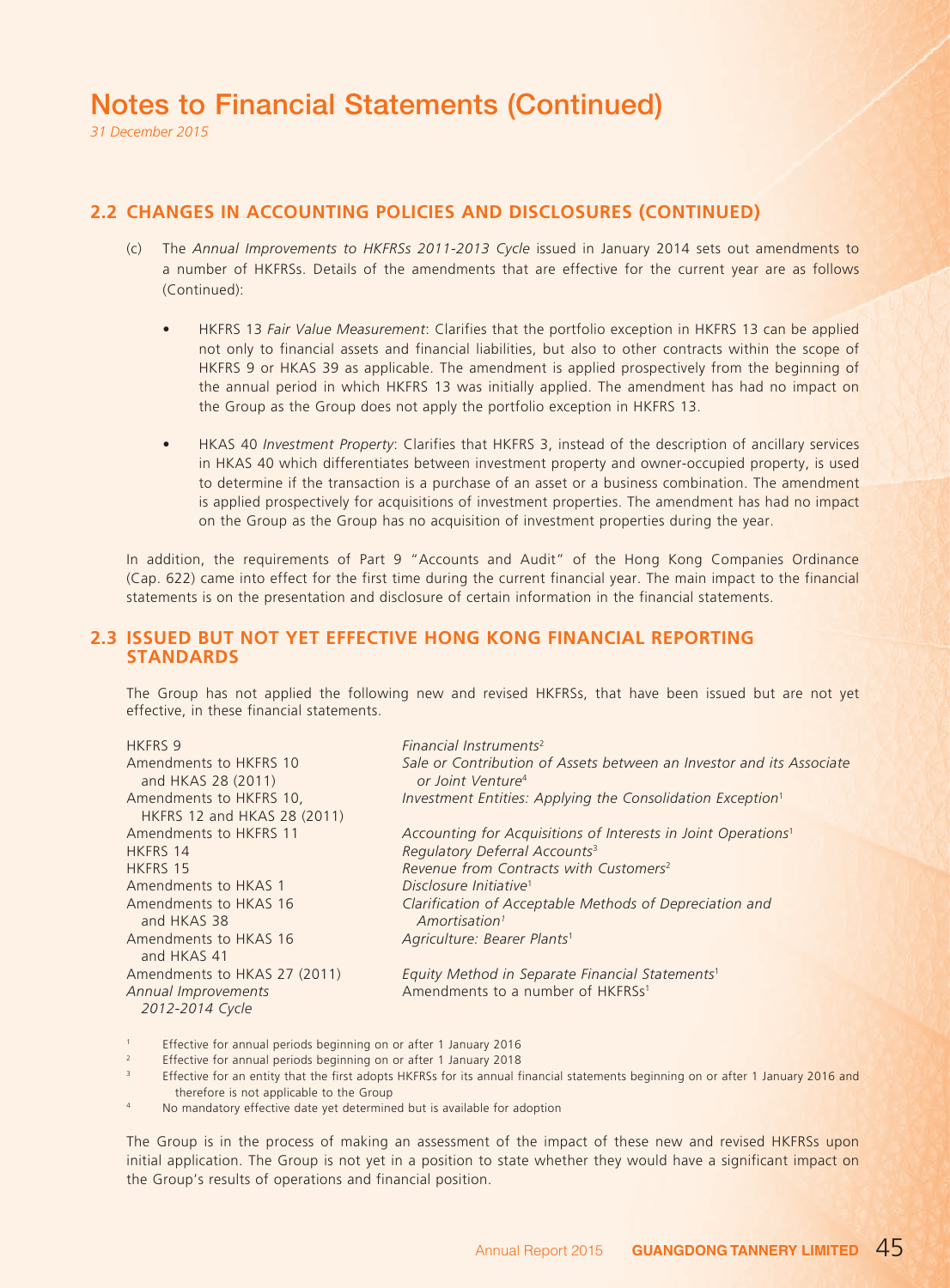# Notes to Financial Statements (Continued)

*31 December 2015*

## 2.2 CHANGES IN ACCOUNTING POLICIES AND DISCLOSURES (CONTINUED)

(c) The *Annual Improvements to HKFRSs 2011-2013 Cycle* issued in January 2014 sets out amendments to a number of HKFRSs. Details of the amendments that are effective for the current year are as follows (Continued):

- HKFRS 13 *Fair Value Measurement*: Clarifies that the portfolio exception in HKFRS 13 can be applied not only to financial assets and financial liabilities, but also to other contracts within the scope of HKFRS 9 or HKAS 39 as applicable. The amendment is applied prospectively from the beginning of the annual period in which HKFRS 13 was initially applied. The amendment has had no impact on the Group as the Group does not apply the portfolio exception in HKFRS 13.

- HKAS 40 *Investment Property*: Clarifies that HKFRS 3, instead of the description of ancillary services in HKAS 40 which differentiates between investment property and owner-occupied property, is used to determine if the transaction is a purchase of an asset or a business combination. The amendment is applied prospectively for acquisitions of investment properties. The amendment has had no impact on the Group as the Group has no acquisition of investment properties during the year.

In addition, the requirements of Part 9 "Accounts and Audit" of the Hong Kong Companies Ordinance (Cap. 622) came into effect for the first time during the current financial year. The main impact to the financial statements is on the presentation and disclosure of certain information in the financial statements.

## 2.3 ISSUED BUT NOT YET EFFECTIVE HONG KONG FINANCIAL REPORTING STANDARDS

The Group has not applied the following new and revised HKFRSs, that have been issued but are not yet effective, in these financial statements.

| | |
|---|---|
| HKFRS 9 | *Financial Instruments*[2] |
| Amendments to HKFRS 10 and HKAS 28 (2011) | *Sale or Contribution of Assets between an Investor and its Associate or Joint Venture*[4] |
| Amendments to HKFRS 10, HKFRS 12 and HKAS 28 (2011) | *Investment Entities: Applying the Consolidation Exception*[1] |
| Amendments to HKFRS 11 | *Accounting for Acquisitions of Interests in Joint Operations*[1] |
| HKFRS 14 | *Regulatory Deferral Accounts*[3] |
| HKFRS 15 | *Revenue from Contracts with Customers*[2] |
| Amendments to HKAS 1 | *Disclosure Initiative*[1] |
| Amendments to HKAS 16 and HKAS 38 | *Clarification of Acceptable Methods of Depreciation and Amortisation*[1] |
| Amendments to HKAS 16 and HKAS 41 | *Agriculture: Bearer Plants*[1] |
| Amendments to HKAS 27 (2011) | *Equity Method in Separate Financial Statements*[1] |
| *Annual Improvements 2012-2014 Cycle* | Amendments to a number of HKFRSs[1] |

[1] Effective for annual periods beginning on or after 1 January 2016

[2] Effective for annual periods beginning on or after 1 January 2018

[3] Effective for an entity that the first adopts HKFRSs for its annual financial statements beginning on or after 1 January 2016 and therefore is not applicable to the Group

[4] No mandatory effective date yet determined but is available for adoption

The Group is in the process of making an assessment of the impact of these new and revised HKFRSs upon initial application. The Group is not yet in a position to state whether they would have a significant impact on the Group's results of operations and financial position.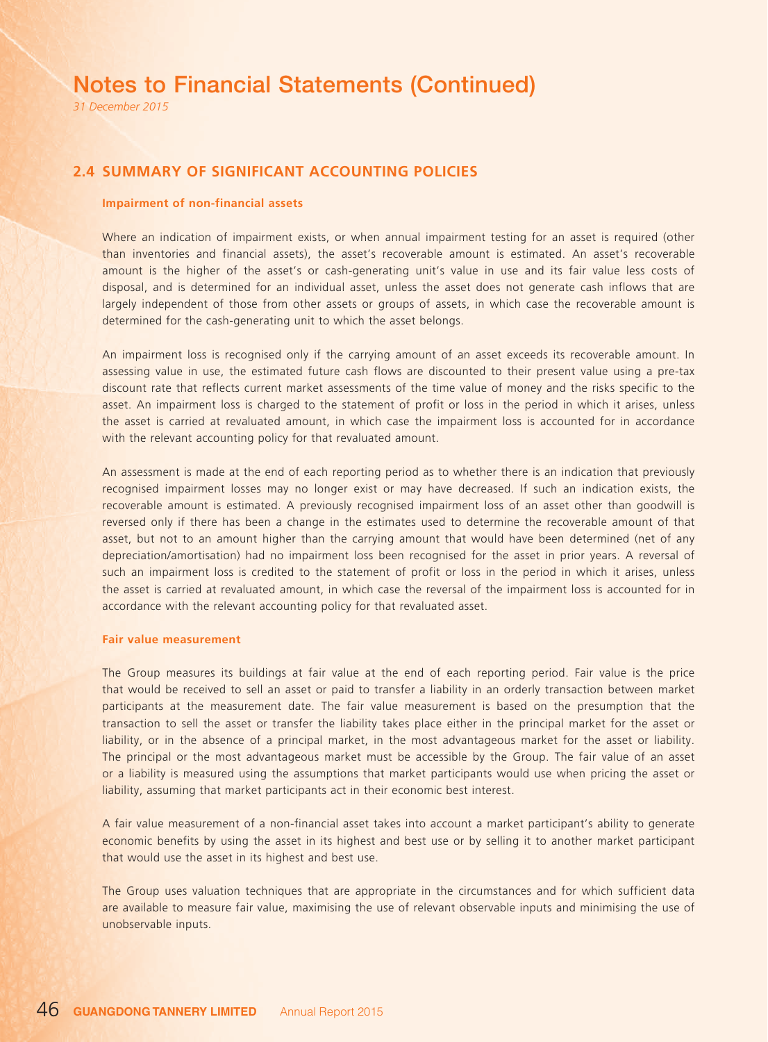## 2.4 SUMMARY OF SIGNIFICANT ACCOUNTING POLICIES

### Impairment of non-financial assets

Where an indication of impairment exists, or when annual impairment testing for an asset is required (other than inventories and financial assets), the asset's recoverable amount is estimated. An asset's recoverable amount is the higher of the asset's or cash-generating unit's value in use and its fair value less costs of disposal, and is determined for an individual asset, unless the asset does not generate cash inflows that are largely independent of those from other assets or groups of assets, in which case the recoverable amount is determined for the cash-generating unit to which the asset belongs.

An impairment loss is recognised only if the carrying amount of an asset exceeds its recoverable amount. In assessing value in use, the estimated future cash flows are discounted to their present value using a pre-tax discount rate that reflects current market assessments of the time value of money and the risks specific to the asset. An impairment loss is charged to the statement of profit or loss in the period in which it arises, unless the asset is carried at revaluated amount, in which case the impairment loss is accounted for in accordance with the relevant accounting policy for that revaluated amount.

An assessment is made at the end of each reporting period as to whether there is an indication that previously recognised impairment losses may no longer exist or may have decreased. If such an indication exists, the recoverable amount is estimated. A previously recognised impairment loss of an asset other than goodwill is reversed only if there has been a change in the estimates used to determine the recoverable amount of that asset, but not to an amount higher than the carrying amount that would have been determined (net of any depreciation/amortisation) had no impairment loss been recognised for the asset in prior years. A reversal of such an impairment loss is credited to the statement of profit or loss in the period in which it arises, unless the asset is carried at revaluated amount, in which case the reversal of the impairment loss is accounted for in accordance with the relevant accounting policy for that revaluated asset.

### Fair value measurement

The Group measures its buildings at fair value at the end of each reporting period. Fair value is the price that would be received to sell an asset or paid to transfer a liability in an orderly transaction between market participants at the measurement date. The fair value measurement is based on the presumption that the transaction to sell the asset or transfer the liability takes place either in the principal market for the asset or liability, or in the absence of a principal market, in the most advantageous market for the asset or liability. The principal or the most advantageous market must be accessible by the Group. The fair value of an asset or a liability is measured using the assumptions that market participants would use when pricing the asset or liability, assuming that market participants act in their economic best interest.

A fair value measurement of a non-financial asset takes into account a market participant's ability to generate economic benefits by using the asset in its highest and best use or by selling it to another market participant that would use the asset in its highest and best use.

The Group uses valuation techniques that are appropriate in the circumstances and for which sufficient data are available to measure fair value, maximising the use of relevant observable inputs and minimising the use of unobservable inputs.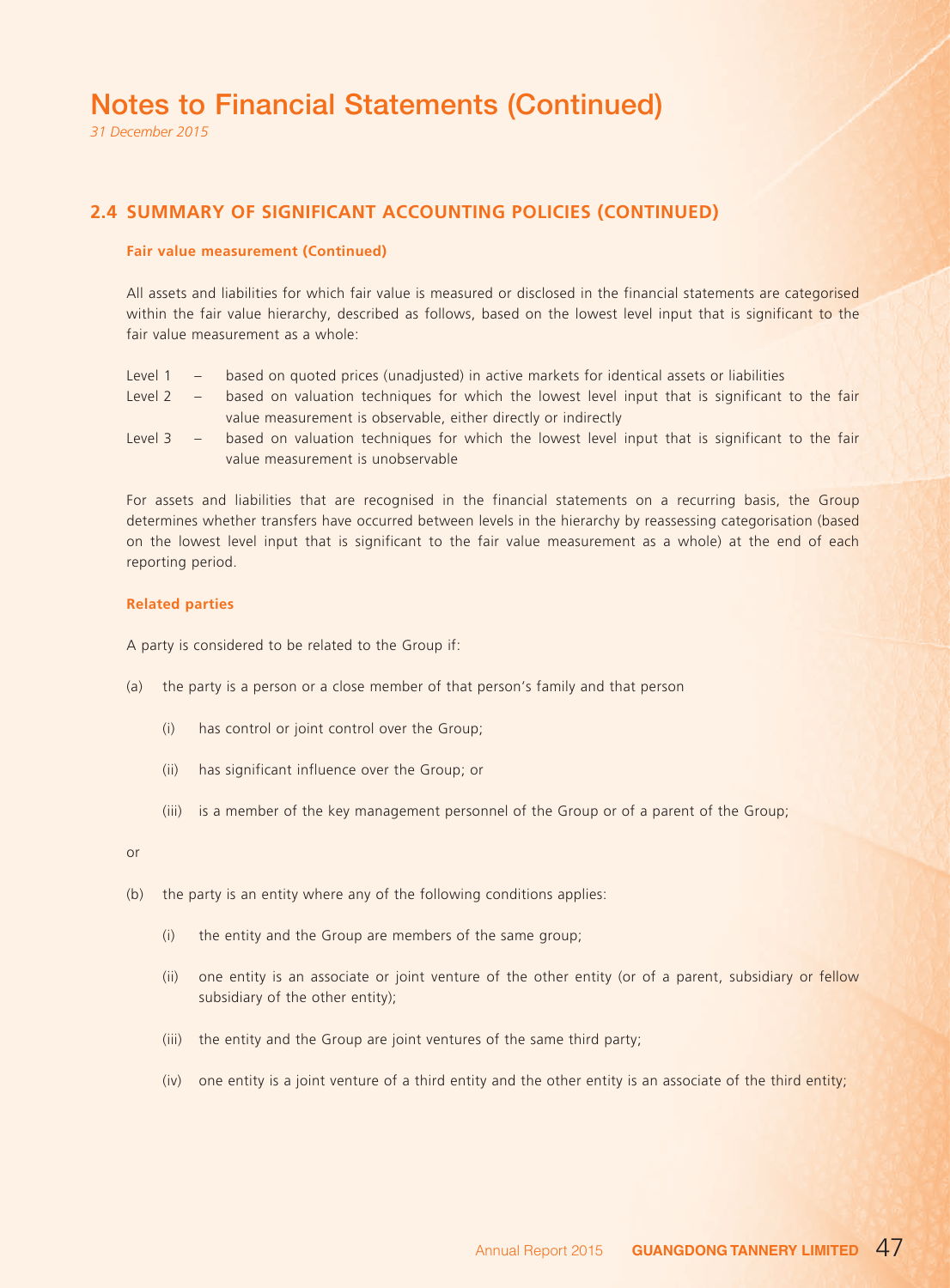# Notes to Financial Statements (Continued)

*31 December 2015*

## 2.4 SUMMARY OF SIGNIFICANT ACCOUNTING POLICIES (CONTINUED)

### Fair value measurement (Continued)

All assets and liabilities for which fair value is measured or disclosed in the financial statements are categorised within the fair value hierarchy, described as follows, based on the lowest level input that is significant to the fair value measurement as a whole:

- Level 1 – based on quoted prices (unadjusted) in active markets for identical assets or liabilities
- Level 2 – based on valuation techniques for which the lowest level input that is significant to the fair value measurement is observable, either directly or indirectly
- Level 3 – based on valuation techniques for which the lowest level input that is significant to the fair value measurement is unobservable

For assets and liabilities that are recognised in the financial statements on a recurring basis, the Group determines whether transfers have occurred between levels in the hierarchy by reassessing categorisation (based on the lowest level input that is significant to the fair value measurement as a whole) at the end of each reporting period.

### Related parties

A party is considered to be related to the Group if:

(a) the party is a person or a close member of that person's family and that person

  (i) has control or joint control over the Group;

  (ii) has significant influence over the Group; or

  (iii) is a member of the key management personnel of the Group or of a parent of the Group;

or

(b) the party is an entity where any of the following conditions applies:

  (i) the entity and the Group are members of the same group;

  (ii) one entity is an associate or joint venture of the other entity (or of a parent, subsidiary or fellow subsidiary of the other entity);

  (iii) the entity and the Group are joint ventures of the same third party;

  (iv) one entity is a joint venture of a third entity and the other entity is an associate of the third entity;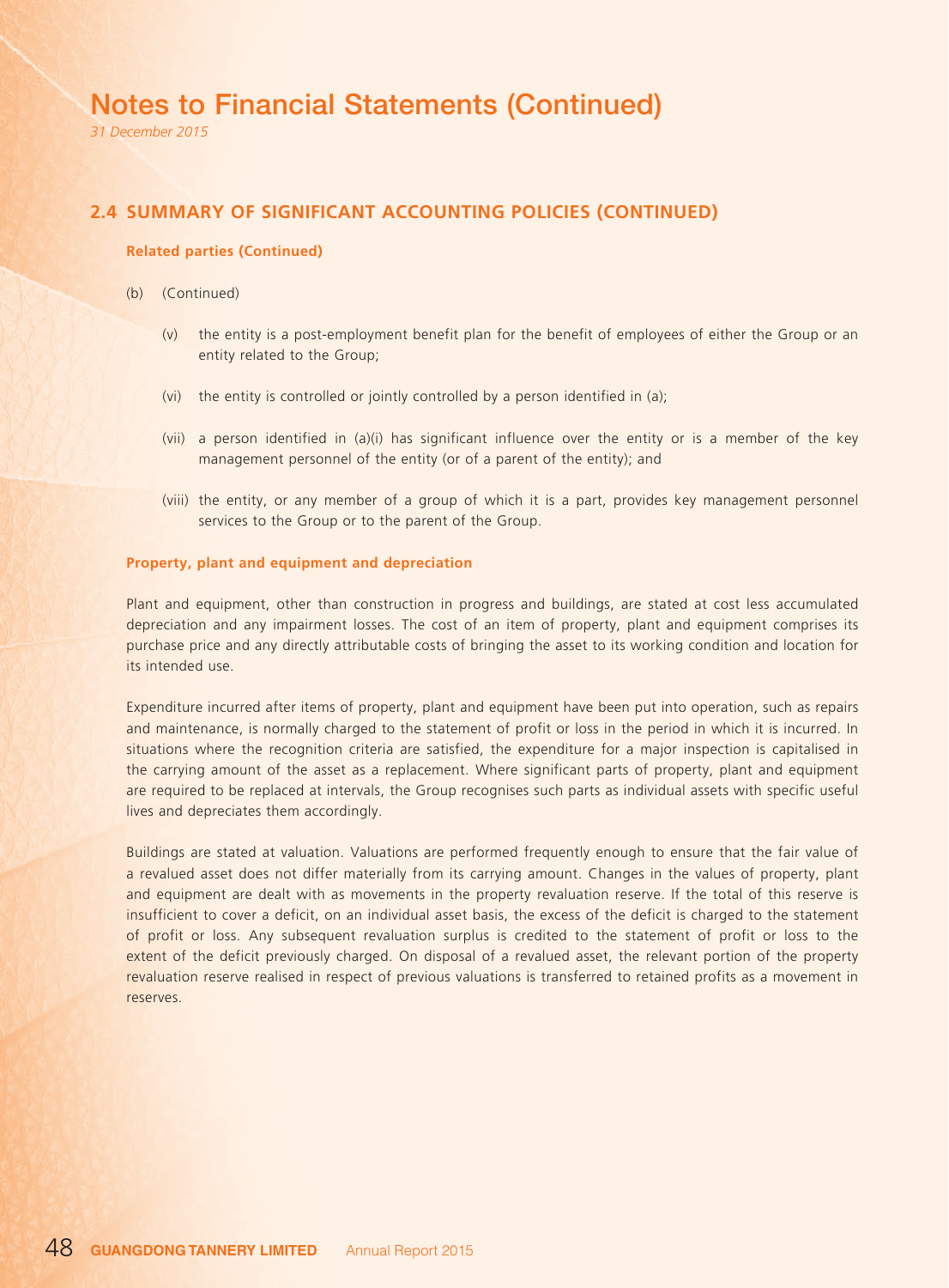# Notes to Financial Statements (Continued)

*31 December 2015*

## 2.4 SUMMARY OF SIGNIFICANT ACCOUNTING POLICIES (CONTINUED)

### Related parties (Continued)

(b) (Continued)

(v) the entity is a post-employment benefit plan for the benefit of employees of either the Group or an entity related to the Group;

(vi) the entity is controlled or jointly controlled by a person identified in (a);

(vii) a person identified in (a)(i) has significant influence over the entity or is a member of the key management personnel of the entity (or of a parent of the entity); and

(viii) the entity, or any member of a group of which it is a part, provides key management personnel services to the Group or to the parent of the Group.

### Property, plant and equipment and depreciation

Plant and equipment, other than construction in progress and buildings, are stated at cost less accumulated depreciation and any impairment losses. The cost of an item of property, plant and equipment comprises its purchase price and any directly attributable costs of bringing the asset to its working condition and location for its intended use.

Expenditure incurred after items of property, plant and equipment have been put into operation, such as repairs and maintenance, is normally charged to the statement of profit or loss in the period in which it is incurred. In situations where the recognition criteria are satisfied, the expenditure for a major inspection is capitalised in the carrying amount of the asset as a replacement. Where significant parts of property, plant and equipment are required to be replaced at intervals, the Group recognises such parts as individual assets with specific useful lives and depreciates them accordingly.

Buildings are stated at valuation. Valuations are performed frequently enough to ensure that the fair value of a revalued asset does not differ materially from its carrying amount. Changes in the values of property, plant and equipment are dealt with as movements in the property revaluation reserve. If the total of this reserve is insufficient to cover a deficit, on an individual asset basis, the excess of the deficit is charged to the statement of profit or loss. Any subsequent revaluation surplus is credited to the statement of profit or loss to the extent of the deficit previously charged. On disposal of a revalued asset, the relevant portion of the property revaluation reserve realised in respect of previous valuations is transferred to retained profits as a movement in reserves.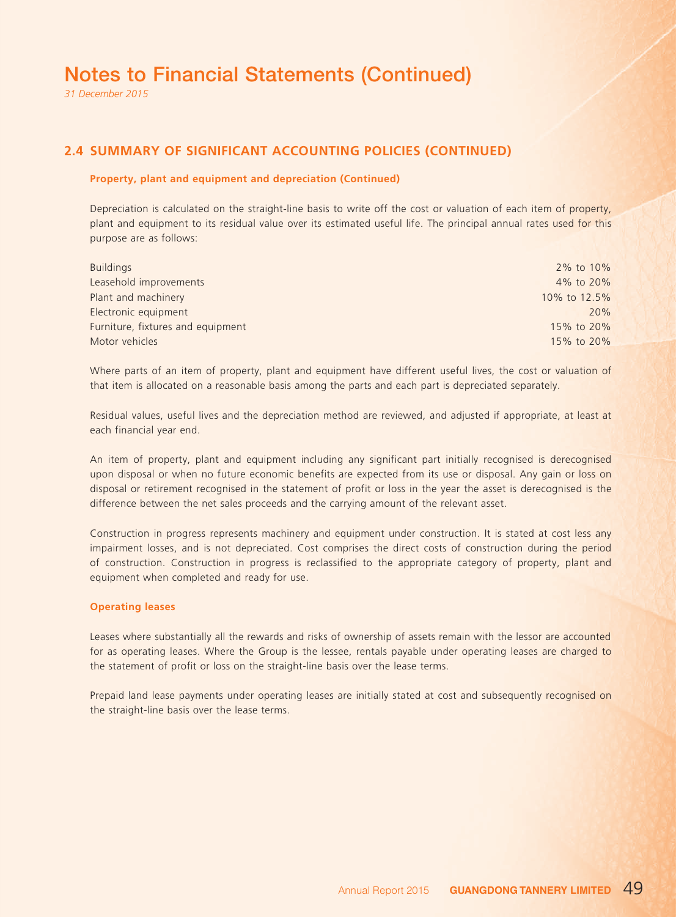# Notes to Financial Statements (Continued)

*31 December 2015*

## 2.4 SUMMARY OF SIGNIFICANT ACCOUNTING POLICIES (CONTINUED)

### Property, plant and equipment and depreciation (Continued)

Depreciation is calculated on the straight-line basis to write off the cost or valuation of each item of property, plant and equipment to its residual value over its estimated useful life. The principal annual rates used for this purpose are as follows:

| | |
|---|---|
| Buildings | 2% to 10% |
| Leasehold improvements | 4% to 20% |
| Plant and machinery | 10% to 12.5% |
| Electronic equipment | 20% |
| Furniture, fixtures and equipment | 15% to 20% |
| Motor vehicles | 15% to 20% |

Where parts of an item of property, plant and equipment have different useful lives, the cost or valuation of that item is allocated on a reasonable basis among the parts and each part is depreciated separately.

Residual values, useful lives and the depreciation method are reviewed, and adjusted if appropriate, at least at each financial year end.

An item of property, plant and equipment including any significant part initially recognised is derecognised upon disposal or when no future economic benefits are expected from its use or disposal. Any gain or loss on disposal or retirement recognised in the statement of profit or loss in the year the asset is derecognised is the difference between the net sales proceeds and the carrying amount of the relevant asset.

Construction in progress represents machinery and equipment under construction. It is stated at cost less any impairment losses, and is not depreciated. Cost comprises the direct costs of construction during the period of construction. Construction in progress is reclassified to the appropriate category of property, plant and equipment when completed and ready for use.

### Operating leases

Leases where substantially all the rewards and risks of ownership of assets remain with the lessor are accounted for as operating leases. Where the Group is the lessee, rentals payable under operating leases are charged to the statement of profit or loss on the straight-line basis over the lease terms.

Prepaid land lease payments under operating leases are initially stated at cost and subsequently recognised on the straight-line basis over the lease terms.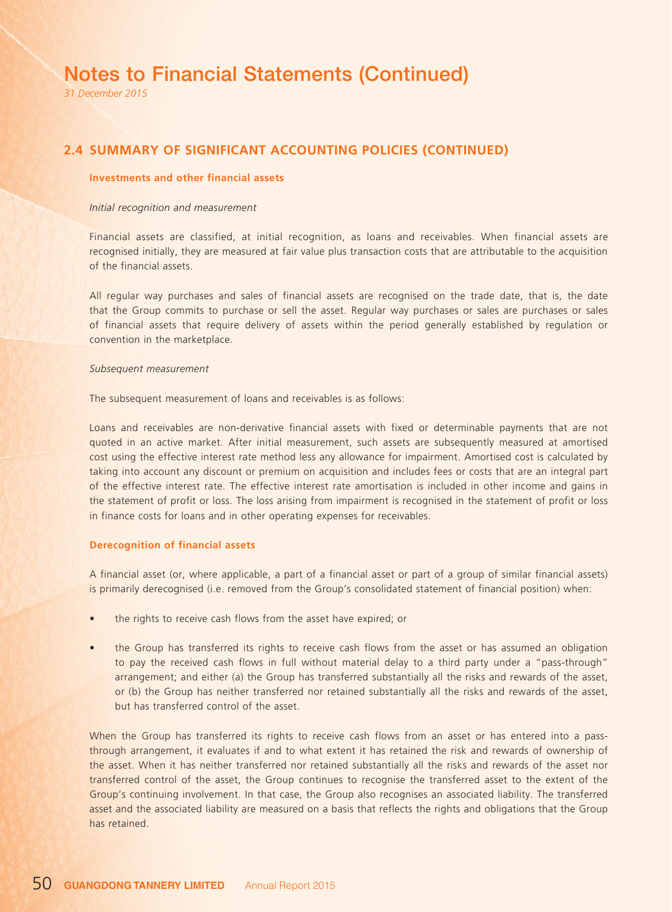# Notes to Financial Statements (Continued)

*31 December 2015*

## 2.4 SUMMARY OF SIGNIFICANT ACCOUNTING POLICIES (CONTINUED)

### Investments and other financial assets

*Initial recognition and measurement*

Financial assets are classified, at initial recognition, as loans and receivables. When financial assets are recognised initially, they are measured at fair value plus transaction costs that are attributable to the acquisition of the financial assets.

All regular way purchases and sales of financial assets are recognised on the trade date, that is, the date that the Group commits to purchase or sell the asset. Regular way purchases or sales are purchases or sales of financial assets that require delivery of assets within the period generally established by regulation or convention in the marketplace.

*Subsequent measurement*

The subsequent measurement of loans and receivables is as follows:

Loans and receivables are non-derivative financial assets with fixed or determinable payments that are not quoted in an active market. After initial measurement, such assets are subsequently measured at amortised cost using the effective interest rate method less any allowance for impairment. Amortised cost is calculated by taking into account any discount or premium on acquisition and includes fees or costs that are an integral part of the effective interest rate. The effective interest rate amortisation is included in other income and gains in the statement of profit or loss. The loss arising from impairment is recognised in the statement of profit or loss in finance costs for loans and in other operating expenses for receivables.

### Derecognition of financial assets

A financial asset (or, where applicable, a part of a financial asset or part of a group of similar financial assets) is primarily derecognised (i.e. removed from the Group's consolidated statement of financial position) when:

- the rights to receive cash flows from the asset have expired; or
- the Group has transferred its rights to receive cash flows from the asset or has assumed an obligation to pay the received cash flows in full without material delay to a third party under a "pass-through" arrangement; and either (a) the Group has transferred substantially all the risks and rewards of the asset, or (b) the Group has neither transferred nor retained substantially all the risks and rewards of the asset, but has transferred control of the asset.

When the Group has transferred its rights to receive cash flows from an asset or has entered into a pass-through arrangement, it evaluates if and to what extent it has retained the risk and rewards of ownership of the asset. When it has neither transferred nor retained substantially all the risks and rewards of the asset nor transferred control of the asset, the Group continues to recognise the transferred asset to the extent of the Group's continuing involvement. In that case, the Group also recognises an associated liability. The transferred asset and the associated liability are measured on a basis that reflects the rights and obligations that the Group has retained.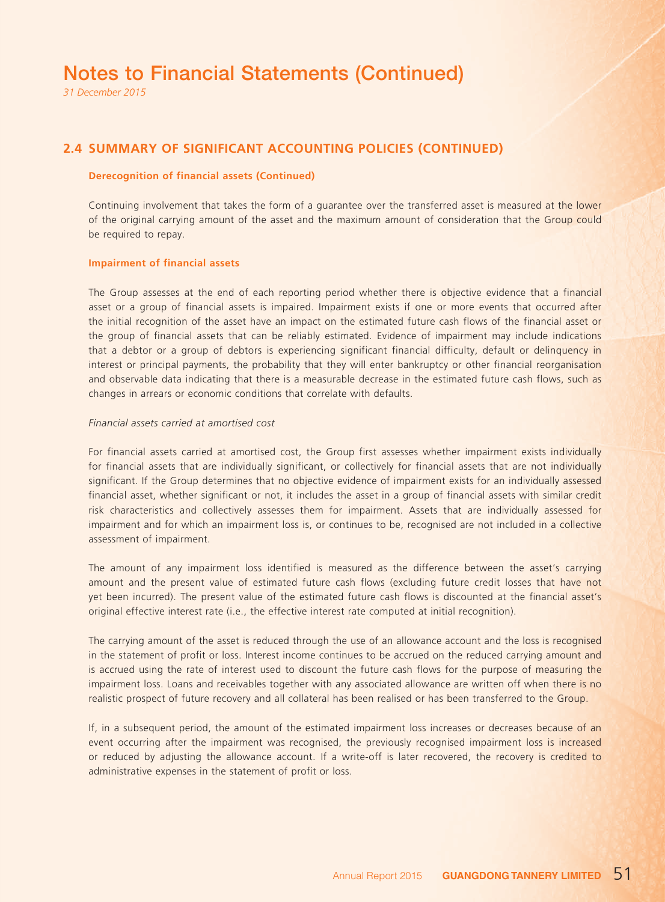## 2.4 SUMMARY OF SIGNIFICANT ACCOUNTING POLICIES (CONTINUED)

**Derecognition of financial assets (Continued)**

Continuing involvement that takes the form of a guarantee over the transferred asset is measured at the lower of the original carrying amount of the asset and the maximum amount of consideration that the Group could be required to repay.

**Impairment of financial assets**

The Group assesses at the end of each reporting period whether there is objective evidence that a financial asset or a group of financial assets is impaired. Impairment exists if one or more events that occurred after the initial recognition of the asset have an impact on the estimated future cash flows of the financial asset or the group of financial assets that can be reliably estimated. Evidence of impairment may include indications that a debtor or a group of debtors is experiencing significant financial difficulty, default or delinquency in interest or principal payments, the probability that they will enter bankruptcy or other financial reorganisation and observable data indicating that there is a measurable decrease in the estimated future cash flows, such as changes in arrears or economic conditions that correlate with defaults.

*Financial assets carried at amortised cost*

For financial assets carried at amortised cost, the Group first assesses whether impairment exists individually for financial assets that are individually significant, or collectively for financial assets that are not individually significant. If the Group determines that no objective evidence of impairment exists for an individually assessed financial asset, whether significant or not, it includes the asset in a group of financial assets with similar credit risk characteristics and collectively assesses them for impairment. Assets that are individually assessed for impairment and for which an impairment loss is, or continues to be, recognised are not included in a collective assessment of impairment.

The amount of any impairment loss identified is measured as the difference between the asset's carrying amount and the present value of estimated future cash flows (excluding future credit losses that have not yet been incurred). The present value of the estimated future cash flows is discounted at the financial asset's original effective interest rate (i.e., the effective interest rate computed at initial recognition).

The carrying amount of the asset is reduced through the use of an allowance account and the loss is recognised in the statement of profit or loss. Interest income continues to be accrued on the reduced carrying amount and is accrued using the rate of interest used to discount the future cash flows for the purpose of measuring the impairment loss. Loans and receivables together with any associated allowance are written off when there is no realistic prospect of future recovery and all collateral has been realised or has been transferred to the Group.

If, in a subsequent period, the amount of the estimated impairment loss increases or decreases because of an event occurring after the impairment was recognised, the previously recognised impairment loss is increased or reduced by adjusting the allowance account. If a write-off is later recovered, the recovery is credited to administrative expenses in the statement of profit or loss.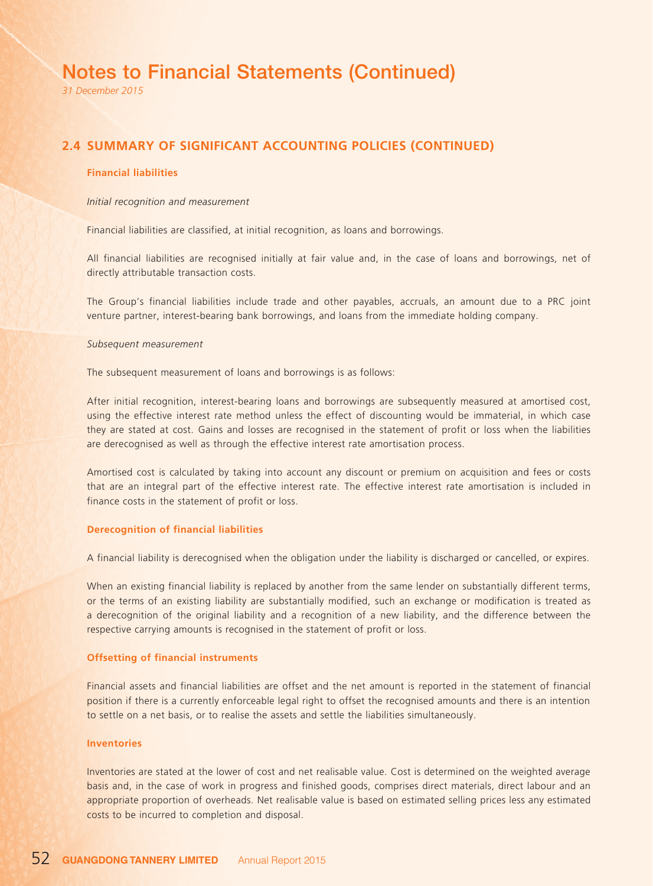## 2.4 SUMMARY OF SIGNIFICANT ACCOUNTING POLICIES (CONTINUED)

### Financial liabilities

*Initial recognition and measurement*

Financial liabilities are classified, at initial recognition, as loans and borrowings.

All financial liabilities are recognised initially at fair value and, in the case of loans and borrowings, net of directly attributable transaction costs.

The Group's financial liabilities include trade and other payables, accruals, an amount due to a PRC joint venture partner, interest-bearing bank borrowings, and loans from the immediate holding company.

*Subsequent measurement*

The subsequent measurement of loans and borrowings is as follows:

After initial recognition, interest-bearing loans and borrowings are subsequently measured at amortised cost, using the effective interest rate method unless the effect of discounting would be immaterial, in which case they are stated at cost. Gains and losses are recognised in the statement of profit or loss when the liabilities are derecognised as well as through the effective interest rate amortisation process.

Amortised cost is calculated by taking into account any discount or premium on acquisition and fees or costs that are an integral part of the effective interest rate. The effective interest rate amortisation is included in finance costs in the statement of profit or loss.

### Derecognition of financial liabilities

A financial liability is derecognised when the obligation under the liability is discharged or cancelled, or expires.

When an existing financial liability is replaced by another from the same lender on substantially different terms, or the terms of an existing liability are substantially modified, such an exchange or modification is treated as a derecognition of the original liability and a recognition of a new liability, and the difference between the respective carrying amounts is recognised in the statement of profit or loss.

### Offsetting of financial instruments

Financial assets and financial liabilities are offset and the net amount is reported in the statement of financial position if there is a currently enforceable legal right to offset the recognised amounts and there is an intention to settle on a net basis, or to realise the assets and settle the liabilities simultaneously.

### Inventories

Inventories are stated at the lower of cost and net realisable value. Cost is determined on the weighted average basis and, in the case of work in progress and finished goods, comprises direct materials, direct labour and an appropriate proportion of overheads. Net realisable value is based on estimated selling prices less any estimated costs to be incurred to completion and disposal.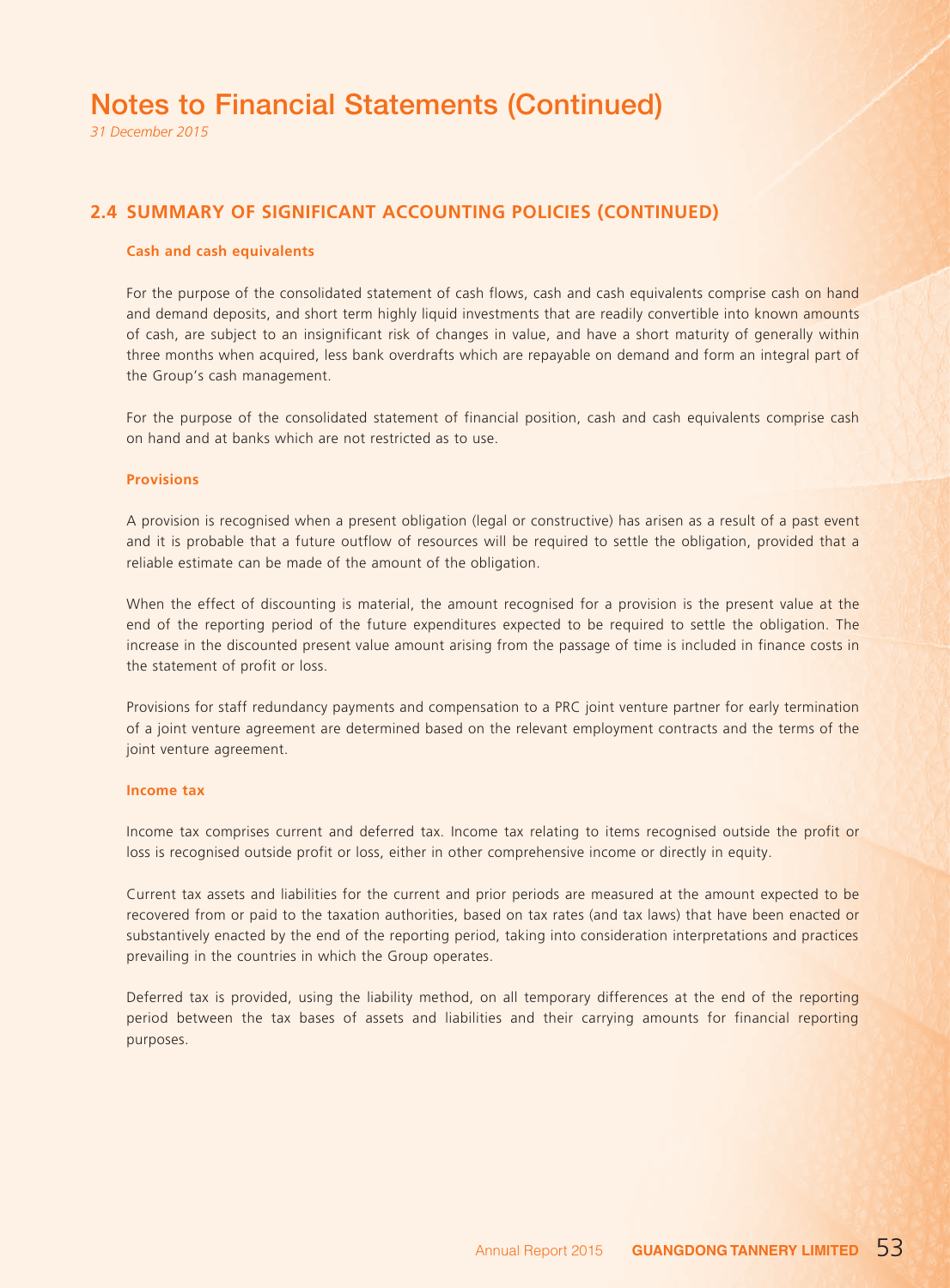# Notes to Financial Statements (Continued)

*31 December 2015*

## 2.4 SUMMARY OF SIGNIFICANT ACCOUNTING POLICIES (CONTINUED)

### Cash and cash equivalents

For the purpose of the consolidated statement of cash flows, cash and cash equivalents comprise cash on hand and demand deposits, and short term highly liquid investments that are readily convertible into known amounts of cash, are subject to an insignificant risk of changes in value, and have a short maturity of generally within three months when acquired, less bank overdrafts which are repayable on demand and form an integral part of the Group's cash management.

For the purpose of the consolidated statement of financial position, cash and cash equivalents comprise cash on hand and at banks which are not restricted as to use.

### Provisions

A provision is recognised when a present obligation (legal or constructive) has arisen as a result of a past event and it is probable that a future outflow of resources will be required to settle the obligation, provided that a reliable estimate can be made of the amount of the obligation.

When the effect of discounting is material, the amount recognised for a provision is the present value at the end of the reporting period of the future expenditures expected to be required to settle the obligation. The increase in the discounted present value amount arising from the passage of time is included in finance costs in the statement of profit or loss.

Provisions for staff redundancy payments and compensation to a PRC joint venture partner for early termination of a joint venture agreement are determined based on the relevant employment contracts and the terms of the joint venture agreement.

### Income tax

Income tax comprises current and deferred tax. Income tax relating to items recognised outside the profit or loss is recognised outside profit or loss, either in other comprehensive income or directly in equity.

Current tax assets and liabilities for the current and prior periods are measured at the amount expected to be recovered from or paid to the taxation authorities, based on tax rates (and tax laws) that have been enacted or substantively enacted by the end of the reporting period, taking into consideration interpretations and practices prevailing in the countries in which the Group operates.

Deferred tax is provided, using the liability method, on all temporary differences at the end of the reporting period between the tax bases of assets and liabilities and their carrying amounts for financial reporting purposes.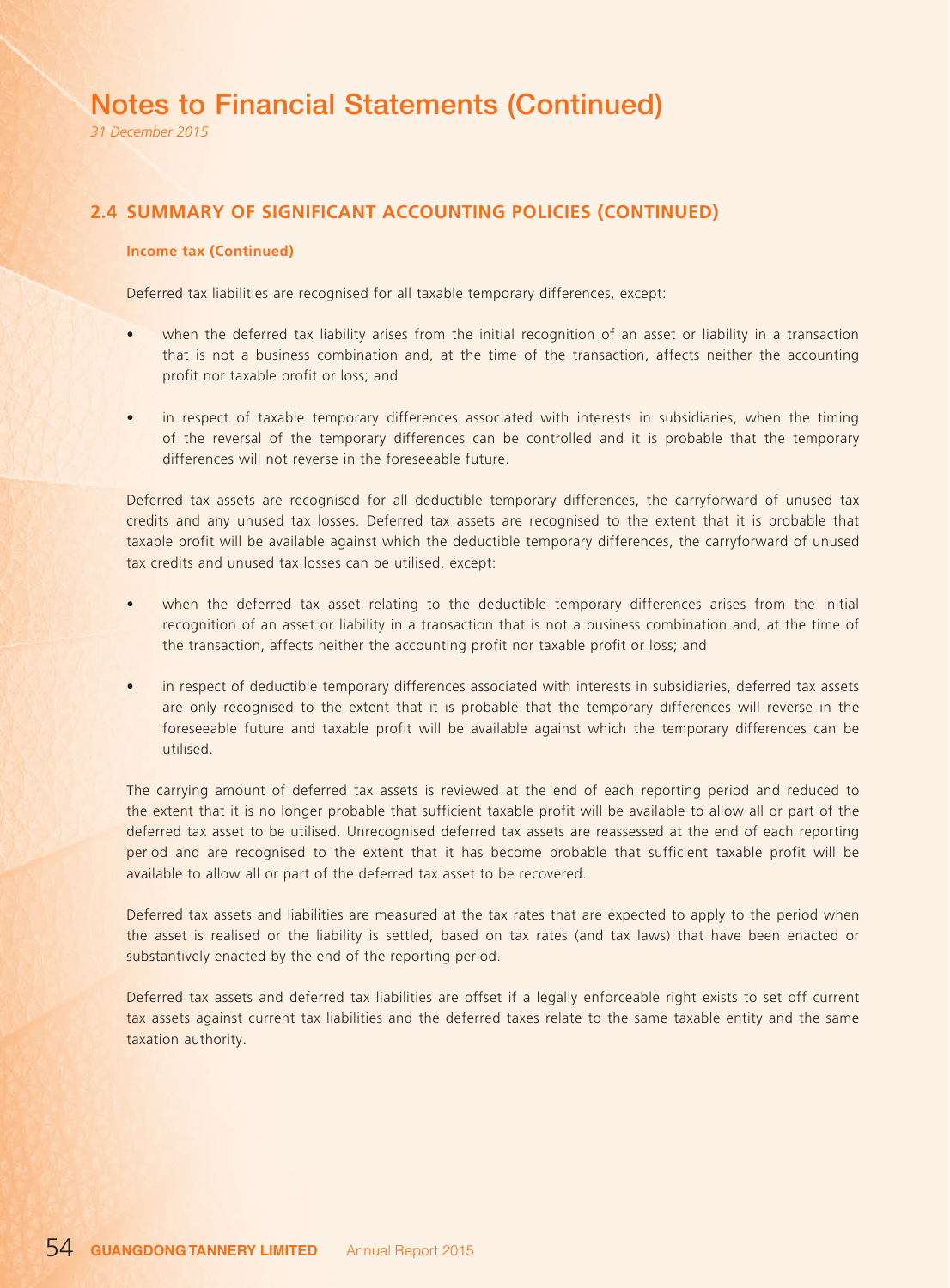## 2.4 SUMMARY OF SIGNIFICANT ACCOUNTING POLICIES (CONTINUED)

**Income tax (Continued)**

Deferred tax liabilities are recognised for all taxable temporary differences, except:

- when the deferred tax liability arises from the initial recognition of an asset or liability in a transaction that is not a business combination and, at the time of the transaction, affects neither the accounting profit nor taxable profit or loss; and

- in respect of taxable temporary differences associated with interests in subsidiaries, when the timing of the reversal of the temporary differences can be controlled and it is probable that the temporary differences will not reverse in the foreseeable future.

Deferred tax assets are recognised for all deductible temporary differences, the carryforward of unused tax credits and any unused tax losses. Deferred tax assets are recognised to the extent that it is probable that taxable profit will be available against which the deductible temporary differences, the carryforward of unused tax credits and unused tax losses can be utilised, except:

- when the deferred tax asset relating to the deductible temporary differences arises from the initial recognition of an asset or liability in a transaction that is not a business combination and, at the time of the transaction, affects neither the accounting profit nor taxable profit or loss; and

- in respect of deductible temporary differences associated with interests in subsidiaries, deferred tax assets are only recognised to the extent that it is probable that the temporary differences will reverse in the foreseeable future and taxable profit will be available against which the temporary differences can be utilised.

The carrying amount of deferred tax assets is reviewed at the end of each reporting period and reduced to the extent that it is no longer probable that sufficient taxable profit will be available to allow all or part of the deferred tax asset to be utilised. Unrecognised deferred tax assets are reassessed at the end of each reporting period and are recognised to the extent that it has become probable that sufficient taxable profit will be available to allow all or part of the deferred tax asset to be recovered.

Deferred tax assets and liabilities are measured at the tax rates that are expected to apply to the period when the asset is realised or the liability is settled, based on tax rates (and tax laws) that have been enacted or substantively enacted by the end of the reporting period.

Deferred tax assets and deferred tax liabilities are offset if a legally enforceable right exists to set off current tax assets against current tax liabilities and the deferred taxes relate to the same taxable entity and the same taxation authority.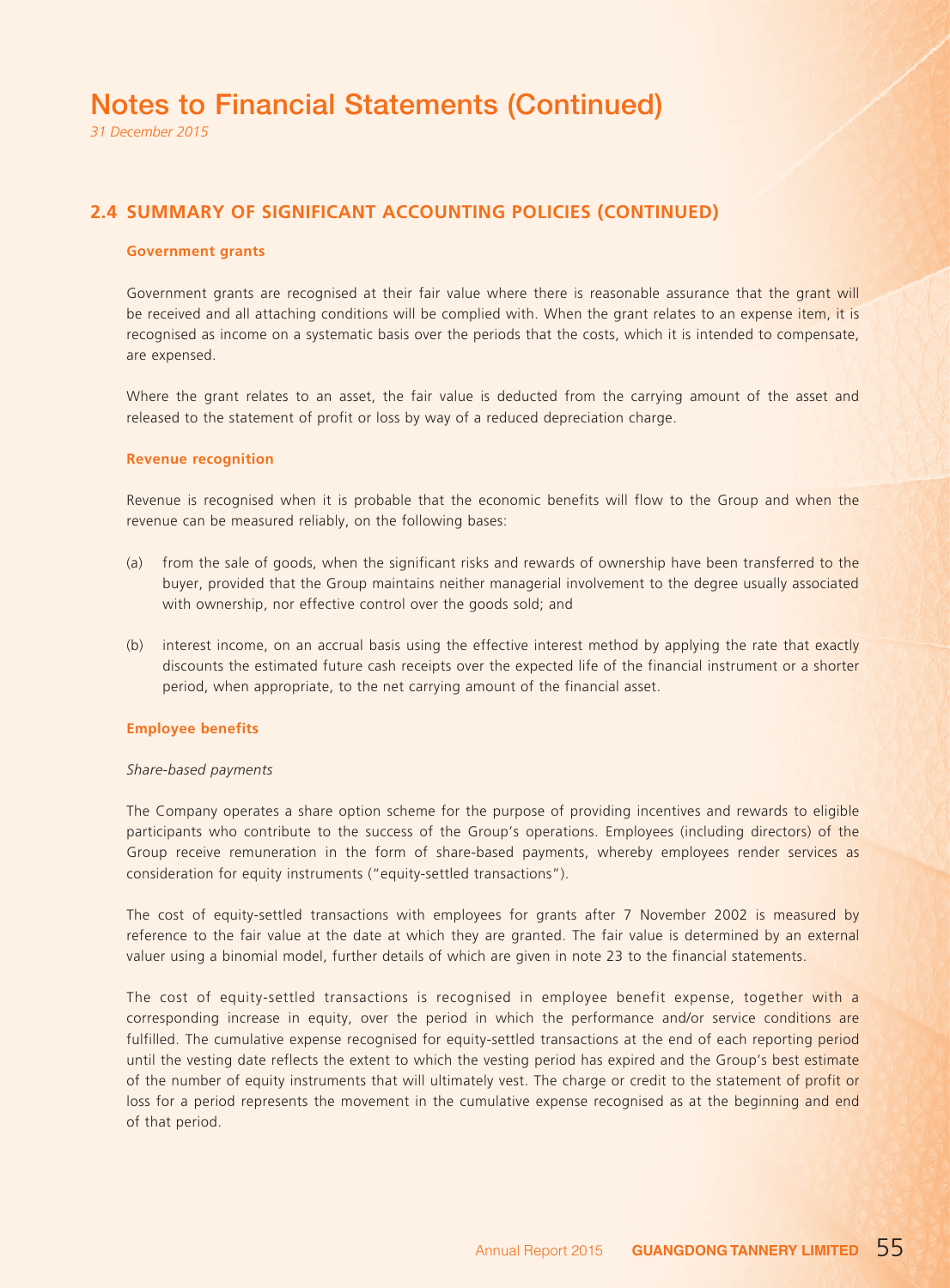## 2.4 SUMMARY OF SIGNIFICANT ACCOUNTING POLICIES (CONTINUED)

### Government grants

Government grants are recognised at their fair value where there is reasonable assurance that the grant will be received and all attaching conditions will be complied with. When the grant relates to an expense item, it is recognised as income on a systematic basis over the periods that the costs, which it is intended to compensate, are expensed.

Where the grant relates to an asset, the fair value is deducted from the carrying amount of the asset and released to the statement of profit or loss by way of a reduced depreciation charge.

### Revenue recognition

Revenue is recognised when it is probable that the economic benefits will flow to the Group and when the revenue can be measured reliably, on the following bases:

(a) from the sale of goods, when the significant risks and rewards of ownership have been transferred to the buyer, provided that the Group maintains neither managerial involvement to the degree usually associated with ownership, nor effective control over the goods sold; and

(b) interest income, on an accrual basis using the effective interest method by applying the rate that exactly discounts the estimated future cash receipts over the expected life of the financial instrument or a shorter period, when appropriate, to the net carrying amount of the financial asset.

### Employee benefits

*Share-based payments*

The Company operates a share option scheme for the purpose of providing incentives and rewards to eligible participants who contribute to the success of the Group's operations. Employees (including directors) of the Group receive remuneration in the form of share-based payments, whereby employees render services as consideration for equity instruments ("equity-settled transactions").

The cost of equity-settled transactions with employees for grants after 7 November 2002 is measured by reference to the fair value at the date at which they are granted. The fair value is determined by an external valuer using a binomial model, further details of which are given in note 23 to the financial statements.

The cost of equity-settled transactions is recognised in employee benefit expense, together with a corresponding increase in equity, over the period in which the performance and/or service conditions are fulfilled. The cumulative expense recognised for equity-settled transactions at the end of each reporting period until the vesting date reflects the extent to which the vesting period has expired and the Group's best estimate of the number of equity instruments that will ultimately vest. The charge or credit to the statement of profit or loss for a period represents the movement in the cumulative expense recognised as at the beginning and end of that period.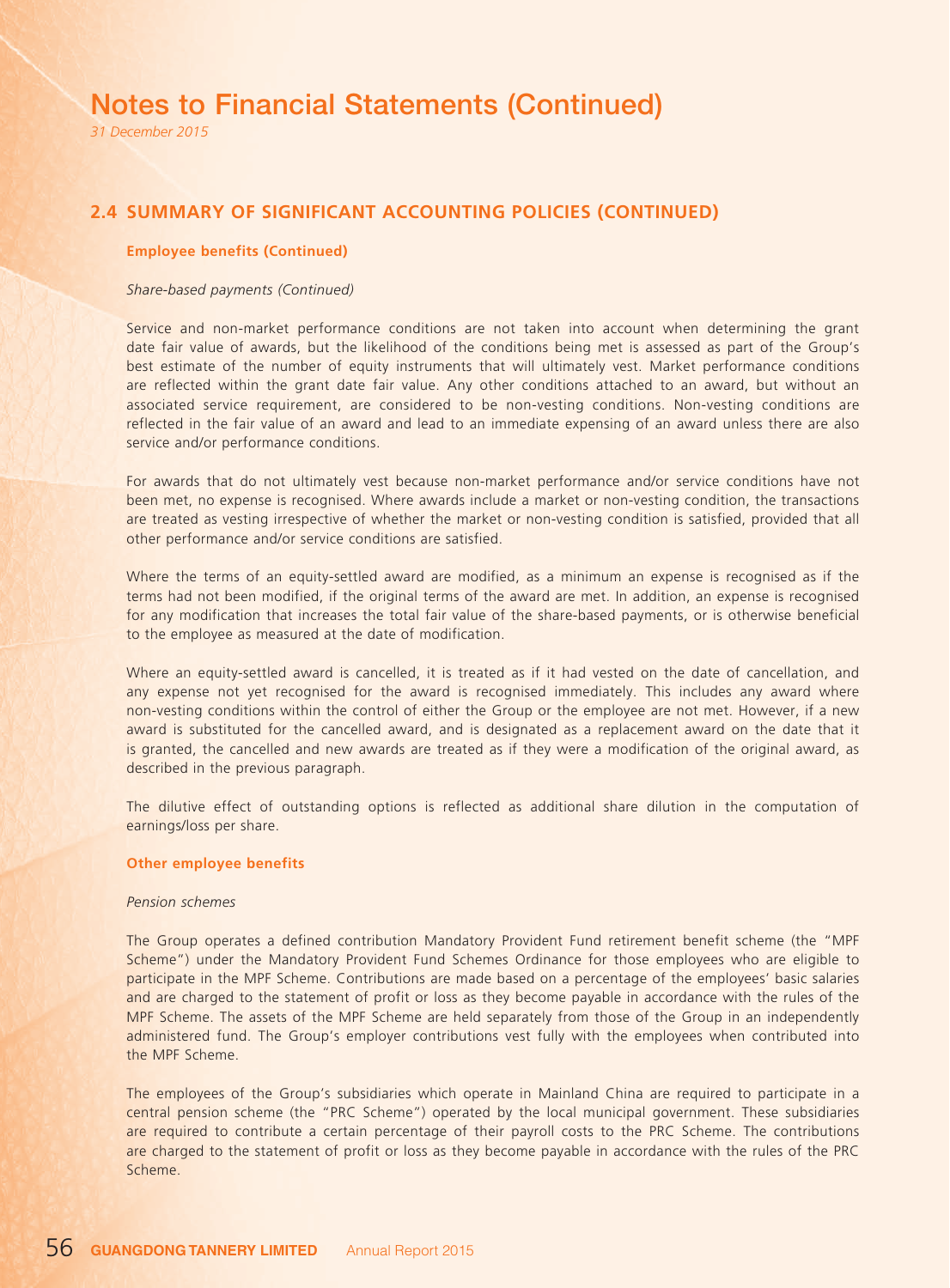## 2.4 SUMMARY OF SIGNIFICANT ACCOUNTING POLICIES (CONTINUED)

**Employee benefits (Continued)**

*Share-based payments (Continued)*

Service and non-market performance conditions are not taken into account when determining the grant date fair value of awards, but the likelihood of the conditions being met is assessed as part of the Group's best estimate of the number of equity instruments that will ultimately vest. Market performance conditions are reflected within the grant date fair value. Any other conditions attached to an award, but without an associated service requirement, are considered to be non-vesting conditions. Non-vesting conditions are reflected in the fair value of an award and lead to an immediate expensing of an award unless there are also service and/or performance conditions.

For awards that do not ultimately vest because non-market performance and/or service conditions have not been met, no expense is recognised. Where awards include a market or non-vesting condition, the transactions are treated as vesting irrespective of whether the market or non-vesting condition is satisfied, provided that all other performance and/or service conditions are satisfied.

Where the terms of an equity-settled award are modified, as a minimum an expense is recognised as if the terms had not been modified, if the original terms of the award are met. In addition, an expense is recognised for any modification that increases the total fair value of the share-based payments, or is otherwise beneficial to the employee as measured at the date of modification.

Where an equity-settled award is cancelled, it is treated as if it had vested on the date of cancellation, and any expense not yet recognised for the award is recognised immediately. This includes any award where non-vesting conditions within the control of either the Group or the employee are not met. However, if a new award is substituted for the cancelled award, and is designated as a replacement award on the date that it is granted, the cancelled and new awards are treated as if they were a modification of the original award, as described in the previous paragraph.

The dilutive effect of outstanding options is reflected as additional share dilution in the computation of earnings/loss per share.

**Other employee benefits**

*Pension schemes*

The Group operates a defined contribution Mandatory Provident Fund retirement benefit scheme (the "MPF Scheme") under the Mandatory Provident Fund Schemes Ordinance for those employees who are eligible to participate in the MPF Scheme. Contributions are made based on a percentage of the employees' basic salaries and are charged to the statement of profit or loss as they become payable in accordance with the rules of the MPF Scheme. The assets of the MPF Scheme are held separately from those of the Group in an independently administered fund. The Group's employer contributions vest fully with the employees when contributed into the MPF Scheme.

The employees of the Group's subsidiaries which operate in Mainland China are required to participate in a central pension scheme (the "PRC Scheme") operated by the local municipal government. These subsidiaries are required to contribute a certain percentage of their payroll costs to the PRC Scheme. The contributions are charged to the statement of profit or loss as they become payable in accordance with the rules of the PRC Scheme.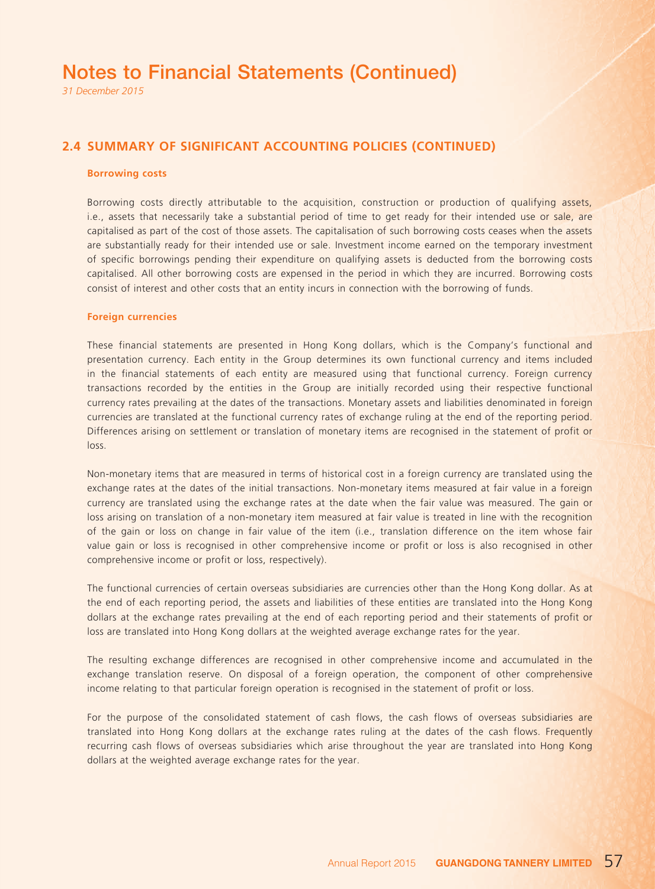# Notes to Financial Statements (Continued)

*31 December 2015*

## 2.4 SUMMARY OF SIGNIFICANT ACCOUNTING POLICIES (CONTINUED)

### Borrowing costs

Borrowing costs directly attributable to the acquisition, construction or production of qualifying assets, i.e., assets that necessarily take a substantial period of time to get ready for their intended use or sale, are capitalised as part of the cost of those assets. The capitalisation of such borrowing costs ceases when the assets are substantially ready for their intended use or sale. Investment income earned on the temporary investment of specific borrowings pending their expenditure on qualifying assets is deducted from the borrowing costs capitalised. All other borrowing costs are expensed in the period in which they are incurred. Borrowing costs consist of interest and other costs that an entity incurs in connection with the borrowing of funds.

### Foreign currencies

These financial statements are presented in Hong Kong dollars, which is the Company's functional and presentation currency. Each entity in the Group determines its own functional currency and items included in the financial statements of each entity are measured using that functional currency. Foreign currency transactions recorded by the entities in the Group are initially recorded using their respective functional currency rates prevailing at the dates of the transactions. Monetary assets and liabilities denominated in foreign currencies are translated at the functional currency rates of exchange ruling at the end of the reporting period. Differences arising on settlement or translation of monetary items are recognised in the statement of profit or loss.

Non-monetary items that are measured in terms of historical cost in a foreign currency are translated using the exchange rates at the dates of the initial transactions. Non-monetary items measured at fair value in a foreign currency are translated using the exchange rates at the date when the fair value was measured. The gain or loss arising on translation of a non-monetary item measured at fair value is treated in line with the recognition of the gain or loss on change in fair value of the item (i.e., translation difference on the item whose fair value gain or loss is recognised in other comprehensive income or profit or loss is also recognised in other comprehensive income or profit or loss, respectively).

The functional currencies of certain overseas subsidiaries are currencies other than the Hong Kong dollar. As at the end of each reporting period, the assets and liabilities of these entities are translated into the Hong Kong dollars at the exchange rates prevailing at the end of each reporting period and their statements of profit or loss are translated into Hong Kong dollars at the weighted average exchange rates for the year.

The resulting exchange differences are recognised in other comprehensive income and accumulated in the exchange translation reserve. On disposal of a foreign operation, the component of other comprehensive income relating to that particular foreign operation is recognised in the statement of profit or loss.

For the purpose of the consolidated statement of cash flows, the cash flows of overseas subsidiaries are translated into Hong Kong dollars at the exchange rates ruling at the dates of the cash flows. Frequently recurring cash flows of overseas subsidiaries which arise throughout the year are translated into Hong Kong dollars at the weighted average exchange rates for the year.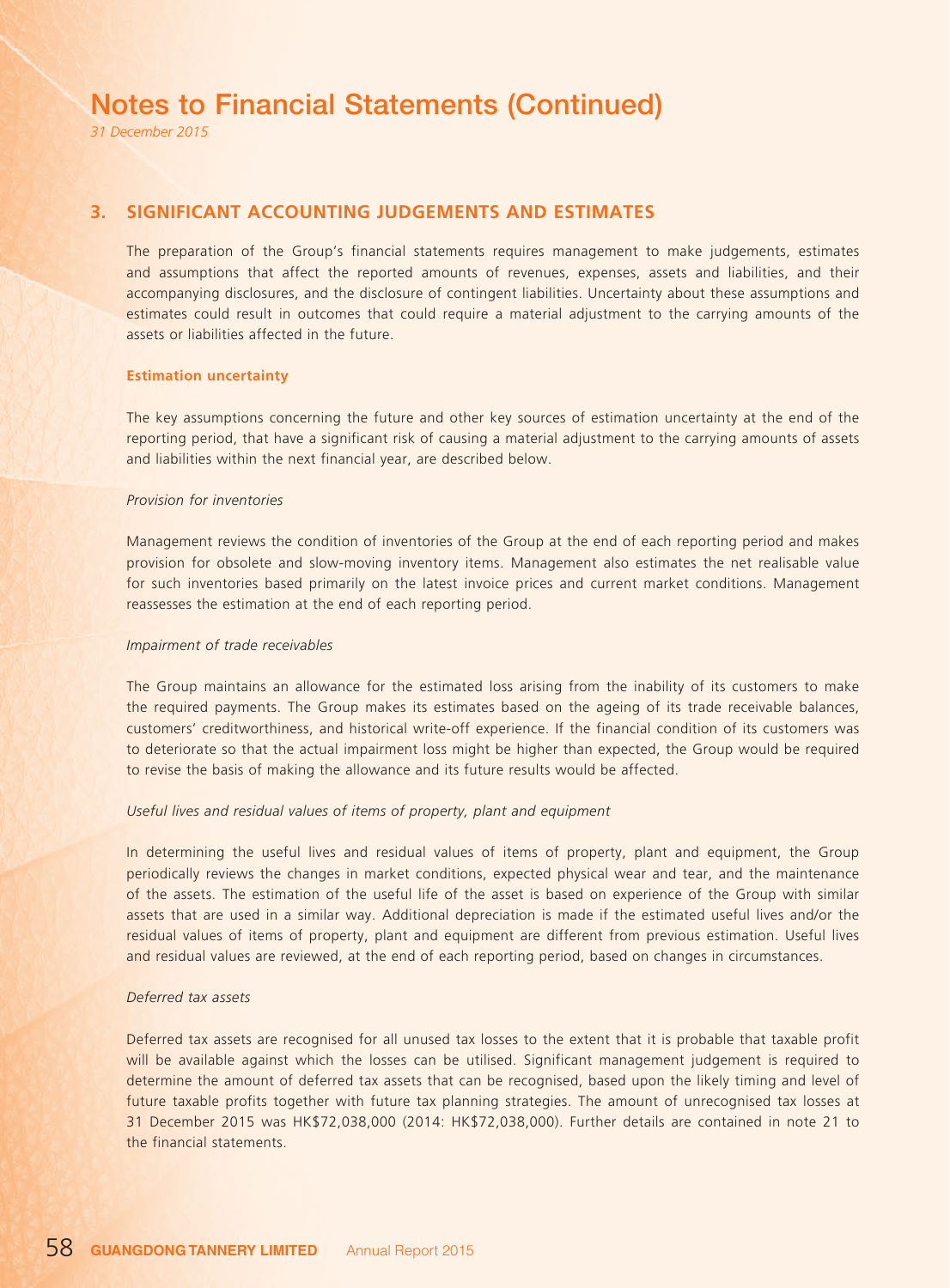## 3. SIGNIFICANT ACCOUNTING JUDGEMENTS AND ESTIMATES

The preparation of the Group's financial statements requires management to make judgements, estimates and assumptions that affect the reported amounts of revenues, expenses, assets and liabilities, and their accompanying disclosures, and the disclosure of contingent liabilities. Uncertainty about these assumptions and estimates could result in outcomes that could require a material adjustment to the carrying amounts of the assets or liabilities affected in the future.

### Estimation uncertainty

The key assumptions concerning the future and other key sources of estimation uncertainty at the end of the reporting period, that have a significant risk of causing a material adjustment to the carrying amounts of assets and liabilities within the next financial year, are described below.

*Provision for inventories*

Management reviews the condition of inventories of the Group at the end of each reporting period and makes provision for obsolete and slow-moving inventory items. Management also estimates the net realisable value for such inventories based primarily on the latest invoice prices and current market conditions. Management reassesses the estimation at the end of each reporting period.

*Impairment of trade receivables*

The Group maintains an allowance for the estimated loss arising from the inability of its customers to make the required payments. The Group makes its estimates based on the ageing of its trade receivable balances, customers' creditworthiness, and historical write-off experience. If the financial condition of its customers was to deteriorate so that the actual impairment loss might be higher than expected, the Group would be required to revise the basis of making the allowance and its future results would be affected.

*Useful lives and residual values of items of property, plant and equipment*

In determining the useful lives and residual values of items of property, plant and equipment, the Group periodically reviews the changes in market conditions, expected physical wear and tear, and the maintenance of the assets. The estimation of the useful life of the asset is based on experience of the Group with similar assets that are used in a similar way. Additional depreciation is made if the estimated useful lives and/or the residual values of items of property, plant and equipment are different from previous estimation. Useful lives and residual values are reviewed, at the end of each reporting period, based on changes in circumstances.

*Deferred tax assets*

Deferred tax assets are recognised for all unused tax losses to the extent that it is probable that taxable profit will be available against which the losses can be utilised. Significant management judgement is required to determine the amount of deferred tax assets that can be recognised, based upon the likely timing and level of future taxable profits together with future tax planning strategies. The amount of unrecognised tax losses at 31 December 2015 was HK$72,038,000 (2014: HK$72,038,000). Further details are contained in note 21 to the financial statements.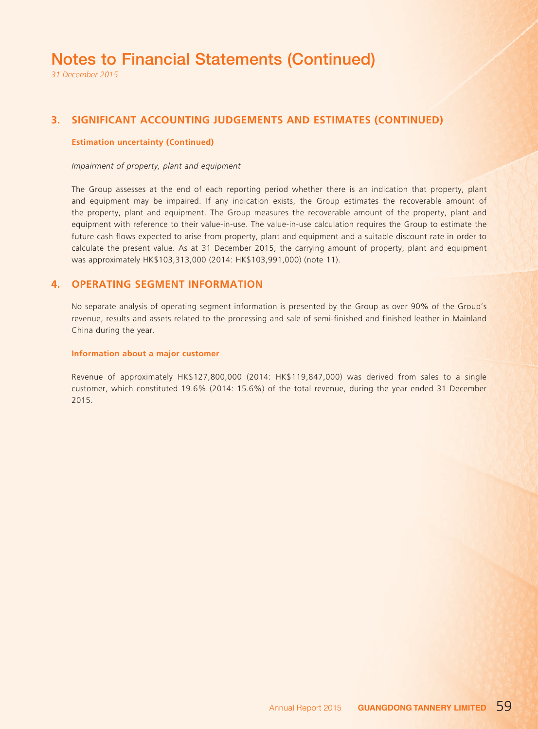# Notes to Financial Statements (Continued)

*31 December 2015*

## 3. SIGNIFICANT ACCOUNTING JUDGEMENTS AND ESTIMATES (CONTINUED)

**Estimation uncertainty (Continued)**

*Impairment of property, plant and equipment*

The Group assesses at the end of each reporting period whether there is an indication that property, plant and equipment may be impaired. If any indication exists, the Group estimates the recoverable amount of the property, plant and equipment. The Group measures the recoverable amount of the property, plant and equipment with reference to their value-in-use. The value-in-use calculation requires the Group to estimate the future cash flows expected to arise from property, plant and equipment and a suitable discount rate in order to calculate the present value. As at 31 December 2015, the carrying amount of property, plant and equipment was approximately HK$103,313,000 (2014: HK$103,991,000) (note 11).

## 4. OPERATING SEGMENT INFORMATION

No separate analysis of operating segment information is presented by the Group as over 90% of the Group's revenue, results and assets related to the processing and sale of semi-finished and finished leather in Mainland China during the year.

**Information about a major customer**

Revenue of approximately HK$127,800,000 (2014: HK$119,847,000) was derived from sales to a single customer, which constituted 19.6% (2014: 15.6%) of the total revenue, during the year ended 31 December 2015.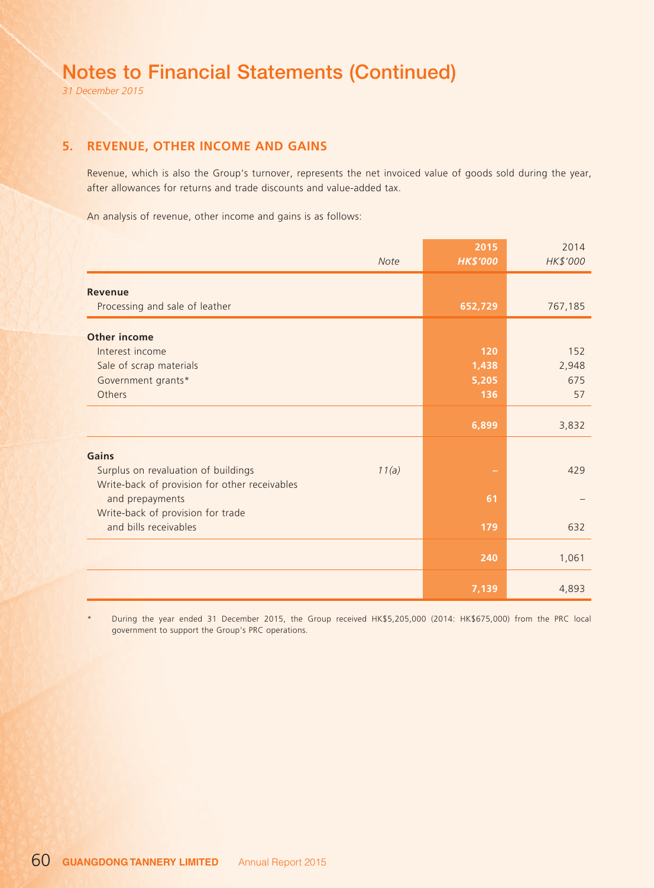# Notes to Financial Statements (Continued)

*31 December 2015*

## 5. REVENUE, OTHER INCOME AND GAINS

Revenue, which is also the Group's turnover, represents the net invoiced value of goods sold during the year, after allowances for returns and trade discounts and value-added tax.

An analysis of revenue, other income and gains is as follows:

| | Note | 2015 HK$'000 | 2014 HK$'000 |
|---|---|---|---|
| **Revenue** | | | |
| Processing and sale of leather | | 652,729 | 767,185 |
| **Other income** | | | |
| Interest income | | 120 | 152 |
| Sale of scrap materials | | 1,438 | 2,948 |
| Government grants* | | 5,205 | 675 |
| Others | | 136 | 57 |
| | | 6,899 | 3,832 |
| **Gains** | | | |
| Surplus on revaluation of buildings | 11(a) | – | 429 |
| Write-back of provision for other receivables and prepayments | | 61 | – |
| Write-back of provision for trade and bills receivables | | 179 | 632 |
| | | 240 | 1,061 |
| | | 7,139 | 4,893 |

\* During the year ended 31 December 2015, the Group received HK$5,205,000 (2014: HK$675,000) from the PRC local government to support the Group's PRC operations.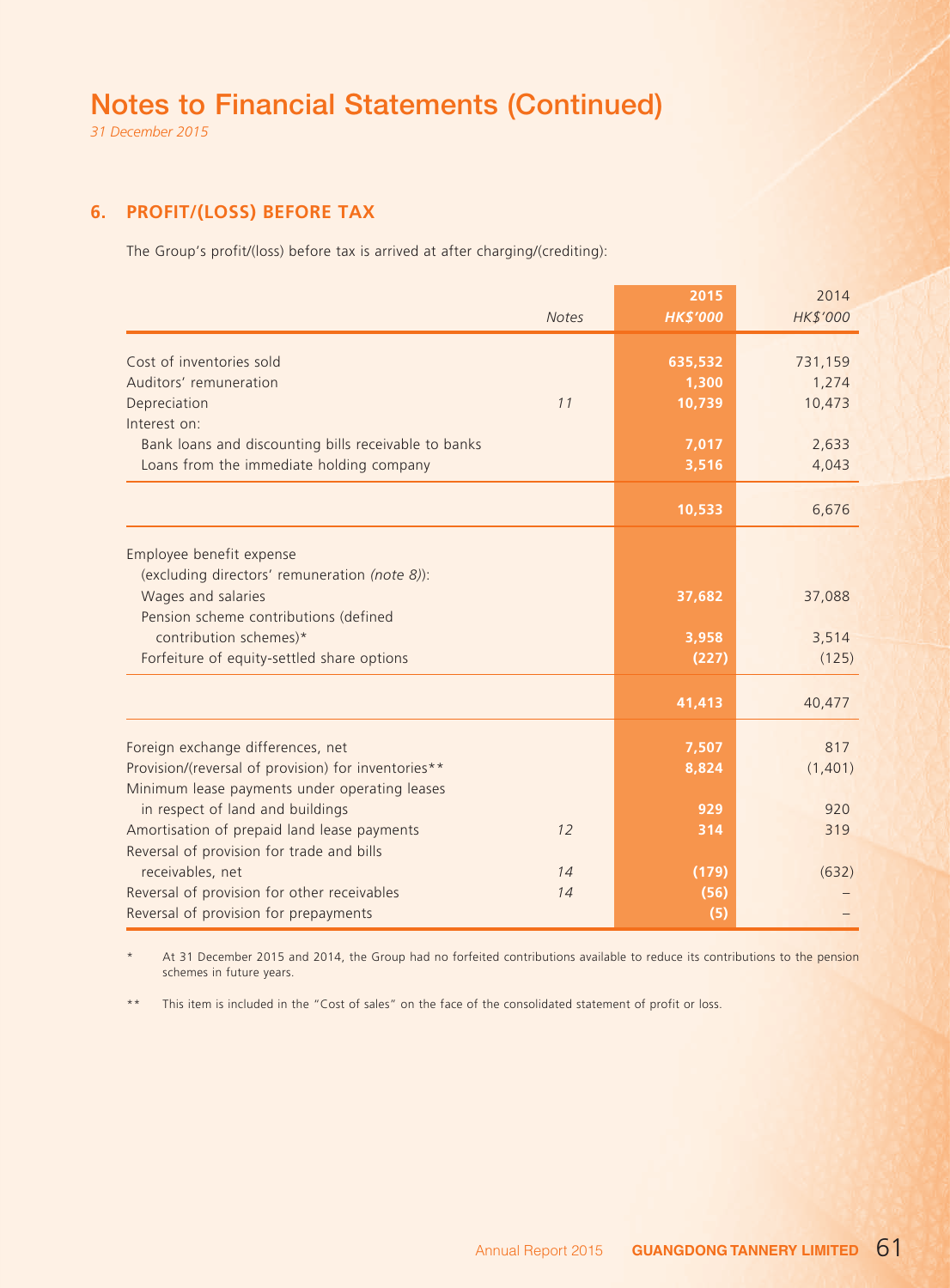# Notes to Financial Statements (Continued)

*31 December 2015*

## 6. PROFIT/(LOSS) BEFORE TAX

The Group's profit/(loss) before tax is arrived at after charging/(crediting):

| | *Notes* | **2015** *HK$'000* | 2014 *HK$'000* |
|---|---|---|---|
| Cost of inventories sold | | **635,532** | 731,159 |
| Auditors' remuneration | | **1,300** | 1,274 |
| Depreciation | *11* | **10,739** | 10,473 |
| Interest on: | | | |
| Bank loans and discounting bills receivable to banks | | **7,017** | 2,633 |
| Loans from the immediate holding company | | **3,516** | 4,043 |
| | | **10,533** | 6,676 |
| Employee benefit expense (excluding directors' remuneration *(note 8)*): | | | |
| Wages and salaries | | **37,682** | 37,088 |
| Pension scheme contributions (defined contribution schemes)* | | **3,958** | 3,514 |
| Forfeiture of equity-settled share options | | **(227)** | (125) |
| | | **41,413** | 40,477 |
| Foreign exchange differences, net | | **7,507** | 817 |
| Provision/(reversal of provision) for inventories** | | **8,824** | (1,401) |
| Minimum lease payments under operating leases in respect of land and buildings | | **929** | 920 |
| Amortisation of prepaid land lease payments | *12* | **314** | 319 |
| Reversal of provision for trade and bills receivables, net | *14* | **(179)** | (632) |
| Reversal of provision for other receivables | *14* | **(56)** | – |
| Reversal of provision for prepayments | | **(5)** | – |

\* At 31 December 2015 and 2014, the Group had no forfeited contributions available to reduce its contributions to the pension schemes in future years.

\*\* This item is included in the "Cost of sales" on the face of the consolidated statement of profit or loss.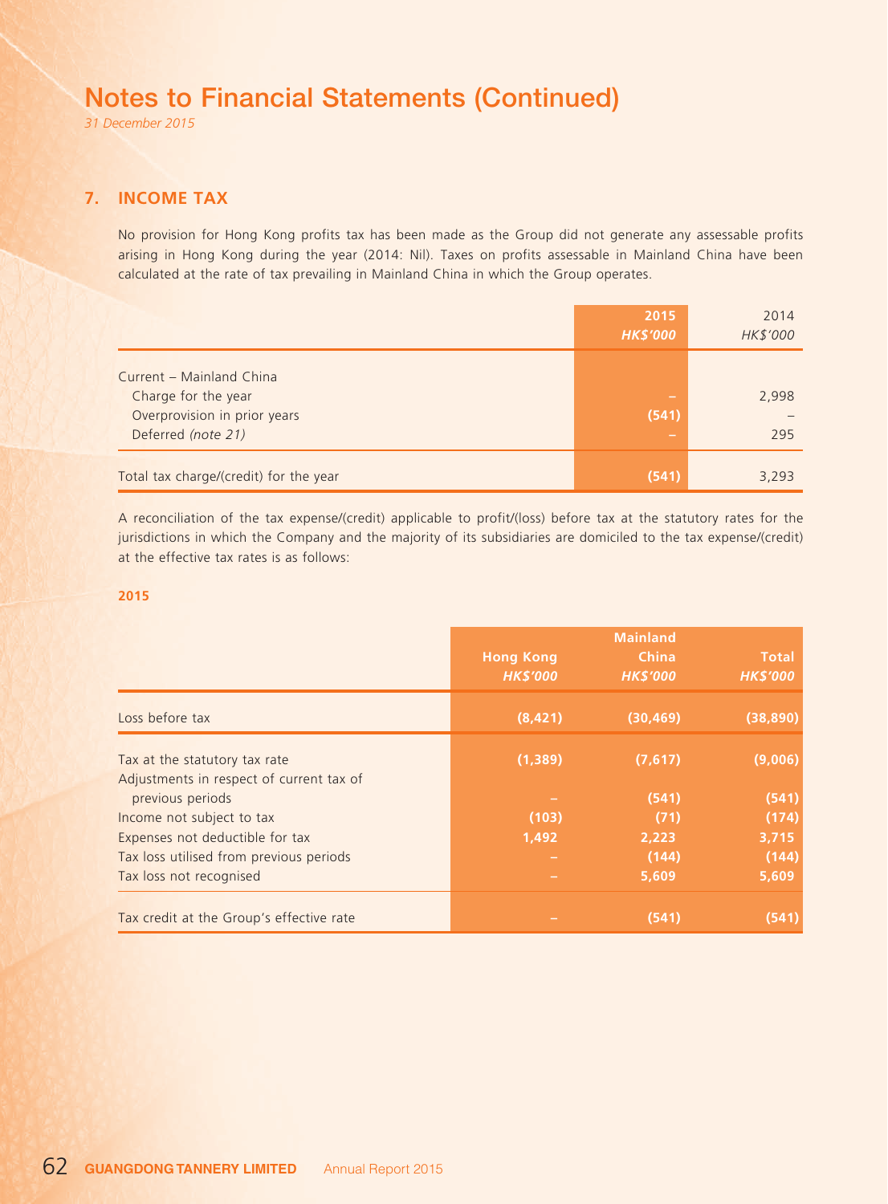# Notes to Financial Statements (Continued)

*31 December 2015*

## 7. INCOME TAX

No provision for Hong Kong profits tax has been made as the Group did not generate any assessable profits arising in Hong Kong during the year (2014: Nil). Taxes on profits assessable in Mainland China have been calculated at the rate of tax prevailing in Mainland China in which the Group operates.

| | **2015** | 2014 |
|---|---|---|
| | ***HK$'000*** | *HK$'000* |
| Current – Mainland China | | |
| Charge for the year | – | 2,998 |
| Overprovision in prior years | (541) | – |
| Deferred *(note 21)* | – | 295 |
| Total tax charge/(credit) for the year | (541) | 3,293 |

A reconciliation of the tax expense/(credit) applicable to profit/(loss) before tax at the statutory rates for the jurisdictions in which the Company and the majority of its subsidiaries are domiciled to the tax expense/(credit) at the effective tax rates is as follows:

**2015**

| | **Hong Kong** | **Mainland China** | **Total** |
|---|---|---|---|
| | ***HK$'000*** | ***HK$'000*** | ***HK$'000*** |
| Loss before tax | (8,421) | (30,469) | (38,890) |
| Tax at the statutory tax rate | (1,389) | (7,617) | (9,006) |
| Adjustments in respect of current tax of previous periods | – | (541) | (541) |
| Income not subject to tax | (103) | (71) | (174) |
| Expenses not deductible for tax | 1,492 | 2,223 | 3,715 |
| Tax loss utilised from previous periods | – | (144) | (144) |
| Tax loss not recognised | – | 5,609 | 5,609 |
| Tax credit at the Group's effective rate | – | (541) | (541) |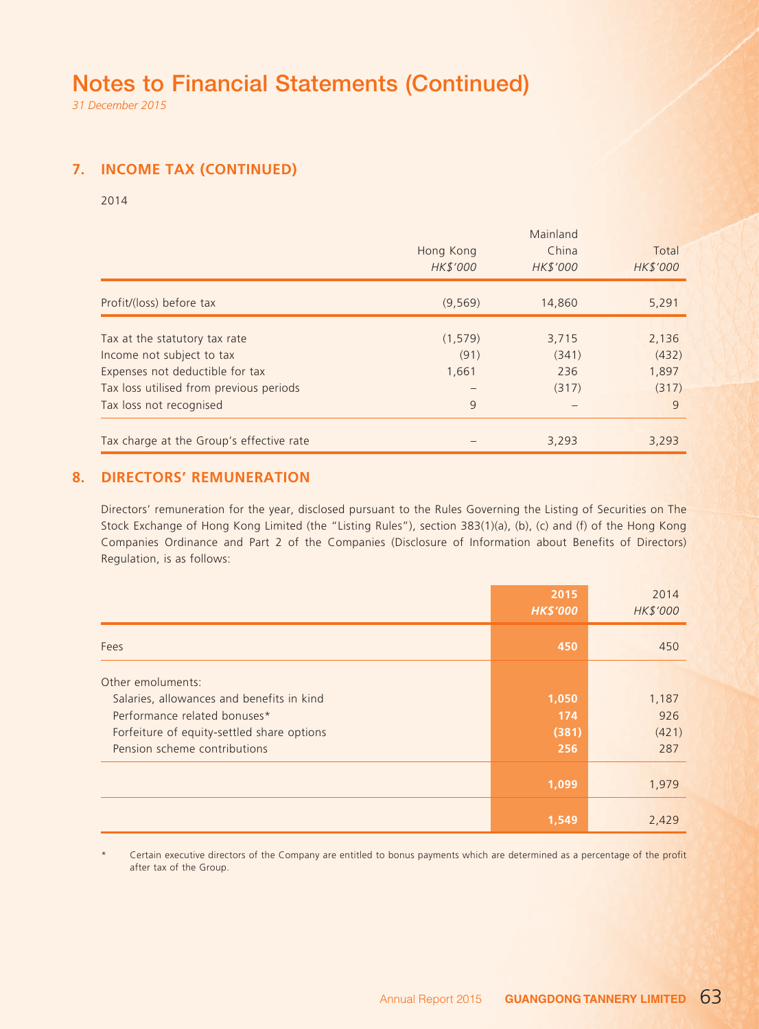# Notes to Financial Statements (Continued)

*31 December 2015*

## 7. INCOME TAX (CONTINUED)

2014

| | Hong Kong<br>*HK$'000* | Mainland China<br>*HK$'000* | Total<br>*HK$'000* |
|---|---|---|---|
| Profit/(loss) before tax | (9,569) | 14,860 | 5,291 |
| Tax at the statutory tax rate | (1,579) | 3,715 | 2,136 |
| Income not subject to tax | (91) | (341) | (432) |
| Expenses not deductible for tax | 1,661 | 236 | 1,897 |
| Tax loss utilised from previous periods | – | (317) | (317) |
| Tax loss not recognised | 9 | – | 9 |
| Tax charge at the Group's effective rate | – | 3,293 | 3,293 |

## 8. DIRECTORS' REMUNERATION

Directors' remuneration for the year, disclosed pursuant to the Rules Governing the Listing of Securities on The Stock Exchange of Hong Kong Limited (the "Listing Rules"), section 383(1)(a), (b), (c) and (f) of the Hong Kong Companies Ordinance and Part 2 of the Companies (Disclosure of Information about Benefits of Directors) Regulation, is as follows:

| | **2015**<br>***HK$'000*** | 2014<br>*HK$'000* |
|---|---|---|
| Fees | **450** | 450 |
| Other emoluments: | | |
| Salaries, allowances and benefits in kind | **1,050** | 1,187 |
| Performance related bonuses* | **174** | 926 |
| Forfeiture of equity-settled share options | **(381)** | (421) |
| Pension scheme contributions | **256** | 287 |
| | **1,099** | 1,979 |
| | **1,549** | 2,429 |

\* Certain executive directors of the Company are entitled to bonus payments which are determined as a percentage of the profit after tax of the Group.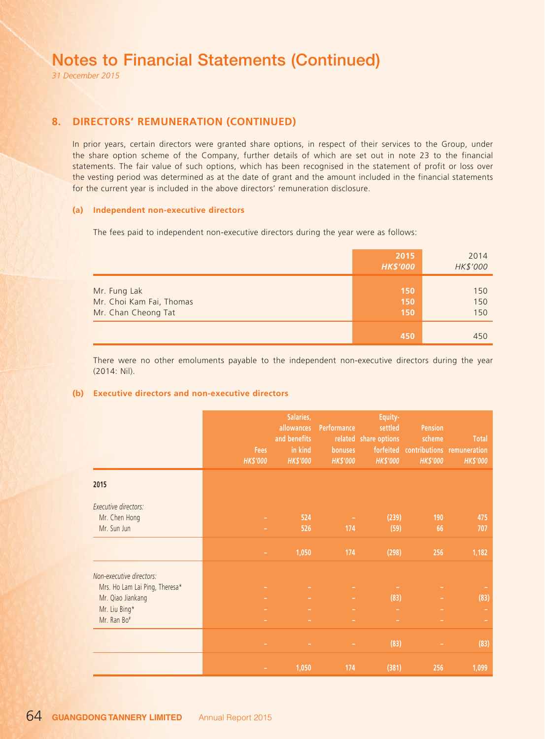# Notes to Financial Statements (Continued)

*31 December 2015*

## 8. DIRECTORS' REMUNERATION (CONTINUED)

In prior years, certain directors were granted share options, in respect of their services to the Group, under the share option scheme of the Company, further details of which are set out in note 23 to the financial statements. The fair value of such options, which has been recognised in the statement of profit or loss over the vesting period was determined as at the date of grant and the amount included in the financial statements for the current year is included in the above directors' remuneration disclosure.

### (a) Independent non-executive directors

The fees paid to independent non-executive directors during the year were as follows:

| | 2015<br>*HK$'000* | 2014<br>*HK$'000* |
|---|---|---|
| Mr. Fung Lak | 150 | 150 |
| Mr. Choi Kam Fai, Thomas | 150 | 150 |
| Mr. Chan Cheong Tat | 150 | 150 |
| | 450 | 450 |

There were no other emoluments payable to the independent non-executive directors during the year (2014: Nil).

### (b) Executive directors and non-executive directors

| | Fees<br>*HK$'000* | Salaries, allowances and benefits in kind<br>*HK$'000* | Performance related bonuses<br>*HK$'000* | Equity-settled share options forfeited<br>*HK$'000* | Pension scheme contributions<br>*HK$'000* | Total remuneration<br>*HK$'000* |
|---|---|---|---|---|---|---|
| **2015** | | | | | | |
| *Executive directors:* | | | | | | |
| Mr. Chen Hong | – | 524 | – | (239) | 190 | 475 |
| Mr. Sun Jun | – | 526 | 174 | (59) | 66 | 707 |
| | – | 1,050 | 174 | (298) | 256 | 1,182 |
| *Non-executive directors:* | | | | | | |
| Mrs. Ho Lam Lai Ping, Theresa* | – | – | – | – | – | – |
| Mr. Qiao Jiankang | – | – | – | (83) | – | (83) |
| Mr. Liu Bing* | – | – | – | – | – | – |
| Mr. Ran Bo# | – | – | – | – | – | – |
| | – | – | – | (83) | – | (83) |
| | – | 1,050 | 174 | (381) | 256 | 1,099 |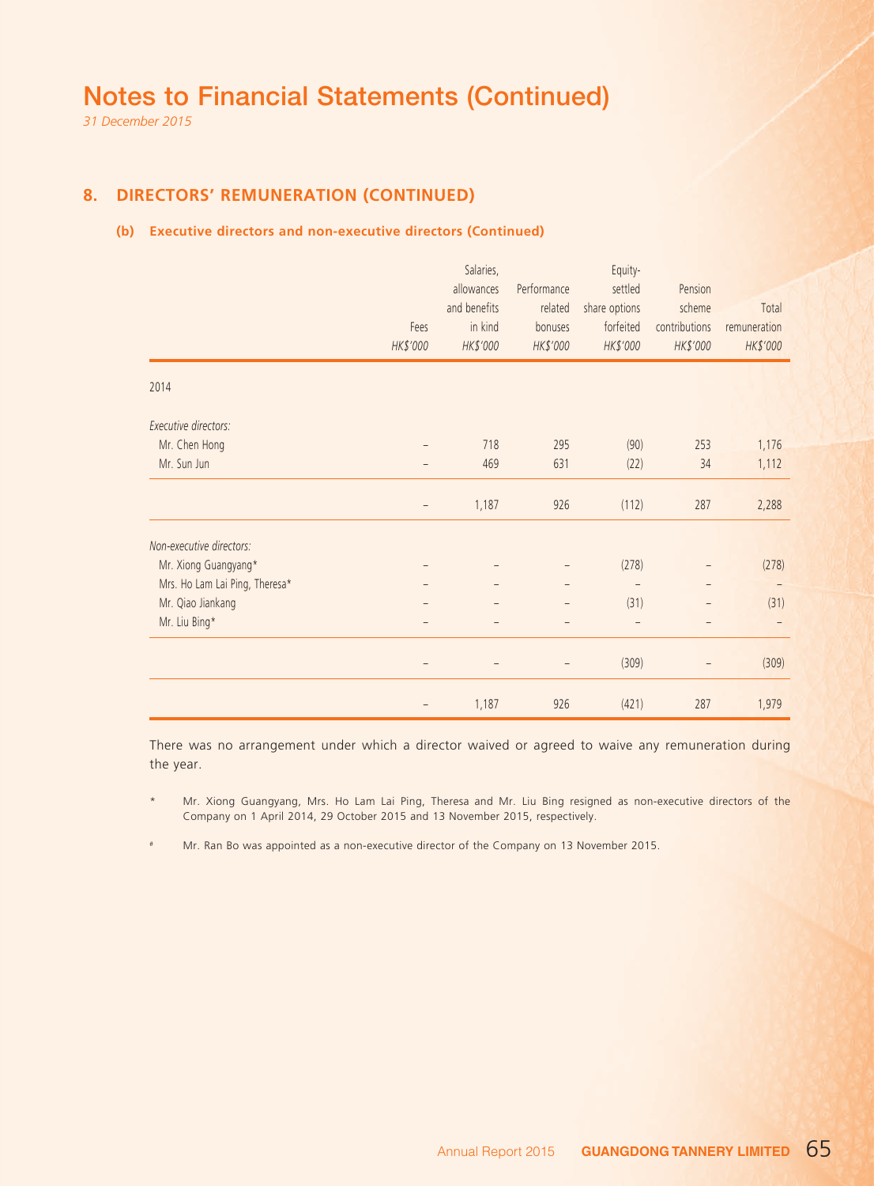# Notes to Financial Statements (Continued)

*31 December 2015*

## 8. DIRECTORS' REMUNERATION (CONTINUED)

### (b) Executive directors and non-executive directors (Continued)

| | Fees<br>*HK$'000* | Salaries, allowances and benefits in kind<br>*HK$'000* | Performance related bonuses<br>*HK$'000* | Equity-settled share options forfeited<br>*HK$'000* | Pension scheme contributions<br>*HK$'000* | Total remuneration<br>*HK$'000* |
|---|---|---|---|---|---|---|
| 2014 | | | | | | |
| *Executive directors:* | | | | | | |
| Mr. Chen Hong | – | 718 | 295 | (90) | 253 | 1,176 |
| Mr. Sun Jun | – | 469 | 631 | (22) | 34 | 1,112 |
| | – | 1,187 | 926 | (112) | 287 | 2,288 |
| *Non-executive directors:* | | | | | | |
| Mr. Xiong Guangyang* | – | – | – | (278) | – | (278) |
| Mrs. Ho Lam Lai Ping, Theresa* | – | – | – | – | – | – |
| Mr. Qiao Jiankang | – | – | – | (31) | – | (31) |
| Mr. Liu Bing* | – | – | – | – | – | – |
| | – | – | – | (309) | – | (309) |
| | – | 1,187 | 926 | (421) | 287 | 1,979 |

There was no arrangement under which a director waived or agreed to waive any remuneration during the year.

\* Mr. Xiong Guangyang, Mrs. Ho Lam Lai Ping, Theresa and Mr. Liu Bing resigned as non-executive directors of the Company on 1 April 2014, 29 October 2015 and 13 November 2015, respectively.

# Mr. Ran Bo was appointed as a non-executive director of the Company on 13 November 2015.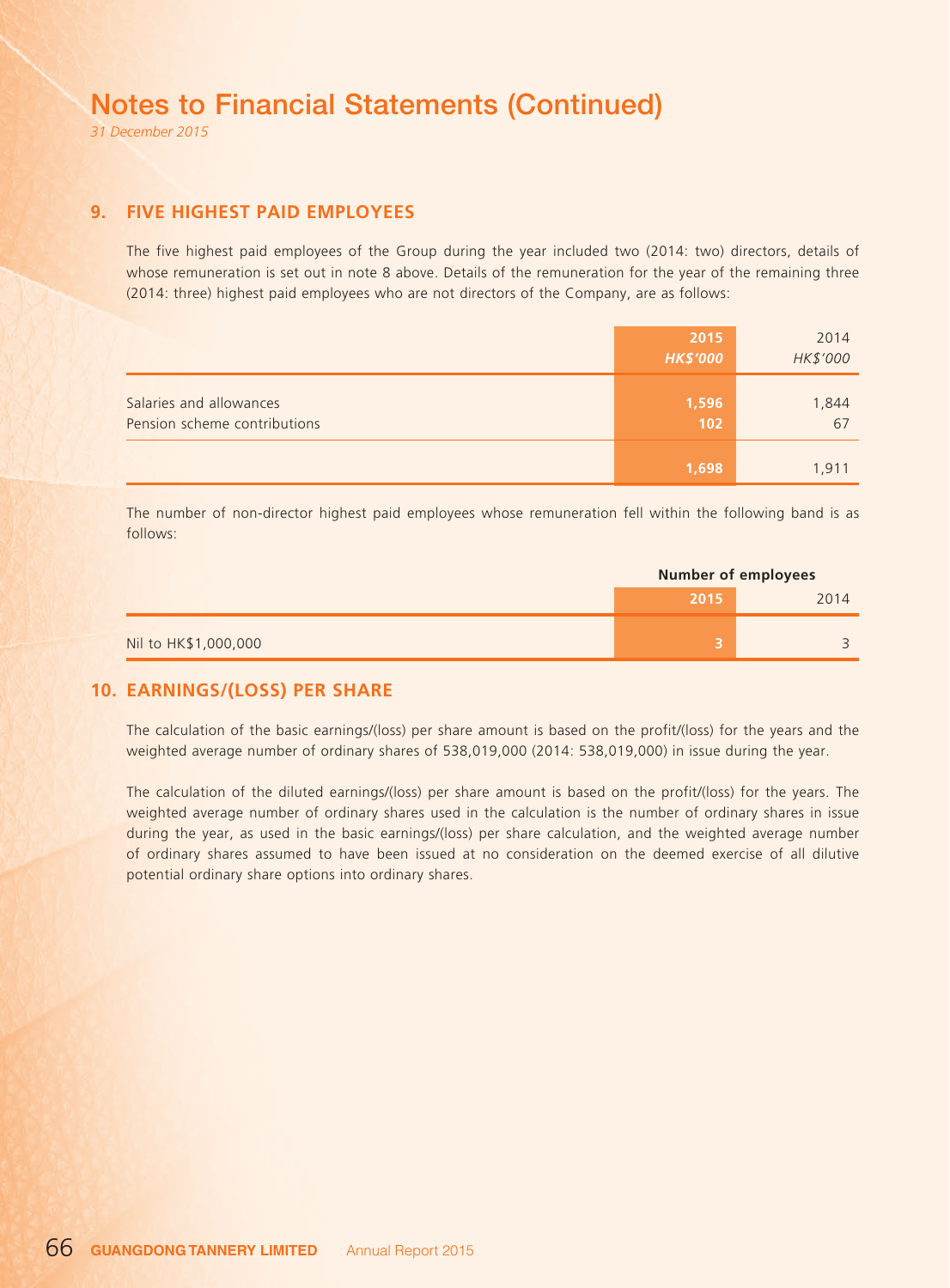# Notes to Financial Statements (Continued)

*31 December 2015*

## 9. FIVE HIGHEST PAID EMPLOYEES

The five highest paid employees of the Group during the year included two (2014: two) directors, details of whose remuneration is set out in note 8 above. Details of the remuneration for the year of the remaining three (2014: three) highest paid employees who are not directors of the Company, are as follows:

| | **2015** | 2014 |
|---|---|---|
| | ***HK$'000*** | *HK$'000* |
| Salaries and allowances | **1,596** | 1,844 |
| Pension scheme contributions | **102** | 67 |
| | **1,698** | 1,911 |

The number of non-director highest paid employees whose remuneration fell within the following band is as follows:

| | **Number of employees** | |
|---|---|---|
| | **2015** | 2014 |
| Nil to HK$1,000,000 | **3** | 3 |

## 10. EARNINGS/(LOSS) PER SHARE

The calculation of the basic earnings/(loss) per share amount is based on the profit/(loss) for the years and the weighted average number of ordinary shares of 538,019,000 (2014: 538,019,000) in issue during the year.

The calculation of the diluted earnings/(loss) per share amount is based on the profit/(loss) for the years. The weighted average number of ordinary shares used in the calculation is the number of ordinary shares in issue during the year, as used in the basic earnings/(loss) per share calculation, and the weighted average number of ordinary shares assumed to have been issued at no consideration on the deemed exercise of all dilutive potential ordinary share options into ordinary shares.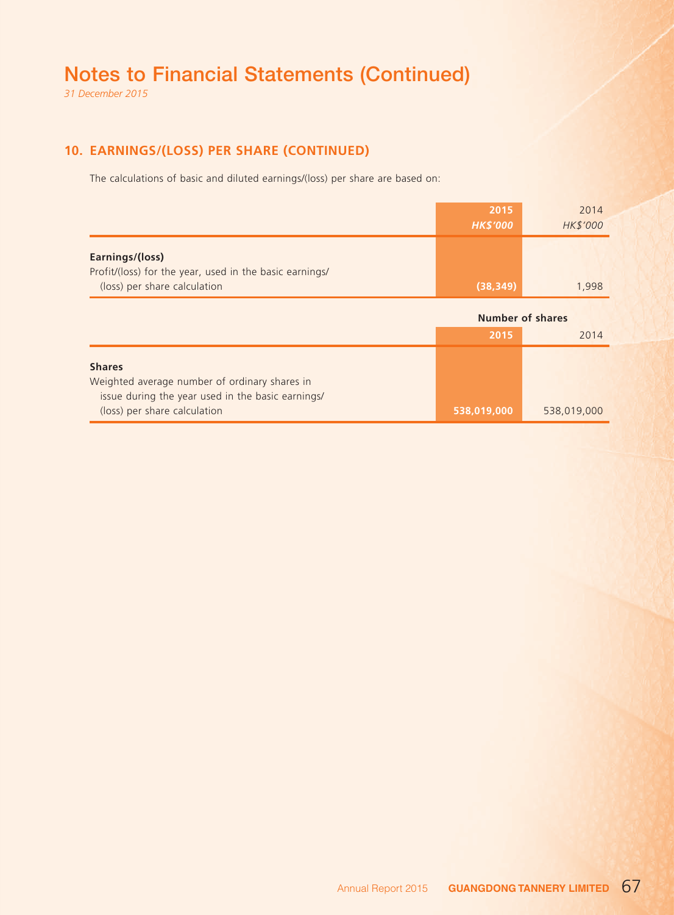# Notes to Financial Statements (Continued)

*31 December 2015*

## 10. EARNINGS/(LOSS) PER SHARE (CONTINUED)

The calculations of basic and diluted earnings/(loss) per share are based on:

| | **2015** | 2014 |
|---|---|---|
| | ***HK$'000*** | *HK$'000* |
| **Earnings/(loss)** | | |
| Profit/(loss) for the year, used in the basic earnings/ (loss) per share calculation | **(38,349)** | 1,998 |

| | **Number of shares** | |
|---|---|---|
| | **2015** | 2014 |
| **Shares** | | |
| Weighted average number of ordinary shares in issue during the year used in the basic earnings/ (loss) per share calculation | **538,019,000** | 538,019,000 |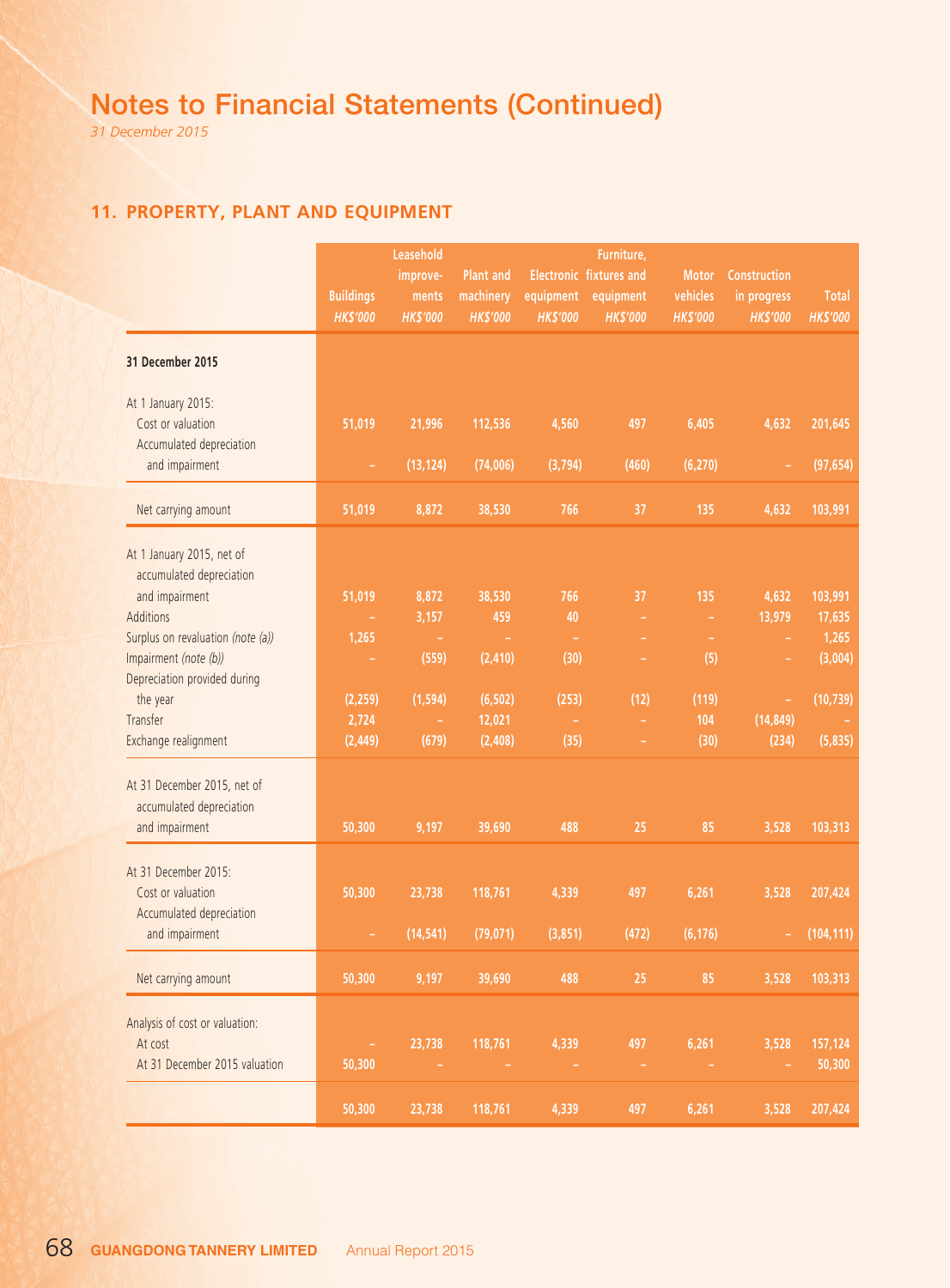# Notes to Financial Statements (Continued)

*31 December 2015*

## 11. PROPERTY, PLANT AND EQUIPMENT

| | Buildings *HK$'000* | Leasehold improve-ments *HK$'000* | Plant and machinery *HK$'000* | Electronic equipment *HK$'000* | Furniture, fixtures and equipment *HK$'000* | Motor vehicles *HK$'000* | Construction in progress *HK$'000* | Total *HK$'000* |
|---|---|---|---|---|---|---|---|---|
| **31 December 2015** | | | | | | | | |
| At 1 January 2015: | | | | | | | | |
| Cost or valuation | 51,019 | 21,996 | 112,536 | 4,560 | 497 | 6,405 | 4,632 | 201,645 |
| Accumulated depreciation and impairment | – | (13,124) | (74,006) | (3,794) | (460) | (6,270) | – | (97,654) |
| Net carrying amount | 51,019 | 8,872 | 38,530 | 766 | 37 | 135 | 4,632 | 103,991 |
| At 1 January 2015, net of accumulated depreciation and impairment | 51,019 | 8,872 | 38,530 | 766 | 37 | 135 | 4,632 | 103,991 |
| Additions | – | 3,157 | 459 | 40 | – | – | 13,979 | 17,635 |
| Surplus on revaluation *(note (a))* | 1,265 | – | – | – | – | – | – | 1,265 |
| Impairment *(note (b))* | – | (559) | (2,410) | (30) | – | (5) | – | (3,004) |
| Depreciation provided during the year | (2,259) | (1,594) | (6,502) | (253) | (12) | (119) | – | (10,739) |
| Transfer | 2,724 | – | 12,021 | – | – | 104 | (14,849) | – |
| Exchange realignment | (2,449) | (679) | (2,408) | (35) | – | (30) | (234) | (5,835) |
| At 31 December 2015, net of accumulated depreciation and impairment | 50,300 | 9,197 | 39,690 | 488 | 25 | 85 | 3,528 | 103,313 |
| At 31 December 2015: | | | | | | | | |
| Cost or valuation | 50,300 | 23,738 | 118,761 | 4,339 | 497 | 6,261 | 3,528 | 207,424 |
| Accumulated depreciation and impairment | – | (14,541) | (79,071) | (3,851) | (472) | (6,176) | – | (104,111) |
| Net carrying amount | 50,300 | 9,197 | 39,690 | 488 | 25 | 85 | 3,528 | 103,313 |
| Analysis of cost or valuation: | | | | | | | | |
| At cost | – | 23,738 | 118,761 | 4,339 | 497 | 6,261 | 3,528 | 157,124 |
| At 31 December 2015 valuation | 50,300 | – | – | – | – | – | – | 50,300 |
| | 50,300 | 23,738 | 118,761 | 4,339 | 497 | 6,261 | 3,528 | 207,424 |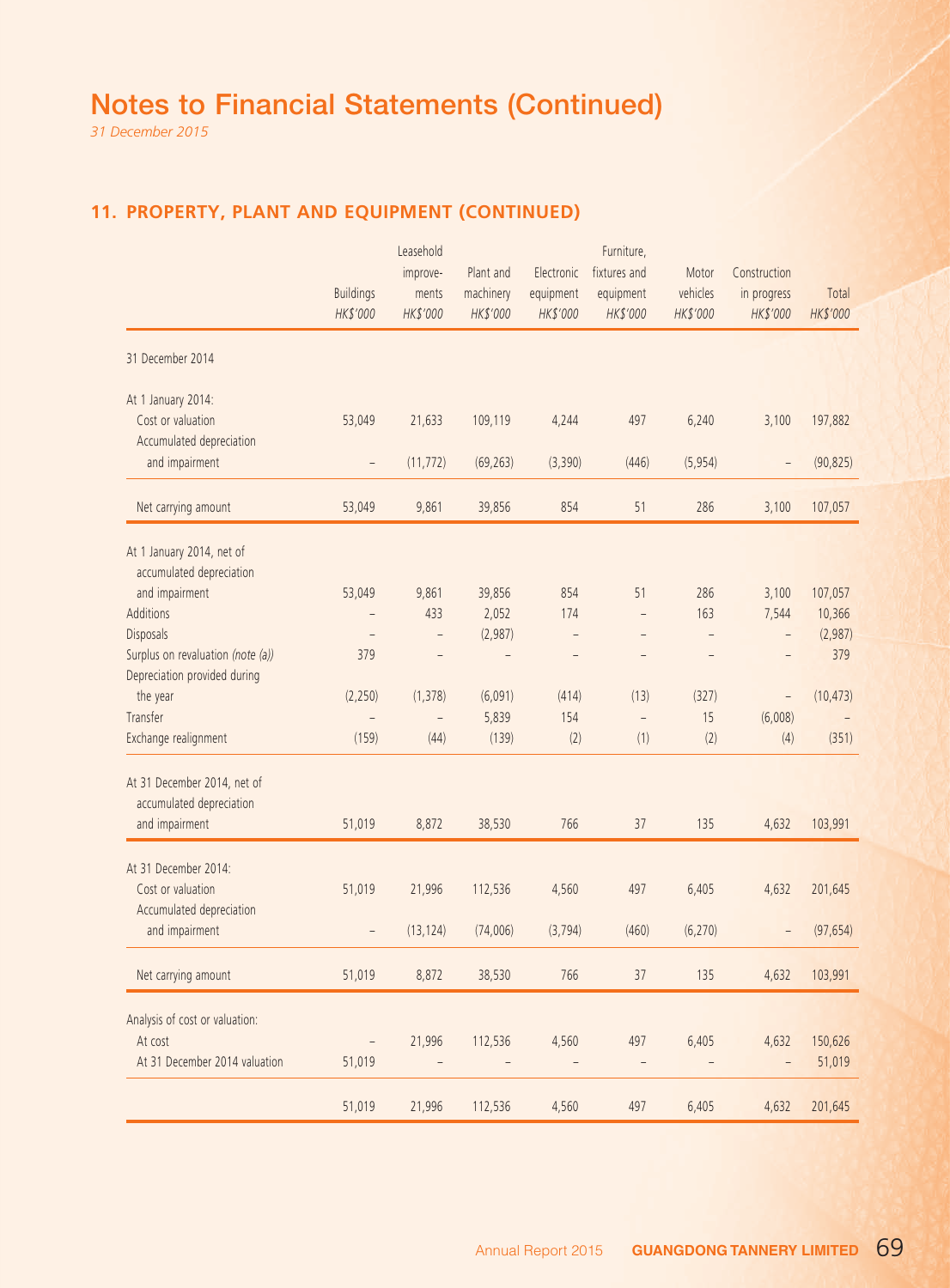# Notes to Financial Statements (Continued)

*31 December 2015*

## 11. PROPERTY, PLANT AND EQUIPMENT (CONTINUED)

| | Buildings *HK$'000* | Leasehold improve-ments *HK$'000* | Plant and machinery *HK$'000* | Electronic equipment *HK$'000* | Furniture, fixtures and equipment *HK$'000* | Motor vehicles *HK$'000* | Construction in progress *HK$'000* | Total *HK$'000* |
|---|---|---|---|---|---|---|---|---|
| 31 December 2014 | | | | | | | | |
| At 1 January 2014: | | | | | | | | |
| Cost or valuation | 53,049 | 21,633 | 109,119 | 4,244 | 497 | 6,240 | 3,100 | 197,882 |
| Accumulated depreciation and impairment | – | (11,772) | (69,263) | (3,390) | (446) | (5,954) | – | (90,825) |
| Net carrying amount | 53,049 | 9,861 | 39,856 | 854 | 51 | 286 | 3,100 | 107,057 |
| At 1 January 2014, net of accumulated depreciation and impairment | 53,049 | 9,861 | 39,856 | 854 | 51 | 286 | 3,100 | 107,057 |
| Additions | – | 433 | 2,052 | 174 | – | 163 | 7,544 | 10,366 |
| Disposals | – | – | (2,987) | – | – | – | – | (2,987) |
| Surplus on revaluation *(note (a))* | 379 | – | – | – | – | – | – | 379 |
| Depreciation provided during the year | (2,250) | (1,378) | (6,091) | (414) | (13) | (327) | – | (10,473) |
| Transfer | – | – | 5,839 | 154 | – | 15 | (6,008) | – |
| Exchange realignment | (159) | (44) | (139) | (2) | (1) | (2) | (4) | (351) |
| At 31 December 2014, net of accumulated depreciation and impairment | 51,019 | 8,872 | 38,530 | 766 | 37 | 135 | 4,632 | 103,991 |
| At 31 December 2014: | | | | | | | | |
| Cost or valuation | 51,019 | 21,996 | 112,536 | 4,560 | 497 | 6,405 | 4,632 | 201,645 |
| Accumulated depreciation and impairment | – | (13,124) | (74,006) | (3,794) | (460) | (6,270) | – | (97,654) |
| Net carrying amount | 51,019 | 8,872 | 38,530 | 766 | 37 | 135 | 4,632 | 103,991 |
| Analysis of cost or valuation: | | | | | | | | |
| At cost | – | 21,996 | 112,536 | 4,560 | 497 | 6,405 | 4,632 | 150,626 |
| At 31 December 2014 valuation | 51,019 | – | – | – | – | – | – | 51,019 |
| | 51,019 | 21,996 | 112,536 | 4,560 | 497 | 6,405 | 4,632 | 201,645 |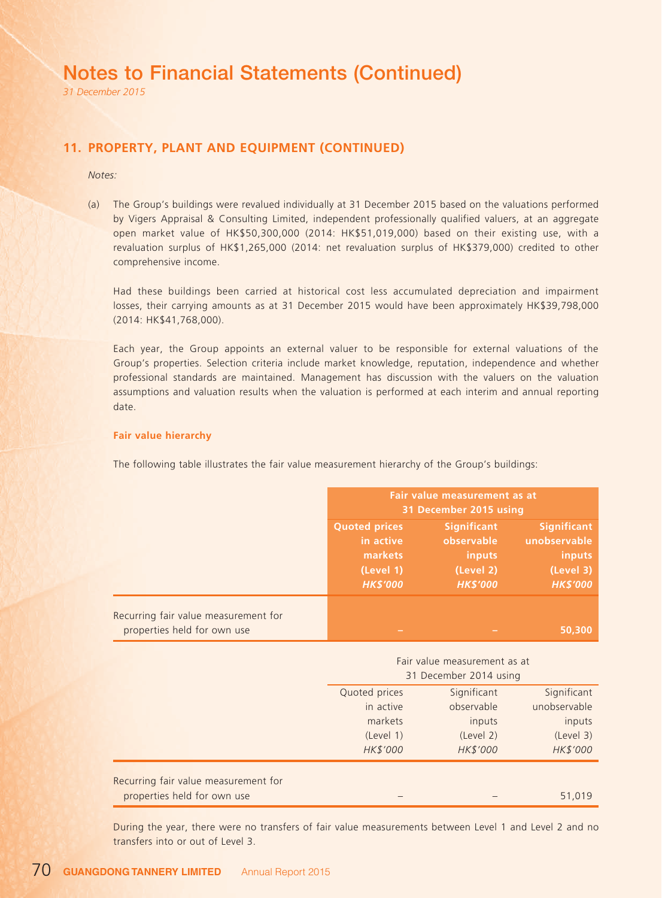# Notes to Financial Statements (Continued)

*31 December 2015*

## 11. PROPERTY, PLANT AND EQUIPMENT (CONTINUED)

*Notes:*

(a) The Group's buildings were revalued individually at 31 December 2015 based on the valuations performed by Vigers Appraisal & Consulting Limited, independent professionally qualified valuers, at an aggregate open market value of HK$50,300,000 (2014: HK$51,019,000) based on their existing use, with a revaluation surplus of HK$1,265,000 (2014: net revaluation surplus of HK$379,000) credited to other comprehensive income.

Had these buildings been carried at historical cost less accumulated depreciation and impairment losses, their carrying amounts as at 31 December 2015 would have been approximately HK$39,798,000 (2014: HK$41,768,000).

Each year, the Group appoints an external valuer to be responsible for external valuations of the Group's properties. Selection criteria include market knowledge, reputation, independence and whether professional standards are maintained. Management has discussion with the valuers on the valuation assumptions and valuation results when the valuation is performed at each interim and annual reporting date.

**Fair value hierarchy**

The following table illustrates the fair value measurement hierarchy of the Group's buildings:

| | **Fair value measurement as at 31 December 2015 using** | | |
|---|---|---|---|
| | **Quoted prices in active markets (Level 1)** | **Significant observable inputs (Level 2)** | **Significant unobservable inputs (Level 3)** |
| | ***HK$'000*** | ***HK$'000*** | ***HK$'000*** |
| Recurring fair value measurement for properties held for own use | **–** | **–** | **50,300** |

| | Fair value measurement as at 31 December 2014 using | | |
|---|---|---|---|
| | Quoted prices in active markets (Level 1) | Significant observable inputs (Level 2) | Significant unobservable inputs (Level 3) |
| | *HK$'000* | *HK$'000* | *HK$'000* |
| Recurring fair value measurement for properties held for own use | – | – | 51,019 |

During the year, there were no transfers of fair value measurements between Level 1 and Level 2 and no transfers into or out of Level 3.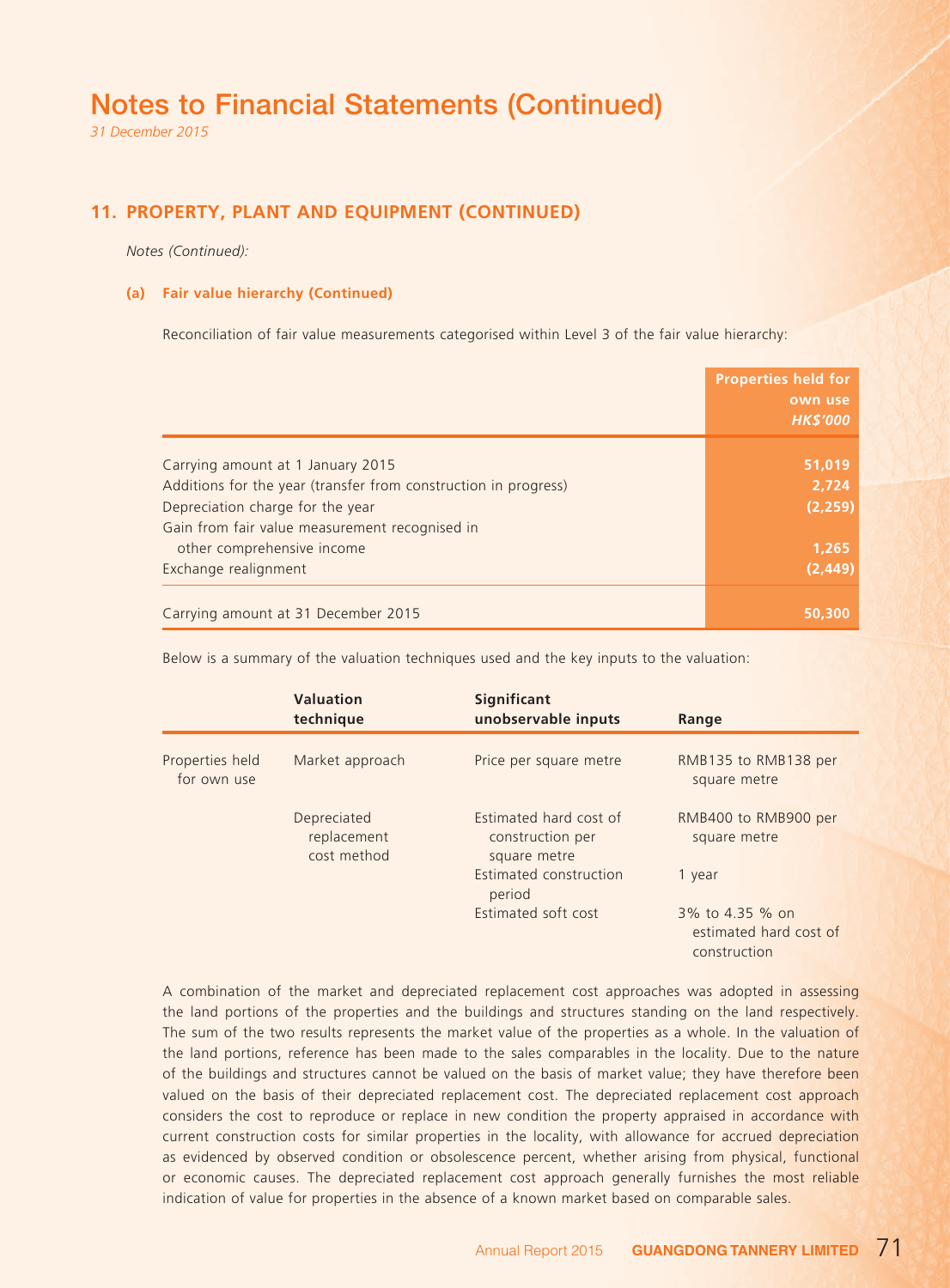# Notes to Financial Statements (Continued)

*31 December 2015*

## 11. PROPERTY, PLANT AND EQUIPMENT (CONTINUED)

*Notes (Continued):*

### (a) Fair value hierarchy (Continued)

Reconciliation of fair value measurements categorised within Level 3 of the fair value hierarchy:

| | Properties held for own use *HK$'000* |
|---|---|
| Carrying amount at 1 January 2015 | 51,019 |
| Additions for the year (transfer from construction in progress) | 2,724 |
| Depreciation charge for the year | (2,259) |
| Gain from fair value measurement recognised in other comprehensive income | 1,265 |
| Exchange realignment | (2,449) |
| Carrying amount at 31 December 2015 | 50,300 |

Below is a summary of the valuation techniques used and the key inputs to the valuation:

| | Valuation technique | Significant unobservable inputs | Range |
|---|---|---|---|
| Properties held for own use | Market approach | Price per square metre | RMB135 to RMB138 per square metre |
| | Depreciated replacement cost method | Estimated hard cost of construction per square metre | RMB400 to RMB900 per square metre |
| | | Estimated construction period | 1 year |
| | | Estimated soft cost | 3% to 4.35 % on estimated hard cost of construction |

A combination of the market and depreciated replacement cost approaches was adopted in assessing the land portions of the properties and the buildings and structures standing on the land respectively. The sum of the two results represents the market value of the properties as a whole. In the valuation of the land portions, reference has been made to the sales comparables in the locality. Due to the nature of the buildings and structures cannot be valued on the basis of market value; they have therefore been valued on the basis of their depreciated replacement cost. The depreciated replacement cost approach considers the cost to reproduce or replace in new condition the property appraised in accordance with current construction costs for similar properties in the locality, with allowance for accrued depreciation as evidenced by observed condition or obsolescence percent, whether arising from physical, functional or economic causes. The depreciated replacement cost approach generally furnishes the most reliable indication of value for properties in the absence of a known market based on comparable sales.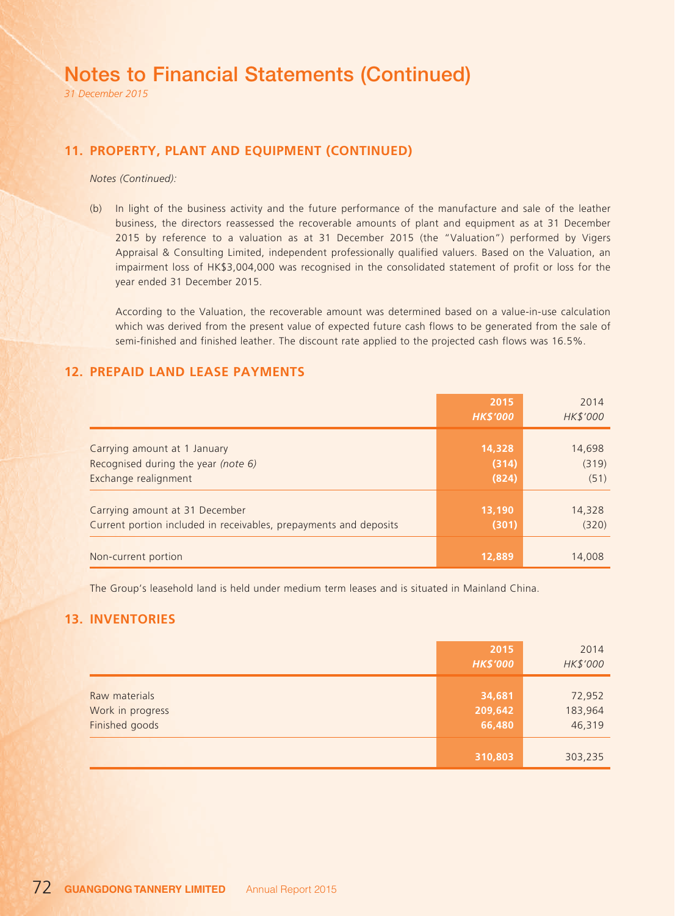# Notes to Financial Statements (Continued)

*31 December 2015*

## 11. PROPERTY, PLANT AND EQUIPMENT (CONTINUED)

*Notes (Continued):*

(b) In light of the business activity and the future performance of the manufacture and sale of the leather business, the directors reassessed the recoverable amounts of plant and equipment as at 31 December 2015 by reference to a valuation as at 31 December 2015 (the "Valuation") performed by Vigers Appraisal & Consulting Limited, independent professionally qualified valuers. Based on the Valuation, an impairment loss of HK$3,004,000 was recognised in the consolidated statement of profit or loss for the year ended 31 December 2015.

According to the Valuation, the recoverable amount was determined based on a value-in-use calculation which was derived from the present value of expected future cash flows to be generated from the sale of semi-finished and finished leather. The discount rate applied to the projected cash flows was 16.5%.

## 12. PREPAID LAND LEASE PAYMENTS

| | **2015** | 2014 |
|---|---|---|
| | ***HK$'000*** | *HK$'000* |
| Carrying amount at 1 January | **14,328** | 14,698 |
| Recognised during the year *(note 6)* | **(314)** | (319) |
| Exchange realignment | **(824)** | (51) |
| Carrying amount at 31 December | **13,190** | 14,328 |
| Current portion included in receivables, prepayments and deposits | **(301)** | (320) |
| Non-current portion | **12,889** | 14,008 |

The Group's leasehold land is held under medium term leases and is situated in Mainland China.

## 13. INVENTORIES

| | **2015** | 2014 |
|---|---|---|
| | ***HK$'000*** | *HK$'000* |
| Raw materials | **34,681** | 72,952 |
| Work in progress | **209,642** | 183,964 |
| Finished goods | **66,480** | 46,319 |
| | **310,803** | 303,235 |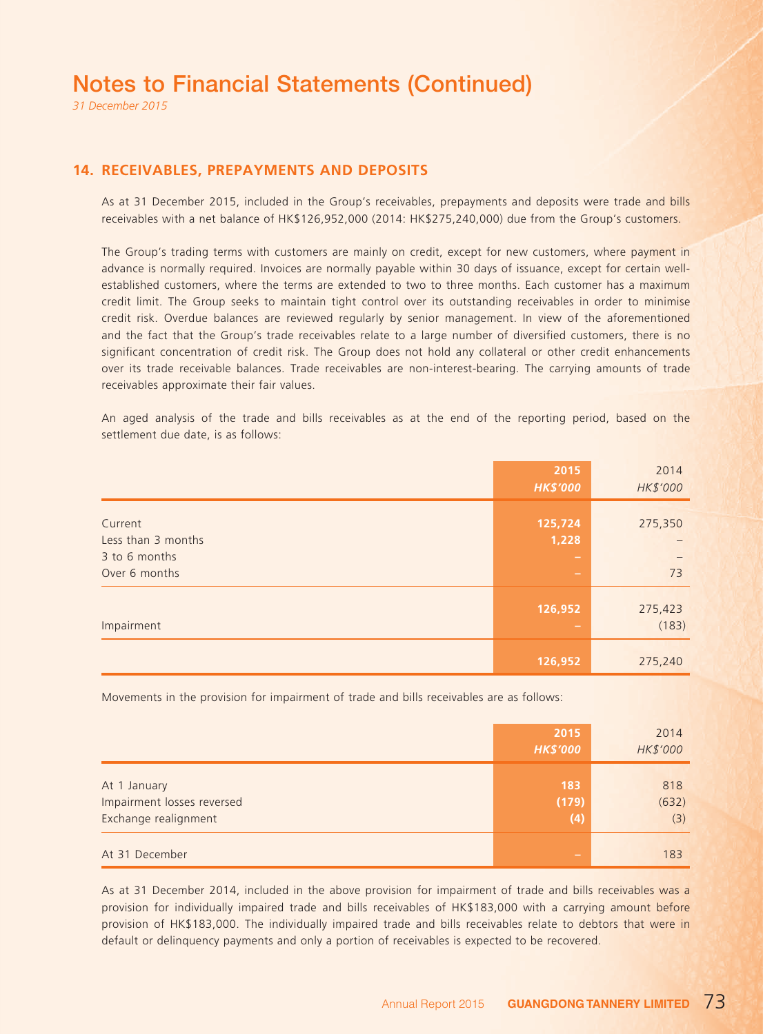# Notes to Financial Statements (Continued)

*31 December 2015*

## 14. RECEIVABLES, PREPAYMENTS AND DEPOSITS

As at 31 December 2015, included in the Group's receivables, prepayments and deposits were trade and bills receivables with a net balance of HK$126,952,000 (2014: HK$275,240,000) due from the Group's customers.

The Group's trading terms with customers are mainly on credit, except for new customers, where payment in advance is normally required. Invoices are normally payable within 30 days of issuance, except for certain well-established customers, where the terms are extended to two to three months. Each customer has a maximum credit limit. The Group seeks to maintain tight control over its outstanding receivables in order to minimise credit risk. Overdue balances are reviewed regularly by senior management. In view of the aforementioned and the fact that the Group's trade receivables relate to a large number of diversified customers, there is no significant concentration of credit risk. The Group does not hold any collateral or other credit enhancements over its trade receivable balances. Trade receivables are non-interest-bearing. The carrying amounts of trade receivables approximate their fair values.

An aged analysis of the trade and bills receivables as at the end of the reporting period, based on the settlement due date, is as follows:

| | 2015 HK$'000 | 2014 HK$'000 |
|---|---|---|
| Current | 125,724 | 275,350 |
| Less than 3 months | 1,228 | – |
| 3 to 6 months | – | – |
| Over 6 months | – | 73 |
| | 126,952 | 275,423 |
| Impairment | – | (183) |
| | 126,952 | 275,240 |

Movements in the provision for impairment of trade and bills receivables are as follows:

| | 2015 HK$'000 | 2014 HK$'000 |
|---|---|---|
| At 1 January | 183 | 818 |
| Impairment losses reversed | (179) | (632) |
| Exchange realignment | (4) | (3) |
| At 31 December | – | 183 |

As at 31 December 2014, included in the above provision for impairment of trade and bills receivables was a provision for individually impaired trade and bills receivables of HK$183,000 with a carrying amount before provision of HK$183,000. The individually impaired trade and bills receivables relate to debtors that were in default or delinquency payments and only a portion of receivables is expected to be recovered.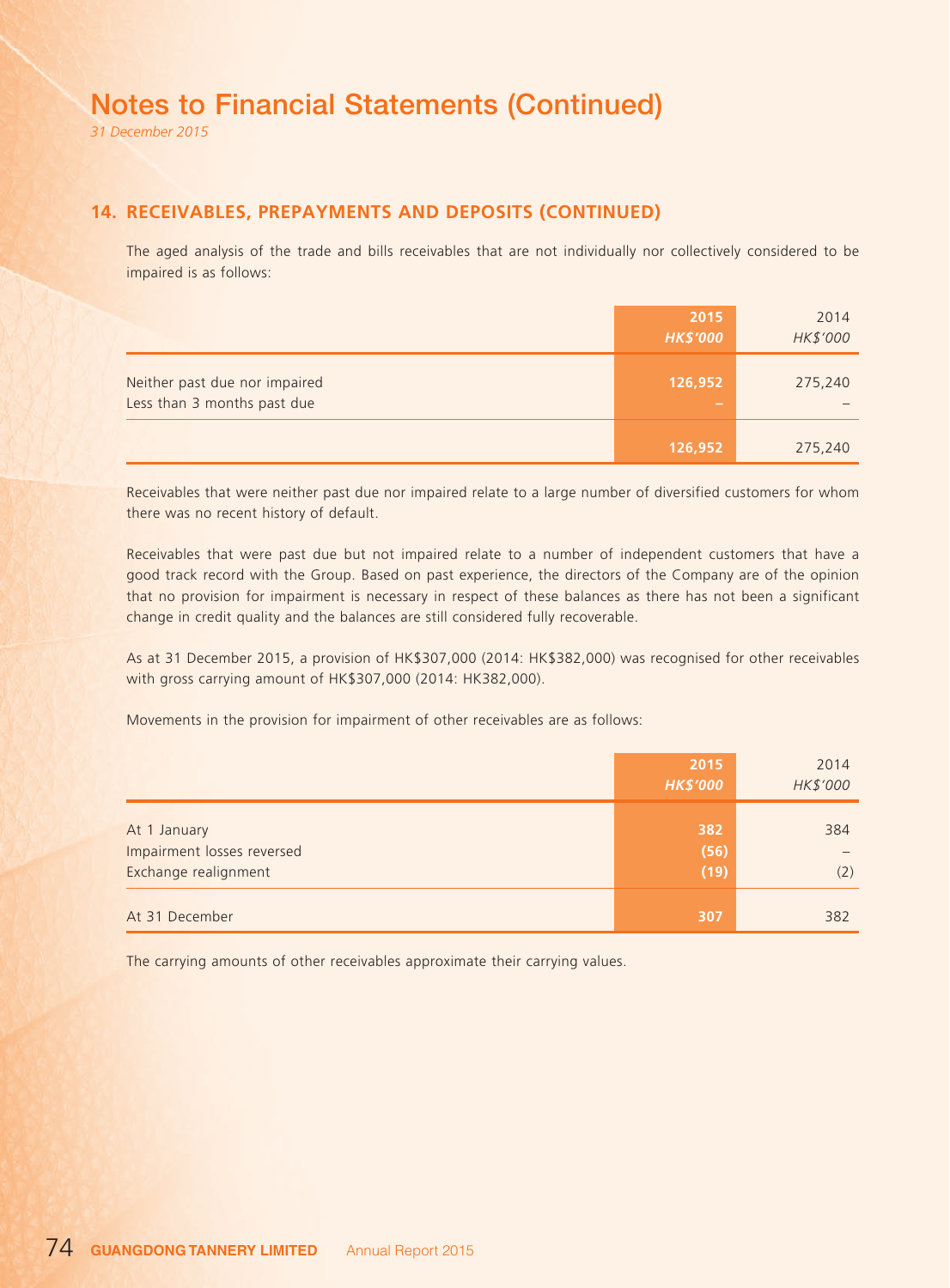# Notes to Financial Statements (Continued)

*31 December 2015*

## 14. RECEIVABLES, PREPAYMENTS AND DEPOSITS (CONTINUED)

The aged analysis of the trade and bills receivables that are not individually nor collectively considered to be impaired is as follows:

| | 2015<br>*HK$'000* | 2014<br>*HK$'000* |
|---|---|---|
| Neither past due nor impaired | 126,952 | 275,240 |
| Less than 3 months past due | – | – |
| | 126,952 | 275,240 |

Receivables that were neither past due nor impaired relate to a large number of diversified customers for whom there was no recent history of default.

Receivables that were past due but not impaired relate to a number of independent customers that have a good track record with the Group. Based on past experience, the directors of the Company are of the opinion that no provision for impairment is necessary in respect of these balances as there has not been a significant change in credit quality and the balances are still considered fully recoverable.

As at 31 December 2015, a provision of HK$307,000 (2014: HK$382,000) was recognised for other receivables with gross carrying amount of HK$307,000 (2014: HK382,000).

Movements in the provision for impairment of other receivables are as follows:

| | 2015<br>*HK$'000* | 2014<br>*HK$'000* |
|---|---|---|
| At 1 January | 382 | 384 |
| Impairment losses reversed | (56) | – |
| Exchange realignment | (19) | (2) |
| At 31 December | 307 | 382 |

The carrying amounts of other receivables approximate their carrying values.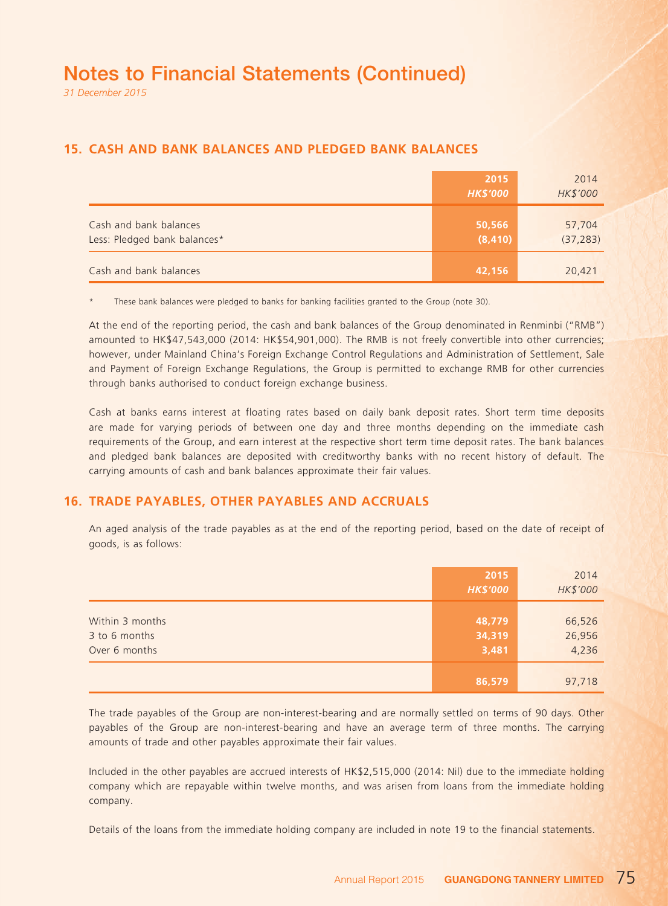# Notes to Financial Statements (Continued)

*31 December 2015*

## 15. CASH AND BANK BALANCES AND PLEDGED BANK BALANCES

| | 2015<br>*HK$'000* | 2014<br>*HK$'000* |
|---|---|---|
| Cash and bank balances | 50,566 | 57,704 |
| Less: Pledged bank balances* | (8,410) | (37,283) |
| Cash and bank balances | 42,156 | 20,421 |

\* These bank balances were pledged to banks for banking facilities granted to the Group (note 30).

At the end of the reporting period, the cash and bank balances of the Group denominated in Renminbi ("RMB") amounted to HK$47,543,000 (2014: HK$54,901,000). The RMB is not freely convertible into other currencies; however, under Mainland China's Foreign Exchange Control Regulations and Administration of Settlement, Sale and Payment of Foreign Exchange Regulations, the Group is permitted to exchange RMB for other currencies through banks authorised to conduct foreign exchange business.

Cash at banks earns interest at floating rates based on daily bank deposit rates. Short term time deposits are made for varying periods of between one day and three months depending on the immediate cash requirements of the Group, and earn interest at the respective short term time deposit rates. The bank balances and pledged bank balances are deposited with creditworthy banks with no recent history of default. The carrying amounts of cash and bank balances approximate their fair values.

## 16. TRADE PAYABLES, OTHER PAYABLES AND ACCRUALS

An aged analysis of the trade payables as at the end of the reporting period, based on the date of receipt of goods, is as follows:

| | 2015<br>*HK$'000* | 2014<br>*HK$'000* |
|---|---|---|
| Within 3 months | 48,779 | 66,526 |
| 3 to 6 months | 34,319 | 26,956 |
| Over 6 months | 3,481 | 4,236 |
| | 86,579 | 97,718 |

The trade payables of the Group are non-interest-bearing and are normally settled on terms of 90 days. Other payables of the Group are non-interest-bearing and have an average term of three months. The carrying amounts of trade and other payables approximate their fair values.

Included in the other payables are accrued interests of HK$2,515,000 (2014: Nil) due to the immediate holding company which are repayable within twelve months, and was arisen from loans from the immediate holding company.

Details of the loans from the immediate holding company are included in note 19 to the financial statements.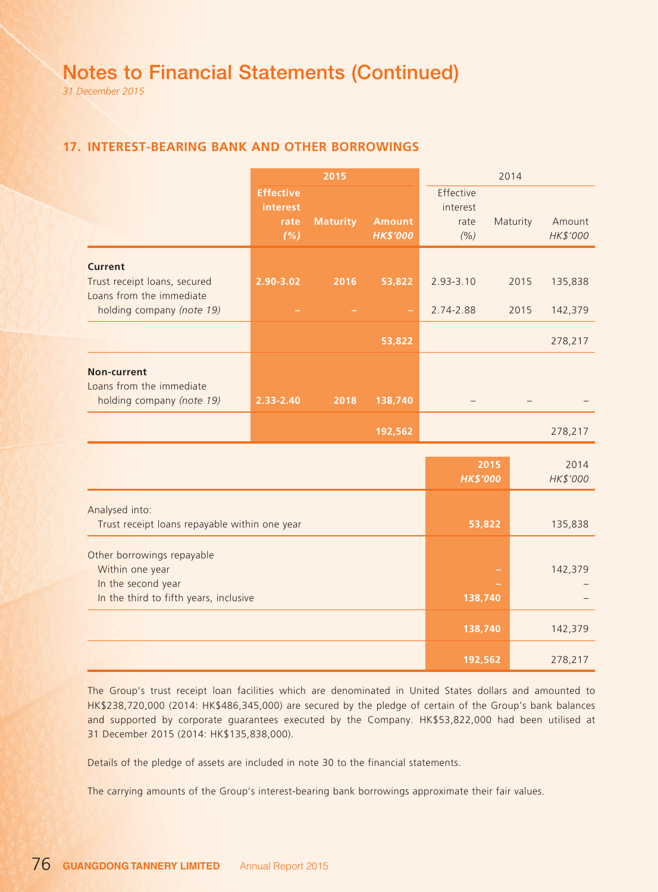# Notes to Financial Statements (Continued)

*31 December 2015*

## 17. INTEREST-BEARING BANK AND OTHER BORROWINGS

| | 2015 | | | 2014 | | |
|---|---|---|---|---|---|---|
| | **Effective interest rate** *(%)* | **Maturity** | **Amount** *HK$'000* | Effective interest rate *(%)* | Maturity | Amount *HK$'000* |
| **Current** | | | | | | |
| Trust receipt loans, secured | **2.90-3.02** | **2016** | **53,822** | 2.93-3.10 | 2015 | 135,838 |
| Loans from the immediate holding company *(note 19)* | **–** | **–** | **–** | 2.74-2.88 | 2015 | 142,379 |
| | | | **53,822** | | | 278,217 |
| **Non-current** | | | | | | |
| Loans from the immediate holding company *(note 19)* | **2.33-2.40** | **2018** | **138,740** | – | – | – |
| | | | **192,562** | | | 278,217 |

| | **2015** *HK$'000* | 2014 *HK$'000* |
|---|---|---|
| Analysed into: | | |
| Trust receipt loans repayable within one year | **53,822** | 135,838 |
| Other borrowings repayable | | |
| Within one year | **–** | 142,379 |
| In the second year | **–** | – |
| In the third to fifth years, inclusive | **138,740** | – |
| | **138,740** | 142,379 |
| | **192,562** | 278,217 |

The Group's trust receipt loan facilities which are denominated in United States dollars and amounted to HK$238,720,000 (2014: HK$486,345,000) are secured by the pledge of certain of the Group's bank balances and supported by corporate guarantees executed by the Company. HK$53,822,000 had been utilised at 31 December 2015 (2014: HK$135,838,000).

Details of the pledge of assets are included in note 30 to the financial statements.

The carrying amounts of the Group's interest-bearing bank borrowings approximate their fair values.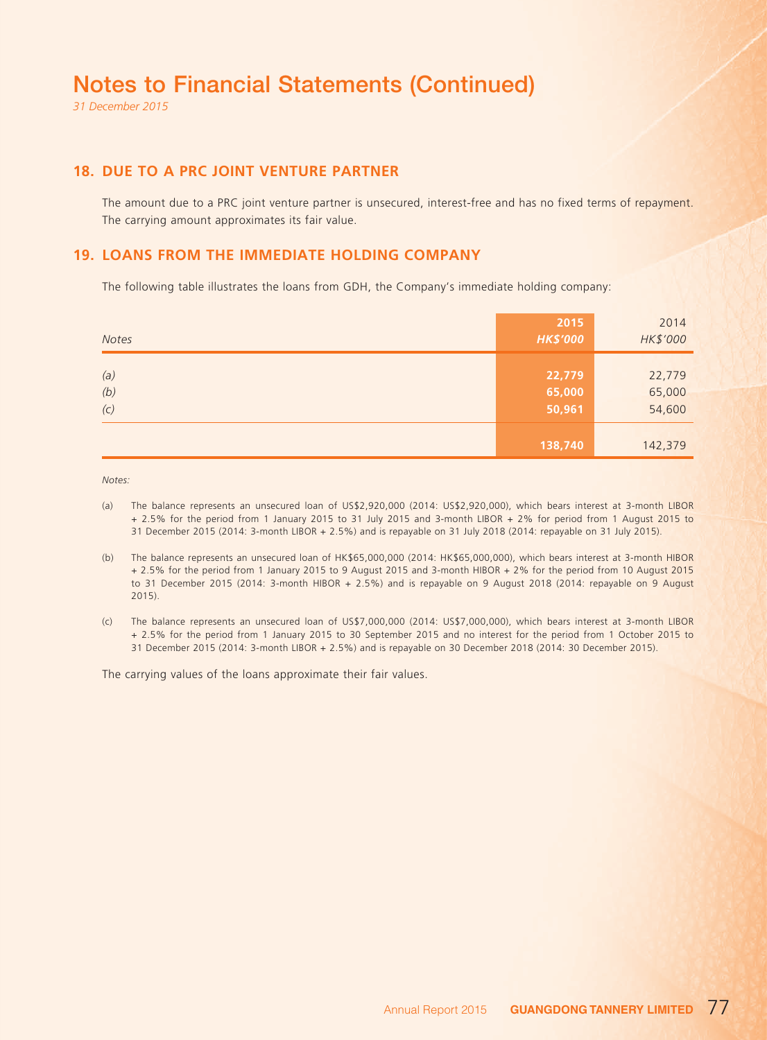# Notes to Financial Statements (Continued)

*31 December 2015*

## 18. DUE TO A PRC JOINT VENTURE PARTNER

The amount due to a PRC joint venture partner is unsecured, interest-free and has no fixed terms of repayment. The carrying amount approximates its fair value.

## 19. LOANS FROM THE IMMEDIATE HOLDING COMPANY

The following table illustrates the loans from GDH, the Company's immediate holding company:

| *Notes* | **2015** **HK$'000** | 2014 HK$'000 |
|---|---|---|
| *(a)* | **22,779** | 22,779 |
| *(b)* | **65,000** | 65,000 |
| *(c)* | **50,961** | 54,600 |
| | **138,740** | 142,379 |

*Notes:*

(a) The balance represents an unsecured loan of US$2,920,000 (2014: US$2,920,000), which bears interest at 3-month LIBOR + 2.5% for the period from 1 January 2015 to 31 July 2015 and 3-month LIBOR + 2% for period from 1 August 2015 to 31 December 2015 (2014: 3-month LIBOR + 2.5%) and is repayable on 31 July 2018 (2014: repayable on 31 July 2015).

(b) The balance represents an unsecured loan of HK$65,000,000 (2014: HK$65,000,000), which bears interest at 3-month HIBOR + 2.5% for the period from 1 January 2015 to 9 August 2015 and 3-month HIBOR + 2% for the period from 10 August 2015 to 31 December 2015 (2014: 3-month HIBOR + 2.5%) and is repayable on 9 August 2018 (2014: repayable on 9 August 2015).

(c) The balance represents an unsecured loan of US$7,000,000 (2014: US$7,000,000), which bears interest at 3-month LIBOR + 2.5% for the period from 1 January 2015 to 30 September 2015 and no interest for the period from 1 October 2015 to 31 December 2015 (2014: 3-month LIBOR + 2.5%) and is repayable on 30 December 2018 (2014: 30 December 2015).

The carrying values of the loans approximate their fair values.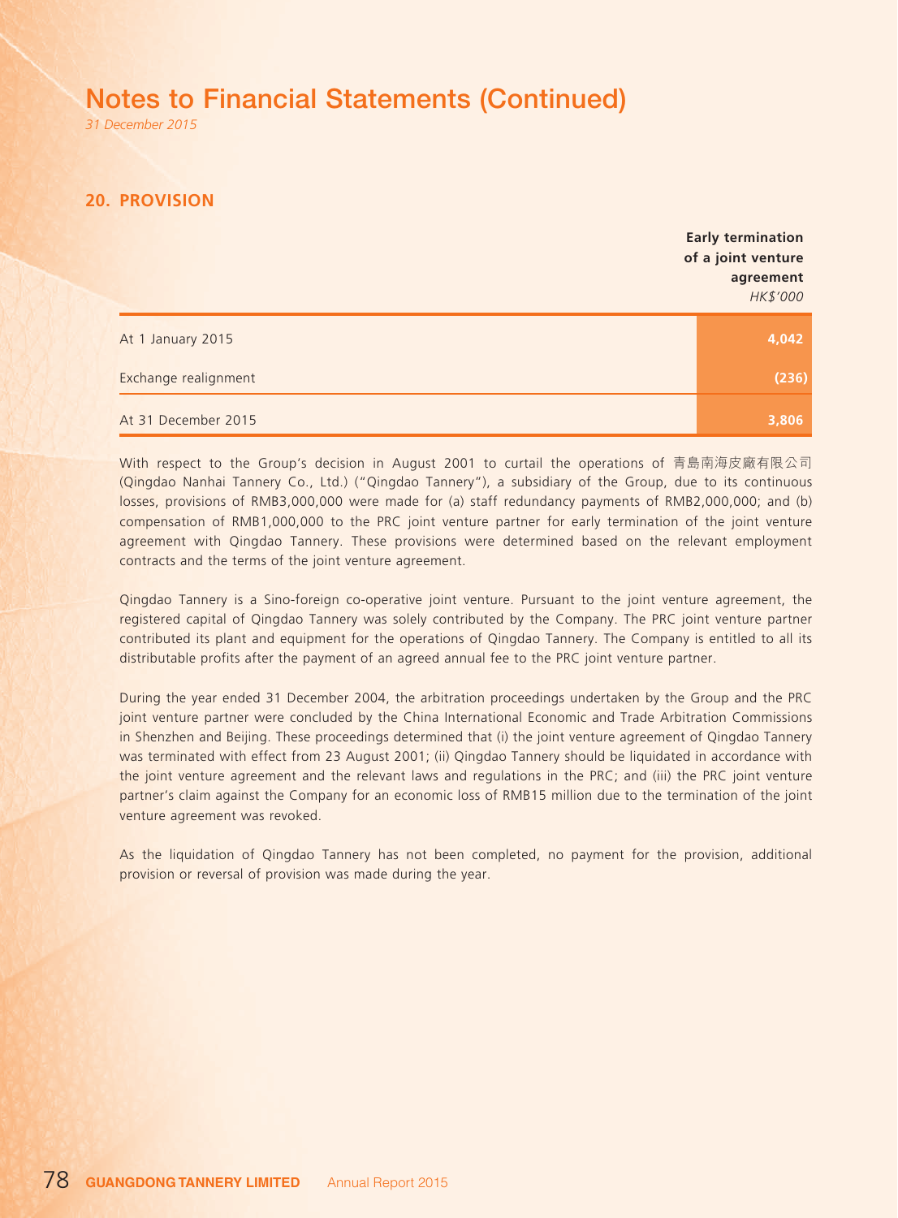# Notes to Financial Statements (Continued)

*31 December 2015*

## 20. PROVISION

| | Early termination of a joint venture agreement *HK$'000* |
|---|---|
| At 1 January 2015 | **4,042** |
| Exchange realignment | **(236)** |
| At 31 December 2015 | **3,806** |

With respect to the Group's decision in August 2001 to curtail the operations of 青島南海皮廠有限公司 (Qingdao Nanhai Tannery Co., Ltd.) ("Qingdao Tannery"), a subsidiary of the Group, due to its continuous losses, provisions of RMB3,000,000 were made for (a) staff redundancy payments of RMB2,000,000; and (b) compensation of RMB1,000,000 to the PRC joint venture partner for early termination of the joint venture agreement with Qingdao Tannery. These provisions were determined based on the relevant employment contracts and the terms of the joint venture agreement.

Qingdao Tannery is a Sino-foreign co-operative joint venture. Pursuant to the joint venture agreement, the registered capital of Qingdao Tannery was solely contributed by the Company. The PRC joint venture partner contributed its plant and equipment for the operations of Qingdao Tannery. The Company is entitled to all its distributable profits after the payment of an agreed annual fee to the PRC joint venture partner.

During the year ended 31 December 2004, the arbitration proceedings undertaken by the Group and the PRC joint venture partner were concluded by the China International Economic and Trade Arbitration Commissions in Shenzhen and Beijing. These proceedings determined that (i) the joint venture agreement of Qingdao Tannery was terminated with effect from 23 August 2001; (ii) Qingdao Tannery should be liquidated in accordance with the joint venture agreement and the relevant laws and regulations in the PRC; and (iii) the PRC joint venture partner's claim against the Company for an economic loss of RMB15 million due to the termination of the joint venture agreement was revoked.

As the liquidation of Qingdao Tannery has not been completed, no payment for the provision, additional provision or reversal of provision was made during the year.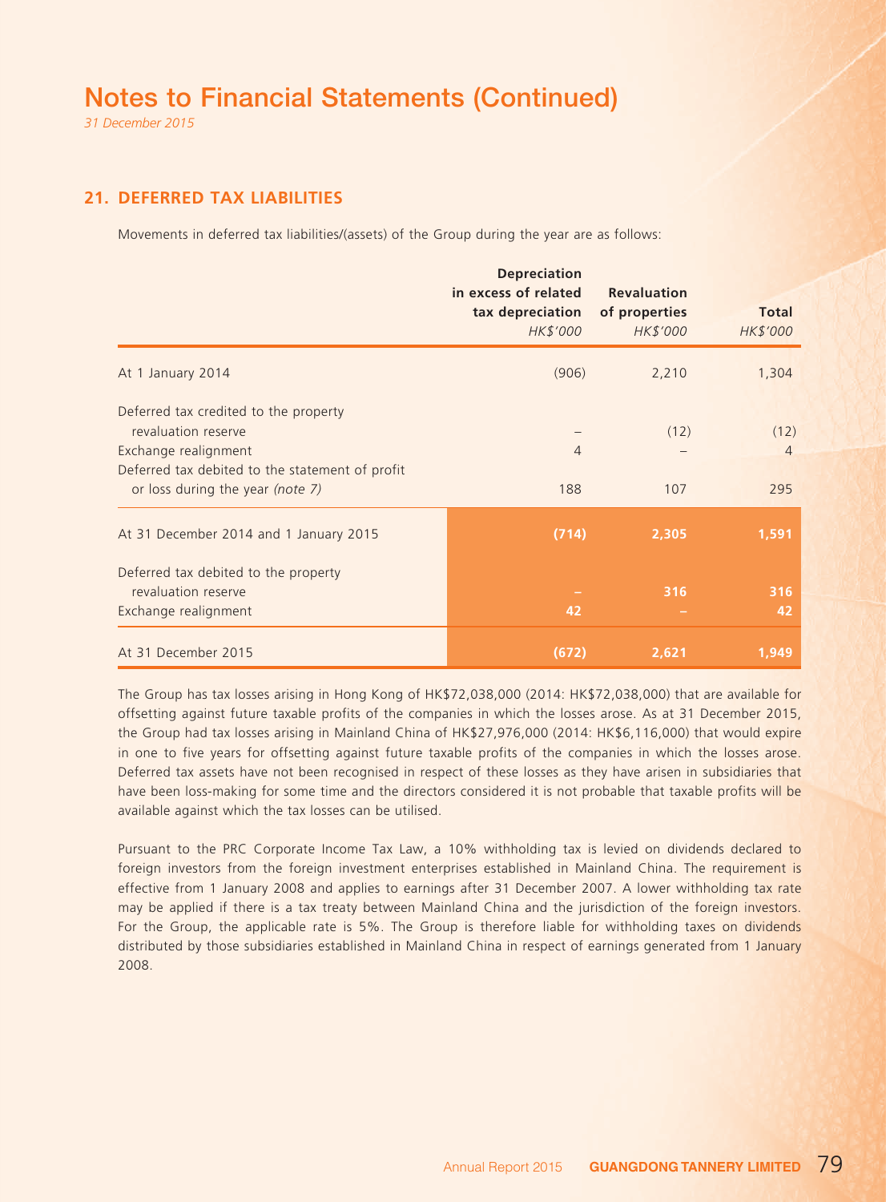# Notes to Financial Statements (Continued)

*31 December 2015*

## 21. DEFERRED TAX LIABILITIES

Movements in deferred tax liabilities/(assets) of the Group during the year are as follows:

| | Depreciation in excess of related tax depreciation *HK$'000* | Revaluation of properties *HK$'000* | Total *HK$'000* |
|---|---|---|---|
| At 1 January 2014 | (906) | 2,210 | 1,304 |
| Deferred tax credited to the property revaluation reserve | – | (12) | (12) |
| Exchange realignment | 4 | – | 4 |
| Deferred tax debited to the statement of profit or loss during the year *(note 7)* | 188 | 107 | 295 |
| At 31 December 2014 and 1 January 2015 | **(714)** | **2,305** | **1,591** |
| Deferred tax debited to the property revaluation reserve | **–** | **316** | **316** |
| Exchange realignment | **42** | **–** | **42** |
| At 31 December 2015 | **(672)** | **2,621** | **1,949** |

The Group has tax losses arising in Hong Kong of HK$72,038,000 (2014: HK$72,038,000) that are available for offsetting against future taxable profits of the companies in which the losses arose. As at 31 December 2015, the Group had tax losses arising in Mainland China of HK$27,976,000 (2014: HK$6,116,000) that would expire in one to five years for offsetting against future taxable profits of the companies in which the losses arose. Deferred tax assets have not been recognised in respect of these losses as they have arisen in subsidiaries that have been loss-making for some time and the directors considered it is not probable that taxable profits will be available against which the tax losses can be utilised.

Pursuant to the PRC Corporate Income Tax Law, a 10% withholding tax is levied on dividends declared to foreign investors from the foreign investment enterprises established in Mainland China. The requirement is effective from 1 January 2008 and applies to earnings after 31 December 2007. A lower withholding tax rate may be applied if there is a tax treaty between Mainland China and the jurisdiction of the foreign investors. For the Group, the applicable rate is 5%. The Group is therefore liable for withholding taxes on dividends distributed by those subsidiaries established in Mainland China in respect of earnings generated from 1 January 2008.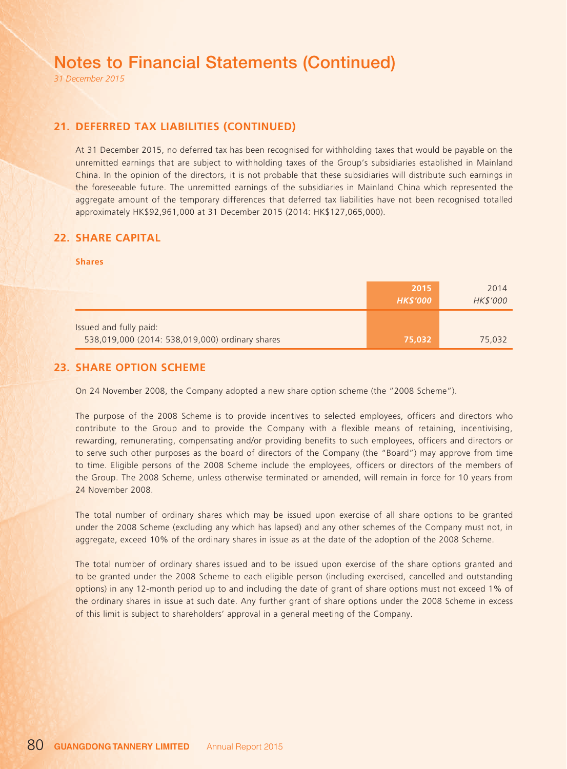# Notes to Financial Statements (Continued)

*31 December 2015*

## 21. DEFERRED TAX LIABILITIES (CONTINUED)

At 31 December 2015, no deferred tax has been recognised for withholding taxes that would be payable on the unremitted earnings that are subject to withholding taxes of the Group's subsidiaries established in Mainland China. In the opinion of the directors, it is not probable that these subsidiaries will distribute such earnings in the foreseeable future. The unremitted earnings of the subsidiaries in Mainland China which represented the aggregate amount of the temporary differences that deferred tax liabilities have not been recognised totalled approximately HK$92,961,000 at 31 December 2015 (2014: HK$127,065,000).

## 22. SHARE CAPITAL

**Shares**

| | **2015** *HK$'000* | 2014 *HK$'000* |
|---|---|---|
| Issued and fully paid: | | |
| 538,019,000 (2014: 538,019,000) ordinary shares | **75,032** | 75,032 |

## 23. SHARE OPTION SCHEME

On 24 November 2008, the Company adopted a new share option scheme (the "2008 Scheme").

The purpose of the 2008 Scheme is to provide incentives to selected employees, officers and directors who contribute to the Group and to provide the Company with a flexible means of retaining, incentivising, rewarding, remunerating, compensating and/or providing benefits to such employees, officers and directors or to serve such other purposes as the board of directors of the Company (the "Board") may approve from time to time. Eligible persons of the 2008 Scheme include the employees, officers or directors of the members of the Group. The 2008 Scheme, unless otherwise terminated or amended, will remain in force for 10 years from 24 November 2008.

The total number of ordinary shares which may be issued upon exercise of all share options to be granted under the 2008 Scheme (excluding any which has lapsed) and any other schemes of the Company must not, in aggregate, exceed 10% of the ordinary shares in issue as at the date of the adoption of the 2008 Scheme.

The total number of ordinary shares issued and to be issued upon exercise of the share options granted and to be granted under the 2008 Scheme to each eligible person (including exercised, cancelled and outstanding options) in any 12-month period up to and including the date of grant of share options must not exceed 1% of the ordinary shares in issue at such date. Any further grant of share options under the 2008 Scheme in excess of this limit is subject to shareholders' approval in a general meeting of the Company.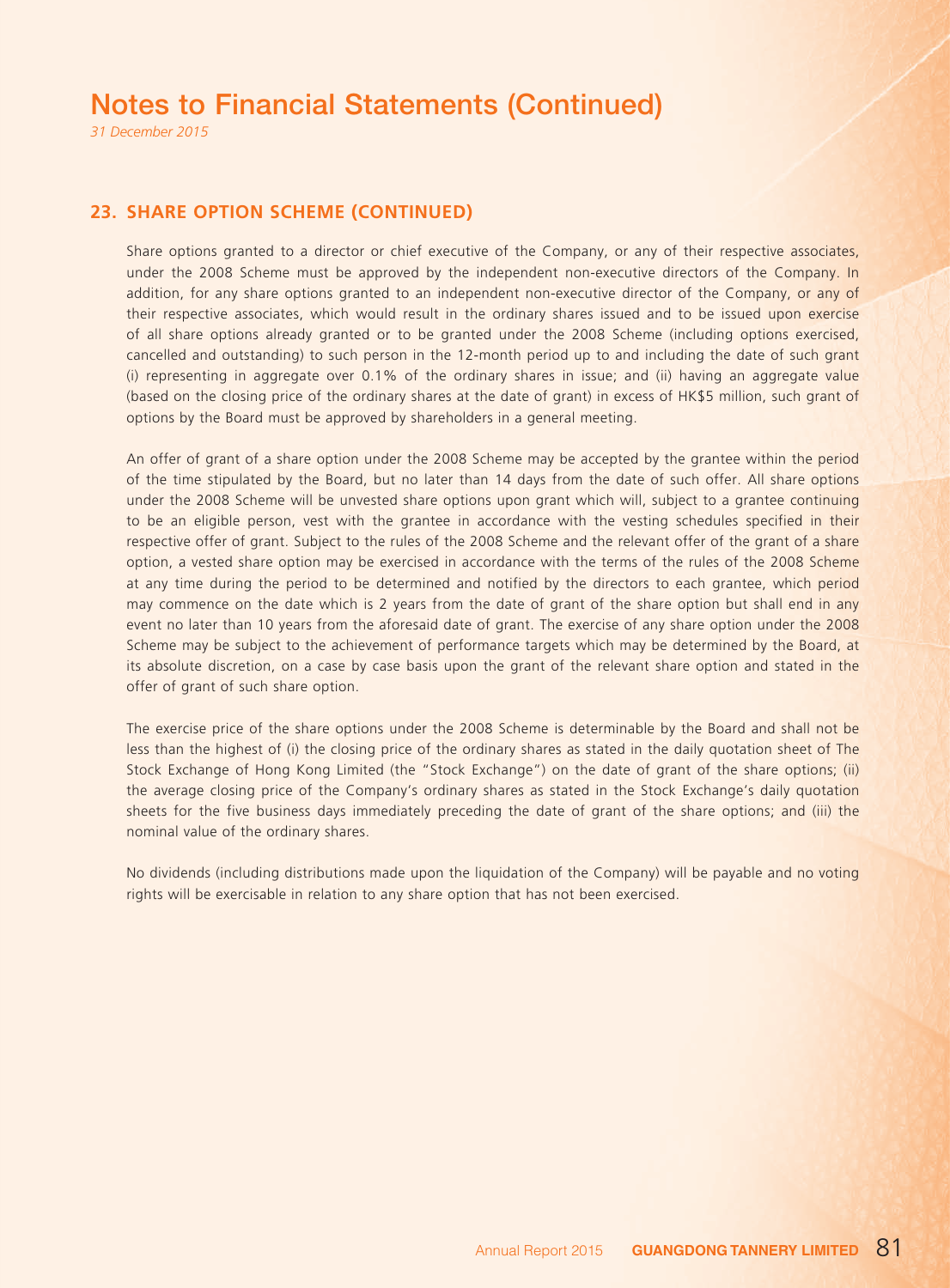## 23. SHARE OPTION SCHEME (CONTINUED)

Share options granted to a director or chief executive of the Company, or any of their respective associates, under the 2008 Scheme must be approved by the independent non-executive directors of the Company. In addition, for any share options granted to an independent non-executive director of the Company, or any of their respective associates, which would result in the ordinary shares issued and to be issued upon exercise of all share options already granted or to be granted under the 2008 Scheme (including options exercised, cancelled and outstanding) to such person in the 12-month period up to and including the date of such grant (i) representing in aggregate over 0.1% of the ordinary shares in issue; and (ii) having an aggregate value (based on the closing price of the ordinary shares at the date of grant) in excess of HK$5 million, such grant of options by the Board must be approved by shareholders in a general meeting.

An offer of grant of a share option under the 2008 Scheme may be accepted by the grantee within the period of the time stipulated by the Board, but no later than 14 days from the date of such offer. All share options under the 2008 Scheme will be unvested share options upon grant which will, subject to a grantee continuing to be an eligible person, vest with the grantee in accordance with the vesting schedules specified in their respective offer of grant. Subject to the rules of the 2008 Scheme and the relevant offer of the grant of a share option, a vested share option may be exercised in accordance with the terms of the rules of the 2008 Scheme at any time during the period to be determined and notified by the directors to each grantee, which period may commence on the date which is 2 years from the date of grant of the share option but shall end in any event no later than 10 years from the aforesaid date of grant. The exercise of any share option under the 2008 Scheme may be subject to the achievement of performance targets which may be determined by the Board, at its absolute discretion, on a case by case basis upon the grant of the relevant share option and stated in the offer of grant of such share option.

The exercise price of the share options under the 2008 Scheme is determinable by the Board and shall not be less than the highest of (i) the closing price of the ordinary shares as stated in the daily quotation sheet of The Stock Exchange of Hong Kong Limited (the "Stock Exchange") on the date of grant of the share options; (ii) the average closing price of the Company's ordinary shares as stated in the Stock Exchange's daily quotation sheets for the five business days immediately preceding the date of grant of the share options; and (iii) the nominal value of the ordinary shares.

No dividends (including distributions made upon the liquidation of the Company) will be payable and no voting rights will be exercisable in relation to any share option that has not been exercised.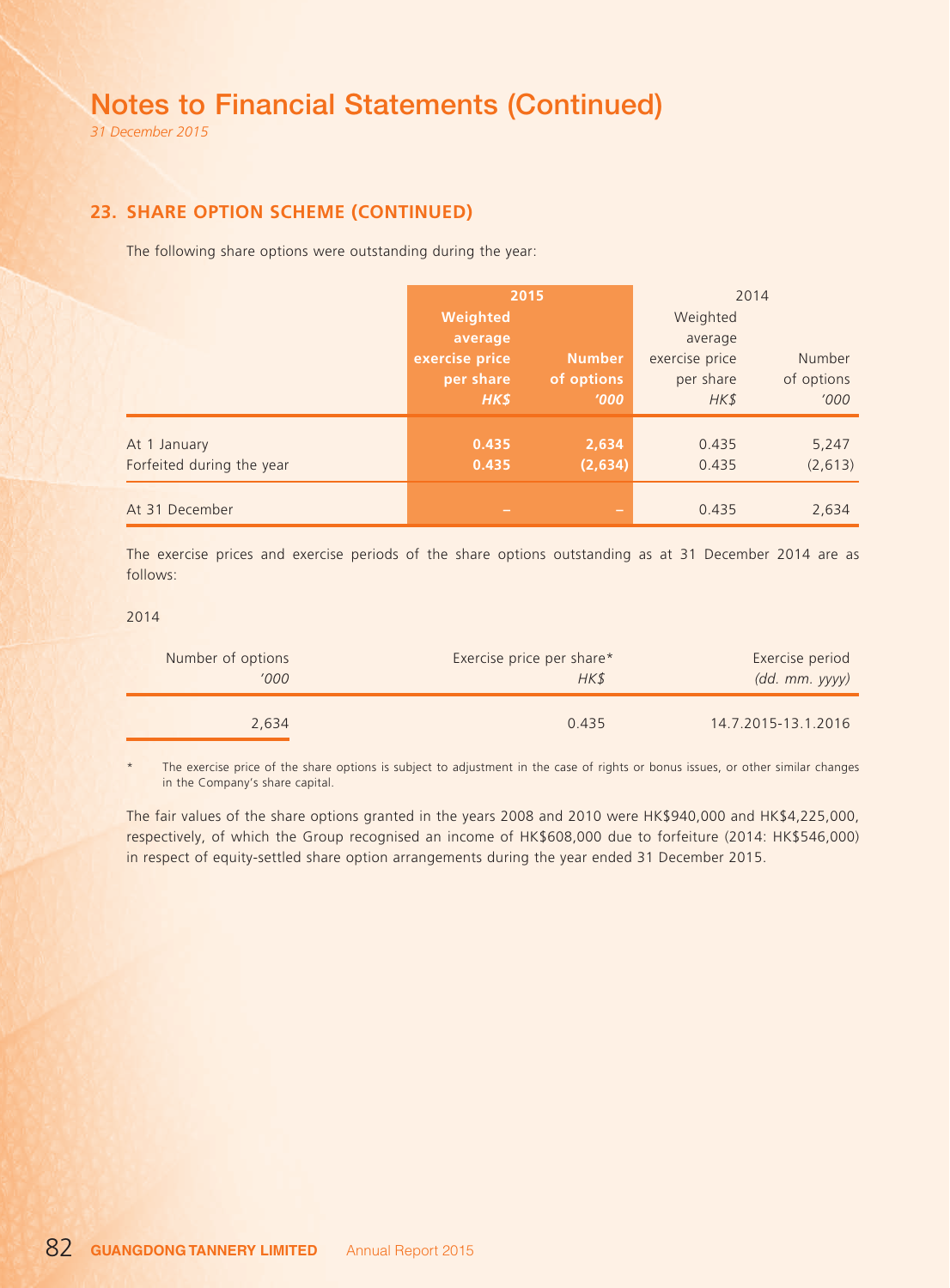# Notes to Financial Statements (Continued)

*31 December 2015*

## 23. SHARE OPTION SCHEME (CONTINUED)

The following share options were outstanding during the year:

| | 2015 | | 2014 | |
|---|---|---|---|---|
| | **Weighted average exercise price per share** | **Number of options** | Weighted average exercise price per share | Number of options |
| | ***HK$*** | ***'000*** | *HK$* | *'000* |
| At 1 January | **0.435** | **2,634** | 0.435 | 5,247 |
| Forfeited during the year | **0.435** | **(2,634)** | 0.435 | (2,613) |
| At 31 December | **–** | **–** | 0.435 | 2,634 |

The exercise prices and exercise periods of the share options outstanding as at 31 December 2014 are as follows:

2014

| Number of options | Exercise price per share* | Exercise period |
|---|---|---|
| *'000* | *HK$* | *(dd. mm. yyyy)* |
| 2,634 | 0.435 | 14.7.2015-13.1.2016 |

\* The exercise price of the share options is subject to adjustment in the case of rights or bonus issues, or other similar changes in the Company's share capital.

The fair values of the share options granted in the years 2008 and 2010 were HK$940,000 and HK$4,225,000, respectively, of which the Group recognised an income of HK$608,000 due to forfeiture (2014: HK$546,000) in respect of equity-settled share option arrangements during the year ended 31 December 2015.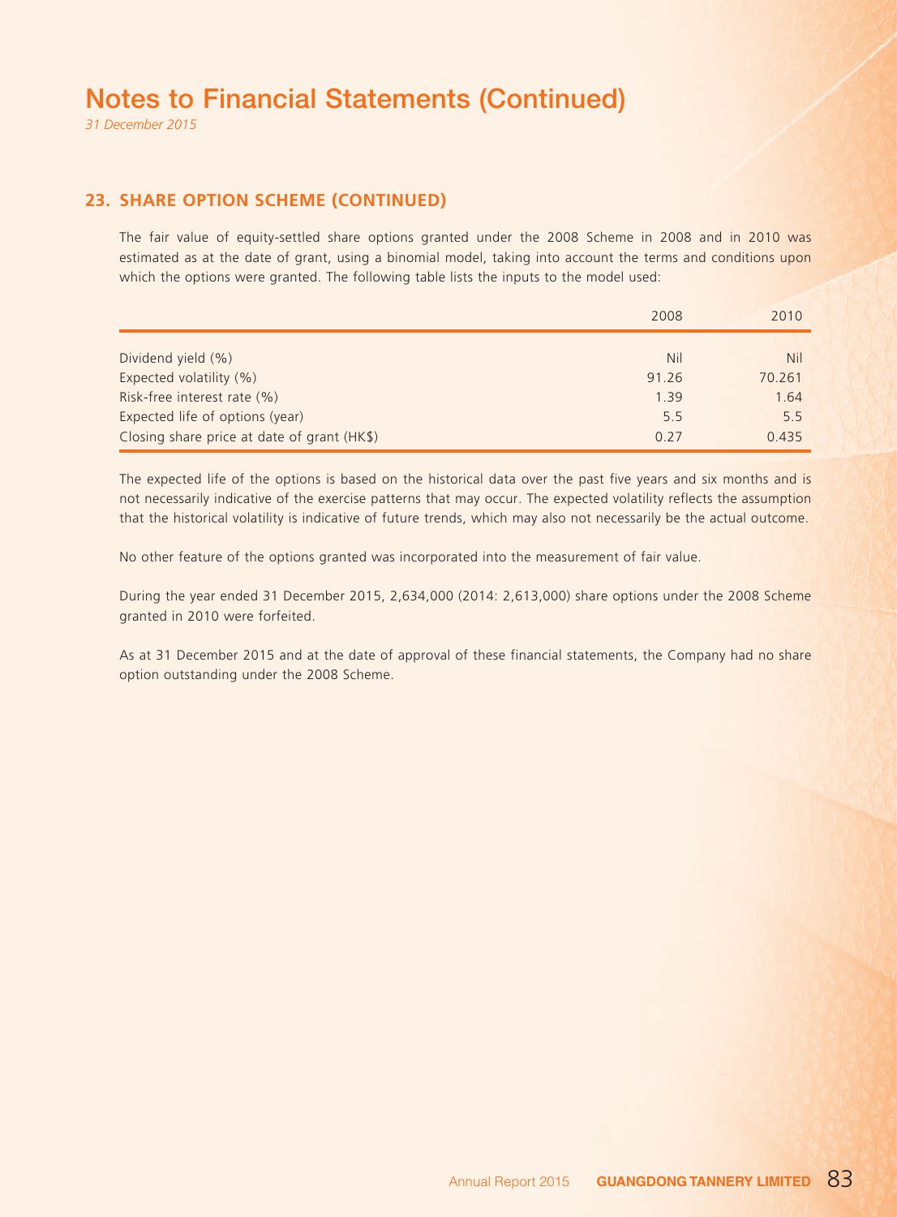# Notes to Financial Statements (Continued)

*31 December 2015*

## 23. SHARE OPTION SCHEME (CONTINUED)

The fair value of equity-settled share options granted under the 2008 Scheme in 2008 and in 2010 was estimated as at the date of grant, using a binomial model, taking into account the terms and conditions upon which the options were granted. The following table lists the inputs to the model used:

| | 2008 | 2010 |
|---|---|---|
| Dividend yield (%) | Nil | Nil |
| Expected volatility (%) | 91.26 | 70.261 |
| Risk-free interest rate (%) | 1.39 | 1.64 |
| Expected life of options (year) | 5.5 | 5.5 |
| Closing share price at date of grant (HK$) | 0.27 | 0.435 |

The expected life of the options is based on the historical data over the past five years and six months and is not necessarily indicative of the exercise patterns that may occur. The expected volatility reflects the assumption that the historical volatility is indicative of future trends, which may also not necessarily be the actual outcome.

No other feature of the options granted was incorporated into the measurement of fair value.

During the year ended 31 December 2015, 2,634,000 (2014: 2,613,000) share options under the 2008 Scheme granted in 2010 were forfeited.

As at 31 December 2015 and at the date of approval of these financial statements, the Company had no share option outstanding under the 2008 Scheme.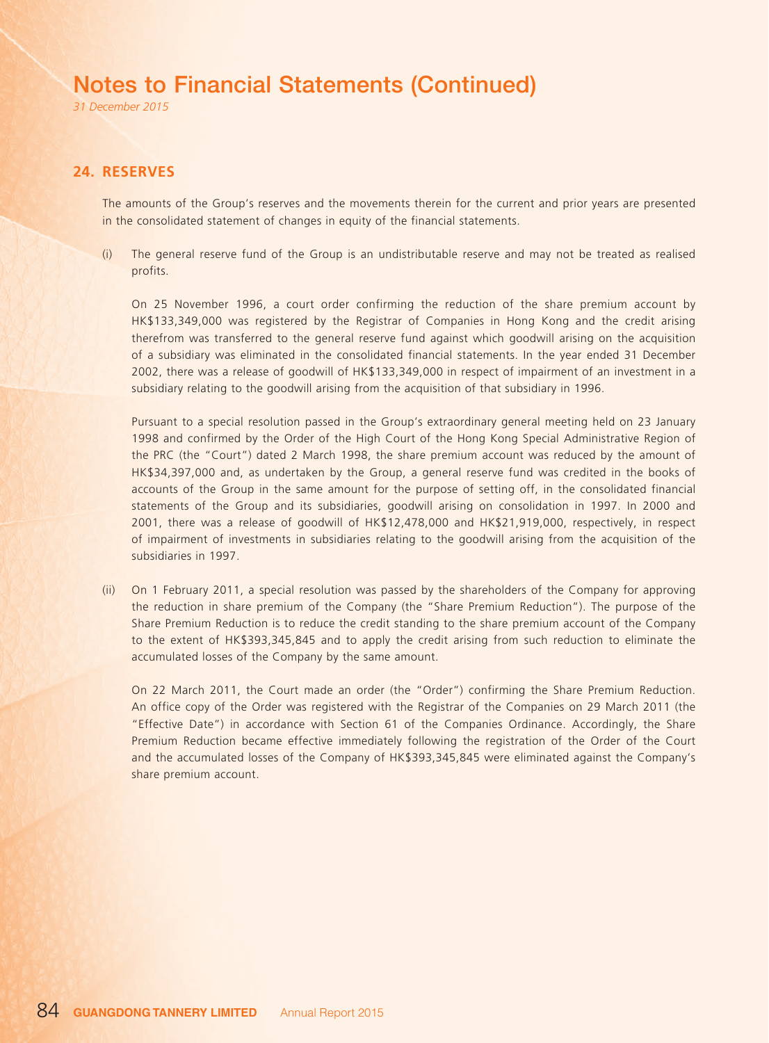## 24. RESERVES

The amounts of the Group's reserves and the movements therein for the current and prior years are presented in the consolidated statement of changes in equity of the financial statements.

(i) The general reserve fund of the Group is an undistributable reserve and may not be treated as realised profits.

On 25 November 1996, a court order confirming the reduction of the share premium account by HK$133,349,000 was registered by the Registrar of Companies in Hong Kong and the credit arising therefrom was transferred to the general reserve fund against which goodwill arising on the acquisition of a subsidiary was eliminated in the consolidated financial statements. In the year ended 31 December 2002, there was a release of goodwill of HK$133,349,000 in respect of impairment of an investment in a subsidiary relating to the goodwill arising from the acquisition of that subsidiary in 1996.

Pursuant to a special resolution passed in the Group's extraordinary general meeting held on 23 January 1998 and confirmed by the Order of the High Court of the Hong Kong Special Administrative Region of the PRC (the "Court") dated 2 March 1998, the share premium account was reduced by the amount of HK$34,397,000 and, as undertaken by the Group, a general reserve fund was credited in the books of accounts of the Group in the same amount for the purpose of setting off, in the consolidated financial statements of the Group and its subsidiaries, goodwill arising on consolidation in 1997. In 2000 and 2001, there was a release of goodwill of HK$12,478,000 and HK$21,919,000, respectively, in respect of impairment of investments in subsidiaries relating to the goodwill arising from the acquisition of the subsidiaries in 1997.

(ii) On 1 February 2011, a special resolution was passed by the shareholders of the Company for approving the reduction in share premium of the Company (the "Share Premium Reduction"). The purpose of the Share Premium Reduction is to reduce the credit standing to the share premium account of the Company to the extent of HK$393,345,845 and to apply the credit arising from such reduction to eliminate the accumulated losses of the Company by the same amount.

On 22 March 2011, the Court made an order (the "Order") confirming the Share Premium Reduction. An office copy of the Order was registered with the Registrar of the Companies on 29 March 2011 (the "Effective Date") in accordance with Section 61 of the Companies Ordinance. Accordingly, the Share Premium Reduction became effective immediately following the registration of the Order of the Court and the accumulated losses of the Company of HK$393,345,845 were eliminated against the Company's share premium account.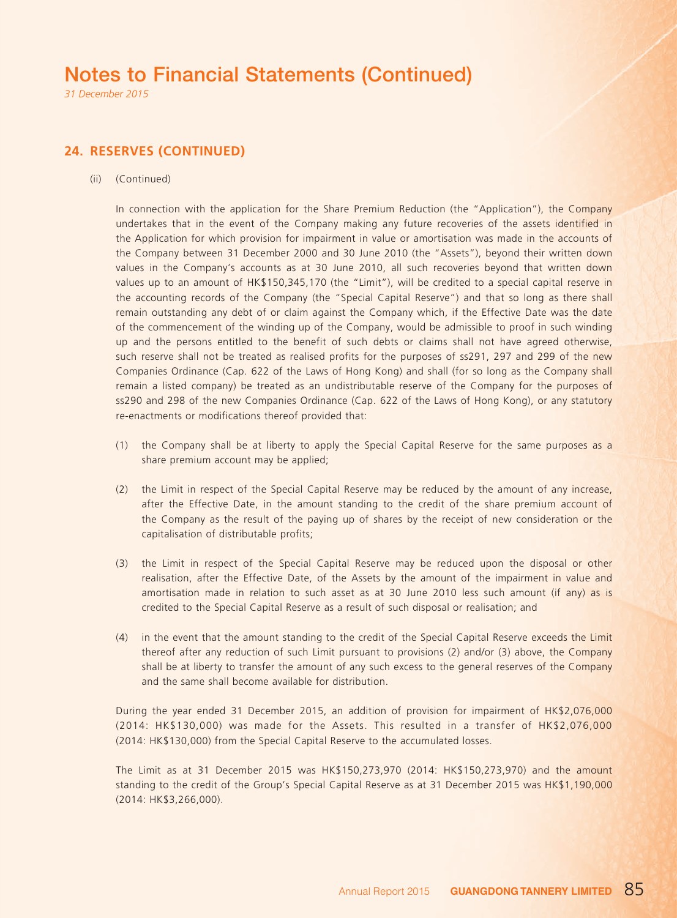# Notes to Financial Statements (Continued)

*31 December 2015*

## 24. RESERVES (CONTINUED)

(ii) (Continued)

In connection with the application for the Share Premium Reduction (the "Application"), the Company undertakes that in the event of the Company making any future recoveries of the assets identified in the Application for which provision for impairment in value or amortisation was made in the accounts of the Company between 31 December 2000 and 30 June 2010 (the "Assets"), beyond their written down values in the Company's accounts as at 30 June 2010, all such recoveries beyond that written down values up to an amount of HK$150,345,170 (the "Limit"), will be credited to a special capital reserve in the accounting records of the Company (the "Special Capital Reserve") and that so long as there shall remain outstanding any debt of or claim against the Company which, if the Effective Date was the date of the commencement of the winding up of the Company, would be admissible to proof in such winding up and the persons entitled to the benefit of such debts or claims shall not have agreed otherwise, such reserve shall not be treated as realised profits for the purposes of ss291, 297 and 299 of the new Companies Ordinance (Cap. 622 of the Laws of Hong Kong) and shall (for so long as the Company shall remain a listed company) be treated as an undistributable reserve of the Company for the purposes of ss290 and 298 of the new Companies Ordinance (Cap. 622 of the Laws of Hong Kong), or any statutory re-enactments or modifications thereof provided that:

(1) the Company shall be at liberty to apply the Special Capital Reserve for the same purposes as a share premium account may be applied;

(2) the Limit in respect of the Special Capital Reserve may be reduced by the amount of any increase, after the Effective Date, in the amount standing to the credit of the share premium account of the Company as the result of the paying up of shares by the receipt of new consideration or the capitalisation of distributable profits;

(3) the Limit in respect of the Special Capital Reserve may be reduced upon the disposal or other realisation, after the Effective Date, of the Assets by the amount of the impairment in value and amortisation made in relation to such asset as at 30 June 2010 less such amount (if any) as is credited to the Special Capital Reserve as a result of such disposal or realisation; and

(4) in the event that the amount standing to the credit of the Special Capital Reserve exceeds the Limit thereof after any reduction of such Limit pursuant to provisions (2) and/or (3) above, the Company shall be at liberty to transfer the amount of any such excess to the general reserves of the Company and the same shall become available for distribution.

During the year ended 31 December 2015, an addition of provision for impairment of HK$2,076,000 (2014: HK$130,000) was made for the Assets. This resulted in a transfer of HK$2,076,000 (2014: HK$130,000) from the Special Capital Reserve to the accumulated losses.

The Limit as at 31 December 2015 was HK$150,273,970 (2014: HK$150,273,970) and the amount standing to the credit of the Group's Special Capital Reserve as at 31 December 2015 was HK$1,190,000 (2014: HK$3,266,000).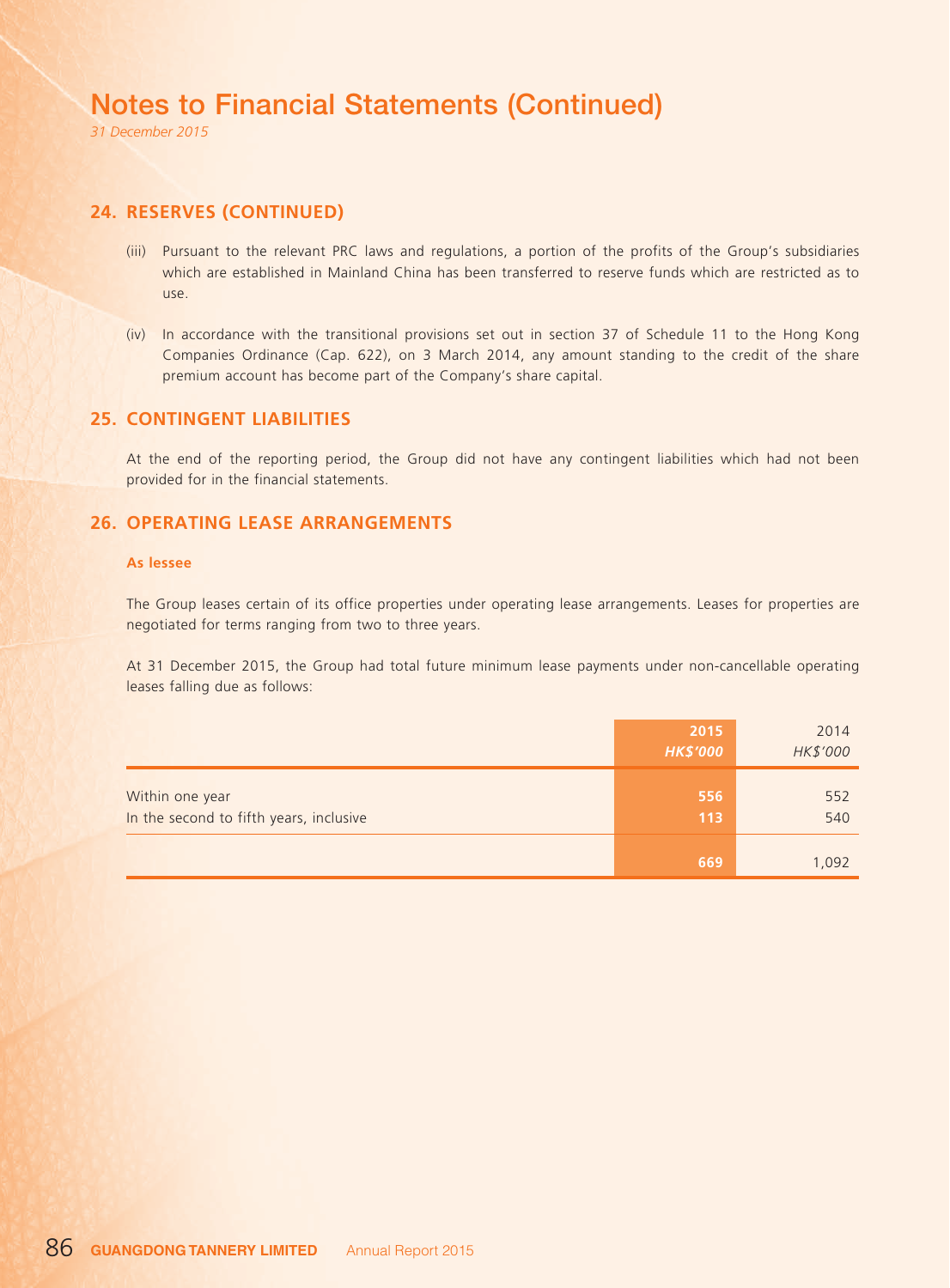# Notes to Financial Statements (Continued)

*31 December 2015*

## 24. RESERVES (CONTINUED)

(iii) Pursuant to the relevant PRC laws and regulations, a portion of the profits of the Group's subsidiaries which are established in Mainland China has been transferred to reserve funds which are restricted as to use.

(iv) In accordance with the transitional provisions set out in section 37 of Schedule 11 to the Hong Kong Companies Ordinance (Cap. 622), on 3 March 2014, any amount standing to the credit of the share premium account has become part of the Company's share capital.

## 25. CONTINGENT LIABILITIES

At the end of the reporting period, the Group did not have any contingent liabilities which had not been provided for in the financial statements.

## 26. OPERATING LEASE ARRANGEMENTS

### As lessee

The Group leases certain of its office properties under operating lease arrangements. Leases for properties are negotiated for terms ranging from two to three years.

At 31 December 2015, the Group had total future minimum lease payments under non-cancellable operating leases falling due as follows:

| | 2015<br>*HK$'000* | 2014<br>*HK$'000* |
|---|---|---|
| Within one year | 556 | 552 |
| In the second to fifth years, inclusive | 113 | 540 |
| | 669 | 1,092 |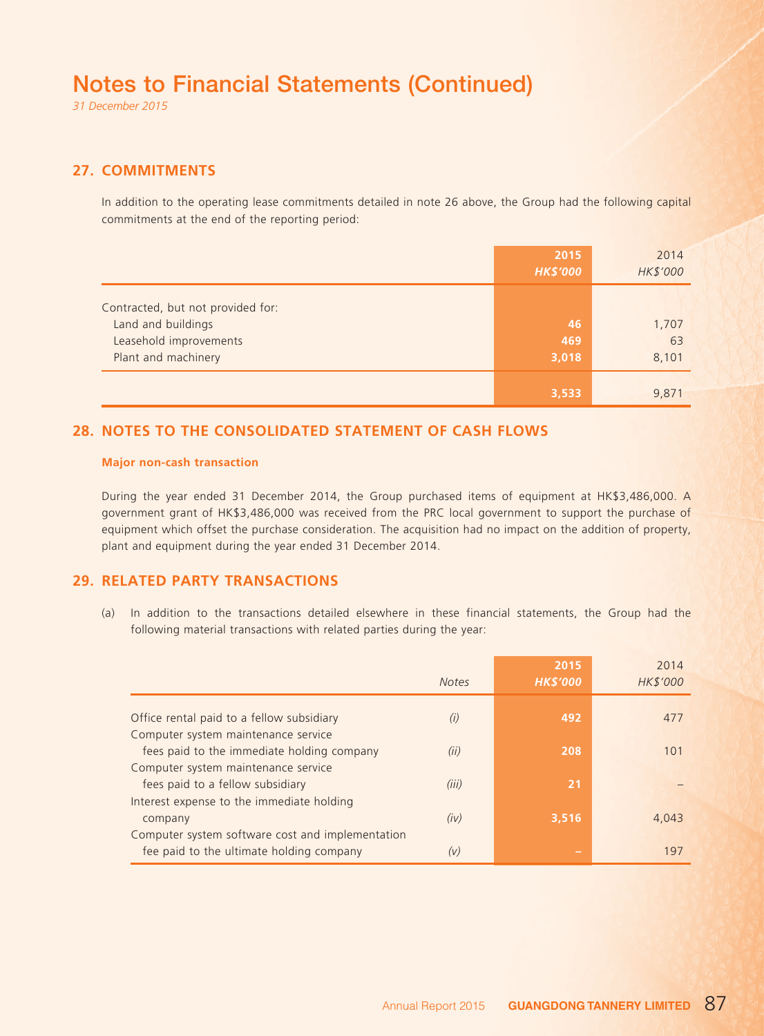# Notes to Financial Statements (Continued)

*31 December 2015*

## 27. COMMITMENTS

In addition to the operating lease commitments detailed in note 26 above, the Group had the following capital commitments at the end of the reporting period:

| | 2015 *HK$'000* | 2014 *HK$'000* |
|---|---|---|
| Contracted, but not provided for: | | |
| Land and buildings | 46 | 1,707 |
| Leasehold improvements | 469 | 63 |
| Plant and machinery | 3,018 | 8,101 |
| | 3,533 | 9,871 |

## 28. NOTES TO THE CONSOLIDATED STATEMENT OF CASH FLOWS

**Major non-cash transaction**

During the year ended 31 December 2014, the Group purchased items of equipment at HK$3,486,000. A government grant of HK$3,486,000 was received from the PRC local government to support the purchase of equipment which offset the purchase consideration. The acquisition had no impact on the addition of property, plant and equipment during the year ended 31 December 2014.

## 29. RELATED PARTY TRANSACTIONS

(a) In addition to the transactions detailed elsewhere in these financial statements, the Group had the following material transactions with related parties during the year:

| | *Notes* | 2015 *HK$'000* | 2014 *HK$'000* |
|---|---|---|---|
| Office rental paid to a fellow subsidiary | *(i)* | 492 | 477 |
| Computer system maintenance service fees paid to the immediate holding company | *(ii)* | 208 | 101 |
| Computer system maintenance service fees paid to a fellow subsidiary | *(iii)* | 21 | – |
| Interest expense to the immediate holding company | *(iv)* | 3,516 | 4,043 |
| Computer system software cost and implementation fee paid to the ultimate holding company | *(v)* | – | 197 |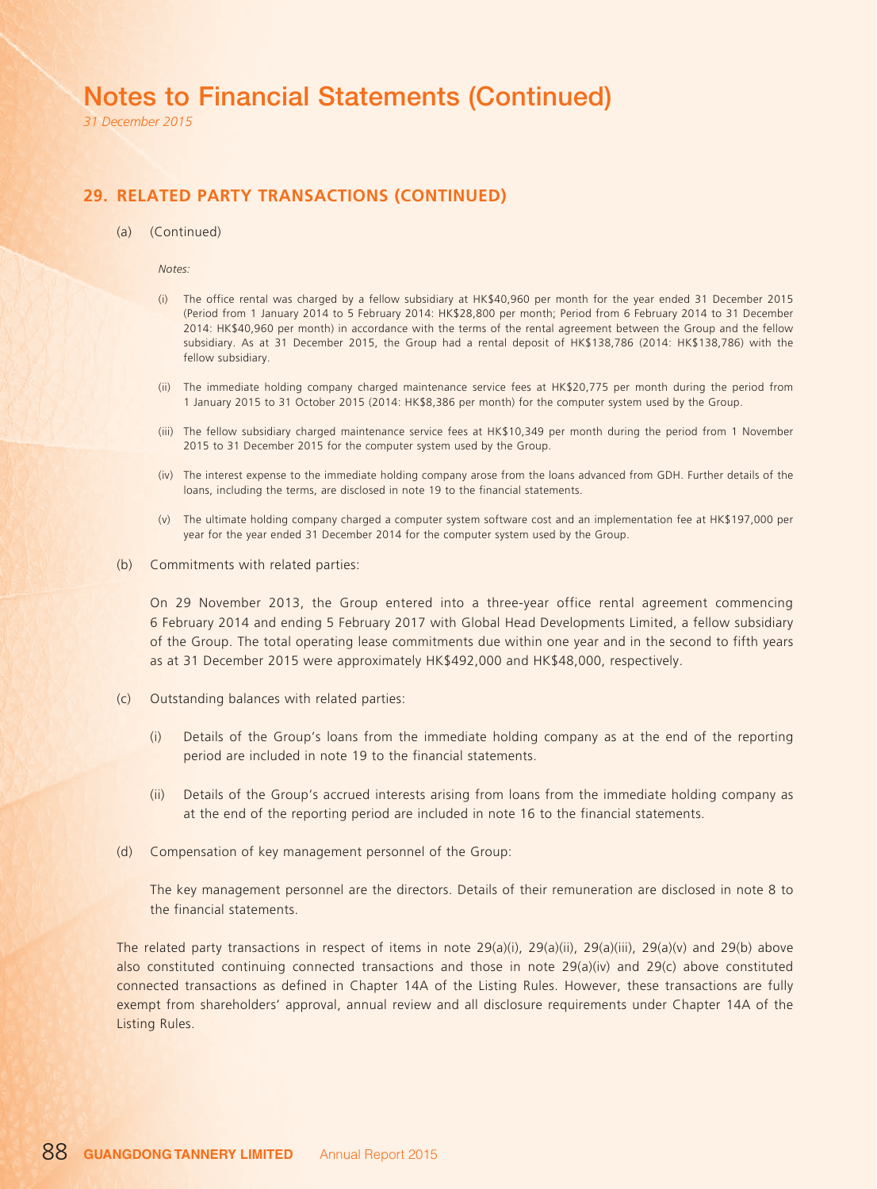# Notes to Financial Statements (Continued)

*31 December 2015*

## 29. RELATED PARTY TRANSACTIONS (CONTINUED)

(a) (Continued)

*Notes:*

(i) The office rental was charged by a fellow subsidiary at HK$40,960 per month for the year ended 31 December 2015 (Period from 1 January 2014 to 5 February 2014: HK$28,800 per month; Period from 6 February 2014 to 31 December 2014: HK$40,960 per month) in accordance with the terms of the rental agreement between the Group and the fellow subsidiary. As at 31 December 2015, the Group had a rental deposit of HK$138,786 (2014: HK$138,786) with the fellow subsidiary.

(ii) The immediate holding company charged maintenance service fees at HK$20,775 per month during the period from 1 January 2015 to 31 October 2015 (2014: HK$8,386 per month) for the computer system used by the Group.

(iii) The fellow subsidiary charged maintenance service fees at HK$10,349 per month during the period from 1 November 2015 to 31 December 2015 for the computer system used by the Group.

(iv) The interest expense to the immediate holding company arose from the loans advanced from GDH. Further details of the loans, including the terms, are disclosed in note 19 to the financial statements.

(v) The ultimate holding company charged a computer system software cost and an implementation fee at HK$197,000 per year for the year ended 31 December 2014 for the computer system used by the Group.

(b) Commitments with related parties:

On 29 November 2013, the Group entered into a three-year office rental agreement commencing 6 February 2014 and ending 5 February 2017 with Global Head Developments Limited, a fellow subsidiary of the Group. The total operating lease commitments due within one year and in the second to fifth years as at 31 December 2015 were approximately HK$492,000 and HK$48,000, respectively.

(c) Outstanding balances with related parties:

(i) Details of the Group's loans from the immediate holding company as at the end of the reporting period are included in note 19 to the financial statements.

(ii) Details of the Group's accrued interests arising from loans from the immediate holding company as at the end of the reporting period are included in note 16 to the financial statements.

(d) Compensation of key management personnel of the Group:

The key management personnel are the directors. Details of their remuneration are disclosed in note 8 to the financial statements.

The related party transactions in respect of items in note 29(a)(i), 29(a)(ii), 29(a)(iii), 29(a)(v) and 29(b) above also constituted continuing connected transactions and those in note 29(a)(iv) and 29(c) above constituted connected transactions as defined in Chapter 14A of the Listing Rules. However, these transactions are fully exempt from shareholders' approval, annual review and all disclosure requirements under Chapter 14A of the Listing Rules.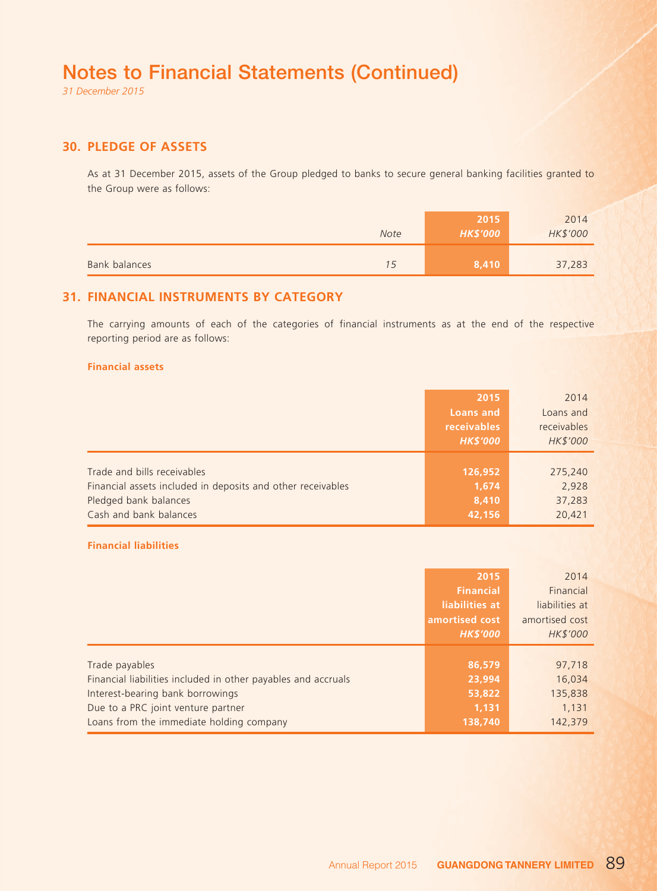# Notes to Financial Statements (Continued)

*31 December 2015*

## 30. PLEDGE OF ASSETS

As at 31 December 2015, assets of the Group pledged to banks to secure general banking facilities granted to the Group were as follows:

| | *Note* | **2015** **HK$'000** | 2014 *HK$'000* |
|---|---|---|---|
| Bank balances | *15* | **8,410** | 37,283 |

## 31. FINANCIAL INSTRUMENTS BY CATEGORY

The carrying amounts of each of the categories of financial instruments as at the end of the respective reporting period are as follows:

### Financial assets

| | **2015** **Loans and receivables** ***HK$'000*** | 2014 Loans and receivables *HK$'000* |
|---|---|---|
| Trade and bills receivables | **126,952** | 275,240 |
| Financial assets included in deposits and other receivables | **1,674** | 2,928 |
| Pledged bank balances | **8,410** | 37,283 |
| Cash and bank balances | **42,156** | 20,421 |

### Financial liabilities

| | **2015** **Financial liabilities at amortised cost** ***HK$'000*** | 2014 Financial liabilities at amortised cost *HK$'000* |
|---|---|---|
| Trade payables | **86,579** | 97,718 |
| Financial liabilities included in other payables and accruals | **23,994** | 16,034 |
| Interest-bearing bank borrowings | **53,822** | 135,838 |
| Due to a PRC joint venture partner | **1,131** | 1,131 |
| Loans from the immediate holding company | **138,740** | 142,379 |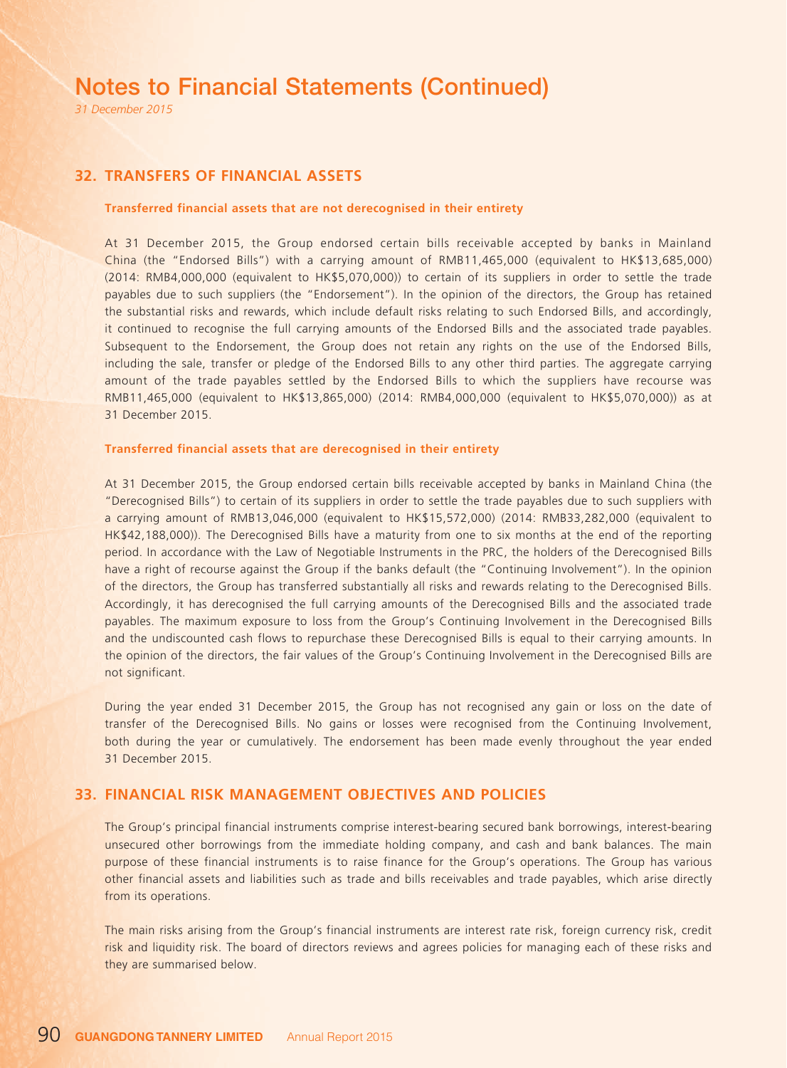# Notes to Financial Statements (Continued)

*31 December 2015*

## 32. TRANSFERS OF FINANCIAL ASSETS

**Transferred financial assets that are not derecognised in their entirety**

At 31 December 2015, the Group endorsed certain bills receivable accepted by banks in Mainland China (the "Endorsed Bills") with a carrying amount of RMB11,465,000 (equivalent to HK$13,685,000) (2014: RMB4,000,000 (equivalent to HK$5,070,000)) to certain of its suppliers in order to settle the trade payables due to such suppliers (the "Endorsement"). In the opinion of the directors, the Group has retained the substantial risks and rewards, which include default risks relating to such Endorsed Bills, and accordingly, it continued to recognise the full carrying amounts of the Endorsed Bills and the associated trade payables. Subsequent to the Endorsement, the Group does not retain any rights on the use of the Endorsed Bills, including the sale, transfer or pledge of the Endorsed Bills to any other third parties. The aggregate carrying amount of the trade payables settled by the Endorsed Bills to which the suppliers have recourse was RMB11,465,000 (equivalent to HK$13,865,000) (2014: RMB4,000,000 (equivalent to HK$5,070,000)) as at 31 December 2015.

**Transferred financial assets that are derecognised in their entirety**

At 31 December 2015, the Group endorsed certain bills receivable accepted by banks in Mainland China (the "Derecognised Bills") to certain of its suppliers in order to settle the trade payables due to such suppliers with a carrying amount of RMB13,046,000 (equivalent to HK$15,572,000) (2014: RMB33,282,000 (equivalent to HK$42,188,000)). The Derecognised Bills have a maturity from one to six months at the end of the reporting period. In accordance with the Law of Negotiable Instruments in the PRC, the holders of the Derecognised Bills have a right of recourse against the Group if the banks default (the "Continuing Involvement"). In the opinion of the directors, the Group has transferred substantially all risks and rewards relating to the Derecognised Bills. Accordingly, it has derecognised the full carrying amounts of the Derecognised Bills and the associated trade payables. The maximum exposure to loss from the Group's Continuing Involvement in the Derecognised Bills and the undiscounted cash flows to repurchase these Derecognised Bills is equal to their carrying amounts. In the opinion of the directors, the fair values of the Group's Continuing Involvement in the Derecognised Bills are not significant.

During the year ended 31 December 2015, the Group has not recognised any gain or loss on the date of transfer of the Derecognised Bills. No gains or losses were recognised from the Continuing Involvement, both during the year or cumulatively. The endorsement has been made evenly throughout the year ended 31 December 2015.

## 33. FINANCIAL RISK MANAGEMENT OBJECTIVES AND POLICIES

The Group's principal financial instruments comprise interest-bearing secured bank borrowings, interest-bearing unsecured other borrowings from the immediate holding company, and cash and bank balances. The main purpose of these financial instruments is to raise finance for the Group's operations. The Group has various other financial assets and liabilities such as trade and bills receivables and trade payables, which arise directly from its operations.

The main risks arising from the Group's financial instruments are interest rate risk, foreign currency risk, credit risk and liquidity risk. The board of directors reviews and agrees policies for managing each of these risks and they are summarised below.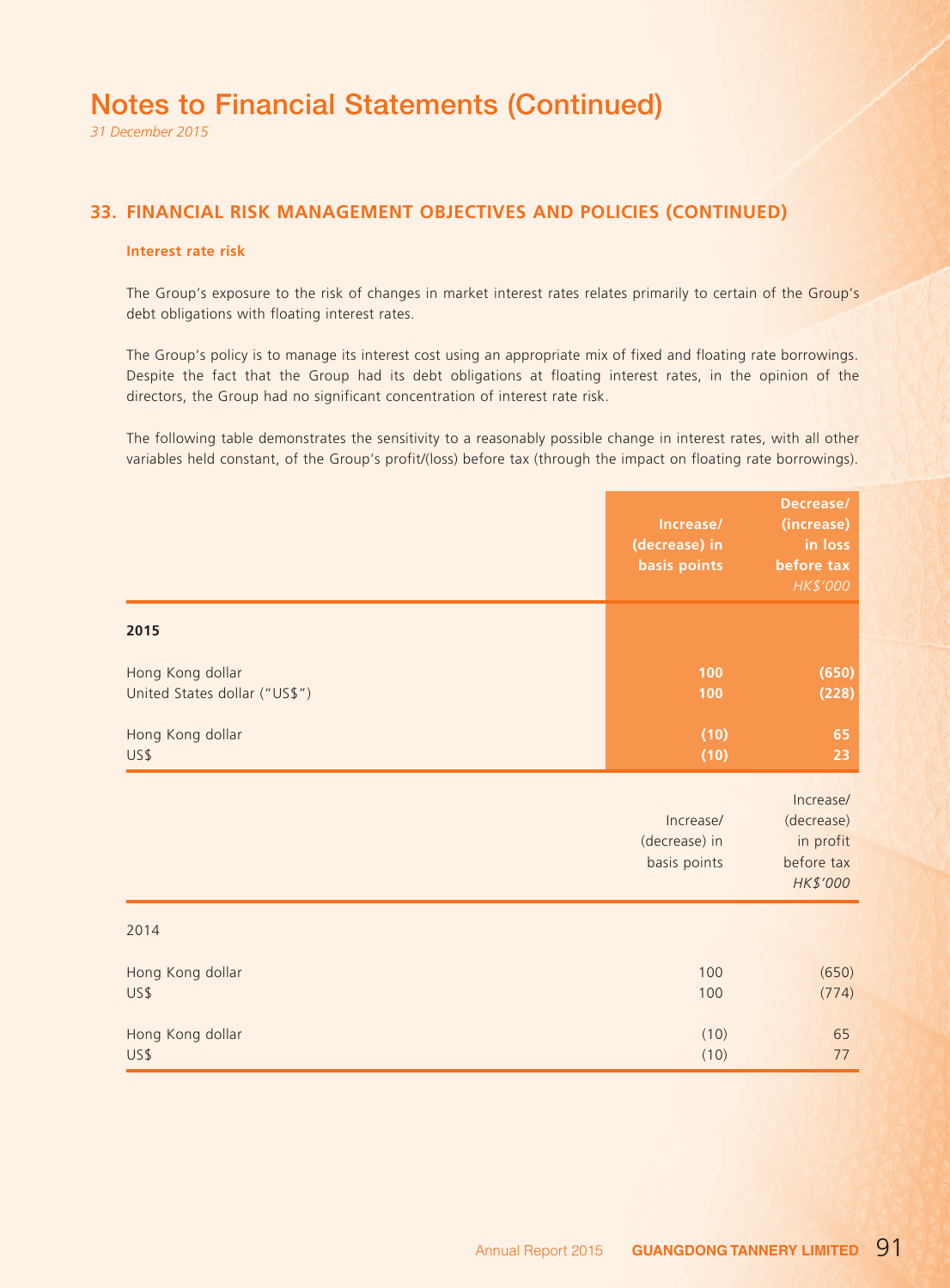# Notes to Financial Statements (Continued)

*31 December 2015*

## 33. FINANCIAL RISK MANAGEMENT OBJECTIVES AND POLICIES (CONTINUED)

### Interest rate risk

The Group's exposure to the risk of changes in market interest rates relates primarily to certain of the Group's debt obligations with floating interest rates.

The Group's policy is to manage its interest cost using an appropriate mix of fixed and floating rate borrowings. Despite the fact that the Group had its debt obligations at floating interest rates, in the opinion of the directors, the Group had no significant concentration of interest rate risk.

The following table demonstrates the sensitivity to a reasonably possible change in interest rates, with all other variables held constant, of the Group's profit/(loss) before tax (through the impact on floating rate borrowings).

| | Increase/ (decrease) in basis points | Decrease/ (increase) in loss before tax *HK$'000* |
|---|---|---|
| **2015** | | |
| Hong Kong dollar | **100** | **(650)** |
| United States dollar ("US$") | **100** | **(228)** |
| Hong Kong dollar | **(10)** | **65** |
| US$ | **(10)** | **23** |

| | Increase/ (decrease) in basis points | Increase/ (decrease) in profit before tax *HK$'000* |
|---|---|---|
| 2014 | | |
| Hong Kong dollar | 100 | (650) |
| US$ | 100 | (774) |
| Hong Kong dollar | (10) | 65 |
| US$ | (10) | 77 |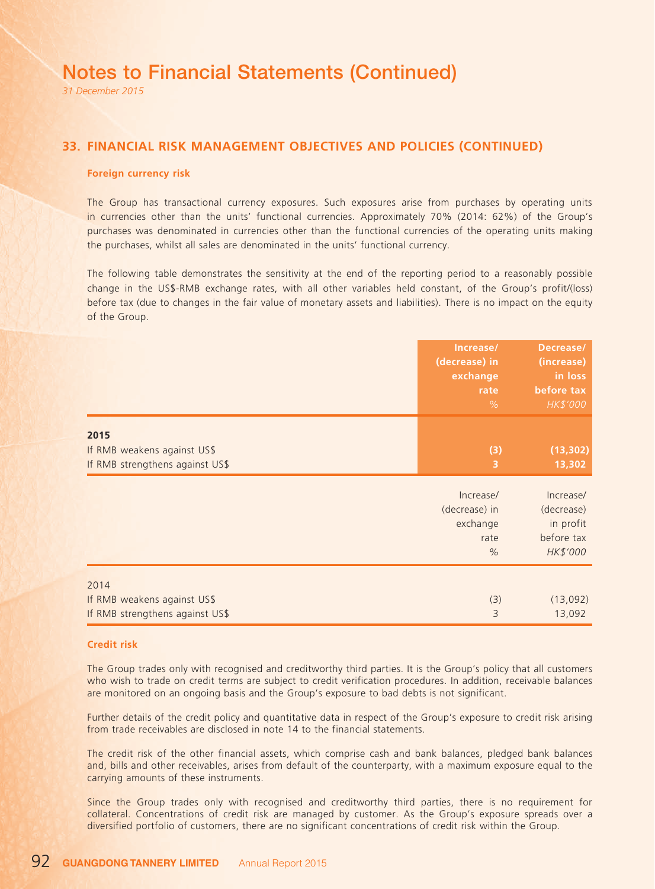# Notes to Financial Statements (Continued)

*31 December 2015*

## 33. FINANCIAL RISK MANAGEMENT OBJECTIVES AND POLICIES (CONTINUED)

### Foreign currency risk

The Group has transactional currency exposures. Such exposures arise from purchases by operating units in currencies other than the units' functional currencies. Approximately 70% (2014: 62%) of the Group's purchases was denominated in currencies other than the functional currencies of the operating units making the purchases, whilst all sales are denominated in the units' functional currency.

The following table demonstrates the sensitivity at the end of the reporting period to a reasonably possible change in the US$-RMB exchange rates, with all other variables held constant, of the Group's profit/(loss) before tax (due to changes in the fair value of monetary assets and liabilities). There is no impact on the equity of the Group.

| | Increase/ (decrease) in exchange rate<br>*%* | Decrease/ (increase) in loss before tax<br>*HK$'000* |
|---|---|---|
| **2015** | | |
| If RMB weakens against US$ | **(3)** | **(13,302)** |
| If RMB strengthens against US$ | **3** | **13,302** |

| | Increase/ (decrease) in exchange rate<br>% | Increase/ (decrease) in profit before tax<br>*HK$'000* |
|---|---|---|
| 2014 | | |
| If RMB weakens against US$ | (3) | (13,092) |
| If RMB strengthens against US$ | 3 | 13,092 |

### Credit risk

The Group trades only with recognised and creditworthy third parties. It is the Group's policy that all customers who wish to trade on credit terms are subject to credit verification procedures. In addition, receivable balances are monitored on an ongoing basis and the Group's exposure to bad debts is not significant.

Further details of the credit policy and quantitative data in respect of the Group's exposure to credit risk arising from trade receivables are disclosed in note 14 to the financial statements.

The credit risk of the other financial assets, which comprise cash and bank balances, pledged bank balances and, bills and other receivables, arises from default of the counterparty, with a maximum exposure equal to the carrying amounts of these instruments.

Since the Group trades only with recognised and creditworthy third parties, there is no requirement for collateral. Concentrations of credit risk are managed by customer. As the Group's exposure spreads over a diversified portfolio of customers, there are no significant concentrations of credit risk within the Group.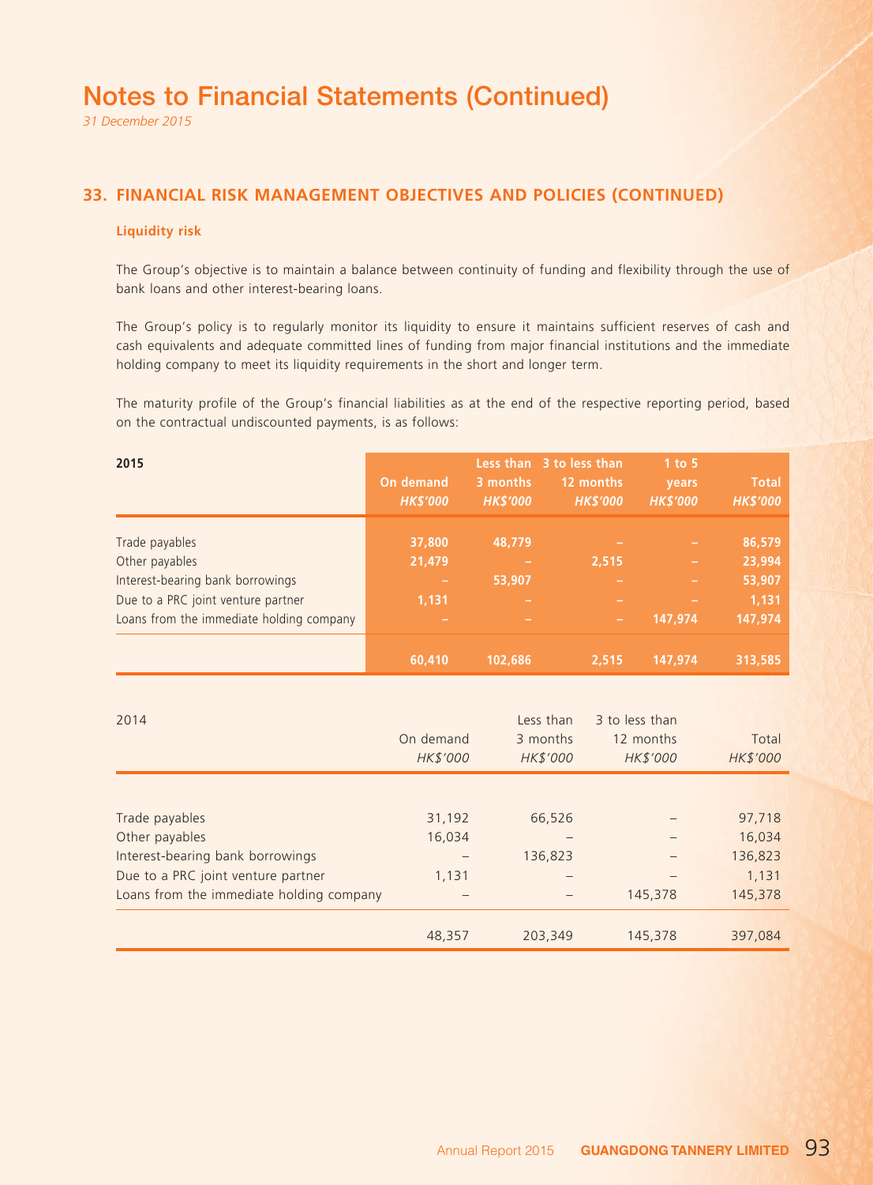# Notes to Financial Statements (Continued)

*31 December 2015*

## 33. FINANCIAL RISK MANAGEMENT OBJECTIVES AND POLICIES (CONTINUED)

### Liquidity risk

The Group's objective is to maintain a balance between continuity of funding and flexibility through the use of bank loans and other interest-bearing loans.

The Group's policy is to regularly monitor its liquidity to ensure it maintains sufficient reserves of cash and cash equivalents and adequate committed lines of funding from major financial institutions and the immediate holding company to meet its liquidity requirements in the short and longer term.

The maturity profile of the Group's financial liabilities as at the end of the respective reporting period, based on the contractual undiscounted payments, is as follows:

| **2015** | **On demand** *HK$'000* | **Less than 3 months** *HK$'000* | **3 to less than 12 months** *HK$'000* | **1 to 5 years** *HK$'000* | **Total** *HK$'000* |
|---|---|---|---|---|---|
| Trade payables | 37,800 | 48,779 | – | – | 86,579 |
| Other payables | 21,479 | – | 2,515 | – | 23,994 |
| Interest-bearing bank borrowings | – | 53,907 | – | – | 53,907 |
| Due to a PRC joint venture partner | 1,131 | – | – | – | 1,131 |
| Loans from the immediate holding company | – | – | – | 147,974 | 147,974 |
| | 60,410 | 102,686 | 2,515 | 147,974 | 313,585 |

| 2014 | On demand *HK$'000* | Less than 3 months *HK$'000* | 3 to less than 12 months *HK$'000* | Total *HK$'000* |
|---|---|---|---|---|
| Trade payables | 31,192 | 66,526 | – | 97,718 |
| Other payables | 16,034 | – | – | 16,034 |
| Interest-bearing bank borrowings | – | 136,823 | – | 136,823 |
| Due to a PRC joint venture partner | 1,131 | – | – | 1,131 |
| Loans from the immediate holding company | – | – | 145,378 | 145,378 |
| | 48,357 | 203,349 | 145,378 | 397,084 |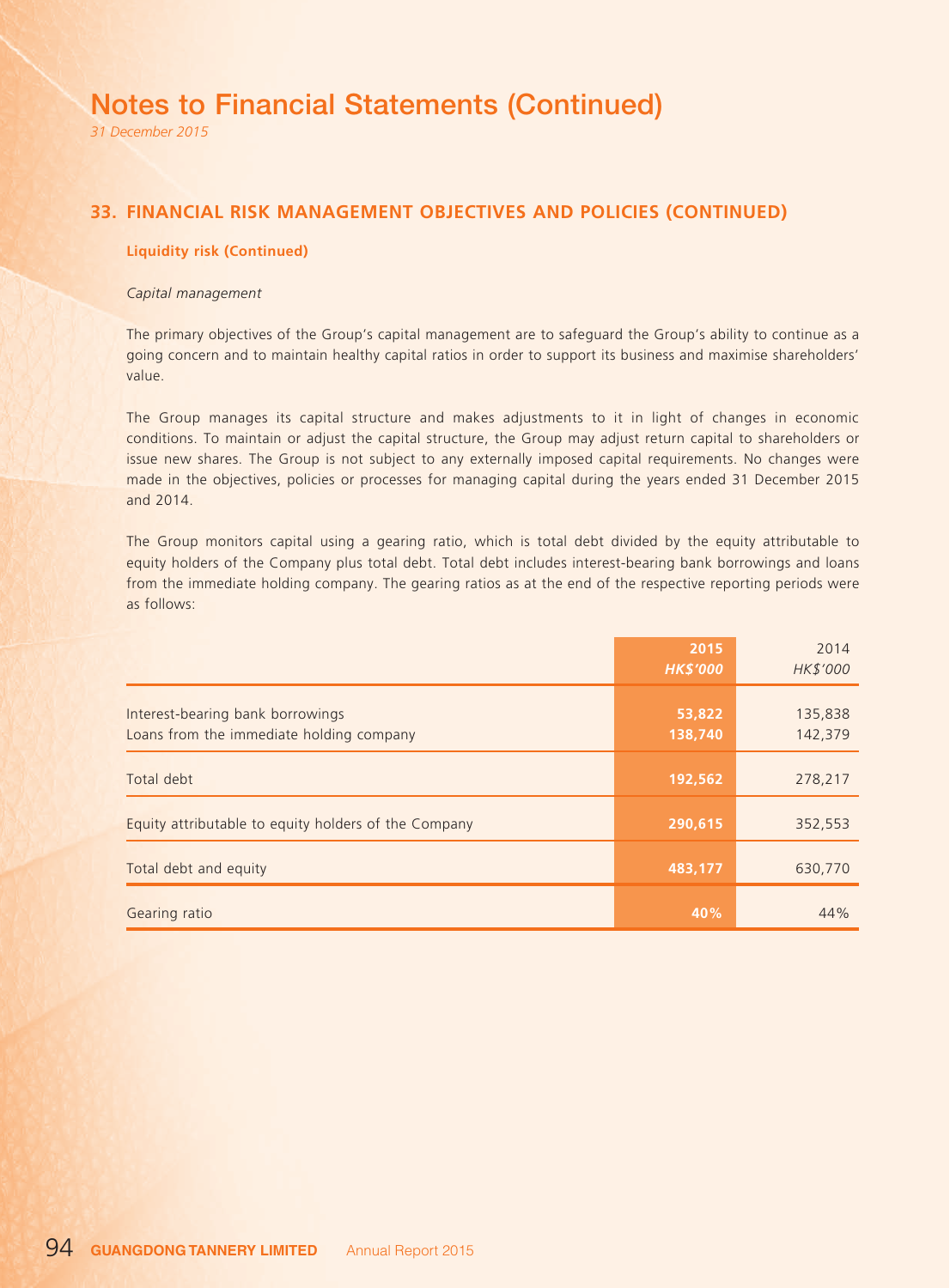# Notes to Financial Statements (Continued)

*31 December 2015*

## 33. FINANCIAL RISK MANAGEMENT OBJECTIVES AND POLICIES (CONTINUED)

### Liquidity risk (Continued)

*Capital management*

The primary objectives of the Group's capital management are to safeguard the Group's ability to continue as a going concern and to maintain healthy capital ratios in order to support its business and maximise shareholders' value.

The Group manages its capital structure and makes adjustments to it in light of changes in economic conditions. To maintain or adjust the capital structure, the Group may adjust return capital to shareholders or issue new shares. The Group is not subject to any externally imposed capital requirements. No changes were made in the objectives, policies or processes for managing capital during the years ended 31 December 2015 and 2014.

The Group monitors capital using a gearing ratio, which is total debt divided by the equity attributable to equity holders of the Company plus total debt. Total debt includes interest-bearing bank borrowings and loans from the immediate holding company. The gearing ratios as at the end of the respective reporting periods were as follows:

| | **2015** *HK$'000* | 2014 *HK$'000* |
|---|---|---|
| Interest-bearing bank borrowings | **53,822** | 135,838 |
| Loans from the immediate holding company | **138,740** | 142,379 |
| Total debt | **192,562** | 278,217 |
| Equity attributable to equity holders of the Company | **290,615** | 352,553 |
| Total debt and equity | **483,177** | 630,770 |
| Gearing ratio | **40%** | 44% |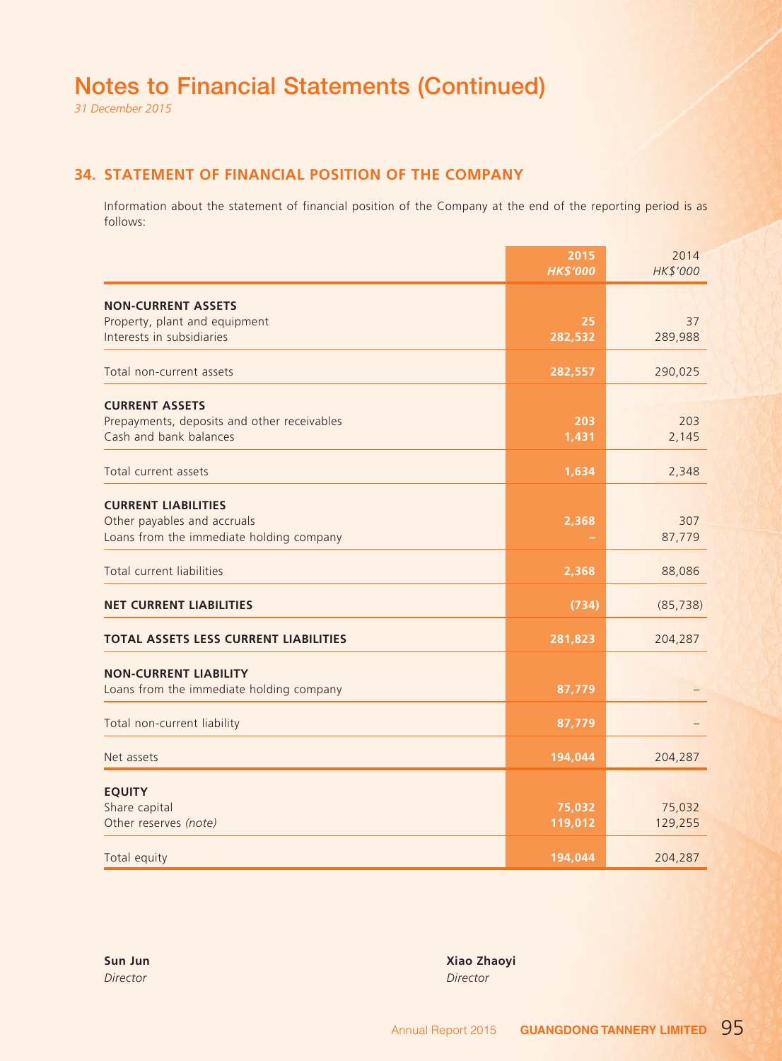# Notes to Financial Statements (Continued)

*31 December 2015*

## 34. STATEMENT OF FINANCIAL POSITION OF THE COMPANY

Information about the statement of financial position of the Company at the end of the reporting period is as follows:

| | 2015<br>*HK$'000* | 2014<br>*HK$'000* |
|---|---|---|
| **NON-CURRENT ASSETS** | | |
| Property, plant and equipment | 25 | 37 |
| Interests in subsidiaries | 282,532 | 289,988 |
| Total non-current assets | 282,557 | 290,025 |
| **CURRENT ASSETS** | | |
| Prepayments, deposits and other receivables | 203 | 203 |
| Cash and bank balances | 1,431 | 2,145 |
| Total current assets | 1,634 | 2,348 |
| **CURRENT LIABILITIES** | | |
| Other payables and accruals | 2,368 | 307 |
| Loans from the immediate holding company | – | 87,779 |
| Total current liabilities | 2,368 | 88,086 |
| **NET CURRENT LIABILITIES** | (734) | (85,738) |
| **TOTAL ASSETS LESS CURRENT LIABILITIES** | 281,823 | 204,287 |
| **NON-CURRENT LIABILITY** | | |
| Loans from the immediate holding company | 87,779 | – |
| Total non-current liability | 87,779 | – |
| Net assets | 194,044 | 204,287 |
| **EQUITY** | | |
| Share capital | 75,032 | 75,032 |
| Other reserves *(note)* | 119,012 | 129,255 |
| Total equity | 194,044 | 204,287 |

**Sun Jun**
*Director*

**Xiao Zhaoyi**
*Director*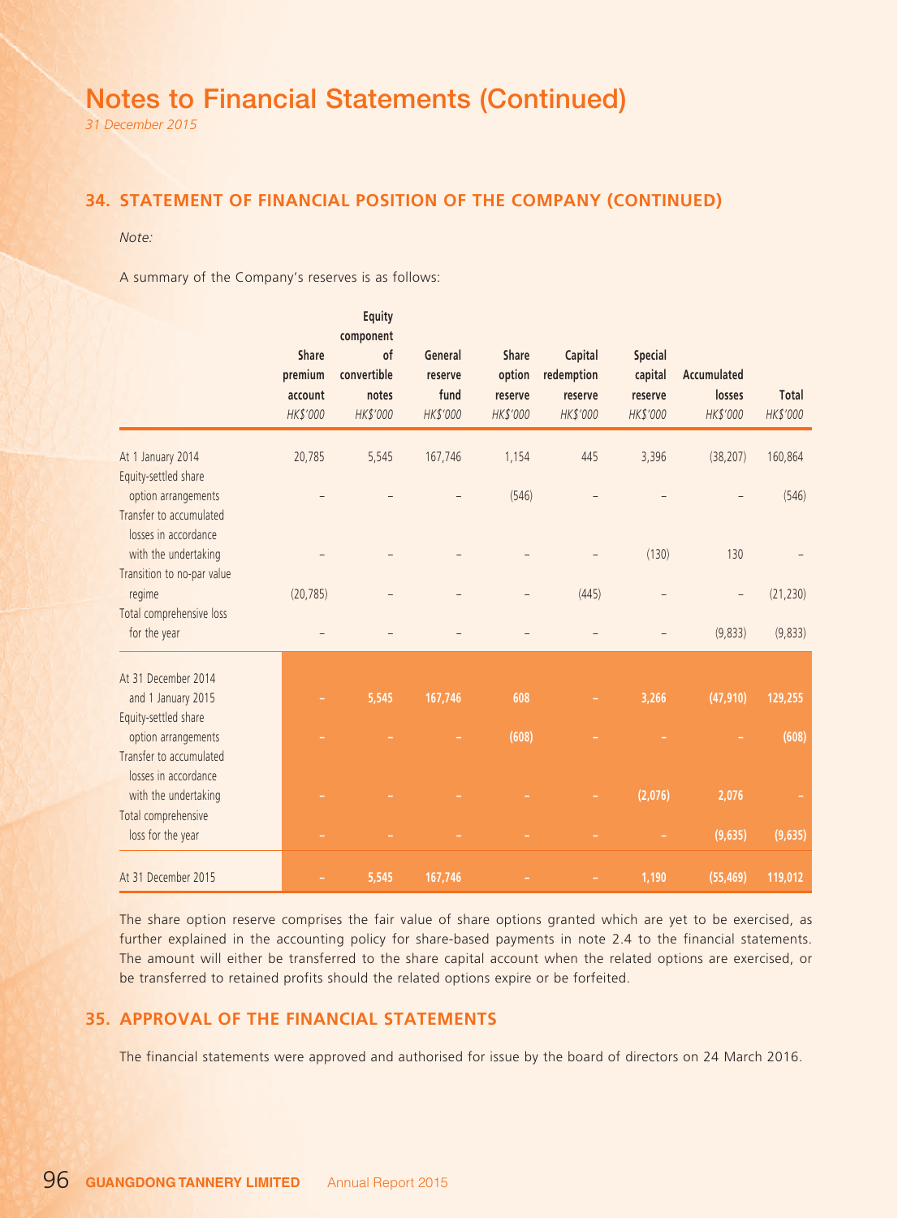# Notes to Financial Statements (Continued)

*31 December 2015*

## 34. STATEMENT OF FINANCIAL POSITION OF THE COMPANY (CONTINUED)

*Note:*

A summary of the Company's reserves is as follows:

| | Share premium account *HK$'000* | Equity component of convertible notes *HK$'000* | General reserve fund *HK$'000* | Share option reserve *HK$'000* | Capital redemption reserve *HK$'000* | Special capital reserve *HK$'000* | Accumulated losses *HK$'000* | Total *HK$'000* |
|---|---|---|---|---|---|---|---|---|
| At 1 January 2014 | 20,785 | 5,545 | 167,746 | 1,154 | 445 | 3,396 | (38,207) | 160,864 |
| Equity-settled share option arrangements | – | – | – | (546) | – | – | – | (546) |
| Transfer to accumulated losses in accordance with the undertaking | – | – | – | – | – | (130) | 130 | – |
| Transition to no-par value regime | (20,785) | – | – | – | (445) | – | – | (21,230) |
| Total comprehensive loss for the year | – | – | – | – | – | – | (9,833) | (9,833) |
| At 31 December 2014 and 1 January 2015 | – | 5,545 | 167,746 | 608 | – | 3,266 | (47,910) | 129,255 |
| Equity-settled share option arrangements | – | – | – | (608) | – | – | – | (608) |
| Transfer to accumulated losses in accordance with the undertaking | – | – | – | – | – | (2,076) | 2,076 | – |
| Total comprehensive loss for the year | – | – | – | – | – | – | (9,635) | (9,635) |
| At 31 December 2015 | – | 5,545 | 167,746 | – | – | 1,190 | (55,469) | 119,012 |

The share option reserve comprises the fair value of share options granted which are yet to be exercised, as further explained in the accounting policy for share-based payments in note 2.4 to the financial statements. The amount will either be transferred to the share capital account when the related options are exercised, or be transferred to retained profits should the related options expire or be forfeited.

## 35. APPROVAL OF THE FINANCIAL STATEMENTS

The financial statements were approved and authorised for issue by the board of directors on 24 March 2016.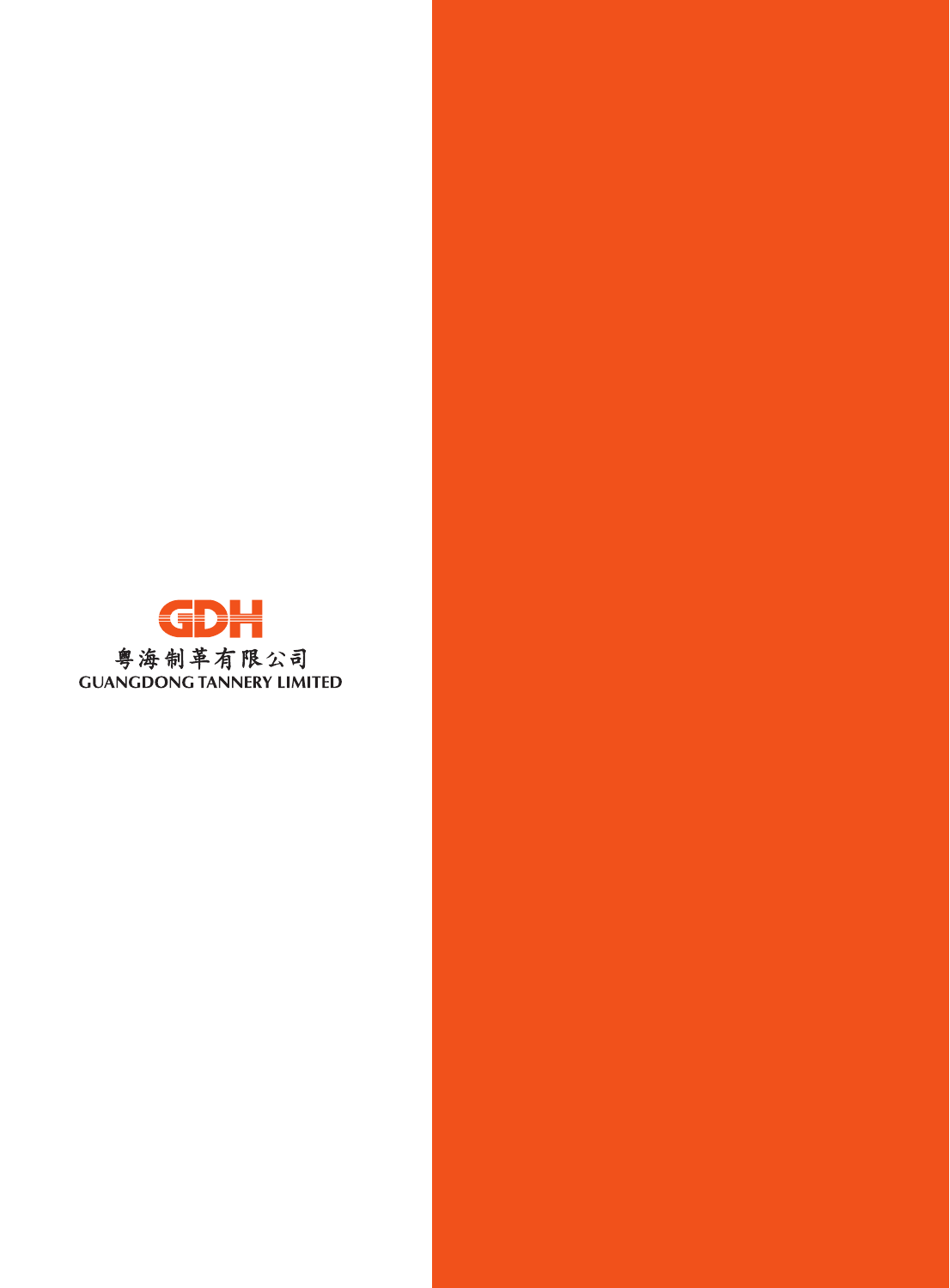GDH

粵海制革有限公司

GUANGDONG TANNERY LIMITED